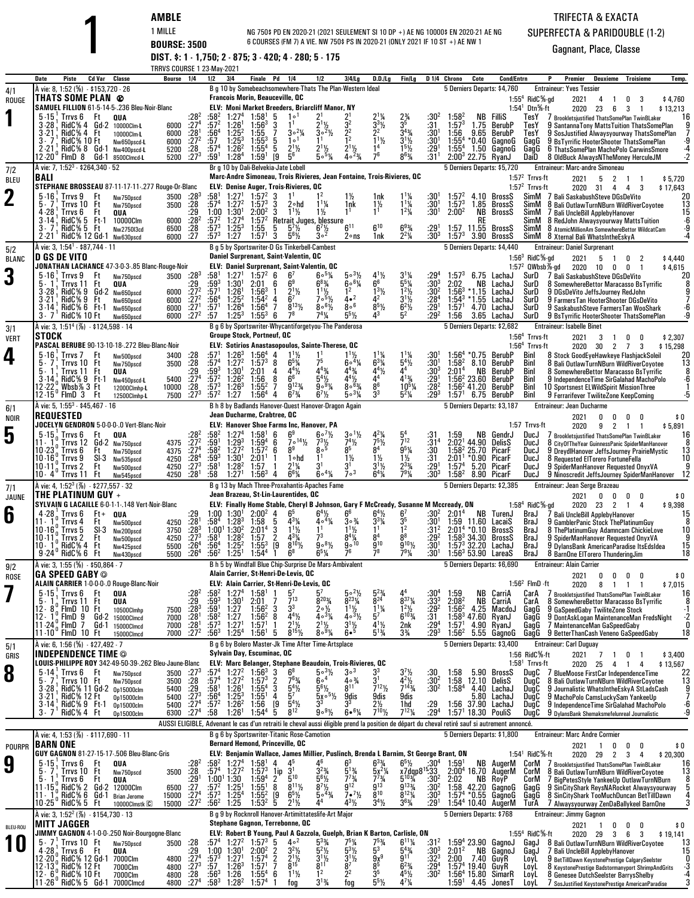# AMBLE

**1 MILLE**

**BOURSE: 3500**

**DIST. $: 1 - 1,750; 2 - 875; 3 - 420; 4 - 280; 5 - 175**

TRRVS COURSE 1 23-May-2021

NG 750$ PD EN 2020-21 (2021 SEULEMENT SI 10 DP +) AE NG 10000$ EN 2020-21 AE NG 6 COURSES (FM 7) A VIE. NW 750$ PS IN 2020-21 (ONLY 2021 IF 10 ST +) AE NW 1

**TRIFECTA & EXACTA**
**SUPERFECTA & PARIDOUBLE (1-2)**
Gagnant, Place, Classe

---

## 1 — ROUGE — 4/1

**THATS SOME PLAN** — À vie: 6, 1:52 (⅝) - $153,720 - 26
B g 10 by Somebeachsomewhere-Thats The Plan-Western Ideal
Francois Morin, Beauceville, QC
SAMUEL FILLION 61-5-14-5-.236 Bleu-Noir-Blanc
ELV: Moni Market Breeders, Briarcliff Manor, NY
5 Derniers Departs: $4,760 — 1:55⁴ RidC⅝-gd 2021 4 1 0 3 $4,760; 1:54¹ Dtn⅝-ft 2020 23 6 3 1 $13,213
Entraineur: Yves Tessier

| Date | Piste | Cd Var | Classe | Bourse | 1/4 | 1/2 | 3/4 | Finale | Pd | 1/4 | 1/2 | 3/4/Lg | D.D./Lg | Fin/Lg | D 1/4 | Chrono | Cote | Cond/Entrn | P | Premier Deuxieme Troisieme | Temp. |
|---|---|---|---|---|---|---|---|---|---|---|---|---|---|---|---|---|---|---|---|---|---|
| 5-15¹ | Trrvs 6 | Ft | QUA | | :28² | :58² | 1:27⁴ | 1:58¹ | 5 | 1∘¹ | 2¹ | 2¹ | 2¹¼ | 2¾ | :30² | 1:58² | NB | FilliS | TesY | 7 Brookletsjustified ThatsSomePlan TwinBLaker | 16 |
| 3-28¹ | RidC⅝ 4 | Gd-2 | 10000Clm-L | 6000 | :27⁴ | :57² | 1:26¹ | 1:56³ | 3 | 1¹ | 2¹½ | 3² | 3³½ | 3⁵ | :31 | 1:57³ | 1.75 | BerubP | TesY | 9 SantannaTony MattsTuition ThatsSomePlan | 9 |
| 3-21¹ | RidC⅝ 4 | Ft | 10000Clm-L | 6000 | :28¹ | :56⁴ | 1:25² | 1:55 | 7 | 3∘2¼ | 3∘2½ | 2² | 2² | 3⁴¾ | :30¹ | 1:56 | 9.65 | BerubP | TesY | 9 SosJustified Alwaysyourway ThatsSomePlan | 7 |
| 3-7¹ | RidC⅝ 10 | Ft | Nw650pscd-L | 6000 | :27² | :57 | 1:25³ | 1:55³ | 5 | 1∘¹ | 1¹ | 1² | 1¹½ | 3¹½ | :30¹ | 1:55⁴ | *0.40 | GagnoG | GagG | 9 BsTyrrific HooterShooter ThatsSomePlan | -9 |
| 2-21¹ | RidC⅝ 8 | Gd-1 | Nw400pscd-L | 5200 | :28 | :57⁴ | 1:26² | 1:55⁴ | 5 | 2¹½ | 2¹½ | 2¹½ | 1⁴ | 1⁵½ | :29¹ | 1:55⁴ | 1.50 | GagnoG | GagG | 6 ThatsSomePlan MachoPolo CarwinsSmore | -4 |
| 12-20⁰ | FlmD 8 | Gd-1 | 8500Clmcd-L | 5200 | :27³ | :59¹ | 1:28⁴ | 1:59¹ | [9 | 5⁸ | 5∘5¼ | 4∘2¾ | 7⁶ | 8⁶¾ | :31¹ | 2:00³ | 22.75 | RyanJ | DaiD | 8 OldBuck AlwaysNTheMoney HerculeJM | -2 |

## 2 — BLEU — 7/2

**BALI** — À vie: 7, 1:52³ - $264,340 - 52
Br g 10 by Dali-Belvekia-Jate Lobell
Marc-Andre Simoneau, Trois Rivieres, Jean Fontaine, Trois-Rivieres, QC
STEPHANE BROSSEAU 87-11-17-11-.277 Rouge-Or-Blanc
ELV: Denise Auger, Trois-Rivieres, QC
5 Derniers Departs: $5,720 — 1:57² Trrvs-ft 2021 5 2 1 1 $5,720; 1:57² Trrvs-ft 2020 31 4 4 3 $17,643
Entraineur: Marc-andre Simoneau

| Date | Piste | Cd Var | Classe | Bourse | 1/4 | 1/2 | 3/4 | Finale | Pd | 1/4 | 1/2 | 3/4/Lg | D.D./Lg | Fin/Lg | D 1/4 | Chrono | Cote | Cond/Entrn | P | Premier Deuxieme Troisieme | Temp. |
|---|---|---|---|---|---|---|---|---|---|---|---|---|---|---|---|---|---|---|---|---|---|
| 5-16¹ | Trrvs 9 | Ft | Nw750pscd | 3500 | :28³ | :58¹ | 1:27¹ | 1:57² | 3 | 1¹ | 1² | 1½ | 1nk | 1¹¼ | :30¹ | 1:57² | 4.10 | BrossS | SimM | 7 Bali SaskabushSteve DGsDeVito | 20 |
| 5-7¹ | Trrvs 10 | Ft | Nw750pscd | 3500 | :28 | :57⁴ | 1:27² | 1:57³ | 3 | 2∘hd | 1¹¼ | 1nk | 1½ | 1¼ | :30¹ | 1:57³ | 1.85 | BrossS | SimM | 8 Bali OutlawTurnNBurn WildRiverCoyotee | 13 |
| 4-28¹ | Trrvs 6 | Ft | QUA | | :29 | 1:00 | 1:30¹ | 2:00² | 3 | 1¹½ | 1½ | 1¹ | 1¹ | 1²¼ | :30¹ | 2:00² | NB | BrossS | SimM | 7 Bali UncleBill ApplebyHanover | 15 |
| 3-14¹ | RidC⅝ 5 | Ft-1 | 10000Clm | 6000 | :28² | :57² | 1:27⁴ | 1:57² | Retrait Juges, blessure | | | | | | | | RE | | SimM | 8 RedJohn Alwaysyourway MattsTuition | -6 |
| 3-7¹ | RidC⅝ 5 | Ft | Nw2750l3cd | 6500 | :28 | :57³ | 1:25³ | 1:55 | 5 | 5⁷½ | 6⁷½ | 6¹¹ | 6¹⁰ | 6⁹¾ | :29¹ | 1:57 | 11.55 | BrossS | SimM | 8 AtomicMillionAm SomewhereBettor WildcatCam | -9 |
| 2-21¹ | RidC⅝ 12 | Gd-1 | Nw630pscd | 6000 | :27 | :57³ | 1:27 | 1:57¹ | 3 | 5⁶½ | 3∘² | 2∘ns | 1nk | 2²¼ | :30³ | 1:57³ | 3.90 | BrossS | SimM | 8 Xternal Bali WhatsIntheEskyA | -4 |

## 3 — BLANC — 5/2

**D GS DE VITO** — À vie: 3, 1:54¹ - $87,744 - 11
B g 5 by Sportswriter-D Gs Tinkerbell-Cambest
Daniel Surprenant, Saint-Valentin, QC
JONATHAN LACHANCE 47-3-0-3-.85 Blanc-Rouge-Noir
ELV: Daniel Surprenant, Saint-Valentin, QC
5 Derniers Departs: $4,440 — 1:56³ RidC⅝-gd 2021 5 1 0 2 $4,440; 1:57² QWbsb⅞-gd 2020 10 0 0 1 $4,615
Entraineur: Daniel Surprenant

| Date | Piste | Cd Var | Classe | Bourse | 1/4 | 1/2 | 3/4 | Finale | Pd | 1/4 | 1/2 | 3/4/Lg | D.D./Lg | Fin/Lg | D 1/4 | Chrono | Cote | Cond/Entrn | P | Premier Deuxieme Troisieme | Temp. |
|---|---|---|---|---|---|---|---|---|---|---|---|---|---|---|---|---|---|---|---|---|---|
| 5-16¹ | Trrvs 9 | Ft | Nw750pscd | 3500 | :28³ | :58¹ | 1:27¹ | 1:57² | 6 | 6⁷ | 6∘5¼ | 5∘3½ | 4¹½ | 3¹¼ | :29⁴ | 1:57³ | 6.75 | LachaJ | SurD | 7 Bali SaskabushSteve DGsDeVito | 20 |
| 5-1¹ | Trrvs 11 | Ft | QUA | | :29 | :59³ | 1:30¹ | 2:01 | 6 | 6⁹ | 6⁸¾ | 6∘6¼ | 6⁶ | 5⁵¼ | :30³ | 2:02 | NB | LachaJ | SurD | 8 SomewhereBettor Maracasso BsTyrrific | 8 |
| 3-28¹ | RidC⅝ 9 | Gd-2 | Nw650pscd | 6000 | :27² | :57¹ | 1:26¹ | 1:56³ | 1 | 2¹½ | 1¹½ | 1² | 1³½ | 1²½ | :30² | 1:56³ | *1.15 | LachaJ | SurD | 9 DGsDeVito JeffsJourney RedJohn | 9 |
| 3-21¹ | RidC⅝ 9 | Ft | Nw650pscd | 6000 | :27² | :56⁴ | 1:25² | 1:54² | 4 | 6⁷ | 7∘5½ | 4•² | 4² | 3¹½ | :28⁴ | 1:54³ | *1.55 | LachaJ | SurD | 9 FarmersTan HooterShooter DGsDeVito | 7 |
| 3-14¹ | RidC⅝ 6 | Ft-1 | Nw650pscd | 6000 | :27¹ | :57¹ | 1:26⁴ | 1:56⁴ | 7 | 8¹³½ | 8∘6½ | 8∘⁶ | 8⁵½ | 6²½ | :29¹ | 1:57¹ | 4.70 | LachaJ | SurD | 9 SaskabushSteve FarmersTan WooShark | -6 |
| 3-7¹ | RidC⅝ 10 | Ft | Nw650pscd | 6000 | :27² | :57 | 1:25³ | 1:55³ | 6 | 7⁸ | 7⁴¼ | 5⁵½ | 4³ | 5² | :29² | 1:56 | 3.65 | LachaJ | SurD | 9 BsTyrrific HooterShooter ThatsSomePlan | -9 |

## 4 — VERT — 3/1

**STOCK** — À vie: 3, 1:51⁴ (⅞) - $124,598 - 14
B g 6 by Sportswriter-Whycantiforgetyou-The Panderosa
Groupe Stock, Portneuf, QC
PASCAL BERUBE 90-13-10-18-.272 Bleu-Blanc-Noir
ELV: Sotirios Anastasopoulos, Sainte-Therese, QC
5 Derniers Departs: $2,682 — 1:56⁴ Trrvs-ft 2021 3 1 0 0 $2,307; 1:56⁴ Trrvs-ft 2020 30 2 7 3 $15,298
Entraineur: Isabelle Binet

| Date | Piste | Cd Var | Classe | Bourse | 1/4 | 1/2 | 3/4 | Finale | Pd | 1/4 | 1/2 | 3/4/Lg | D.D./Lg | Fin/Lg | D 1/4 | Chrono | Cote | Cond/Entrn | P | Premier Deuxieme Troisieme | Temp. |
|---|---|---|---|---|---|---|---|---|---|---|---|---|---|---|---|---|---|---|---|---|---|
| 5-16¹ | Trrvs 7 | Ft | Nw500pscd | 3400 | :28 | :57¹ | 1:26³ | 1:56⁴ | 4 | 1¹½ | 1¹ | 1¹½ | 1¹¼ | 1¹¼ | :30¹ | 1:56⁴ | *0.75 | BerubP | BinI | 8 Stock GoodEyeHawkeye FlashjackSoleil | 20 |
| 5-7¹ | Trrvs 10 | Ft | Nw750pscd | 3500 | :28 | :57⁴ | 1:27² | 1:57³ | 8 | 6⁵¼ | 7⁵ | 6∘4¼ | 6³¼ | 5⁴½ | :30¹ | 1:58² | 8.10 | BerubP | BinI | 8 Bali OutlawTurnNBurn WildRiverCoyotee | 13 |
| 5-1¹ | Trrvs 11 | Ft | QUA | | :29 | :59³ | 1:30¹ | 2:01 | 4 | 4⁴½ | 4⁴¾ | 4⁴¾ | 4⁴½ | 4⁴ | :30³ | 2:01⁴ | NB | BerubP | BinI | 8 SomewhereBettor Maracasso BsTyrrific | 8 |
| 3-14¹ | RidC⅝ 9 | Ft-1 | Nw450pscd-L | 5400 | :27⁴ | :57² | 1:26² | 1:56 | 8 | 6⁸ | 5⁴½ | 4⁴½ | 4⁴ | 4¹¾ | :29¹ | 1:56² | 23.60 | BerubP | BinI | 9 IndependenceTime SirGalahad MachoPolo | -6 |
| 12-22⁰ | Wbsb⅞ 3 | Ft | 12000Clmhp-L | 10000 | :28 | :57³ | 1:26³ | 1:55² | 7 | 9¹²¾ | 9∘9¼ | 8∘6¾ | 8⁶ | 10⁵¼ | :28² | 1:56² | 41.20 | BerubP | BinI | 10 Sportsnest ELWildSpirit MissionThree | 1 |
| 12-15⁰ | FlmD 3 | Ft | 12500Clmhp-L | 7500 | :27³ | :57² | 1:27 | 1:56⁴ | 4 | 6⁷¾ | 6⁷½ | 5∘3¼ | 3³ | 5²¼ | :29³ | 1:57¹ | 6.75 | BerubP | BinI | 9 Ferrarifever TwiliteZone KeepComing | -5 |

## 5 — NOIR — 6/1

**REQUESTED** — À vie: 5, 1:55³ - $45,467 - 16
B h 8 by Badlands Hanover-Quest Hanover-Dragon Again
Jean Ducharme, Crabtree, QC
JOCELYN GENDRON 5-0-0-0-.0 Vert-Blanc-Noir
ELV: Hanover Shoe Farms Inc, Hanover, PA
5 Derniers Departs: $3,187 — 2021 0 0 0 0 $0; 1:57 Trrvs-ft 2020 9 2 1 1 $5,891
Entraineur: Jean Ducharme

| Date | Piste | Cd Var | Classe | Bourse | 1/4 | 1/2 | 3/4 | Finale | Pd | 1/4 | 1/2 | 3/4/Lg | D.D./Lg | Fin/Lg | D 1/4 | Chrono | Cote | Cond/Entrn | P | Premier Deuxieme Troisieme | Temp. |
|---|---|---|---|---|---|---|---|---|---|---|---|---|---|---|---|---|---|---|---|---|---|
| 5-15¹ | Trrvs 6 | Ft | QUA | | :28² | :58² | 1:27⁴ | 1:58¹ | 6 | 6⁹ | 6∘7½ | 3∘1½ | 4²¼ | 5⁴ | :31 | 1:59 | NB | GendrJ | DucJ | 7 Brookletsjustified ThatsSomePlan TwinBLaker | 16 |
| 11-1⁰ | Trrvs 12 | Gd-2 | Nw750pscd | 4375 | :27² | :59¹ | 1:29³ | 1:59⁴ | 6 | 7∘14½ | 7³½ | 7⁴½ | 7⁵½ | 7¹² | :31⁴ | 2:02¹ | 44.90 | DelisS | DucJ | 8 CityOfTheYear GuinnessPanic SpiderManHanover | 8 |
| 10-23⁰ | Trrvs 6 | Ft | Nw750pscd | 4375 | :27⁴ | :58² | 1:27² | 1:57² | 6 | 8⁹ | 8∘⁵ | 8⁵ | 8⁴ | 9⁵¼ | :30 | 1:58² | 25.70 | PicarF | DucJ | 9 DreydlHanover JeffsJourney PrairieMystic | 13 |
| 10-16⁰ | Trrvs 9 | Sl-3 | Nw535pscd | 4250 | :28⁴ | :59³ | 2:01¹ | | 1 | 1∘hd | 1¹ | 1½ | 1½ | 1½ | :31 | 2:01¹ | *0.90 | PicarF | DucJ | 8 Requested ElTorero FortuneFella | 10 |
| 10-11⁰ | Trrvs 2 | Ft | Nw500pscd | 4250 | :27³ | :58¹ | 1:28² | 1:57 | 1 | 2¹¼ | 3¹ | 3¹ | 3¹½ | 2³¾ | :29¹ | 1:57⁴ | 5.20 | PicarF | DucJ | 9 SpiderManHanover Requested OnyxVA | 9 |
| 10-4⁰ | Trrvs 11 | Ft | Nw545pscd | 4250 | :28¹ | :58 | 1:27¹ | 1:56³ | 4 | 6⁸¼ | 6∘4¼ | 7∘³ | 6⁴¼ | 7⁹¼ | :30³ | 1:58² | 8.90 | PicarF | DucJ | 9 Ninoscredit JeffsJourney SpiderManHanover | 12 |

## 6 — JAUNE — 7/1

**THE PLATINUM GUY** + — À vie: 4, 1:52³ (⅞) - $277,557 - 32
B g 13 by Mach Three-Proxahantis-Apaches Fame
Jean Brazeau, St-Lin-Laurentides, QC
SYLVAIN G LACAILLE 6-0-1-1-.148 Vert-Noir-Blanc
ELV: Finally Home Stable, Cheryl B Johnson, Gary F McCready, Susanne M Mccready, ON
5 Derniers Departs: $2,385 — 2021 0 0 0 0 $0; 1:58⁴ RidC⅝-gd 2020 23 2 1 4 $9,398
Entraineur: Jean Serge Brazeau

| Date | Piste | Cd Var | Classe | Bourse | 1/4 | 1/2 | 3/4 | Finale | Pd | 1/4 | 1/2 | 3/4/Lg | D.D./Lg | Fin/Lg | D 1/4 | Chrono | Cote | Cond/Entrn | P | Premier Deuxieme Troisieme | Temp. |
|---|---|---|---|---|---|---|---|---|---|---|---|---|---|---|---|---|---|---|---|---|---|
| 4-28¹ | Trrvs 6 | Ft+ | QUA | | :29 | 1:00 | 1:30¹ | 2:00² | 4 | 6⁵ | 6⁴½ | 6⁶ | 6⁴½ | 6⁷ | :30² | 2:01⁴ | NB | TurenJ | BraJ | 7 Bali UncleBill ApplebyHanover | 15 |
| 11-1⁰ | Trrvs 4 | Ft | Nw500pscd | 4250 | :28¹ | :58⁴ | 1:28³ | 1:58 | 5 | 4³¼ | 4∘1¼ | 3∘¾ | 3³¼ | 3⁵ | :30 | 1:59 | 11.60 | LacaiS | BraJ | 9 GamblerPanic Stock ThePlatinumGuy | 8 |
| 10-16⁰ | Trrvs 5 | Sl-3 | Nw200pscd | 3750 | :28³ | 1:00¹ | 1:30² | 2:01⁴ | 3 | 1¹½ | 1¹ | 1¹½ | 1¹ | 1² | :31² | 2:01⁴ | *0.10 | BrossS | BraJ | 8 ThePlatinumGuy Adamncam ChickieLove | 10 |
| 10-11⁰ | Trrvs 5 | Ft | Nw500pscd | 4250 | :27³ | :58¹ | 1:28² | 1:57 | 2 | 7³ | 7³ | 8⁴¾ | 8⁴ | 8⁸ | :29² | 1:58³ | 34.30 | BrossS | BraJ | 9 SpiderManHanover Requested OnyxVA | 9 |
| 10-1⁰ | RidC⅝ 4 | Ft | Nw425pscd | 5500 | :26⁴ | :56⁴ | 1:25² | 1:55³ | [9 | 8¹⁰½ | 9∘8½ | 9∘¹⁰ | 9¹⁰ | 9¹⁰½ | :30¹ | 1:57³ | 32.20 | LachaJ | BraJ | 9 DylansBank AmericanParadise ItsEdsIdea | 15 |
| 9-24⁰ | RidC⅝ 6 | Ft | Nw430pscd | 5500 | :26⁴ | :56² | 1:25¹ | 1:54⁴ | 1 | 6⁸ | 6⁵¼ | 7⁶ | 7⁸ | 7⁹¼ | :30¹ | 1:56³ | 53.90 | LareaS | BraJ | 8 BarnOne ElTorero ThunderingJim | 18 |

## 7 — ROSE — 9/2

**GA SPEED GABY** ◎ — À vie: 3, 1:55 (⅝) - $50,864 - 7
B h 5 by Windfall Blue Chip-Surprise De Mars-Ambivalent
Alain Carrier, St-Henri-De-Levis, QC
ALAIN CARRIER 1-0-0-0-.0 Rouge-Blanc-Noir
ELV: Alain Carrier, St-Henri-De-Levis, QC
5 Derniers Departs: $6,690 — 2021 0 0 0 0 $0; 1:56² FlmD -ft 2020 8 1 1 1 $7,015
Entraineur: Alain Carrier

| Date | Piste | Cd Var | Classe | Bourse | 1/4 | 1/2 | 3/4 | Finale | Pd | 1/4 | 1/2 | 3/4/Lg | D.D./Lg | Fin/Lg | D 1/4 | Chrono | Cote | Cond/Entrn | P | Premier Deuxieme Troisieme | Temp. |
|---|---|---|---|---|---|---|---|---|---|---|---|---|---|---|---|---|---|---|---|---|---|
| 5-15¹ | Trrvs 6 | Ft | QUA | | :28² | :58² | 1:27⁴ | 1:58¹ | 1 | 5⁷ | 5⁷ | 5∘2½ | 5²¾ | 4⁴ | :30⁴ | 1:59 | NB | CarriA | CarA | 7 Brookletsjustified ThatsSomePlan TwinBLaker | 16 |
| 5-1¹ | Trrvs 11 | Ft | QUA | | :29 | :59³ | 1:30¹ | 2:01 | 7 | 7¹³ | 8²⁰¾ | 8²³¼ | 8²⁴ | 8³⁷¼ | :33³ | 2:08² | NB | CarriA | CarA | 8 SomewhereBettor Maracasso BsTyrrific | 8 |
| 12-8⁰ | FlmD 10 | Ft | 10500Clmhp | 7500 | :28³ | :59¹ | 1:27 | 1:56² | 3 | 3³ | 2∘½ | 1¹½ | 1¼ | 1²½ | :29² | 1:56² | 4.25 | MacdoJ | GagG | 9 GaSpeedGaby TwiliteZone Stock | -1 |
| 12-1⁰ | FlmD 9 | Gd-2 | 15000Clmcd | 7000 | :28¹ | :58² | 1:27 | 1:56² | 8 | 4⁴½ | 4∘3¼ | 4∘3½ | 5⁷ | 6¹⁰¾ | :31 | 1:58³ | 47.60 | RyanJ | GagG | 9 DontAskLogan MaintenanceMan FredsNight | -2 |
| 11-24⁰ | FlmD 7 | Gd-1 | 15000Clmcd | 7000 | :28¹ | :57³ | 1:27¹ | 1:57¹ | 1 | 2¹½ | 2¹½ | 3¹½ | 4¹½ | 2nk | :29⁴ | 1:57¹ | 4.90 | RyanJ | GagG | 7 MaintenanceMan GaSpeedGaby | 0 |
| 11-10⁰ | FlmD 10 | Ft | 15000Clmcd | 7000 | :27² | :56³ | 1:25⁴ | 1:56¹ | 5 | 8¹⁵½ | 8∘9¼ | 6•⁵ | 5¹¼ | 3¾ | :29³ | 1:56² | 5.55 | GagnoG | GagG | 9 BetterThanCash Veneno GaSpeedGaby | 18 |

## 8 — GRIS — 5/1

**INDEPENDENCE TIME** ◎ — À vie: 6, 1:56 (⅝) - $27,492 - 7
B g 6 by Bolero Master-Jk Time After Time-Artsplace
Sylvain Day, Escuminac, QC
LOUIS-PHILIPPE ROY 342-49-50-39-.262 Bleu-Jaune-Blanc
ELV: Marc Belanger, Stephane Beaudoin, Trois-Rivieres, QC
5 Derniers Departs: $3,400 — 1:56 RidC⅝-ft 2021 7 1 0 1 $3,400; 1:58¹ Trrvs-ft 2020 25 4 1 4 $13,567
Entraineur: Carl Duguay

| Date | Piste | Cd Var | Classe | Bourse | 1/4 | 1/2 | 3/4 | Finale | Pd | 1/4 | 1/2 | 3/4/Lg | D.D./Lg | Fin/Lg | D 1/4 | Chrono | Cote | Cond/Entrn | P | Premier Deuxieme Troisieme | Temp. |
|---|---|---|---|---|---|---|---|---|---|---|---|---|---|---|---|---|---|---|---|---|---|
| 5-14¹ | Trrvs 6 | Ft | Nw750pscd | 3500 | :27³ | :57⁴ | 1:27² | 1:56³ | 3 | 6⁸ | 5∘3½ | 3∘³ | 3³ | 3⁷½ | :30 | 1:58 | 5.90 | BrossS | DugC | 7 BlueMoose FirstCar IndependenceTime | 22 |
| 5-7¹ | Trrvs 10 | Ft | Nw750pscd | 3500 | :28 | :57⁴ | 1:27² | 1:57³ | 2 | 7⁶¾ | 6∘⁴ | 4∘¾ | 3¹ | 4²½ | :30² | 1:58 | 12.10 | DelisS | DugC | 8 Bali OutlawTurnNBurn WildRiverCoyotee | 13 |
| 3-28¹ | RidC⅝ 11 | Gd-2 | Op15000clm | 5400 | :29 | :58¹ | 1:26¹ | 1:55⁴ | 3 | 5⁴½ | 5⁶½ | 8¹¹ | 7¹²½ | 7¹⁴¾ | :30² | 1:58⁴ | 4.40 | LachaJ | DugC | 9 Journalistic WhatsIntheEskyA StLadsCash | 9 |
| 3-21¹ | RidC⅝ 12 | Ft | Op15000clm | 5400 | :27³ | :56⁴ | 1:25³ | 1:55¹ | 4 | 5⁷ | 5x∘5½ | 9dis | 9dis | 9dis | | | 5.80 | LachaJ | DugC | 9 MachoPolo CamsLuckySam YankeeUp | 7 |
| 3-14¹ | RidC⅝ 9 | Ft-1 | Op15000clm | 5400 | :27⁴ | :57² | 1:26² | 1:56 | [9 | 5⁴½ | 3³ | 3³ | 2½ | 1hd | :29 | 1:56 | 37.90 | LachaJ | DugC | 9 IndependenceTime SirGalahad MachoPolo | -6 |
| 3-7¹ | RidC⅝ 4 | Ft | Op15000clm | 6300 | :27⁴ | :58 | 1:26¹ | 1:54⁴ | 5 | 8¹² | 9∘9½ | 6•6¼ | 7¹⁰½ | 7¹²¼ | :29⁴ | 1:57¹ | 18.30 | PouliS | DugC | 9 DylansBank Shemaksmefelunreal Journalistic | -9 |

AUSSI ELIGIBLE, Advenant le cas d'un retrait le cheval aussi éligible prend la position de départ du cheval retiré sauf si autrement annoncé.

## 9 — POURPR

**BARN ONE** — À vie: 4, 1:53 (⅝) - $117,690 - 11
B g 6 by Sportswriter-Titanic Rose-Camotion
Bernard Hemond, Princeville, QC
GUY GAGNON 81-27-15-17-.506 Bleu-Blanc-Gris
ELV: Benjamin Wallace, James Millier, Puslinch, Brenda L Barnim, St George Brant, ON
5 Derniers Departs: $1,800 — 2021 1 0 0 0 $0; 1:54¹ Dtn⅝-ft 2020 29 2 3 4 $20,300
Entraineur: Marc Andre Cormier

| Date | Piste | Cd Var | Classe | Bourse | 1/4 | 1/2 | 3/4 | Finale | Pd | 1/4 | 1/2 | 3/4/Lg | D.D./Lg | Fin/Lg | D 1/4 | Chrono | Cote | Cond/Entrn | P | Premier Deuxieme Troisieme | Temp. |
|---|---|---|---|---|---|---|---|---|---|---|---|---|---|---|---|---|---|---|---|---|---|
| 5-15¹ | Trrvs 6 | Ft | QUA | | :28² | :58² | 1:27⁴ | 1:58¹ | 4 | 4⁵ | 4⁶ | 6³ | 6³¾ | 6⁵½ | :30⁴ | 1:59¹ | NB | AugerM | CorM | 7 Brookletsjustified ThatsSomePlan TwinBLaker | 16 |
| 5-7¹ | Trrvs 10 | Ft | Nw750pscd | 3500 | :28 | :57⁴ | 1:27² | 1:57³ | 1ip | 3¹ | 3²¾ | 5¹¾ | 5x²¼ | x7dqp8¹⁵ | :33 | 2:00⁴ | 16.70 | AugerM | CorM | 8 Bali OutlawTurnNBurn WildRiverCoyotee | 13 |
| 5-1¹ | Trrvs 6 | Ft | QUA | | :29¹ | 1:00¹ | 1:30 | 1:59⁴ | 2 | 5¹⁰ | 5⁶½ | 7⁷¾ | 7⁷¾ | 5¹⁰¾ | :30² | 2:02 | NB | RoyP | CorM | 7 BigPetesStyle YankeeUp OutlawTurnNBurn | 8 |
| 11-15⁰ | RidC⅝ 2 | Gd-2 | 12000Clm | 6500 | :27 | :57² | 1:25¹ | 1:55¹ | 8 | 8¹¹½ | 8⁷½ | 9¹² | 9¹³ | 9¹³¾ | :30² | 1:58 | 42.20 | GagnoG | GagG | 9 SinCityShark ReysNARocket Alwaysyourway | 5 |
| 11-1⁰ | RidC⅝ 6 | Gd-1 | Brian Jerome | 15000 | :27⁴ | :57³ | 1:25⁴ | 1:55² | [9 | 6⁵½ | 5∘4¾ | 7•7½ | 8¹⁰ | 8¹²¼ | :30³ | 1:57⁴ | *0.55 | GagnoG | GagG | 9 SinCityShark TooMuchDuncan BetTillDawn | 4 |
| 10-25⁰ | RidC⅝ 5 | Ft | 10000Clmstk Ⓒ | 15000 | :27² | :56² | 1:25 | 1:53² | 5 | 2¹½ | 4⁴ | 4³½ | 3⁴½ | 3⁶¾ | :29¹ | 1:54⁴ | 10.40 | AugerM | TurA | 7 Alwaysyourway ZenDaBallykeel BarnOne | 3 |

## 10 — BLEU-ROU

**MITT JAGGER** — À vie: 3, 1:52² (⅝) - $154,730 - 13
B g 9 by Rocknroll Hanover-Artimittateslife-Art Major
Stephane Gagnon, Terrebonne, QC
JIMMY GAGNON 4-1-0-0-.250 Noir-Bourgogne-Blanc
ELV: Robert B Young, Paul A Gazzola, Guelph, Brian K Barton, Carlisle, ON
5 Derniers Departs: $768 — 2021 1 0 0 0 $0; 1:55⁴ RidC⅝-ft 2020 29 3 6 3 $19,141
Entraineur: Jimmy Gagnon

| Date | Piste | Cd Var | Classe | Bourse | 1/4 | 1/2 | 3/4 | Finale | Pd | 1/4 | 1/2 | 3/4/Lg | D.D./Lg | Fin/Lg | D 1/4 | Chrono | Cote | Cond/Entrn | P | Premier Deuxieme Troisieme | Temp. |
|---|---|---|---|---|---|---|---|---|---|---|---|---|---|---|---|---|---|---|---|---|---|
| 5-7¹ | Trrvs 10 | Ft | Nw750pscd | 3500 | :28 | :57⁴ | 1:27² | 1:57³ | 5 | 4∘² | 5³¾ | 7⁵¾ | 7⁵¾ | 6¹¹¾ | :31² | 1:59⁴ | 23.90 | GagnoJ | GagJ | 8 Bali OutlawTurnNBurn WildRiverCoyotee | 13 |
| 4-28¹ | Trrvs 6 | Ft | QUA | | :29 | 1:00 | 1:30¹ | 2:00² | 7 | 3²½ | 5²½ | 5³ | 5³ | 5⁴¾ | :30³ | 2:01² | NB | GagnoJ | GagJ | 7 Bali UncleBill ApplebyHanover | 15 |
| 12-20⁰ | RidC⅝ 12 | Gd-1 | 7000Clm | 4800 | :27⁴ | :57³ | 1:27¹ | 1:57⁴ | 2 | 2¹½ | 3¹½ | 3²½ | 9ˣ | 9¹¹ | :32³ | 2:00 | 7.40 | GuyR | LoyL | 9 BetTillDawn KeystonePrestige CalgarySeelster | 0 |
| 12-13⁰ | RidC⅝ 12 | Ft | 7000Clm | 4800 | :27³ | :57 | 1:26³ | 1:57¹ | 7 | 8¹⁵ | 8¹¹ | 8⁷ | 8⁵ | 6²¾ | :29⁴ | 1:57⁴ | 19.40 | GuyR | LoyL | 8 KeystonePrestige Badstormanyport ShrimpAndGrits | -3 |
| 12-6⁰ | RidC⅝ 10 | Ft | 7000Clm | 4800 | :28 | :56³ | 1:26 | 1:55⁴ | 6 | 1¹½ | 1² | 3⁵ | 3⁵ | 4⁵½ | :30¹ | 1:56⁴ | 18.50 | SimarR | LoyL | 8 Genesee DutchSeelster BarrysShelby | -4 |
| 11-26⁰ | RidC⅝ 5 | Gd-1 | 7000Clmcd | 4800 | :27⁴ | :58³ | 1:28² | 1:57⁴ | 1 | fog | 3¹¾ | fog | 5⁵½ | 4⁷¼ | | 1:59¹ | 4.45 | JonesT | LoyL | 7 SosJustified KeystonePrestige AmericanParadise | 3 |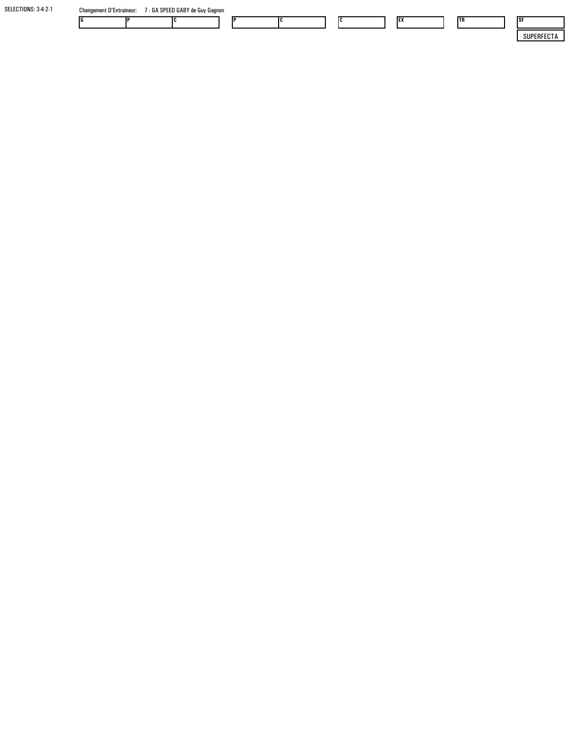SELECTIONS: 3-4-2-1

Changement D'Entraineur: 7 - GA SPEED GABY de Guy Gagnon

| G | P | C |
|---|---|---|
| | | |

| P | C |
|---|---|
| | |

| C |
|---|
| |

| EX |
|---|
| |

| TR |
|---|
| |

| SF |
|---|
| |

SUPERFECTA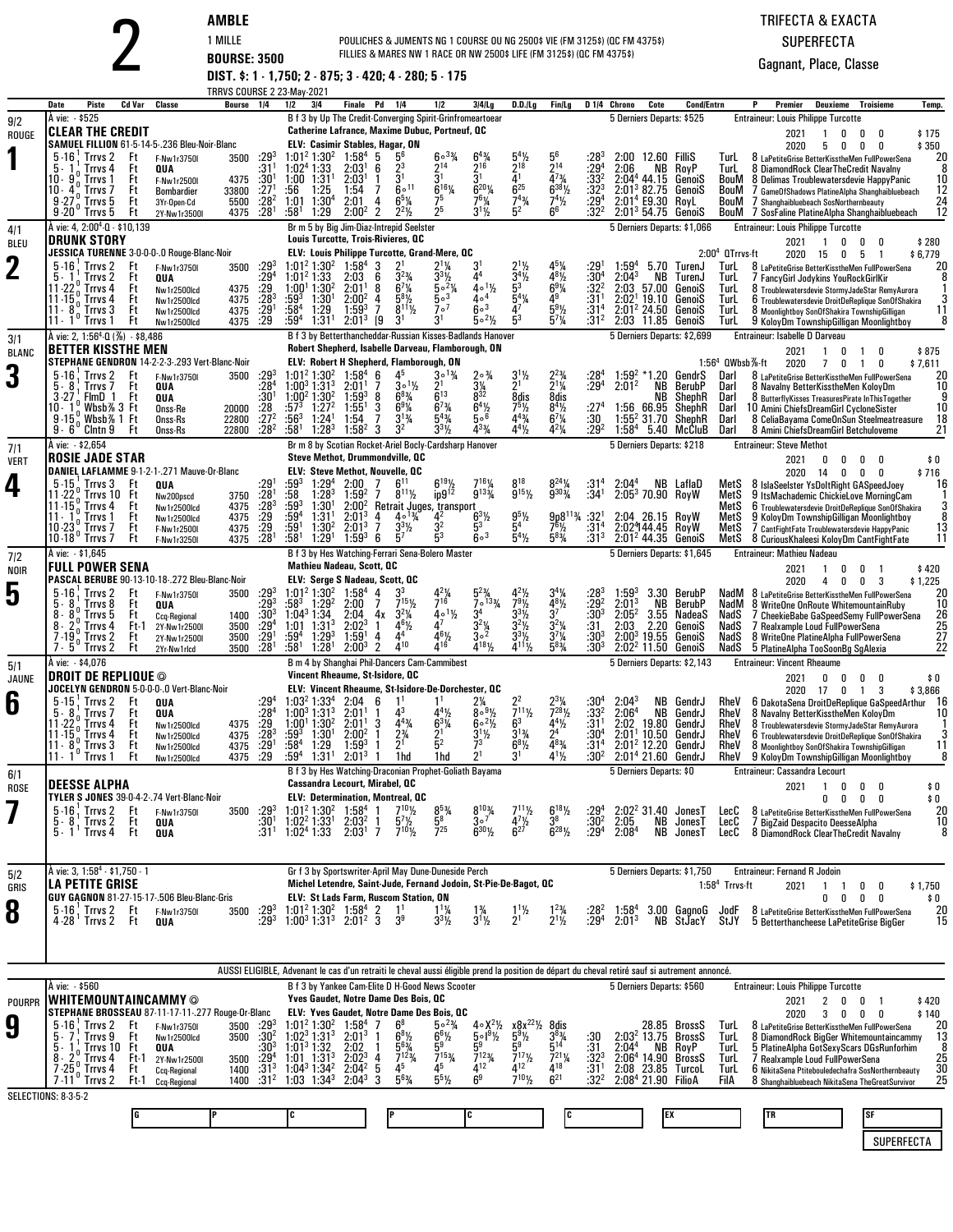# 2

**AMBLE**
1 MILLE
**BOURSE: 3500**
POULICHES & JUMENTS NG 1 COURSE OU NG 2500$ VIE (FM 3125$) (QC FM 4375$)
FILLIES & MARES NW 1 RACE OR NW 2500$ LIFE (FM 3125$) (QC FM 4375$)
**DIST. $: 1 - 1,750; 2 - 875; 3 - 420; 4 - 280; 5 - 175**
TRRVS COURSE 2 23-May-2021

TRIFECTA & EXACTA
SUPERFECTA
Gagnant, Place, Classe

| Date | Piste | Cd Var | Classe | Bourse | 1/4 | 1/2 | 3/4 | Finale | Pd | 1/4 | 1/2 | 3/4/Lg | D.D./Lg | Fin/Lg | D 1/4 | Chrono | Cote | Cond/Entrn | P | Premier Deuxieme Troisieme | Temp. |
|---|---|---|---|---|---|---|---|---|---|---|---|---|---|---|---|---|---|---|---|---|---|

---

**1** — 9/2 — ROUGE
À vie: - $525
**CLEAR THE CREDIT**
B f 3 by Up The Credit-Converging Spirit-Grinfromeartoear
Catherine Lafrance, Maxime Dubuc, Portneuf, QC
SAMUEL FILLION 61-5-14-5-.236 Bleu-Noir-Blanc
ELV: Casimir Stables, Hagar, ON
5 Derniers Departs: $525
Entraineur: Louis Philippe Turcotte
2021: 1 0 0 0 $175
2020: 5 0 0 0 $350

| Date | Piste | Cd | Classe | Bourse | 1/4 | 1/2 | 3/4 | Finale | Pd | 1/4 | 1/2 | 3/4 | DD | Fin | D1/4 | Chrono | Cote | Cond | Entr | P | Premiers | Temp |
|---|---|---|---|---|---|---|---|---|---|---|---|---|---|---|---|---|---|---|---|---|---|---|
| 5-16 1 | Trrvs 2 | Ft | F-Nw1r3750l | 3500 | :29³ | 1:01² | 1:30² | 1:58⁴ | 5 | 5⁶ | 6○³¾ | 6⁴¾ | 5⁴½ | 5⁶ | :28³ | 2:00 | 12.60 | FilliS | TurL | 8 | LaPetiteGrise BetterKisstheMen FullPowerSena | 20 |
| 5- 1 1 | Trrvs 4 | Ft | QUA | | :31¹ | 1:02⁴ | 1:33 | 2:03¹ | 6 | 2³ | 2¹⁴ | 2¹⁶ | 2¹⁸ | 2¹⁴ | :29⁴ | 2:06 | NB | RoyP | TurL | 8 | DiamondRock ClearTheCredit Navalny | 8 |
| 10- 9 0 | Trrvs 1 | Ft | F-Nw1r2500l | 4375 | :30¹ | 1:00 | 1:31¹ | 2:03¹ | 1 | 3¹ | 3¹ | 3¹ | 4¹ | 4⁷¾ | :33² | 2:04⁴ | 44.15 | GenoiS | BouM | 8 | Delimas Troublewatersdevie HappyPanic | 10 |
| 10- 4 0 | Trrvs 7 | Ft | Bombardier | 33800 | :27¹ | :56 | 1:25 | 1:54 | 7 | 6○¹¹ | 6¹⁶¼ | 6²⁰¼ | 6²⁵ | 6³⁸½ | :32³ | 2:01³ | 82.75 | GenoiS | BouM | 7 | GameOfShadows PlatineAlpha Shanghaibluebeach | 12 |
| 9-27 0 | Trrvs 5 | Ft | 3Yr-Open-Cd | 5500 | :28² | 1:01 | 1:30⁴ | 2:01 | 4 | 6⁵¼ | 7⁵ | 7⁶¼ | 7⁴¾ | 7⁴½ | :29⁴ | 2:01⁴ | E9.30 | RoyL | BouM | 7 | Shanghaibluebeach SosNorthernbeauty | 24 |
| 9-20 0 | Trrvs 5 | Ft | 2Y-Nw1r3500l | 4375 | :28¹ | :58¹ | 1:29 | 2:00² | 2 | 2²½ | 2⁵ | 3¹½ | 5² | 6⁶ | :32² | 2:01³ | 54.75 | GenoiS | BouM | 7 | SosFaline PlatineAlpha Shanghaibluebeach | 12 |

---

**2** — 4/1 — BLEU
À vie: 4, 2:00⁴-Q - $10,139
**DRUNK STORY**
Br m 5 by Big Jim-Diaz-Intrepid Seelster
Louis Turcotte, Trois-Rivieres, QC
JESSICA TURENNE 3-0-0-0-.0 Rouge-Blanc-Noir
ELV: Louis Philippe Turcotte, Grand-Mere, QC
5 Derniers Departs: $1,066
Entraineur: Louis Philippe Turcotte
2:00⁴ QTrrvs-ft
2021: 1 0 0 0 $280
2020: 15 0 5 1 $6,779

| Date | Piste | Cd | Classe | Bourse | 1/4 | 1/2 | 3/4 | Finale | Pd | 1/4 | 1/2 | 3/4 | DD | Fin | D1/4 | Chrono | Cote | Cond | Entr | P | Premiers | Temp |
|---|---|---|---|---|---|---|---|---|---|---|---|---|---|---|---|---|---|---|---|---|---|---|
| 5-16 1 | Trrvs 2 | Ft | F-Nw1r3750l | 3500 | :29³ | 1:01² | 1:30² | 1:58⁴ | 3 | 2¹ | 2¹¼ | 3¹ | 2¹½ | 4⁵¼ | :29¹ | 1:59⁴ | 5.70 | TurenJ | TurL | 8 | LaPetiteGrise BetterKisstheMen FullPowerSena | 20 |
| 5- 1 1 | Trrvs 2 | Ft | QUA | | :29⁴ | 1:01² | 1:33 | 2:03 | 6 | 3²¾ | 3³½ | 4⁴ | 3⁴½ | 4⁸½ | :30⁴ | 2:04³ | NB | TurenJ | TurL | 7 | FancyGirl Jodykins YouRockGirlKir | 8 |
| 11-22 0 | Trrvs 4 | Ft | Nw1r2500lcd | 4375 | :29 | 1:00¹ | 1:30² | 2:01¹ | 8 | 6⁷¾ | 5○²¼ | 4○¹½ | 5³ | 6⁹¼ | :32² | 2:03 | 57.00 | GenoiS | TurL | 8 | Troublewatersdevie StormyJadeStar RemyAurora | 1 |
| 11-15 0 | Trrvs 4 | Ft | Nw1r2500lcd | 4375 | :28³ | :59³ | 1:30¹ | 2:00² | 4 | 5⁸½ | 5○³ | 4○⁴ | 5⁴¼ | 4⁹ | :31¹ | 2:02¹ | 19.10 | GenoiS | TurL | 6 | Troublewatersdevie DroitDeReplique SonOfShakira | 3 |
| 11- 8 0 | Trrvs 3 | Ft | Nw1r2500lcd | 4375 | :29¹ | :58⁴ | 1:29 | 1:59³ | 7 | 8¹¹½ | 7○⁷ | 6○³ | 4⁷ | 5⁹½ | :31⁴ | 2:01² | 24.50 | GenoiS | TurL | 8 | Moonlightboy SonOfShakira TownshipGilligan | 11 |
| 11- 1 0 | Trrvs 1 | Ft | Nw1r2500lcd | 4375 | :29 | :59⁴ | 1:31¹ | 2:01³ | [9 | 3¹ | 3¹ | 5○²½ | 5³ | 5⁷¼ | :31² | 2:03 | 11.85 | GenoiS | TurL | 9 | KoloyDm TownshipGilligan Moonlightboy | 8 |

---

**3** — 3/1 — BLANC
À vie: 2, 1:56⁴-Q (⅞) - $8,486
**BETTER KISSTHE MEN**
B f 3 by Betterthancheddar-Russian Kisses-Badlands Hanover
Robert Hepherd, Isabelle Darveau, Flamborough, ON
STEPHANE GENDRON 14-2-2-3-.293 Vert-Blanc-Noir
ELV: Robert H Shepherd, Flamborough, ON
5 Derniers Departs: $2,699
Entraineur: Isabelle D Darveau
1:56⁴ QWbsb⅞-ft
2021: 1 0 1 0 $875
2020: 7 0 1 0 $7,611

| Date | Piste | Cd | Classe | Bourse | 1/4 | 1/2 | 3/4 | Finale | Pd | 1/4 | 1/2 | 3/4 | DD | Fin | D1/4 | Chrono | Cote | Cond | Entr | P | Premiers | Temp |
|---|---|---|---|---|---|---|---|---|---|---|---|---|---|---|---|---|---|---|---|---|---|---|
| 5-16 1 | Trrvs 2 | Ft | F-Nw1r3750l | 3500 | :29³ | 1:01² | 1:30² | 1:58⁴ | 6 | 4⁵ | 3○¹¾ | 2○¾ | 3¹½ | 2²¾ | :28⁴ | 1:59² | *1.20 | GendrS | Darl | 8 | LaPetiteGrise BetterKisstheMen FullPowerSena | 20 |
| 5- 8 1 | Trrvs 7 | Ft | QUA | | :28⁴ | 1:00³ | 1:31³ | 2:01¹ | 7 | 3○¹½ | 2¹ | 3¾ | 2¹ | 2¹¼ | :29⁴ | 2:01² | NB | BerubP | Darl | 8 | Navalny BetterKisstheMen KoloyDm | 10 |
| 3-27 1 | FlmD 1 | Ft | QUA | | :30¹ | 1:00² | 1:30² | 1:59³ | 8 | 6⁸¾ | 6¹³ | 8³² | 8dis | 8dis | | | NB | ShephR | Darl | 8 | ButterflyKisses TreasuresPirate InThisTogether | 9 |
| 10- 1 0 | Wbsb⅞ 3 | Ft | Onss-Re | 20000 | :28 | :57³ | 1:27² | 1:55¹ | 3 | 6⁹¼ | 6⁷¾ | 6⁴½ | 7⁵½ | 8⁴½ | :27⁴ | 1:56 | 66.95 | ShephR | Darl | 10 | Amini ChiefsDreamGirl CycloneSister | 10 |
| 9-15 0 | Wbsb⅞ 1 | Ft | Onss-Rs | 22800 | :27² | :56³ | 1:24¹ | 1:54 | 7 | 3¹¾ | 5⁴¾ | 5○⁶ | 4⁴¾ | 6⁷¼ | :30 | 1:55² | 31.70 | ShephR | Darl | 8 | CeliaBayama ComeOnSun Steelmeatreasure | 18 |
| 9- 6 0 | Clntn 9 | Ft | Onss-Rs | 22800 | :28² | :58¹ | 1:28³ | 1:58² | 3 | 3² | 3³½ | 4³¾ | 4⁴½ | 4²¼ | :29² | 1:58⁴ | 5.40 | McClubB | Darl | 8 | Amini ChiefsDreamGirl Betchuloveme | 21 |

---

**4** — 7/1 — VERT
À vie: - $2,654
**ROSIE JADE STAR**
Br m 4 by Scotian Rocket-Ariel Bocly-Cardsharp Hanover
Steve Methot, Drummondville, QC
DANIEL LAFLAMME 9-1-2-1-.271 Mauve-Or-Blanc
ELV: Steve Methot, Nouvelle, QC
5 Derniers Departs: $218
Entraineur: Steve Methot
2021: 0 0 0 0 $0
2020: 14 0 0 0 $716

| Date | Piste | Cd | Classe | Bourse | 1/4 | 1/2 | 3/4 | Finale | Pd | 1/4 | 1/2 | 3/4 | DD | Fin | D1/4 | Chrono | Cote | Cond | Entr | P | Premiers | Temp |
|---|---|---|---|---|---|---|---|---|---|---|---|---|---|---|---|---|---|---|---|---|---|---|
| 5-15 1 | Trrvs 3 | Ft | QUA | | :29¹ | :59³ | 1:29⁴ | 2:00 | 7 | 6¹¹ | 6¹⁹½ | 7¹⁶¼ | 8¹⁸ | 8²⁴¼ | :31⁴ | 2:04⁴ | NB | LaflaD | MetS | 8 | IslaSeelster YsDoltRight GASpeedJoey | 16 |
| 11-29 0 | Trrvs 10 | Ft | Nw200pscd | 3750 | :28¹ | :58 | 1:28³ | 1:59² | 7 | 8¹¹½ | ip9¹² | 9¹³¾ | 9¹⁵½ | 9³⁰¾ | :34¹ | 2:05³ | 70.90 | RoyW | MetS | 9 | ItsMachademic ChickieLove MorningCam | 1 |
| 11-15 0 | Trrvs 4 | Ft | Nw1r2500lcd | 4375 | :28³ | :59³ | 1:30¹ | 2:00² | | Retrait Juges, transport | | | | | | | | | MetS | 6 | Troublewatersdevie DroitDeReplique SonOfShakira | 3 |
| 11- 1 0 | Trrvs 1 | Ft | Nw1r2500lcd | 4375 | :29 | :59⁴ | 1:31¹ | 2:01³ | 4 | 4○¹¾ | 4² | 6³½ | 9⁵½ | 9p8¹¹¾ | :32¹ | 2:04 | 26.15 | RoyW | MetS | 9 | KoloyDm TownshipGilligan Moonlightboy | 8 |
| 10-23 0 | Trrvs 7 | Ft | F-Nw1r2500l | 4375 | :29 | :59¹ | 1:30² | 2:01³ | 7 | 3³½ | 3² | 5³ | 5⁴ | 7⁶½ | :31⁴ | 2:02⁴ | 144.45 | RoyW | MetS | 7 | CantFightFate Troublewatersdevie HappyPanic | 13 |
| 10-18 0 | Trrvs 7 | Ft | F-Nw1r3250l | 4375 | :28¹ | :58¹ | 1:29¹ | 1:59³ | 6 | 5⁷ | 5³ | 6○³ | 5⁴½ | 5⁸¾ | :31³ | 2:01² | 44.35 | GenoiS | MetS | 8 | CuriousKhaleesi KoloyDm CantFightFate | 11 |

---

**5** — 7/2 — NOIR
À vie: - $1,645
**FULL POWER SENA**
B f 3 by Hes Watching-Ferrari Sena-Bolero Master
Mathieu Nadeau, Scott, QC
PASCAL BERUBE 90-13-10-18-.272 Bleu-Blanc-Noir
ELV: Serge S Nadeau, Scott, QC
5 Derniers Departs: $1,645
Entraineur: Mathieu Nadeau
2021: 1 0 0 1 $420
2020: 4 0 0 3 $1,225

| Date | Piste | Cd | Classe | Bourse | 1/4 | 1/2 | 3/4 | Finale | Pd | 1/4 | 1/2 | 3/4 | DD | Fin | D1/4 | Chrono | Cote | Cond | Entr | P | Premiers | Temp |
|---|---|---|---|---|---|---|---|---|---|---|---|---|---|---|---|---|---|---|---|---|---|---|
| 5-16 1 | Trrvs 2 | Ft | F-Nw1r3750l | 3500 | :29³ | 1:01² | 1:30² | 1:58⁴ | 4 | 3³ | 4²¼ | 5²¾ | 4²½ | 3⁴¼ | :28³ | 1:59³ | 3.30 | BerubP | NadM | 8 | LaPetiteGrise BetterKisstheMen FullPowerSena | 20 |
| 5- 8 1 | Trrvs 8 | Ft | QUA | | :29³ | :58³ | 1:29² | 2:00 | 7 | 7¹⁵½ | 7¹⁶ | 7○¹³¾ | 7⁹½ | 4⁸½ | :29² | 2:01³ | NB | BerubP | NadM | 8 | WriteOne OnRoute WhitemountainRuby | 10 |
| 8- 8 0 | Trrvs 5 | Ft | Ccq-Regional | 1400 | :30³ | 1:04³ | 1:34 | 2:04 | 4x | 3²¼ | 4○¹½ | 3⁴ | 3³½ | 3⁷ | :30³ | 2:05² | 3.55 | NadeaS | NadS | 7 | CheekieBabe GaSpeedSemy FullPowerSena | 26 |
| 8- 2 0 | Trrvs 4 | Ft-1 | 2Y-Nw1r2500l | 3500 | :29⁴ | 1:01 | 1:31³ | 2:02³ | 1 | 4⁶½ | 4⁷ | 3²¼ | 3²½ | 3²¼ | :31 | 2:03 | 2.20 | GenoiS | NadS | 7 | Realxample Loud FullPowerSena | 25 |
| 7-19 0 | Trrvs 2 | Ft | 2Y-Nw1r2500l | 3500 | :29¹ | :59⁴ | 1:29³ | 1:59¹ | 4 | 4⁴ | 4⁶½ | 3○² | 3³½ | 3⁷¼ | :30³ | 2:00³ | 19.55 | GenoiS | NadS | 8 | WriteOne PlatineAlpha FullPowerSena | 27 |
| 7- 5 0 | Trrvs 2 | Ft | 2Yr-Nw1rlcd | 3500 | :28¹ | :58¹ | 1:28¹ | 2:00³ | 2 | 4¹⁰ | 4¹⁶ | 4¹⁸½ | 4¹¹½ | 5⁸¾ | :30³ | 2:02² | 11.50 | GenoiS | NadS | 5 | PlatineAlpha TooSoonBg SgAlexia | 22 |

---

**6** — 5/1 — JAUNE
À vie: - $4,076
**DROIT DE REPLIQUE** ©
B m 4 by Shanghai Phil-Dancers Cam-Cammibest
Vincent Rheaume, St-Isidore, QC
JOCELYN GENDRON 5-0-0-0-.0 Vert-Blanc-Noir
ELV: Vincent Rheaume, St-Isidore-De-Dorchester, QC
5 Derniers Departs: $2,143
Entraineur: Vincent Rheaume
2021: 0 0 0 0 $0
2020: 17 0 1 3 $3,866

| Date | Piste | Cd | Classe | Bourse | 1/4 | 1/2 | 3/4 | Finale | Pd | 1/4 | 1/2 | 3/4 | DD | Fin | D1/4 | Chrono | Cote | Cond | Entr | P | Premiers | Temp |
|---|---|---|---|---|---|---|---|---|---|---|---|---|---|---|---|---|---|---|---|---|---|---|
| 5-15 1 | Trrvs 2 | Ft | QUA | | :29⁴ | 1:03² | 1:33⁴ | 2:04 | 6 | 1¹ | 1¹ | 2¾ | 2² | 2³¼ | :30⁴ | 2:04³ | NB | GendrJ | RheV | 6 | DakotaSena DroitDeReplique GaSpeedArthur | 16 |
| 5- 8 0 | Trrvs 7 | Ft | QUA | | :28⁴ | 1:00³ | 1:31³ | 2:01¹ | 1 | 4³ | 4⁴½ | 8○⁹½ | 7¹¹½ | 7²⁸½ | :33² | 2:06⁴ | NB | GendrJ | RheV | 8 | Navalny BetterKisstheMen KoloyDm | 10 |
| 11-22 0 | Trrvs 4 | Ft | Nw1r2500lcd | 4375 | :29 | 1:00¹ | 1:30² | 2:01¹ | 3 | 4⁴¾ | 6³¼ | 6○²½ | 6³ | 4⁴½ | :31¹ | 2:02 | 19.80 | GendrJ | RheV | 8 | Troublewatersdevie StormyJadeStar RemyAurora | 1 |
| 11-15 0 | Trrvs 4 | Ft | Nw1r2500lcd | 4375 | :28³ | :59³ | 1:30¹ | 2:00² | 1 | 2¾ | 2¹ | 3¹½ | 3¹¾ | 2⁴ | :30⁴ | 2:01¹ | 10.50 | GendrJ | RheV | 6 | Troublewatersdevie DroitDeReplique SonOfShakira | 3 |
| 11- 8 0 | Trrvs 3 | Ft | Nw1r2500lcd | 4375 | :29¹ | :58⁴ | 1:29 | 1:59³ | 1 | 2¹ | 5² | 7³ | 6⁸½ | 4⁸¾ | :31⁴ | 2:01² | 12.20 | GendrJ | RheV | 8 | Moonlightboy SonOfShakira TownshipGilligan | 11 |
| 11- 1 0 | Trrvs 1 | Ft | Nw1r2500lcd | 4375 | :29 | :59⁴ | 1:31¹ | 2:01³ | 1 | 1hd | 1hd | 2¹ | 3¹ | 4¹½ | :30² | 2:01⁴ | 21.60 | GendrJ | RheV | 9 | KoloyDm TownshipGilligan Moonlightboy | 8 |

---

**7** — 6/1 — ROSE
**DEESSE ALPHA**
B f 3 by Hes Watching-Draconian Prophet-Goliath Bayama
Cassandra Lecourt, Mirabel, QC
TYLER S JONES 39-0-4-2-.74 Vert-Blanc-Noir
ELV: Determination, Montreal, QC
5 Derniers Departs: $0
Entraineur: Cassandra Lecourt
2021: 1 0 0 0 $0
0 0 0 0 $0

| Date | Piste | Cd | Classe | Bourse | 1/4 | 1/2 | 3/4 | Finale | Pd | 1/4 | 1/2 | 3/4 | DD | Fin | D1/4 | Chrono | Cote | Cond | Entr | P | Premiers | Temp |
|---|---|---|---|---|---|---|---|---|---|---|---|---|---|---|---|---|---|---|---|---|---|---|
| 5-16 1 | Trrvs 2 | Ft | F-Nw1r3750l | 3500 | :29³ | 1:01² | 1:30² | 1:58⁴ | 1 | 7¹⁰½ | 8⁵¾ | 8¹⁰¾ | 7¹¹½ | 6¹⁸½ | :29⁴ | 2:02² | 31.40 | JonesT | LecC | 8 | LaPetiteGrise BetterKisstheMen FullPowerSena | 20 |
| 5- 8 1 | Trrvs 2 | Ft | QUA | | :30¹ | 1:02² | 1:33¹ | 2:03² | 1 | 5⁷½ | 5⁸ | 3○⁷ | 4⁷½ | 3⁸ | :30² | 2:05 | NB | JonesT | LecC | 7 | BigZad Despacito DeesseAlpha | 10 |
| 5- 1 1 | Trrvs 4 | Ft | QUA | | :31¹ | 1:02⁴ | 1:33 | 2:03¹ | 7 | 7¹⁰½ | 7²⁵ | 6³⁰½ | 6²⁷ | 6²⁸½ | :29⁴ | 2:08⁴ | NB | JonesT | LecC | 8 | DiamondRock ClearTheCredit Navalny | 8 |

---

**8** — 5/2 — GRIS
À vie: 3, 1:58⁴ - $1,750 - 1
**LA PETITE GRISE**
Gr f 3 by Sportswriter-April May Dune-Duneside Perch
Michel Letendre, Saint-Jude, Fernand Jodoin, St-Pie-De-Bagot, QC
GUY GAGNON 81-27-15-17-.506 Bleu-Blanc-Gris
ELV: St Lads Farm, Ruscom Station, ON
5 Derniers Departs: $1,750
Entraineur: Fernand R Jodoin
1:58⁴ Trrvs-ft
2021: 1 1 0 0 $1,750
0 0 0 0 $0

| Date | Piste | Cd | Classe | Bourse | 1/4 | 1/2 | 3/4 | Finale | Pd | 1/4 | 1/2 | 3/4 | DD | Fin | D1/4 | Chrono | Cote | Cond | Entr | P | Premiers | Temp |
|---|---|---|---|---|---|---|---|---|---|---|---|---|---|---|---|---|---|---|---|---|---|---|
| 5-16 1 | Trrvs 2 | Ft | F-Nw1r3750l | 3500 | :29³ | 1:01² | 1:30² | 1:58⁴ | 2 | 1¹ | 1¹¼ | 1¾ | 1¹½ | 1²¾ | :28² | 1:58⁴ | 3.00 | GagnoG | JodF | 8 | LaPetiteGrise BetterKisstheMen FullPowerSena | 20 |
| 4-28 1 | Trrvs 2 | Ft | QUA | | :29³ | 1:00³ | 1:31³ | 2:01² | 3 | 3⁹ | 3³½ | 3¹½ | 2¹ | 2¹½ | :29⁴ | 2:01³ | NB | StJacY | StJY | 5 | Betterthancheese LaPetiteGrise BigGer | 15 |

---

AUSSI ELIGIBLE, Advenant le cas d'un retraite le cheval aussi éligible prend la position de départ du cheval retiré sauf si autrement annoncé.

**9** — POURPR
À vie: - $560
**WHITEMOUNTAINCAMMY** ©
B f 3 by Yankee Cam-Elite D H-Good News Scooter
Yves Gaudet, Notre Dame Des Bois, QC
STEPHANE BROSSEAU 87-11-17-11-.277 Rouge-Or-Blanc
ELV: Yves Gaudet, Notre Dame Des Bois, QC
5 Derniers Departs: $560
Entraineur: Louis Philippe Turcotte
2021: 2 0 0 1 $420
2020: 3 0 0 0 $140

| Date | Piste | Cd | Classe | Bourse | 1/4 | 1/2 | 3/4 | Finale | Pd | 1/4 | 1/2 | 3/4 | DD | Fin | D1/4 | Chrono | Cote | Cond | Entr | P | Premiers | Temp |
|---|---|---|---|---|---|---|---|---|---|---|---|---|---|---|---|---|---|---|---|---|---|---|
| 5-16 1 | Trrvs 2 | Ft | F-Nw1r3750l | 3500 | :29³ | 1:01² | 1:30² | 1:58⁴ | 7 | 6⁸ | 5○²¾ | 4○X²½ | x8X²²½ | 8dis | | | 28.85 | BrossS | TurL | 8 | LaPetiteGrise BetterKisstheMen FullPowerSena | 20 |
| 5- 7 1 | Trrvs 9 | Ft | Nw1r2500lcd | 3500 | :30² | 1:02³ | 1:31³ | 2:01³ | 1 | 6⁸½ | 6⁶½ | 5○|⁸½ | 5⁹½ | 3⁸¾ | :30 | 2:03² | 13.75 | BrossS | TurL | 8 | DiamondRock BigGer Whitemountaincammy | 13 |
| 5- 1 1 | Trrvs 10 | Ft | QUA | | :30³ | 1:01³ | 1:32 | 2:02 | 1 | 5⁶¾ | 5⁹ | 5⁹ | 5⁹ | 5¹⁴ | :31 | 2:04⁴ | NB | RoyP | TurL | 5 | PlatineAlpha GotSexyScars DGsRunforhim | 8 |
| 8- 2 0 | Trrvs 4 | Ft-1 | 2Y-Nw1r2500l | 3500 | :29⁴ | 1:01 | 1:31³ | 2:02³ | 4 | 7¹²¾ | 7¹⁵¾ | 7¹²¾ | 7¹⁷½ | 7²¹¼ | :32³ | 2:06⁴ | 14.90 | BrossS | TurL | 7 | Realxample Loud FullPowerSena | 25 |
| 7-25 0 | Trrvs 4 | Ft | Ccq-Regional | 1400 | :31³ | 1:04³ | 1:34² | 2:04² | 5 | 4⁵ | 4⁵ | 4¹² | 4¹² | 4¹⁸ | :31¹ | 2:08 | 23.85 | TurcoL | TurL | 6 | NikitaSena Prtiebouledechafra SosNorthernbeauty | 30 |
| 7-11 0 | Trrvs 2 | Ft-1 | Ccq-Regional | 1400 | :31² | 1:03 | 1:34³ | 2:04³ | 3 | 5⁶¾ | 5⁵½ | 6⁹ | 7¹⁰½ | 6²¹ | :32² | 2:08⁴ | 21.90 | FilioA | FilA | 8 | Shanghaibluebeach NikitaSena TheGreatSurvivor | 25 |

SELECTIONS: 8-3-5-2

| G | P | C | P | C | C | EX | TR | SF |
|---|---|---|---|---|---|---|---|---|
| | | | | | | | | SUPERFECTA |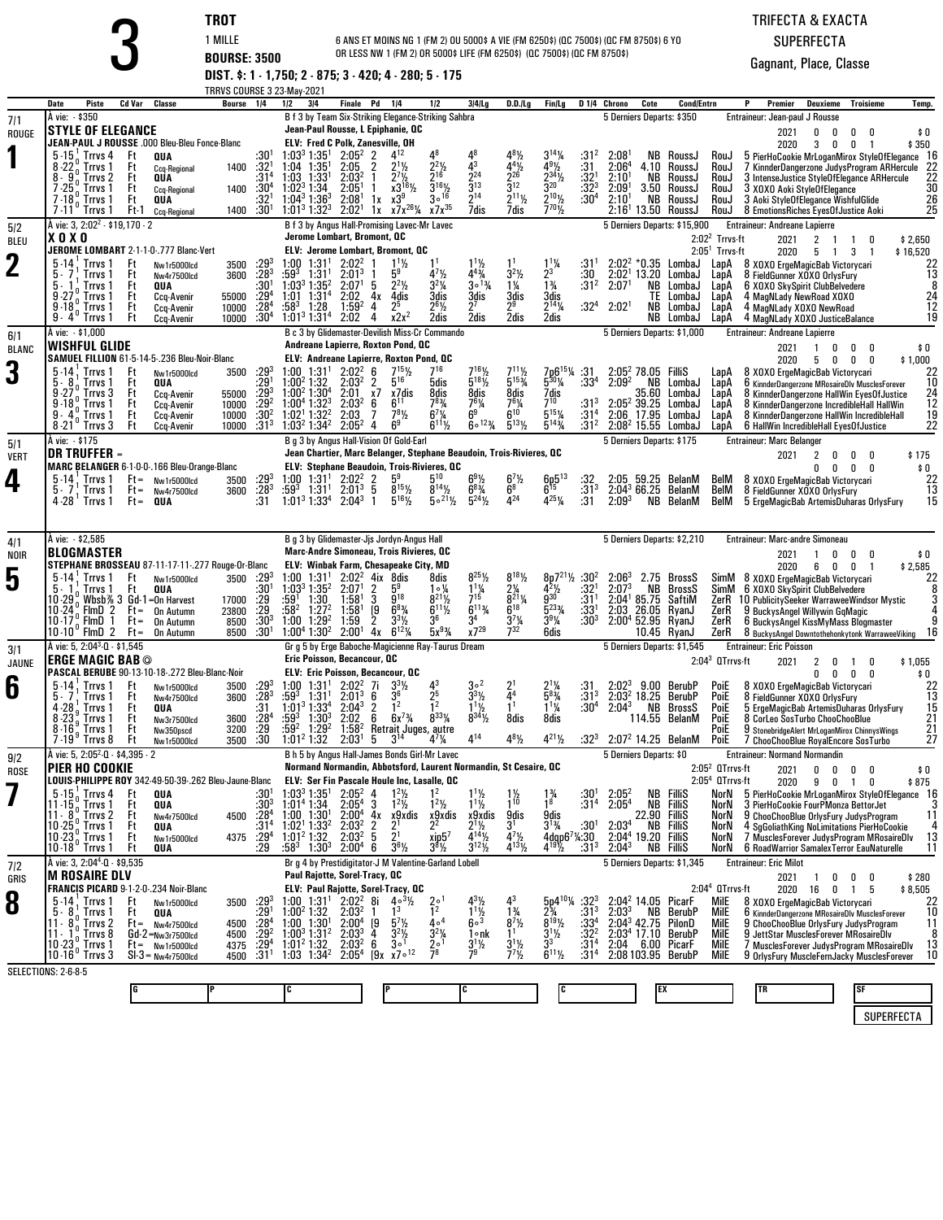# 3

**TROT**
1 MILLE
**BOURSE: 3500**
**DIST. $: 1 - 1,750; 2 - 875; 3 - 420; 4 - 280; 5 - 175**
TRRVS COURSE 3 23-May-2021

6 ANS ET MOINS NG 1 (FM 2) OU 5000$ A VIE (FM 6250$) (QC 7500$) (QC FM 8750$) 6 YO OR LESS NW 1 (FM 2) OR 5000$ LIFE (FM 6250$) (QC 7500$) (QC FM 8750$)

TRIFECTA & EXACTA
SUPERFECTA
Gagnant, Place, Classe

---

## 1 — 7/1 ROUGE — STYLE OF ELEGANCE

À vie: - $350
B f 3 by Team Six-Striking Elegance-Striking Sahbra
Jean-Paul Rousse, L Epiphanie, QC
JEAN-PAUL J ROUSSE .000 Bleu-Bleu Fonce-Blanc
ELV: Fred C Polk, Zanesville, OH
5 Derniers Departs: $350 — Entraineur: Jean-paul J Rousse
2021: 0 0 0 0 $0 — 2020: 3 0 0 1 $350

| Date | Piste | Cd Var | Classe | Bourse | 1/4 | 1/2 | 3/4 | Finale | Pd | 1/4 | 1/2 | 3/4/Lg | D.D./Lg | Fin/Lg | D 1/4 | Chrono | Cote | Cond/Entrn | | P | Premier Deuxieme Troisieme | Temp. |
|---|---|---|---|---|---|---|---|---|---|---|---|---|---|---|---|---|---|---|---|---|---|---|
| 5-15 1 | Trrvs 4 | Ft | QUA | | :30¹ | 1:03³ | 1:35¹ | 2:05² | 2 | 4¹² | 4⁸ | 4⁸ | 4⁸½ | 3¹⁴¼ | :31² | 2:08¹ | NB | RoussJ | RouJ | 5 | PierHoCookie MrLoganMirox StyleOfElegance | 16 |
| 8-22 0 | Trrvs 1 | Ft | Ccq-Regional | 1400 | :32¹ | 1:04 | 1:35¹ | 2:05 | 2 | 2¹½ | 2²½ | 4³ | 4⁴½ | 4⁸½ | :31 | 2:06⁴ | 4.10 | RoussJ | RouJ | 7 | KinnderDangerzone JudysProgram ARHercule | 22 |
| 8-9 0 | Trrvs 2 | Ft | QUA | | :31⁴ | 1:03 | 1:33¹ | 2:03² | 1 | 2⁷½ | 2¹⁶ | 2²⁴ | 2²⁶ | 2³⁴½ | :32¹ | 2:10¹ | NB | RoussJ | RouJ | 3 | IntenseJustice StyleOfElegance ARHercule | 22 |
| 7-25 0 | Trrvs 1 | Ft | Ccq-Regional | 1400 | :30⁴ | 1:02³ | 1:34 | 2:05¹ | 1 | x3¹⁶½ | 3¹⁶½ | 3¹³ | 3¹² | 3²⁰ | :32³ | 2:09¹ | 3.50 | RoussJ | RouJ | 3 | XOXO Aoki StyleOfElegance | 30 |
| 7-18 0 | Trrvs 1 | Ft | QUA | | :32¹ | 1:04³ | 1:36³ | 2:08¹ | 1x | x3⁹ | 3∘¹⁶ | 2¹⁴ | 2¹¹½ | 2¹⁰½ | :30⁴ | 2:10¹ | NB | RoussJ | RouJ | 3 | Aoki StyleOfElegance WishfulGlide | 26 |
| 7-11 0 | Trrvs 1 | Ft-1 | Ccq-Regional | 1400 | :30¹ | 1:01³ | 1:32³ | 2:02¹ | 1x | x7x²⁶¼ | x7x³⁵ | 7dis | 7dis | 7⁷⁰½ | | 2:16¹ | 13.50 | RoussJ | RouJ | 8 | EmotionsRiches EyesOfJustice Aoki | 25 |

## 2 — 5/2 BLEU — X O X O

À vie: 3, 2:02² - $19,170 - 2
B f 3 by Angus Hall-Promising Lavec-Mr Lavec
Jerome Lombart, Bromont, QC
JEROME LOMBART 2-1-1-0-.777 Blanc-Vert
ELV: Jerome Lombart, Bromont, QC
5 Derniers Departs: $15,900 — Entraineur: Andreane Lapierre
2:02² Trrvs-ft 2021: 2 1 1 0 $2,650 — 2:05¹ Trrvs-ft 2020: 5 1 3 1 $16,520

| Date | Piste | Cd Var | Classe | Bourse | 1/4 | 1/2 | 3/4 | Finale | Pd | 1/4 | 1/2 | 3/4/Lg | D.D./Lg | Fin/Lg | D 1/4 | Chrono | Cote | Cond/Entrn | | P | Premier Deuxieme Troisieme | Temp. |
|---|---|---|---|---|---|---|---|---|---|---|---|---|---|---|---|---|---|---|---|---|---|---|
| 5-14 1 | Trrvs 1 | Ft | Nw1r5000lcd | 3500 | :29³ | 1:00 | 1:31¹ | 2:02² | 1 | 1¹½ | 1¹ | 1¹½ | 1¹ | 1¹¼ | :31¹ | 2:02² | *0.35 | LombaJ | LapA | 8 | XOXO ErgeMagicBab Victorycari | 22 |
| 5-7 1 | Trrvs 1 | Ft | Nw4r7500lcd | 3600 | :28³ | :59³ | 1:31¹ | 2:01³ | 1 | 5⁹ | 4⁷½ | 4⁴¾ | 3²½ | 2³ | :30 | 2:02¹ | 13.20 | LombaJ | LapA | 8 | FieldGunner XOXO OrlysFury | 13 |
| 5-1 1 | Trrvs 1 | Ft | QUA | | :30¹ | 1:03³ | 1:35² | 2:07¹ | 5 | 2²½ | 3²¼ | 3∘¹¾ | 1¾ | 1¾ | :31² | 2:07¹ | NB | LombaJ | LapA | 6 | XOXO SkySpirit ClubBelvedere | 8 |
| 9-27 0 | Trrvs 1 | Ft | Ccq-Avenir | 55000 | :29⁴ | 1:01 | 1:31⁴ | 2:02 | 4x | 4dis | 3dis | 3dis | 3dis | 3dis | | | TE | LombaJ | LapA | 4 | MagNLady NewRoad XOXO | 24 |
| 9-18 0 | Trrvs 1 | Ft | Ccq-Avenir | 10000 | :28⁴ | :58³ | 1:28 | 1:59² | 4 | 2⁵ | 2⁶½ | 2⁷ | 2⁹ | 2¹⁴¼ | :32⁴ | 2:02¹ | NB | LombaJ | LapA | 4 | MagNLady XOXO NewRoad | 12 |
| 9-4 0 | Trrvs 1 | Ft | Ccq-Avenir | 10000 | :30⁴ | 1:01³ | 1:31⁴ | 2:02 | 4 | x2x² | 2dis | 2dis | 2dis | 2dis | | | NB | LombaJ | LapA | 4 | MagNLady XOXO JusticeBalance | 19 |

## 3 — 6/1 BLANC — WISHFUL GLIDE

À vie: - $1,000
B c 3 by Glidemaster-Devilish Miss-Cr Commando
Andreane Lapierre, Roxton Pond, QC
SAMUEL FILLION 61-5-14-5-.236 Bleu-Noir-Blanc
ELV: Andreane Lapierre, Roxton Pond, QC
5 Derniers Departs: $1,000 — Entraineur: Andreane Lapierre
2021: 1 0 0 0 $0 — 2020: 5 0 0 0 $1,000

| Date | Piste | Cd Var | Classe | Bourse | 1/4 | 1/2 | 3/4 | Finale | Pd | 1/4 | 1/2 | 3/4/Lg | D.D./Lg | Fin/Lg | D 1/4 | Chrono | Cote | Cond/Entrn | | P | Premier Deuxieme Troisieme | Temp. |
|---|---|---|---|---|---|---|---|---|---|---|---|---|---|---|---|---|---|---|---|---|---|---|
| 5-14 1 | Trrvs 1 | Ft | Nw1r5000lcd | 3500 | :29³ | 1:00 | 1:31¹ | 2:02² | 6 | 7¹⁵½ | 7¹⁶ | 7¹⁶½ | 7¹¹½ | 7p6¹⁵¼ | :31 | 2:05² | 78.05 | FilliS | LapA | 8 | XOXO ErgeMagicBab Victorycari | 22 |
| 5-8 1 | Trrvs 1 | Ft | QUA | | :29¹ | 1:00² | 1:32 | 2:03² | 2 | 5¹⁶ | 5dis | 5¹⁸½ | 5¹⁵¾ | 5³⁰¼ | :33⁴ | 2:09² | NB | LombaJ | LapA | 6 | KinnderDangerzone MRosaireDlv MusclesForever | 10 |
| 9-27 0 | Trrvs 3 | Ft | Ccq-Avenir | 55000 | :29³ | 1:00² | 1:30⁴ | 2:01 | x7 | x7dis | 8dis | 8dis | 8dis | 7dis | | | 35.60 | LombaJ | LapA | 8 | KinnderDangerzone HallWin EyesOfJustice | 24 |
| 9-18 0 | Trrvs 1 | Ft | Ccq-Avenir | 10000 | :29² | 1:00⁴ | 1:32³ | 2:03² | 6 | 6¹¹ | 7⁸¾ | 7⁶¼ | 7⁶¼ | 7¹⁰ | :31³ | 2:05² | 39.25 | LombaJ | LapA | 8 | KinnderDangerzone IncredibleHall HallWin | 12 |
| 9-4 0 | Trrvs 1 | Ft | Ccq-Avenir | 10000 | :30² | 1:02¹ | 1:32² | 2:03 | 7 | 7⁸½ | 6⁷¼ | 6⁹ | 6¹⁰ | 5¹⁵¼ | :31⁴ | 2:06 | 17.95 | LombaJ | LapA | 8 | KinnderDangerzone HallWin IncredibleHall | 19 |
| 8-21 0 | Trrvs 3 | Ft | Ccq-Avenir | 10000 | :31³ | 1:03² | 1:34² | 2:05² | 4 | 6⁹ | 6¹¹½ | 6∘¹²¾ | 5¹³½ | 5¹⁴¾ | :31² | 2:08² | 15.55 | LombaJ | LapA | 6 | HallWin IncredibleHall EyesOfJustice | 22 |

## 4 — 5/1 VERT — DR TRUFFER =

À vie: - $175
B g 3 by Angus Hall-Vision Of Gold-Earl
Jean Chartier, Marc Belanger, Stephane Beaudoin, Trois-Rivieres, QC
MARC BELANGER 6-1-0-0-.166 Bleu-Orange-Blanc
ELV: Stephane Beaudoin, Trois-Rivieres, QC
5 Derniers Departs: $175 — Entraineur: Marc Belanger
2021: 2 0 0 0 $175 — 0 0 0 0 $0

| Date | Piste | Cd Var | Classe | Bourse | 1/4 | 1/2 | 3/4 | Finale | Pd | 1/4 | 1/2 | 3/4/Lg | D.D./Lg | Fin/Lg | D 1/4 | Chrono | Cote | Cond/Entrn | | P | Premier Deuxieme Troisieme | Temp. |
|---|---|---|---|---|---|---|---|---|---|---|---|---|---|---|---|---|---|---|---|---|---|---|
| 5-14 1 | Trrvs 1 | Ft= | Nw1r5000lcd | 3500 | :29³ | 1:00 | 1:31¹ | 2:02² | 2 | 5⁹ | 5¹⁰ | 6⁹½ | 6⁷½ | 6p5¹³ | :32 | 2:05 | 59.25 | BelanM | BelM | 8 | XOXO ErgeMagicBab Victorycari | 22 |
| 5-7 1 | Trrvs 1 | Ft= | Nw4r7500lcd | 3600 | :28³ | :59³ | 1:31¹ | 2:01³ | 5 | 8¹⁵½ | 8¹⁴½ | 6⁸¾ | 6⁸ | 6¹⁵ | :31³ | 2:04³ | 66.25 | BelanM | BelM | 8 | FieldGunner XOXO OrlysFury | 13 |
| 4-28 1 | Trrvs 1 | Ft= | QUA | | :31 | 1:01³ | 1:33⁴ | 2:04³ | 1 | 5¹⁶½ | 5∘²¹½ | 5²⁴½ | 4²⁴ | 4²⁵¼ | :31 | 2:09³ | NB | BelanM | BelM | 5 | ErgeMagicBab ArtemisDuharas OrlysFury | 15 |

## 5 — 4/1 NOIR — BLOGMASTER

À vie: - $2,585
B g 3 by Glidemaster-Jjs Jordyn-Angus Hall
Marc-Andre Simoneau, Trois Rivieres, QC
STEPHANE BROSSEAU 87-11-17-11-.277 Rouge-Or-Blanc
ELV: Winbak Farm, Chesapeake City, MD
5 Derniers Departs: $2,210 — Entraineur: Marc-andre Simoneau
2021: 1 0 0 0 $0 — 2020: 6 0 0 1 $2,585

| Date | Piste | Cd Var | Classe | Bourse | 1/4 | 1/2 | 3/4 | Finale | Pd | 1/4 | 1/2 | 3/4/Lg | D.D./Lg | Fin/Lg | D 1/4 | Chrono | Cote | Cond/Entrn | | P | Premier Deuxieme Troisieme | Temp. |
|---|---|---|---|---|---|---|---|---|---|---|---|---|---|---|---|---|---|---|---|---|---|---|
| 5-14 1 | Trrvs 1 | Ft | Nw1r5000lcd | 3500 | :29³ | 1:00 | 1:31¹ | 2:02² | 4ix | 8dis | 8dis | 8²⁵½ | 8¹⁸½ | 8p7²¹½ | :30² | 2:06³ | 2.75 | BrossS | SimM | 8 | XOXO ErgeMagicBab Victorycari | 22 |
| 5-1 1 | Trrvs 1 | Ft | QUA | | :30¹ | 1:03³ | 1:35² | 2:07¹ | 2 | 5⁹ | 1∘¼ | 1¹¼ | 2¼ | 4²½ | :32¹ | 2:07³ | NB | BrossS | SimM | 6 | XOXO SkySpirit ClubBelvedere | 8 |
| 10-29 0 | Wbsb⅞ 3 | Gd-1 | =On Harvest | 17000 | :29 | :59¹ | 1:30 | 1:58¹ | 3 | 9¹⁸ | 8²¹½ | 7¹⁵ | 8²¹¼ | 9³⁰ | :31¹ | 2:04¹ | 85.75 | SaftiM | ZerR | 10 | PublicitySeeker WarraweeWindsor Mystic | 3 |
| 10-24 0 | FlmD 2 | Ft= | On Autumn | 23800 | :29 | :58² | 1:27² | 1:58¹ | [9 | 6⁸¾ | 6¹¹½ | 6¹¹¾ | 6¹⁸ | 5²³¾ | :33¹ | 2:03 | 26.05 | RyanJ | ZerR | 9 | BuckysAngel Willywin GqMagic | 4 |
| 10-17 0 | FlmD 1 | Ft= | On Autumn | 8500 | :30³ | 1:00 | 1:29² | 1:59 | 2 | 3³½ | 3⁶ | 3⁴ | 3⁷¼ | 3⁹¼ | :30³ | 2:00⁴ | 52.95 | RyanJ | ZerR | 6 | BuckysAngel KissMyMass Blogmaster | 9 |
| 10-10 0 | FlmD 2 | Ft= | On Autumn | 8500 | :30¹ | 1:00⁴ | 1:30² | 2:00¹ | 4x | 6¹²¼ | 5x⁹¾ | x7²⁹ | 7³² | 6dis | | | 10.45 | RyanJ | ZerR | 8 | BuckysAngel Downtothehonkytonk WarraweeViking | 16 |

## 6 — 3/1 JAUNE — ERGE MAGIC BAB ◎

À vie: 5, 2:04³-Q - $1,545
Gr g 5 by Erge Baboche-Magicienne Ray-Taurus Dream
Eric Poisson, Becancour, QC
PASCAL BERUBE 90-13-10-18-.272 Bleu-Blanc-Noir
ELV: Eric Poisson, Becancour, QC
5 Derniers Departs: $1,545 — Entraineur: Eric Poisson
2:04³ QTrrvs-ft 2021: 2 0 1 0 $1,055 — 0 0 0 0 $0

| Date | Piste | Cd Var | Classe | Bourse | 1/4 | 1/2 | 3/4 | Finale | Pd | 1/4 | 1/2 | 3/4/Lg | D.D./Lg | Fin/Lg | D 1/4 | Chrono | Cote | Cond/Entrn | | P | Premier Deuxieme Troisieme | Temp. |
|---|---|---|---|---|---|---|---|---|---|---|---|---|---|---|---|---|---|---|---|---|---|---|
| 5-14 1 | Trrvs 1 | Ft | Nw1r5000lcd | 3500 | :29³ | 1:00 | 1:31¹ | 2:02² | 7i | 3³½ | 4³ | 3∘² | 2¹ | 2¹¼ | :31 | 2:02³ | 9.00 | BerubP | PoiE | 8 | XOXO ErgeMagicBab Victorycari | 22 |
| 5-7 1 | Trrvs 1 | Ft | Nw4r7500lcd | 3600 | :28³ | :59³ | 1:31¹ | 2:01³ | 6 | 3⁶ | 2⁵ | 3³½ | 4⁴ | 5⁶¾ | :31³ | 2:03² | 18.25 | BerubP | PoiE | 8 | FieldGunner XOXO OrlysFury | 13 |
| 4-28 1 | Trrvs 1 | Ft | QUA | | :31 | 1:01³ | 1:33⁴ | 2:04³ | 2 | 1² | 1² | 1¹½ | 1¹ | 1¼ | :30⁴ | 2:04³ | NB | BrossS | PoiE | 5 | ErgeMagicBab ArtemisDuharas OrlysFury | 15 |
| 8-23 0 | Trrvs 1 | Ft | Nw3r7500lcd | 3600 | :28⁴ | :59³ | 1:30³ | 2:02 | 6 | 6x7¾ | 8³³¼ | 8³⁴½ | 8dis | 8dis | | | 114.55 | BelanM | PoiE | 8 | CorLeo SosTurbo ChooChooBlue | 21 |
| 8-16 0 | Trrvs 1 | Ft | Nw350pscd | 3200 | :29 | :59² | 1:29² | 1:58² | | Retrait Juges, autre | | | | | | | | | PoiE | 9 | StonebridgeAlert MrLoganMirox ChinnysWings | 21 |
| 7-19 0 | Trrvs 8 | Ft | Nw1r5000lcd | 3500 | :30 | 1:01² | 1:32 | 2:03¹ | 5 | 3¹⁴ | 4⁷¼ | 4¹⁴ | 4⁸½ | 4²¹½ | :32³ | 2:07² | 14.25 | BelanM | PoiE | 7 | ChooChooBlue RoyalEncore SosTurbo | 27 |

## 7 — 9/2 ROSE — PIER HO COOKIE

À vie: 5, 2:05²-Q - $4,395 - 2
B h 5 by Angus Hall-James Bonds Girl-Mr Lavec
Normand Normandin, Abbotsford, Laurent Normandin, St Cesaire, QC
LOUIS-PHILIPPE ROY 342-49-50-39-.262 Bleu-Jaune-Blanc
ELV: Ser Fin Pascale Houle Inc, Lasalle, QC
5 Derniers Departs: $0 — Entraineur: Normand Normandin
2:05² QTrrvs-ft 2021: 0 0 0 0 $0 — 2:05⁴ QTrrvs-ft 2020: 9 0 1 0 $875

| Date | Piste | Cd Var | Classe | Bourse | 1/4 | 1/2 | 3/4 | Finale | Pd | 1/4 | 1/2 | 3/4/Lg | D.D./Lg | Fin/Lg | D 1/4 | Chrono | Cote | Cond/Entrn | | P | Premier Deuxieme Troisieme | Temp. |
|---|---|---|---|---|---|---|---|---|---|---|---|---|---|---|---|---|---|---|---|---|---|---|
| 5-15 1 | Trrvs 4 | Ft | QUA | | :30¹ | 1:03³ | 1:35¹ | 2:05² | 4 | 1²½ | 1² | 1¹½ | 1½ | 1¾ | :30¹ | 2:05² | NB | FilliS | NorN | 5 | PierHoCookie MrLoganMirox StyleOfElegance | 16 |
| 11-15 0 | Trrvs 1 | Ft | QUA | | :30³ | 1:01⁴ | 1:34 | 2:05⁴ | 3 | 1²½ | 1²½ | 1¹½ | 1¹⁰ | 1⁸ | :31⁴ | 2:05⁴ | NB | FilliS | NorN | 3 | PierHoCookie FourPMonza BettorJet | 3 |
| 11-8 0 | Trrvs 2 | Ft | Nw4r7500lcd | 4500 | :28⁴ | 1:00 | 1:30¹ | 2:00⁴ | 4x | x9xdis | x9xdis | x9xdis | 9dis | 9dis | | | 22.90 | FilliS | NorN | 9 | ChooChooBlue OrlysFury JudysProgram | 11 |
| 10-25 0 | Trrvs 1 | Ft | QUA | | :31⁴ | 1:02¹ | 1:33² | 2:03² | 2 | 2¹ | 2² | 2¹½ | 3¹ | 3¹¾ | :30¹ | 2:03⁴ | NB | FilliS | NorN | 4 | SgGoliathKing NoLimitations PierHoCookie | 4 |
| 10-23 0 | Trrvs 1 | Ft | Nw1r5000lcd | 4375 | :29⁴ | 1:01² | 1:32 | 2:03² | 5 | 2¹ | xip5⁷ | 4¹⁴½ | 4⁷½ | 4dgp6⁷¼ | :30⁴ | 2:04⁴ | 19.20 | FilliS | NorN | 7 | MusclesForever JudysProgram MRosaireDlv | 13 |
| 10-18 0 | Trrvs 1 | Ft | QUA | | :29 | :58³ | 1:30³ | 2:00⁴ | 6 | 3⁶½ | 3⁸½ | 3¹²½ | 4¹³½ | 4¹⁹½ | :31³ | 2:04³ | NB | FilliS | NorN | 6 | RoadWarrior SamalexTerror EauNaturelle | 11 |

## 8 — 7/2 GRIS — M ROSAIRE DLV

À vie: 3, 2:04⁴-Q - $9,535
Br g 4 by Prestidigitator-J M Valentine-Garland Lobell
Paul Rajotte, Sorel-Tracy, QC
FRANCIS PICARD 9-1-2-0-.234 Noir-Blanc
ELV: Paul Rajotte, Sorel-Tracy, QC
5 Derniers Departs: $1,345 — Entraineur: Eric Milot
2021: 1 0 0 0 $280 — 2:04⁴ QTrrvs-ft 2020: 16 0 1 5 $8,505

| Date | Piste | Cd Var | Classe | Bourse | 1/4 | 1/2 | 3/4 | Finale | Pd | 1/4 | 1/2 | 3/4/Lg | D.D./Lg | Fin/Lg | D 1/4 | Chrono | Cote | Cond/Entrn | | P | Premier Deuxieme Troisieme | Temp. |
|---|---|---|---|---|---|---|---|---|---|---|---|---|---|---|---|---|---|---|---|---|---|---|
| 5-14 1 | Trrvs 1 | Ft | Nw1r5000lcd | 3500 | :29³ | 1:00 | 1:31¹ | 2:02² | 8i | 4∘³½ | 2∘¹ | 4³½ | 4³ | 5p4¹⁰¼ | :32³ | 2:04² | 14.05 | PicarF | MilE | 8 | XOXO ErgeMagicBab Victorycari | 22 |
| 5-8 1 | Trrvs 1 | Ft | QUA | | :29¹ | 1:00² | 1:32 | 2:03² | 1 | 1³ | 1² | 1¹½ | 1¾ | 2¾ | :31³ | 2:03³ | NB | BerubP | MilE | 6 | KinnderDangerzone MRosaireDlv MusclesForever | 10 |
| 11-8 0 | Trrvs 2 | Ft= | Nw4r7500lcd | 4500 | :28⁴ | 1:00 | 1:30¹ | 2:00⁴ | [9 | 5⁷½ | 4∘⁴ | 6∘³ | 8⁷½ | 8¹⁸½ | :33⁴ | 2:04³ | 42.75 | PilonD | MilE | 9 | ChooChooBlue OrlysFury JudysProgram | 11 |
| 11-1 0 | Trrvs 8 | Gd-2 | =Nw3r7500lcd | 4500 | :29² | 1:00³ | 1:31² | 2:03³ | 4 | 3²½ | 3²¼ | 1∘nk | 1¹ | 3¹½ | :32² | 2:03⁴ | 17.10 | BerubP | MilE | 9 | JettStar MusclesForever MRosaireDlv | 8 |
| 10-23 0 | Trrvs 1 | Ft= | Nw1r5000lcd | 4375 | :29⁴ | 1:01² | 1:32 | 2:03² | 6 | 3∘¹ | 2∘¹ | 3¹½ | 3¹½ | 3³ | :31⁴ | 2:04 | 6.00 | PicarF | MilE | 7 | MusclesForever JudysProgram MRosaireDlv | 13 |
| 10-16 0 | Trrvs 3 | Sl-3 | = Nw4r7500lcd | 4500 | :31¹ | 1:03 | 1:34² | 2:05⁴ | [9x | x7∘¹² | 7⁸ | 7⁹ | 7⁷½ | 6¹¹½ | :31⁴ | 2:08 | 103.95 | BerubP | MilE | 9 | OrlysFury MuscleFernJacky MusclesForever | 10 |

SELECTIONS: 2-6-8-5

| G | P | C | P | C | C | EX | TR | SF |
|---|---|---|---|---|---|---|---|---|
| | | | | | | | | |

SUPERFECTA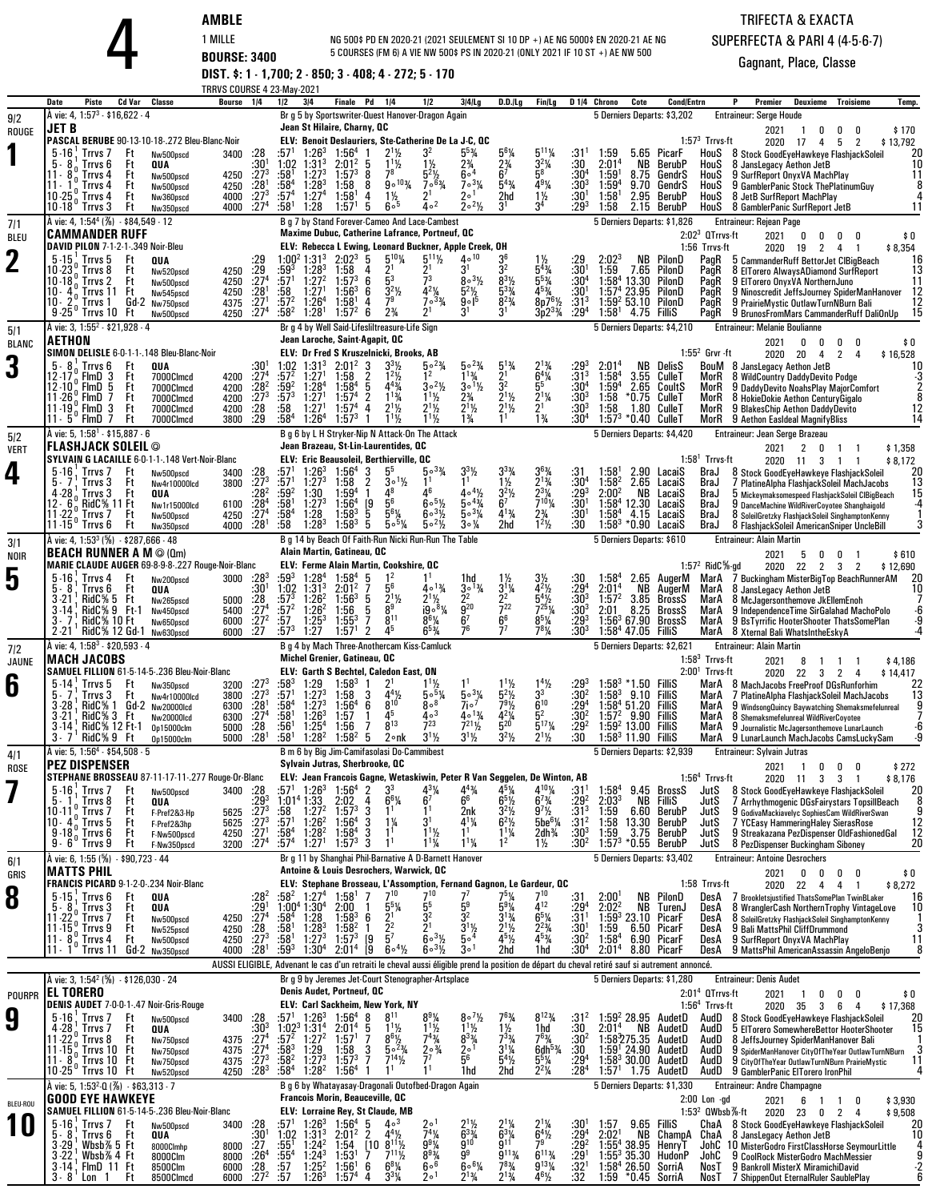# AMBLE

**4**

1 MILLE

NG 500$ PD EN 2020-21 (2021 SEULEMENT SI 10 DP +) AE NG 5000$ EN 2020-21 AE NG 5 COURSES (FM 6) A VIE NW 500$ PS IN 2020-21 (ONLY 2021 IF 10 ST +) AE NW 500

**BOURSE: 3400**

**DIST. $: 1 - 1,700; 2 - 850; 3 - 408; 4 - 272; 5 - 170**

TRRVS COURSE 4 23-May-2021

TRIFECTA & EXACTA
SUPERFECTA & PARI 4 (4-5-6-7)
Gagnant, Place, Classe

---

## 1 — JET B (9/2 ROUGE)

À vie: 4, 1:57³ - $16,622 - 4
Br g 5 by Sportswriter-Quest Hanover-Dragon Again
Jean St Hilaire, Charny, QC
PASCAL BERUBE 90-13-10-18-.272 Bleu-Blanc-Noir
ELV: Benoit Deslauriers, Ste-Catherine De La J-C, QC
5 Derniers Departs: $3,202 — Entraineur: Serge Houde
1:57³ Trrvs-ft — 2021: 1 0 0 0 $170 — 2020: 17 4 5 2 $13,792

| Date | Piste | Cd Var | Classe | Bourse | 1/4 | 1/2 | 3/4 | Finale | Pd | 1/4 | 1/2 | 3/4/Lg | D.D./Lg | Fin/Lg | D 1/4 | Chrono | Cote | Cond/Entrn | P | Premier Deuxieme Troisieme | Temp. |
|---|---|---|---|---|---|---|---|---|---|---|---|---|---|---|---|---|---|---|---|---|---|
| 5-16¹ | Trrvs 7 | Ft | Nw500pscd | 3400 | :28 | :57¹ | 1:26³ | 1:56⁴ | 1 | 2½ | 3² | 5⁵¾ | 5⁶¼ | 5¹¹¼ | :31¹ | 1:59 | 5.65 | PicarF HouS | 8 | Stock GoodEyeHawkeye FlashjackSoleil | 20 |
| 5-8³ | Trrvs 6 | Ft | QUA | | :30¹ | 1:02 | 1:31³ | 2:01² | 5 | 1½ | 1½ | 2¾ | 2¾ | 3²¼ | :30 | 2:01⁴ | NB | BerubP HouS | 8 | JansLegacy Aethon JetB | 10 |
| 11-8⁰ | Trrvs 4 | Ft | Nw500pscd | 4250 | :27³ | :58¹ | 1:27³ | 1:57³ | 8 | 7⁸ | 5²½ | 6∘⁴ | 6⁷ | 5⁸ | :30⁴ | 1:59¹ | 8.75 | GendrS HouS | 9 | SurfReport OnyxVA MachPlay | 11 |
| 11-1⁰ | Trrvs 4 | Ft | Nw500pscd | 4250 | :28¹ | :58⁴ | 1:28³ | 1:58 | 8 | 9∘¹⁰¾ | 7∘⁶¾ | 7∘³¼ | 5⁴¾ | 4⁹¼ | :30³ | 1:59⁴ | 9.70 | GendrS HouS | 9 | GamblerPanic Stock ThePlatinumGuy | 8 |
| 10-25⁰ | Trrvs 4 | Ft | Nw360pscd | 4000 | :27³ | :57⁴ | 1:27⁴ | 1:58¹ | 4 | 1½ | 2¹ | 2∘¹ | 2hd | 1½ | :30¹ | 1:58¹ | 2.95 | BerubP HouS | 8 | JetB SurfReport MachPlay | 4 |
| 10-18⁰ | Trrvs 3 | Ft | Nw350pscd | 4000 | :27⁴ | :58¹ | 1:28 | 1:57¹ | 5 | 6∘⁵ | 4∘² | 2∘²½ | 3¹ | 3⁴ | :29³ | 1:58 | 2.15 | BerubP HouS | 8 | GamblerPanic SurfReport JetB | 11 |

## 2 — CAMMANDER RUFF (7/1 BLEU)

À vie: 4, 1:54⁴ (⅞) - $84,549 - 12
B g 7 by Stand Forever-Cameo And Lace-Cambest
Maxime Dubuc, Catherine Lafrance, Portneuf, QC
DAVID PILON 7-1-2-1-.349 Noir-Bleu
ELV: Rebecca L Ewing, Leonard Buckner, Apple Creek, OH
5 Derniers Departs: $1,826 — Entraineur: Rejean Page
2:02³ QTrrvs-ft 2021: 0 0 0 0 $0 — 1:56 Trrvs-ft 2020: 19 2 4 1 $8,354

| Date | Piste | Cd Var | Classe | Bourse | 1/4 | 1/2 | 3/4 | Finale | Pd | 1/4 | 1/2 | 3/4/Lg | D.D./Lg | Fin/Lg | D 1/4 | Chrono | Cote | Cond/Entrn | P | Premier Deuxieme Troisieme | Temp. |
|---|---|---|---|---|---|---|---|---|---|---|---|---|---|---|---|---|---|---|---|---|---|
| 5-15¹ | Trrvs 5 | Ft | QUA | | :29 | 1:00² | 1:31³ | 2:02³ | 5 | 5¹⁰¼ | 5¹¹½ | 4∘¹⁰ | 3⁶ | 1½ | :29 | 2:02³ | NB | PilonD PagR | 5 | CammanderRuff BettorJet ClBigBeach | 16 |
| 10-23⁰ | Trrvs 8 | Ft | Nw520pscd | 4250 | :29 | :59³ | 1:28³ | 1:58 | 4 | 2¹ | 2¹ | 3¹ | 3² | 5⁴¾ | :30¹ | 1:59 | 7.65 | PilonD PagR | 8 | ElTorero AlwaysADiamond SurfReport | 13 |
| 10-18⁰ | Trrvs 2 | Ft | Nw500pscd | 4250 | :27⁴ | :57¹ | 1:27² | 1:57³ | 6 | 5³ | 7³ | 8∘³½ | 8³½ | 5⁵¾ | :30⁴ | 1:58⁴ | 13.30 | PilonD PagR | 9 | ElTorero OnyxVA NorthernJuno | 11 |
| 10-4⁰ | Trrvs 11 | Ft | Nw545pscd | 4250 | :28¹ | :58 | 1:27¹ | 1:56³ | 6 | 3²½ | 4²¼ | 5²½ | 5³¾ | 4⁵¾ | :30¹ | 1:57⁴ | 23.95 | PilonD PagR | 9 | Ninoscredit JeffsJourney SpiderManHanover | 12 |
| 10-2⁰ | Trrvs 1 | Gd-2 | Nw750pscd | 4375 | :27¹ | :57² | 1:26⁴ | 1:58¹ | 4 | 7⁹ | 7∘³¾ | 9∘l⁵ | 8²¾ | 8p7⁶½ | :31³ | 1:59² | 53.10 | PilonD PagR | 9 | PrairieMystic OutlawTurnNBurn Bali | 12 |
| 9-25⁰ | Trrvs 10 | Ft | Nw500pscd | 4250 | :27⁴ | :58² | 1:28¹ | 1:57² | 6 | 2¾ | 2¹ | 3¹ | 3¹ | 3p2³¾ | :29⁴ | 1:58¹ | 4.75 | FilliS PagR | 15 | BrunosFromMars CammanderRuff DaliOnUp | 15 |

## 3 — AETHON (5/1 BLANC)

À vie: 3, 1:55² - $21,928 - 4
Br g 4 by Well Said-Lifeslitltreasure-Life Sign
Jean Laroche, Saint-Agapit, QC
SIMON DELISLE 6-0-1-1-.148 Bleu-Blanc-Noir
ELV: Dr Fred S Kruszelnicki, Brooks, AB
5 Derniers Departs: $4,210 — Entraineur: Melanie Boulianne
1:55² Grvr-ft — 2021: 0 0 0 0 $0 — 2020: 20 4 2 4 $16,528

| Date | Piste | Cd Var | Classe | Bourse | 1/4 | 1/2 | 3/4 | Finale | Pd | 1/4 | 1/2 | 3/4/Lg | D.D./Lg | Fin/Lg | D 1/4 | Chrono | Cote | Cond/Entrn | P | Premier Deuxieme Troisieme | Temp. |
|---|---|---|---|---|---|---|---|---|---|---|---|---|---|---|---|---|---|---|---|---|---|
| 5-8³ | Trrvs 6 | Ft | QUA | | :30¹ | 1:02 | 1:31³ | 2:01² | 3 | 3³½ | 5∘²¾ | 5∘²¾ | 5¹¾ | 2¹¾ | :29³ | 2:01⁴ | NB | DelisS BouM | 8 | JansLegacy Aethon JetB | 10 |
| 12-17⁰ | FlmD 3 | Ft | 7000Clmcd | 4200 | :27⁴ | :57² | 1:27¹ | 1:58 | 2 | 1²½ | 1² | 1¹¾ | 2¹ | 6⁴¼ | :31³ | 1:58⁴ | 3.55 | CulleT MorR | 8 | WildCountry DaddyDevito Podge | -3 |
| 12-10⁰ | FlmD 5 | Ft | 7000Clmcd | 4200 | :28² | :59² | 1:28⁴ | 1:58⁴ | 5 | 4⁴¾ | 3∘²½ | 3∘¹½ | 3² | 5⁵ | :30⁴ | 1:59⁴ | 2.65 | CoultS MorR | 9 | DaddyDevito NoahsPlay MajorComfort | 2 |
| 11-26⁰ | FlmD 7 | Ft | 7000Clmcd | 4200 | :27³ | :57³ | 1:27¹ | 1:57⁴ | 2 | 1¹¾ | 1½ | 2¾ | 2½ | 2¼ | :30³ | 1:58 | *0.75 | CulleT MorR | 8 | HokieDokie Aethon CenturyGigalo | 8 |
| 11-19⁰ | FlmD 3 | Ft | 7000Clmcd | 4200 | :28 | :58 | 1:27¹ | 1:57⁴ | 4 | 2½ | 2½ | 2½ | 2½ | 2¹ | :30³ | 1:58 | 1.80 | CulleT MorR | 9 | BlakesChip Aethon DaddyDevito | 12 |
| 11-5⁰ | FlmD 7 | Ft | 7000Clmcd | 3800 | :29 | :58⁴ | 1:26⁴ | 1:57³ | 1 | 1½ | 1½ | 1¾ | 1¹ | 1¾ | :30⁴ | 1:57³ | *0.40 | CulleT MorR | 9 | Aethon Easldeal MagnifyBliss | 14 |

## 4 — FLASHJACK SOLEIL © (5/2 VERT)

À vie: 5, 1:58¹ - $15,887 - 6
B g 6 by L H Stryker-Nip N Attack-On The Attack
Jean Brazeau, St-Lin-Laurentides, QC
SYLVAIN G LACAILLE 6-0-1-1-.148 Vert-Noir-Blanc
ELV: Eric Beausoleil, Berthierville, QC
5 Derniers Departs: $4,420 — Entraineur: Jean Serge Brazeau
1:58¹ Trrvs-ft — 2021: 2 0 1 1 $1,358 — 2020: 11 3 1 1 $8,172

| Date | Piste | Cd Var | Classe | Bourse | 1/4 | 1/2 | 3/4 | Finale | Pd | 1/4 | 1/2 | 3/4/Lg | D.D./Lg | Fin/Lg | D 1/4 | Chrono | Cote | Cond/Entrn | P | Premier Deuxieme Troisieme | Temp. |
|---|---|---|---|---|---|---|---|---|---|---|---|---|---|---|---|---|---|---|---|---|---|
| 5-16¹ | Trrvs 7 | Ft | Nw500pscd | 3400 | :28 | :57¹ | 1:26³ | 1:56⁴ | 3 | 5⁵ | 5∘³¾ | 3³½ | 3³¾ | 3⁶¾ | :31 | 1:58¹ | 2.90 | LacaiS BraJ | 8 | Stock GoodEyeHawkeye FlashjackSoleil | 20 |
| 5-7¹ | Trrvs 3 | Ft | Nw4r10000lcd | 3800 | :27³ | :57¹ | 1:27³ | 1:58 | 2 | 3∘¹½ | 1¹ | 1¹ | 1½ | 2¹¾ | :30⁴ | 1:58² | 2.65 | LacaiS BraJ | 7 | PlatineAlpha FlashjackSoleil MachJacobs | 13 |
| 4-28⁰ | Trrvs 3 | Ft | QUA | | :28² | :59² | 1:30 | 1:59⁴ | 1 | 4⁸ | 4⁶ | 4∘⁴½ | 3½ | 2³¾ | :29³ | 2:00² | NB | LacaiS BraJ | 5 | Mickeymakssomespeed FlashjackSoleil ClBigBeach | 15 |
| 12-6⁰ | RidC⅝ 11 | Ft | Nw1r15000lcd | 6100 | :28⁴ | :58¹ | 1:27³ | 1:56⁴ | [9 | 5⁶ | 6∘⁵½ | 6∘⁴¾ | 6⁷ | 7¹⁰¼ | :30¹ | 1:58⁴ | 12.30 | LacaiS BraJ | 9 | DanceMachine WildRiverCoyotee Shanghaigold | -4 |
| 11-22⁰ | Trrvs 7 | Ft | Nw500pscd | 4250 | :27⁴ | :58⁴ | 1:28 | 1:58³ | 5 | 5⁶¾ | 6∘³½ | 5∘³¾ | 4¹¾ | 2¾ | :30¹ | 1:58⁴ | 4.15 | LacaiS BraJ | 8 | SoleilGretzky FlashjackSoleil SinghamptonKenny | 1 |
| 11-15⁰ | Trrvs 6 | Ft | Nw350pscd | 4000 | :28¹ | :58 | 1:28³ | 1:58³ | 5 | 5∘⁵¼ | 5∘²½ | 3∘¾ | 2hd | 1²½ | :30 | 1:58³ | *0.90 | LacaiS BraJ | 8 | FlashjackSoleil AmericanSniper UncleBill | 3 |

## 5 — BEACH RUNNER A M © (Qm) (3/1 NOIR)

À vie: 4, 1:53³ (⅝) - $287,666 - 48
B g 14 by Beach Of Faith-Run Nicki Run-Run The Table
Alain Martin, Gatineau, QC
MARIE CLAUDE AUGER 69-8-9-8-.227 Rouge-Noir-Blanc
ELV: Ferme Alain Martin, Cookshire, QC
5 Derniers Departs: $610 — Entraineur: Alain Martin
1:57² RidC⅝-gd — 2021: 5 0 0 1 $610 — 2020: 22 2 3 2 $12,690

| Date | Piste | Cd Var | Classe | Bourse | 1/4 | 1/2 | 3/4 | Finale | Pd | 1/4 | 1/2 | 3/4/Lg | D.D./Lg | Fin/Lg | D 1/4 | Chrono | Cote | Cond/Entrn | P | Premier Deuxieme Troisieme | Temp. |
|---|---|---|---|---|---|---|---|---|---|---|---|---|---|---|---|---|---|---|---|---|---|
| 5-16¹ | Trrvs 1 | Ft | Nw200pscd | 3000 | :28³ | :59³ | 1:28⁴ | 1:58⁴ | 5 | 1² | 1¹ | 1hd | 1½ | 3½ | :30 | 1:58⁴ | 2.65 | AugerM MarA | 7 | Buckingham MisterBigTop BeachRunnerAM | 20 |
| 5-8³ | Trrvs 6 | Ft | QUA | | :30¹ | 1:02 | 1:31³ | 2:01² | 7 | 5⁶ | 4∘¹¾ | 3∘¹¾ | 3¹¼ | 4²½ | :29⁴ | 2:01⁴ | NB | AugerM MarA | 8 | JansLegacy Aethon JetB | 10 |
| 3-21¹ | RidC⅝ 5 | Ft | Nw265pscd | 5000 | :28 | :57³ | 1:26² | 1:56³ | 5 | 2½ | 2½ | 2² | 2² | 5⁴½ | :30³ | 1:57² | 3.85 | BrossS MarA | 8 | McJagersonthemove JkEllemEnoh | 7 |
| 3-14¹ | RidC⅝ 9 | Ft-1 | Nw450pscd | 5400 | :27⁴ | :57² | 1:26² | 1:56 | 5 | 8⁹ | i9∘⁸¾ | 9²⁰ | 7²² | 7²⁵¼ | :30³ | 2:01 | 8.25 | BrossS MarA | 9 | IndependenceTime SirGalahad MachoPolo | -6 |
| 3-7¹ | RidC⅝ 10 | Ft | Nw650pscd | 6000 | :27² | :57 | 1:25³ | 1:55³ | 7 | 8¹¹ | 8⁶¼ | 6⁷ | 6⁶ | 8⁵¾ | :29³ | 1:56³ | 67.90 | BrossS MarA | 9 | BsTyrrific HooterShooter ThatsSomePlan | -9 |
| 2-21¹ | RidC⅝ 12 | Gd-1 | Nw630pscd | 6000 | :27 | :57³ | 1:27 | 1:57¹ | 2 | 4⁵ | 6⁵¾ | 7⁶ | 7⁷ | 7⁸¼ | :30³ | 1:58⁴ | 47.05 | FilliS MarA | 8 | Xternal Bali WhatsIntheEskyA | -4 |

## 6 — MACH JACOBS (7/2 JAUNE)

À vie: 4, 1:58³ - $20,593 - 4
B g 4 by Mach Three-Anothercam Kiss-Camluck
Michel Grenier, Gatineau, QC
SAMUEL FILLION 61-5-14-5-.236 Bleu-Noir-Blanc
ELV: Garth S Bechtel, Caledon East, ON
5 Derniers Departs: $2,621 — Entraineur: Alain Martin
1:58³ Trrvs-ft — 2021: 8 1 1 1 $4,186 — 2:00¹ Trrvs-ft 2020: 22 3 2 4 $14,417

| Date | Piste | Cd Var | Classe | Bourse | 1/4 | 1/2 | 3/4 | Finale | Pd | 1/4 | 1/2 | 3/4/Lg | D.D./Lg | Fin/Lg | D 1/4 | Chrono | Cote | Cond/Entrn | P | Premier Deuxieme Troisieme | Temp. |
|---|---|---|---|---|---|---|---|---|---|---|---|---|---|---|---|---|---|---|---|---|---|
| 5-14¹ | Trrvs 5 | Ft | Nw350pscd | 3200 | :27³ | :58³ | 1:29 | 1:58³ | 1 | 2¹ | 1½ | 1¹ | 1½ | 1⁴½ | :29³ | 1:58³ | *1.50 | FilliS MarA | 8 | MachJacobs FreeProof DGsRunforhim | 22 |
| 5-7¹ | Trrvs 3 | Ft | Nw4r10000lcd | 3800 | :27³ | :57¹ | 1:27³ | 1:58 | 3 | 4⁴½ | 5∘⁵¼ | 5∘³¼ | 5²½ | 3³ | :30² | 1:58³ | 9.10 | FilliS MarA | 7 | PlatineAlpha FlashjackSoleil MachJacobs | 13 |
| 3-28¹ | RidC⅝ 1 | Gd-2 | Nw20000lcd | 6300 | :28¹ | :58⁴ | 1:27⁴ | 1:58 | 6 | 8¹⁰ | 8∘⁸ | 7i∘⁷ | 7⁸½ | 6¹⁰ | :29⁴ | 1:58⁴ | 51.20 | FilliS MarA | 9 | WindsongQuincy Baywatching Shemaksmefelunreal | 9 |
| 3-21¹ | RidC⅝ 3 | Ft | Nw20000lcd | 6300 | :27⁴ | :58¹ | 1:26³ | 1:57 | 1 | 4⁵ | 4∘³ | 4∘¹¾ | 4²¾ | 5² | :30² | 1:57² | 9.90 | FilliS MarA | 7 | Shemaksmefelunreal WildRiverCoyotee | 7 |
| 3-14¹ | RidC⅝ 12 | Ft-1 | Op15000clm | 5000 | :28 | :56¹ | 1:25⁴ | 1:56 | 7 | 8¹³ | 7²³ | 7²¹½ | 5²⁰ | 5¹⁷¼ | :29² | 1:59² | 13.00 | FilliS MarA | 9 | Journalistic McJagersonthemove LunarLaunch | -6 |
| 3-7¹ | RidC⅝ 9 | Ft | Op15000clm | 5000 | :28¹ | :58¹ | 1:28² | 1:58² | 5 | 2∘nk | 3¹½ | 3¹½ | 3²½ | 2¹½ | :30 | 1:58³ | 11.90 | FilliS MarA | 9 | LunarLaunch MachJacobs CamsLuckySam | -9 |

## 7 — PEZ DISPENSER (4/1 ROSE)

À vie: 5, 1:56⁴ - $54,508 - 5
B m 6 by Big Jim-Camifasolasi Do-Cammibest
Sylvain Jutras, Sherbrooke, QC
STEPHANE BROSSEAU 87-11-17-11-.277 Rouge-Or-Blanc
ELV: Jean Francois Gagne, Wetaskiwin, Peter R Van Seggelen, De Winton, AB
5 Derniers Departs: $2,939 — Entraineur: Sylvain Jutras
1:56⁴ Trrvs-ft — 2021: 1 0 0 0 $272 — 2020: 11 3 3 1 $8,176

| Date | Piste | Cd Var | Classe | Bourse | 1/4 | 1/2 | 3/4 | Finale | Pd | 1/4 | 1/2 | 3/4/Lg | D.D./Lg | Fin/Lg | D 1/4 | Chrono | Cote | Cond/Entrn | P | Premier Deuxieme Troisieme | Temp. |
|---|---|---|---|---|---|---|---|---|---|---|---|---|---|---|---|---|---|---|---|---|---|
| 5-16¹ | Trrvs 7 | Ft | Nw500pscd | 3400 | :28 | :57¹ | 1:26³ | 1:56⁴ | 2 | 3³ | 4³¼ | 4⁴¾ | 4⁵¼ | 4¹⁰¼ | :31¹ | 1:58⁴ | 9.45 | BrossS JutS | 8 | Stock GoodEyeHawkeye FlashjackSoleil | 20 |
| 5-1¹ | Trrvs 8 | Ft | QUA | | :29³ | 1:01⁴ | 1:33 | 2:02 | 4 | 6⁶¼ | 6⁷ | 6⁶ | 6⁵½ | 6⁷¾ | :29² | 2:03³ | NB | FilliS JutS | 7 | Arrhythmogenic DGsFairystars TopsillBeach | 8 |
| 10-11⁰ | Trrvs 7 | Ft | F-Pref2&3-Hp | 5625 | :27³ | :58 | 1:27² | 1:57³ | 3 | 1¹ | 1¹ | 2nk | 3²½ | 9⁷½ | :31³ | 1:59 | 6.60 | BerubP JutS | 9 | GodivaMackiavelyc SophiesCam WildRiverSwan | 9 |
| 10-4⁰ | Trrvs 5 | Ft | F-Pref2&3hp | 5625 | :27³ | :57¹ | 1:26² | 1:56⁴ | 3 | 1¾ | 3¹ | 4¹¼ | 6²½ | 5be⁶¼ | :31² | 1:58 | 13.30 | BerubP JutS | 7 | YCEasy HammeringHaley SierasRose | 12 |
| 9-18⁰ | Trrvs 6 | Ft | F-Nw500pscd | 4250 | :27¹ | :58⁴ | 1:28² | 1:58⁴ | 3 | 1¹ | 1½ | 1¹ | 1¼ | 2dh¾ | :30³ | 1:59 | 3.75 | BerubP JutS | 9 | Streakazana PezDispenser OldFashionedGal | 12 |
| 9-6⁰ | Trrvs 9 | Ft | F-Nw350pscd | 3200 | :27⁴ | :57⁴ | 1:27¹ | 1:57³ | 3 | 1¹ | 1¼ | 1¹¼ | 1² | 1½ | :30² | 1:57³ | *0.55 | BerubP JutS | 8 | PezDispenser Buckingham Siboney | 20 |

## 8 — MATTS PHIL (6/1 GRIS)

À vie: 6, 1:55 (⅝) - $90,723 - 44
Br g 11 by Shanghai Phil-Barnative A D-Barnett Hanover
Antoine & Louis Desrochers, Warwick, QC
FRANCIS PICARD 9-1-2-0-.234 Noir-Blanc
ELV: Stephane Brosseau, L'Assomption, Fernand Gagnon, Le Gardeur, QC
5 Derniers Departs: $3,402 — Entraineur: Antoine Desrochers
1:58 Trrvs-ft — 2021: 0 0 0 0 $0 — 2020: 22 4 4 1 $8,272

| Date | Piste | Cd Var | Classe | Bourse | 1/4 | 1/2 | 3/4 | Finale | Pd | 1/4 | 1/2 | 3/4/Lg | D.D./Lg | Fin/Lg | D 1/4 | Chrono | Cote | Cond/Entrn | P | Premier Deuxieme Troisieme | Temp. |
|---|---|---|---|---|---|---|---|---|---|---|---|---|---|---|---|---|---|---|---|---|---|
| 5-15¹ | Trrvs 6 | Ft | QUA | | :28² | :58² | 1:27⁴ | 1:58¹ | 7 | 7¹⁰ | 7¹⁰ | 7⁷ | 7⁵¼ | 7¹⁰ | :31 | 2:00¹ | NB | PilonD DesA | 7 | Brookletsjustified ThatsSomePlan TwinBLaker | 16 |
| 5-8³ | Trrvs 3 | Ft | QUA | | :29¹ | 1:00⁴ | 1:30⁴ | 2:00 | 1 | 5⁵¼ | 5⁵ | 5⁹ | 5⁹¼ | 4¹² | :29⁴ | 2:02² | NB | TurenJ DesA | 8 | WranglerCash NorthernTrophy VintageLove | 10 |
| 11-22⁰ | Trrvs 7 | Ft | Nw500pscd | 4250 | :27⁴ | :58⁴ | 1:28 | 1:58³ | 6 | 2¹ | 3² | 3² | 3¹¼ | 6⁵¼ | :31¹ | 1:59³ | 23.10 | PicarF DesA | 8 | SoleilGretzky FlashjackSoleil SinghamptonKenny | 1 |
| 11-15⁰ | Trrvs 9 | Ft | Nw525pscd | 4250 | :28 | :58¹ | 1:28³ | 1:58² | 1 | 2² | 2¹ | 3¹½ | 2¹½ | 2²¾ | :30¹ | 1:59 | 6.50 | PicarF DesA | 8 | Bali MattsPhil CliffDrummond | 3 |
| 11-8⁰ | Trrvs 4 | Ft | Nw500pscd | 4250 | :27³ | :58¹ | 1:27³ | 1:57³ | [9 | 5⁷ | 6∘³½ | 5∘⁴ | 4⁵½ | 4⁵¾ | :30² | 1:58⁴ | 6.90 | PicarF DesA | 9 | SurfReport OnyxVA MachPlay | 11 |
| 11-1⁰ | Trrvs 11 | Gd-2 | Nw350pscd | 4000 | :28¹ | :59³ | 1:30⁴ | 2:01⁴ | [9 | 6∘⁴½ | 6∘³½ | 3∘¹ | 2hd | 1hd | :30⁴ | 2:01⁴ | 8.80 | PicarF DesA | 9 | MattsPhil AmericanAssassin AngeloBenjo | 8 |

AUSSI ELIGIBLE, Advenant le cas d'un retrait le cheval aussi éligible prend la position de départ du cheval retiré sauf si autrement annoncé.

## 9 — EL TORERO (POURPR)

À vie: 3, 1:54² (⅝) - $126,030 - 24
Br g 9 by Jeremes Jet-Court Stenographer-Artsplace
Denis Audet, Portneuf, QC
DENIS AUDET 7-0-0-1-.47 Noir-Gris-Rouge
ELV: Carl Sackheim, New York, NY
5 Derniers Departs: $1,280 — Entraineur: Denis Audet
2:01⁴ QTrrvs-ft 2021: 1 0 0 0 $0 — 1:56⁴ Trrvs-ft 2020: 35 3 6 4 $17,368

| Date | Piste | Cd Var | Classe | Bourse | 1/4 | 1/2 | 3/4 | Finale | Pd | 1/4 | 1/2 | 3/4/Lg | D.D./Lg | Fin/Lg | D 1/4 | Chrono | Cote | Cond/Entrn | P | Premier Deuxieme Troisieme | Temp. |
|---|---|---|---|---|---|---|---|---|---|---|---|---|---|---|---|---|---|---|---|---|---|
| 5-16¹ | Trrvs 7 | Ft | Nw500pscd | 3400 | :28 | :57¹ | 1:26³ | 1:56⁴ | 8 | 8¹¹ | 8⁹¼ | 8∘⁷½ | 7⁶¾ | 8¹²¾ | :31² | 1:59² | 28.95 | AudetD AudD | 8 | Stock GoodEyeHawkeye FlashjackSoleil | 20 |
| 4-28¹ | Trrvs 7 | Ft | QUA | | :30³ | 1:02³ | 1:31⁴ | 2:01⁴ | 5 | 1½ | 1½ | 1½ | 1½ | 1hd | :30 | 2:01⁴ | NB | AudetD AudD | 5 | ElTorero SomewhereBettor HooterShooter | 15 |
| 11-22⁰ | Trrvs 8 | Ft | Nw750pscd | 4375 | :27⁴ | :57² | 1:27² | 1:57 | 7 | 8⁶½ | 7⁴¾ | 8³¾ | 7³¾ | 7⁶¾ | :30² | 1:58³ | 275.35 | AudetD AudD | 8 | JeffsJourney SpiderManHanover Bali | 1 |
| 11-15⁰ | Trrvs 10 | Ft | Nw750pscd | 4375 | :28³ | :58³ | 1:29 | 1:58 | 3 | 5∘²¾ | 2∘¾ | 2∘¹ | 3¹¼ | 6dh⁵¾ | :30 | 1:59¹ | 24.90 | AudetD AudD | 9 | SpiderManHanover CityOfTheYear OutlawTurnNBurn | 3 |
| 11-8⁰ | Trrvs 10 | Ft | Nw750pscd | 4375 | :27³ | :58² | 1:27³ | 1:57³ | 7 | 7¹⁴½ | 7⁷ | 5⁶ | 5⁴½ | 5⁵¼ | :29⁴ | 1:58³ | 30.00 | AudetD AudD | 9 | CityOfTheYear OutlawTurnNBurn PrairieMystic | 11 |
| 10-25⁰ | Trrvs 10 | Ft | Nw520pscd | 4250 | :28³ | :58⁴ | 1:28² | 1:56⁴ | 1 | 1¹ | 1¹ | 1hd | 2²¼ | | :28⁴ | 1:57¹ | 1.75 | AudetD AudD | 9 | GamblerPanic ElTorero IronPhil | 4 |

## 10 — GOOD EYE HAWKEYE (BLEU-ROU)

À vie: 5, 1:53²-Q (⅝) - $63,313 - 7
B g 6 by Whatayasay-Dragonali Outofbed-Dragon Again
Francois Morin, Beauceville, QC
SAMUEL FILLION 61-5-14-5-.236 Bleu-Noir-Blanc
ELV: Lorraine Rey, St Claude, MB
5 Derniers Departs: $1,330 — Entraineur: Andre Champagne
2:00 Lon -gd — 2021: 6 1 1 0 $3,930 — 1:53² QWbsb⅞-ft 2020: 23 0 2 4 $9,508

| Date | Piste | Cd Var | Classe | Bourse | 1/4 | 1/2 | 3/4 | Finale | Pd | 1/4 | 1/2 | 3/4/Lg | D.D./Lg | Fin/Lg | D 1/4 | Chrono | Cote | Cond/Entrn | P | Premier Deuxieme Troisieme | Temp. |
|---|---|---|---|---|---|---|---|---|---|---|---|---|---|---|---|---|---|---|---|---|---|
| 5-16¹ | Trrvs 7 | Ft | Nw500pscd | 3400 | :28 | :57¹ | 1:26³ | 1:56⁴ | 5 | 4∘³ | 2∘¹ | 2¹½ | 2¼ | 2¹¼ | :30¹ | 1:57 | 9.65 | FilliS ChaA | 8 | Stock GoodEyeHawkeye FlashjackSoleil | 20 |
| 5-8³ | Trrvs 6 | Ft | QUA | | :30¹ | 1:02 | 1:31³ | 2:01² | 2 | 4⁴½ | 7⁴¼ | 6³¾ | 6³¼ | 6⁴½ | :29⁴ | 2:02¹ | NB | ChampA ChaA | 8 | JansLegacy Aethon JetB | 10 |
| 3-29¹ | Wbsb⅞ 5 | Ft | 8000Clmhp | 8000 | :27 | :55¹ | 1:24² | 1:54 | [10 | 8¹¹½ | 9⁸¾ | 9¹⁰ | 9¹¹ | 7⁹ | :29² | 1:55⁴ | 38.95 | HenryT JohC | 10 | MisterGodro FirstClassHorse SeymourLittle | 4 |
| 3-22¹ | Wbsb⅞ 4 | Ft | 8000Clm | 8000 | :26⁴ | :55⁴ | 1:24³ | 1:53¹ | 7 | 7¹¹½ | 8⁹¾ | 9⁹ | 9¹¹¾ | 6¹¹¾ | :29¹ | 1:55³ | 35.30 | HudonP JohC | 9 | CoolRock MisterGodro MachMessier | 9 |
| 3-14¹ | FlmD 11 | Ft | 8500Clm | 6000 | :28 | :57 | 1:25² | 1:56¹ | 6 | 6⁸¾ | 6∘⁶ | 6∘⁶¼ | 7⁸¾ | 9¹³¼ | :32¹ | 1:58⁴ | 26.50 | SorriA NosT | 9 | Bankroll MisterX MiramichiDavid | -2 |
| 3-8¹ | Lon 1 | Ft | 8500Clmcd | 6000 | :27² | :57 | 1:26³ | 1:57⁴ | 4 | 3³¾ | 2∘¹ | 2¹¾ | 2¹¾ | 4⁶½ | :32 | 1:59 | *0.45 | SorriA NosT | 9 | ShippenOut EternalRuler SaublePlay | 6 |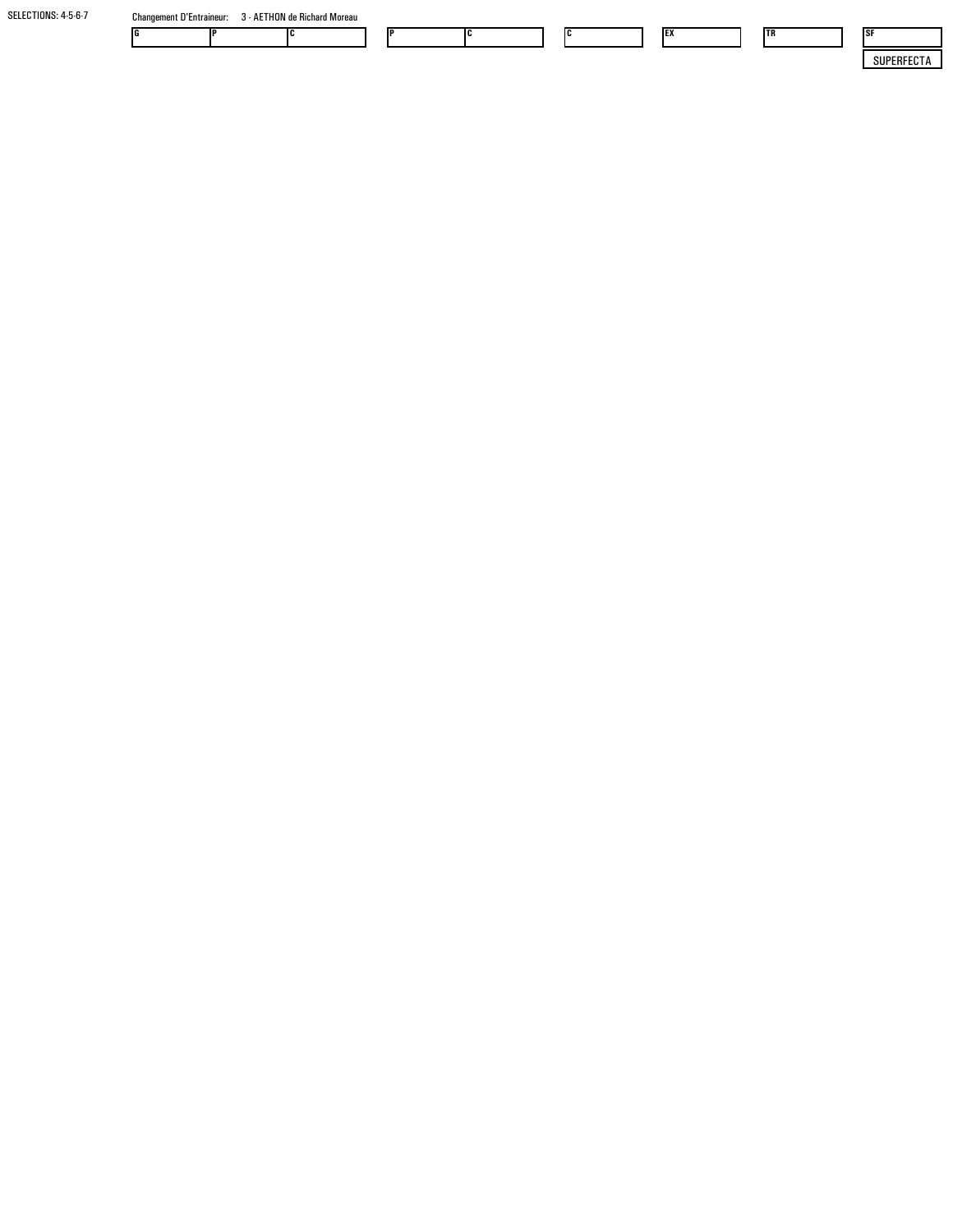SELECTIONS: 4-5-6-7

Changement D'Entraineur: 3 - AETHON de Richard Moreau

| G | P | C | | P | C | | C | | EX | | TR | | SF |
|---|---|---|---|---|---|---|---|---|---|---|---|---|---|
| | | | | | | | | | | | | | |

SUPERFECTA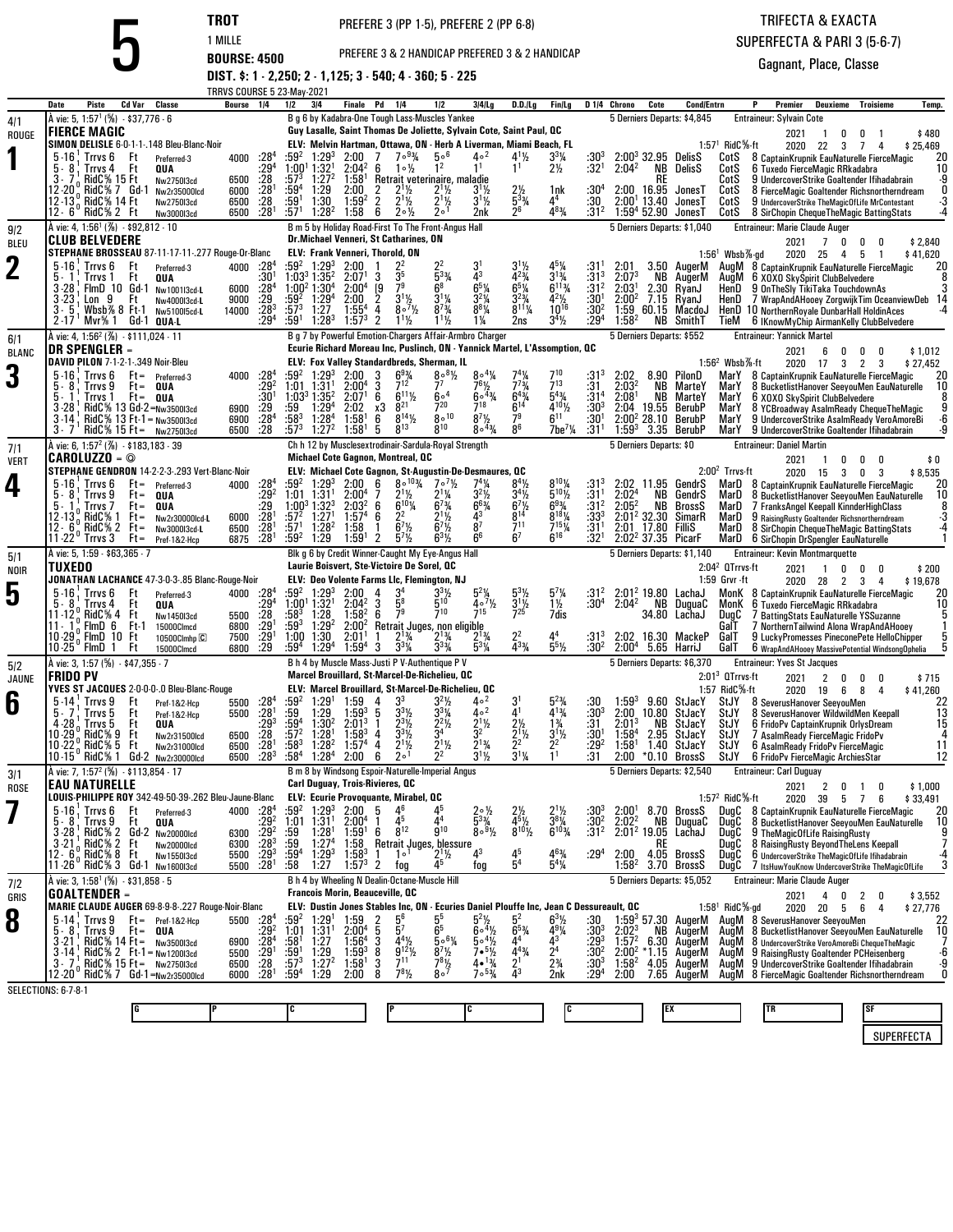# 5

**TROT** — PREFERE 3 (PP 1-5), PREFERE 2 (PP 6-8)

1 MILLE

**BOURSE: 4500** — PREFERE 3 & 2 HANDICAP PREFERED 3 & 2 HANDICAP

**DIST. $: 1 - 2,250; 2 - 1,125; 3 - 540; 4 - 360; 5 - 225**

TRRVS COURSE 5 23-May-2021

TRIFECTA & EXACTA
SUPERFECTA & PARI 3 (5-6-7)
Gagnant, Place, Classe

---

## 1 — 4/1 ROUGE — FIERCE MAGIC

À vie: 5, 1:57¹ (⅝) - $37,776 - 6
B g 6 by Kadabra-One Tough Lass-Muscles Yankee
Guy Lasalle, Saint Thomas De Joliette, Sylvain Cote, Saint Paul, QC
SIMON DELISLE 6-0-1-1-.148 Bleu-Blanc-Noir
ELV: Melvin Hartman, Ottawa, ON - Herb A Liverman, Miami Beach, FL — 1:57¹ RidC⅝-ft
5 Derniers Departs: $4,845 — Entraineur: Sylvain Cote
2021: 1 0 0 1 $480 — 2020: 22 3 7 4 $25,469

| Date | Piste | Cd Var | Classe | Bourse | 1/4 | 1/2 | 3/4 | Finale | Pd | 1/4 | 1/2 | 3/4/Lg | D.D./Lg | Fin/Lg | D 1/4 | Chrono | Cote | Cond/Entrn | P | Premier Deuxieme Troisieme | Temp. |
|---|---|---|---|---|---|---|---|---|---|---|---|---|---|---|---|---|---|---|---|---|---|
| 5-16 | Trrvs 6 | Ft | Preferred-3 | 4000 | :28⁴ | :59² | 1:29³ | 2:00 | 7 | 7○9¾ | 5○6 | 4○² | 4½ | 3¾ | :30³ | 2:00³ | 32.95 | DelisS CotS | 8 | CaptainKrypnia EauNaturelle FierceMagic | 20 |
| 5-8 | Trrvs 4 | Ft | QUA | | :29⁴ | 1:00¹ | 1:32¹ | 2:04² | 6 | 1○½ | 1² | 1¹ | 1¹ | 2½ | :32¹ | 2:04² | NB | DelisS CotS | 6 | Tuxedo FierceMagic RRkadabra | 10 |
| 3-7 | RidC⅝ 15 | Ft | Nw2750l3cd | 6500 | :28 | :57³ | 1:27² | 1:58¹ | | Retrait veterinaire, maladie | | | | | | | RE | CotS | 9 | UndercoverStrike Goaltender Ifihadabrain | -9 |
| 12-20⁰ | RidC⅝ 7 | Gd-1 | Nw2r35000lcd | 6000 | :28¹ | :59⁴ | 1:29 | 2:00 | 2 | 2½ | 2½ | 3½ | 2½ | 1nk | :30⁴ | 2:00 | 16.95 | JonesT CotS | 8 | FierceMagic Goaltender Richsnortherndream | 0 |
| 12-13⁰ | RidC⅝ 14 | Ft | Nw2750l3cd | 6500 | :28 | :59¹ | 1:30 | 1:59² | 2 | 2½ | 2½ | 3½ | 5¾ | 4⁴ | :30 | 2:00¹ | 13.40 | JonesT CotS | 9 | UndercoverStrike TheMagicOfLife MrContestant | -3 |
| 12-6⁰ | RidC⅝ 2 | Ft | Nw3000l3cd | 6500 | :28¹ | :57¹ | 1:28² | 1:58 | 6 | 2○½ | 2○¹ | 2nk | 2⁶ | 4⁸¾ | :31² | 1:59⁴ | 52.90 | JonesT CotS | 8 | SirChopin ChequeTheMagic BattingStats | -4 |

## 2 — 9/2 BLEU — CLUB BELVEDERE

À vie: 4, 1:56¹ (⅞) - $92,812 - 10
B m 5 by Holiday Road-First To The Front-Angus Hall
Dr.Michael Venneri, St Catharines, ON
STEPHANE BROSSEAU 87-11-17-11-.277 Rouge-Or-Blanc
ELV: Frank Venneri, Thorold, ON — 1:56¹ Wbsb⅞-gd
5 Derniers Departs: $1,040 — Entraineur: Marie Claude Auger
2021: 7 0 0 0 $2,840 — 2020: 25 4 5 1 $41,620

| Date | Piste | Cd Var | Classe | Bourse | 1/4 | 1/2 | 3/4 | Finale | Pd | 1/4 | 1/2 | 3/4/Lg | D.D./Lg | Fin/Lg | D 1/4 | Chrono | Cote | Cond/Entrn | P | Premier Deuxieme Troisieme | Temp. |
|---|---|---|---|---|---|---|---|---|---|---|---|---|---|---|---|---|---|---|---|---|---|
| 5-16 | Trrvs 6 | Ft | Preferred-3 | 4000 | :28⁴ | :59² | 1:29³ | 2:00 | 1 | 2² | 2² | 3¹ | 3½ | 4⁵¼ | :31¹ | 2:01 | 3.50 | AugerM AugM | 8 | CaptainKrypnia EauNaturelle FierceMagic | 20 |
| 5-1 | Trrvs 1 | Ft | QUA | | :30¹ | 1:03³ | 1:35² | 2:07¹ | 3 | 3⁵ | 5³¾ | 4³ | 4³¾ | 3¹¾ | :31³ | 2:07³ | NB | AugerM AugM | 6 | XOXO SkySpirit ClubBelvedere | 8 |
| 3-28 | FlmD 10 | Gd-1 | Nw10013cd-L | 6000 | :28⁴ | 1:00² | 1:30⁴ | 2:00⁴ | [9 | 7⁹ | 6⁸ | 6⁵¼ | 6⁵¾ | 6¹¹¾ | :31² | 2:03¹ | 2.30 | RyanJ HenD | 9 | OnTheSly TikiTaka TouchdownAs | 3 |
| 3-23 | Lon 9 | Ft | Nw4000l3cd-L | 9000 | :29 | :59² | 1:29⁴ | 2:00 | 2 | 3½ | 3¹¼ | 3²¾ | 3³¾ | 4²½ | :30¹ | 2:00² | 7.15 | RyanJ HenD | 7 | WrapAndAHooey ZorgwijkTim OceanviewDeb | 14 |
| 3-5 | Wbsb⅞ 8 | Ft-1 | Nw5100l5cd-L | 14000 | :28³ | :57³ | 1:27 | 1:55⁴ | 4 | 8○⁷½ | 8⁷¾ | 8⁸¼ | 8¹¹¼ | 10¹⁶ | :30² | 1:59 | 60.15 | MacdoJ HenD | 10 | NorthernRoyale DunbarHall HoldinAces | -4 |
| 2-17 | Mvr⅝ 1 | Gd-1 | QUA-L | | :29⁴ | :59¹ | 1:28³ | 1:57³ | 2 | 1½ | 1½ | 1¾ | 2ns | 3⁴½ | :29⁴ | 1:58² | NB | SmithT TieM | 6 | IKnowMyChip AirmanKelly ClubBelvedere | |

## 3 — 6/1 BLANC — DR SPENGLER =

À vie: 4, 1:56² (⅞) - $111,024 - 11
B g 7 by Powerful Emotion-Chargers Affair-Armbro Charger
Ecurie Richard Moreau Inc, Puslinch, ON - Yannick Martel, L'Assomption, QC
DAVID PILON 7-1-2-1-.349 Noir-Bleu
ELV: Fox Valley Standardbreds, Sherman, IL — 1:56² Wbsb⅞-ft
5 Derniers Departs: $552 — Entraineur: Yannick Martel
2021: 6 0 0 0 $1,012 — 2020: 17 3 2 3 $27,452

| Date | Piste | Cd Var | Classe | Bourse | 1/4 | 1/2 | 3/4 | Finale | Pd | 1/4 | 1/2 | 3/4/Lg | D.D./Lg | Fin/Lg | D 1/4 | Chrono | Cote | Cond/Entrn | P | Premier Deuxieme Troisieme | Temp. |
|---|---|---|---|---|---|---|---|---|---|---|---|---|---|---|---|---|---|---|---|---|---|
| 5-16 | Trrvs 6 | Ft= | Preferred-3 | 4000 | :28⁴ | :59² | 1:29³ | 2:00 | 3 | 6⁹¾ | 8○⁸½ | 8○⁴¼ | 7⁴¼ | 7¹⁰ | :31³ | 2:02 | 8.90 | PilonD MarY | 8 | CaptainKrypnia EauNaturelle FierceMagic | 20 |
| 5-8 | Trrvs 9 | Ft= | QUA | | :29² | 1:01 | 1:31¹ | 2:00⁴ | 3 | 7¹² | 7⁷ | 7⁶½ | 7⁷¾ | 7¹³ | :31 | 2:03² | NB | MarteY MarY | 8 | BucketlistHanover SeeyouMen EauNaturelle | 10 |
| 5-1 | Trrvs 1 | Ft= | QUA | | :30¹ | 1:03³ | 1:35² | 2:07¹ | 6 | 6¹¹½ | 6○⁴ | 6○⁴¾ | 6⁴¾ | 5⁴¾ | :31⁴ | 2:08¹ | NB | MarteY MarY | 6 | XOXO SkySpirit ClubBelvedere | 8 |
| 3-28 | RidC⅝ 13 | Gd-2= | Nw3500l3cd | 6900 | :29 | :59 | 1:29⁴ | 2:02 | x3 | 8²¹ | 7²⁰ | 7¹⁸ | 6¹⁴ | 4¹⁰½ | :30³ | 2:04 | 19.55 | BerubP MarY | 8 | YCBroadway AsalmReady ChequeTheMagic | 9 |
| 3-14 | RidC⅝ 13 | Ft-1= | Nw3500l3cd | 6900 | :28⁴ | :58³ | 1:28⁴ | 1:58¹ | 6 | 8¹⁴½ | 8○¹⁰ | 8⁷½ | 7⁹ | 6¹¹ | :30¹ | 2:00² | 28.10 | BerubP MarY | 9 | UndercoverStrike AsalmReady VeroAmoreBi | -6 |
| 3-7 | RidC⅝ 15 | Ft= | Nw2750l3cd | 6500 | :28 | :57³ | 1:27² | 1:58¹ | 5 | 8¹³ | 8¹⁰ | 8○⁴¾ | 8⁶ | 7be⁷¼ | :31¹ | 1:59³ | 3.35 | BerubP MarY | 9 | UndercoverStrike Goaltender Ifihadabrain | -9 |

## 4 — 7/1 VERT — CAROLUZZO = ◎

À vie: 6, 1:57² (⅞) - $183,183 - 39
Ch h 12 by Musclesextrodinair-Sardula-Royal Strength
Michael Cote Gagnon, Montreal, QC
STEPHANE GENDRON 14-2-2-3-.293 Vert-Blanc-Noir
ELV: Michael Cote Gagnon, St-Augustin-De-Desmaures, QC — 2:00² Trrvs-ft
5 Derniers Departs: $0 — Entraineur: Daniel Martin
2021: 1 0 0 0 $0 — 2020: 15 3 0 3 $8,535

| Date | Piste | Cd Var | Classe | Bourse | 1/4 | 1/2 | 3/4 | Finale | Pd | 1/4 | 1/2 | 3/4/Lg | D.D./Lg | Fin/Lg | D 1/4 | Chrono | Cote | Cond/Entrn | P | Premier Deuxieme Troisieme | Temp. |
|---|---|---|---|---|---|---|---|---|---|---|---|---|---|---|---|---|---|---|---|---|---|
| 5-16 | Trrvs 6 | Ft= | Preferred-3 | 4000 | :28⁴ | :59² | 1:29³ | 2:00 | 6 | 8○¹⁰¾ | 7○⁷½ | 7⁴¾ | 8⁴½ | 8¹⁰¼ | :31³ | 2:02 | 11.95 | GendrS MarD | 8 | CaptainKrypnia EauNaturelle FierceMagic | 20 |
| 5-8 | Trrvs 9 | Ft= | QUA | | :29² | 1:01 | 1:31¹ | 2:00⁴ | 7 | 2½ | 2¼ | 3²½ | 3⁴½ | 5¹⁰½ | :31¹ | 2:02⁴ | NB | GendrS MarD | 8 | BucketlistHanover SeeyouMen EauNaturelle | 10 |
| 5-1 | Trrvs 7 | Ft= | QUA | | :30³ | 1:00³ | 1:32³ | 2:03² | 6 | 6¹⁰¼ | 6⁷¾ | 6⁶¾ | 6⁷½ | 6⁹¾ | :31² | 2:05² | NB | BrossS MarD | 7 | FranksAngel Keepall KinnderHighClass | 8 |
| 12-13⁰ | RidC⅝ 1 | Ft= | Nw2r30000lcd-L | 6000 | :28¹ | :57² | 1:27¹ | 1:57⁴ | 6 | 2² | 2½ | 4³ | 8¹⁴ | 8¹⁸¼ | :33³ | 2:01² | 32.30 | SimarR MarD | 9 | RaisingRusty Goaltender Richsnortherndream | -3 |
| 12-6⁰ | RidC⅝ 2 | Ft= | Nw3000l3cd-L | 6500 | :28¹ | :57¹ | 1:28² | 1:58 | 1 | 6⁷½ | 6⁷½ | 8⁷ | 7¹¹ | 7¹⁵¼ | :31¹ | 2:01 | 17.80 | FilliS MarD | 8 | SirChopin ChequeTheMagic BattingStats | -4 |
| 11-22⁰ | Trrvs 3 | Ft= | Pref-1&2-Hcp | 6875 | :28¹ | :59² | 1:29 | 1:59¹ | 2 | 5⁷½ | 6³½ | 6⁶ | 6⁷ | 6¹⁶ | :32¹ | 2:02³ | 37.35 | PicarF MarD | 6 | SirChopin DrSpengler EauNaturelle | 1 |

## 5 — 5/1 NOIR — TUXEDO

À vie: 5, 1:59 - $63,365 - 7
Blk g 6 by Credit Winner-Caught My Eye-Angus Hall
Laurie Boisvert, Ste-Victoire De Sorel, QC
JONATHAN LACHANCE 47-3-0-3-.85 Blanc-Rouge-Noir
ELV: Deo Volente Farms Llc, Flemington, NJ — 2:04² QTrrvs-ft, 1:59 Grvr-ft
5 Derniers Departs: $1,140 — Entraineur: Kevin Montmarquette
2021: 1 0 0 0 $200 — 2020: 28 2 3 4 $19,678

| Date | Piste | Cd Var | Classe | Bourse | 1/4 | 1/2 | 3/4 | Finale | Pd | 1/4 | 1/2 | 3/4/Lg | D.D./Lg | Fin/Lg | D 1/4 | Chrono | Cote | Cond/Entrn | P | Premier Deuxieme Troisieme | Temp. |
|---|---|---|---|---|---|---|---|---|---|---|---|---|---|---|---|---|---|---|---|---|---|
| 5-16 | Trrvs 6 | Ft | Preferred-3 | 4000 | :28⁴ | :59² | 1:29³ | 2:00 | 4 | 3⁴ | 3³½ | 5²¼ | 5³½ | 5⁷¼ | :31² | 2:01² | 19.80 | LachaJ MonK | 8 | CaptainKrypnia EauNaturelle FierceMagic | 20 |
| 5-8 | Trrvs 4 | Ft | QUA | | :29⁴ | 1:00¹ | 1:32¹ | 2:04² | 3 | 5⁸ | 5¹⁰ | 4○⁷½ | 3¹½ | 1½ | :30⁴ | 2:04² | NB | DuguaC MonK | 6 | Tuxedo FierceMagic RRkadabra | 10 |
| 11-12⁰ | RidC⅝ 4 | Ft | Nw1450l3cd | 5500 | :28 | :58³ | 1:28 | 1:58² | 6 | 7⁹ | 7¹⁰ | 7¹⁵ | 7²⁵ | 7dis | | | 34.80 | LachaJ DugC | 7 | BattingStats EauNaturelle YSSuzanne | 5 |
| 11-1⁰ | FlmD 6 | Ft-1 | 15000Clmcd | 6800 | :29¹ | :59³ | 1:29² | 2:00² | | Retrait Juges, non eligible | | | | | | | | GalT | 7 | NorthernTailwind Alona WrapAndAHooey | 1 |
| 10-29⁰ | FlmD 10 | Ft | 10500Clmhp C | 7500 | :29¹ | 1:00 | 1:30 | 2:01¹ | 1 | 2¹¾ | 2¹¾ | 2¹¾ | 2² | 4⁴ | :31³ | 2:02 | 16.30 | MackeP GalT | 9 | LuckyPromesses PineconePete HelloChipper | 5 |
| 10-25⁰ | FlmD 1 | Ft | 15000Clmcd | 6800 | :29 | :59⁴ | 1:29⁴ | 1:59⁴ | 3 | 3³¼ | 3³¾ | 5³¾ | 4³¾ | 5⁵½ | :30² | 2:00⁴ | 5.65 | HarriJ GalT | 6 | WrapAndAHooey MassivePotential WindsongOphelia | 5 |

## 6 — 5/2 JAUNE — FRIDO PV

À vie: 3, 1:57 (⅝) - $47,355 - 7
B h 4 by Muscle Mass-Justi P V-Authentique P V
Marcel Brouillard, St-Marcel-De-Richelieu, QC
YVES ST JACQUES 2-0-0-0-.0 Bleu-Blanc-Rouge
ELV: Marcel Brouillard, St-Marcel-De-Richelieu, QC — 2:01³ QTrrvs-ft, 1:57 RidC⅝-ft
5 Derniers Departs: $6,370 — Entraineur: Yves St Jacques
2021: 2 0 0 0 $715 — 2020: 19 6 8 4 $41,260

| Date | Piste | Cd Var | Classe | Bourse | 1/4 | 1/2 | 3/4 | Finale | Pd | 1/4 | 1/2 | 3/4/Lg | D.D./Lg | Fin/Lg | D 1/4 | Chrono | Cote | Cond/Entrn | P | Premier Deuxieme Troisieme | Temp. |
|---|---|---|---|---|---|---|---|---|---|---|---|---|---|---|---|---|---|---|---|---|---|
| 5-14 | Trrvs 9 | Ft | Pref-1&2-Hcp | 5500 | :28⁴ | :59² | 1:29¹ | 1:59 | 4 | 3³ | 3²½ | 4○² | 3¹ | 5²¾ | :30 | 1:59³ | 9.60 | StJacY StJY | 8 | SeverusHanover SeeyouMen | 22 |
| 5-7 | Trrvs 5 | Ft | Pref-1&2-Hcp | 5500 | :28¹ | :59 | 1:29 | 1:59³ | 5 | 3³½ | 3³¼ | 4○² | 4¹ | 4¹¾ | :30³ | 2:00 | 10.80 | StJacY StJY | 8 | SeverusHanover WildwildMen Keepall | 13 |
| 4-28 | Trrvs 5 | Ft | QUA | | :29³ | :59⁴ | 1:30² | 2:01³ | 1 | 2³½ | 2²½ | 2¹½ | 2½ | 1¾ | :31 | 2:01³ | NB | StJacY StJY | 6 | FridoPv CaptainKrypnia OrlysDream | 15 |
| 10-29⁰ | RidC⅝ 9 | Ft | Nw2r31500lcd | 6500 | :28 | :57² | 1:28¹ | 1:58³ | 4 | 3³½ | 3⁴ | 3² | 2¹½ | 3¹½ | :30¹ | 1:58⁴ | 2.95 | StJacY StJY | 7 | AsalmReady FierceMagic FridoPv | 4 |
| 10-22⁰ | RidC⅝ 5 | Ft | Nw2r31000lcd | 6500 | :28¹ | :58³ | 1:28² | 1:57⁴ | 4 | 2¹½ | 2½ | 2¹¾ | 2² | 2² | :29² | 1:58¹ | 1.40 | StJacY StJY | 6 | AsalmReady FridoPv FierceMagic | 11 |
| 10-15⁰ | RidC⅝ 1 | Gd-2 | Nw2r30000lcd | 6500 | :28³ | :58⁴ | 1:28⁴ | 2:00 | 6 | 2○¹ | 2² | 3½ | 3¹¼ | 1¹ | :31 | 2:00 | *0.10 | BrossS StJY | 6 | FridoPv CaptainKrypnia ArchiesStar | 12 |

## 7 — 3/1 ROSE — EAU NATURELLE

À vie: 7, 1:57² (⅝) - $113,854 - 17
B m 8 by Windsong Espoir-Naturelle-Imperial Angus
Carl Duguay, Trois-Rivieres, QC
LOUIS-PHILIPPE ROY 342-49-50-39-.262 Bleu-Jaune-Blanc
ELV: Ecurie Provoquante, Mirabel, QC — 1:57² RidC⅝-ft
5 Derniers Departs: $2,540 — Entraineur: Carl Duguay
2021: 2 0 1 0 $1,000 — 2020: 39 5 7 6 $33,491

| Date | Piste | Cd Var | Classe | Bourse | 1/4 | 1/2 | 3/4 | Finale | Pd | 1/4 | 1/2 | 3/4/Lg | D.D./Lg | Fin/Lg | D 1/4 | Chrono | Cote | Cond/Entrn | P | Premier Deuxieme Troisieme | Temp. |
|---|---|---|---|---|---|---|---|---|---|---|---|---|---|---|---|---|---|---|---|---|---|
| 5-16 | Trrvs 6 | Ft | Preferred-3 | 4000 | :28⁴ | :59² | 1:29³ | 2:00 | 5 | 4⁶ | 4⁵ | 2○½ | 2½ | 2¹½ | :30³ | 2:00¹ | 8.70 | BrossS DugC | 8 | CaptainKrypnia EauNaturelle FierceMagic | 20 |
| 5-8 | Trrvs 9 | Ft | QUA | | :29² | 1:01 | 1:31¹ | 2:00⁴ | 1 | 4⁵ | 4⁴ | 5³¾ | 4⁵½ | 3⁸¼ | :30² | 2:02² | NB | DuguaC DugC | 8 | BucketlistHanover SeeyouMen EauNaturelle | 10 |
| 3-28 | RidC⅝ 2 | Gd-2 | Nw20000lcd | 6300 | :29² | :59 | 1:28¹ | 1:59¹ | 6 | 8¹² | 9¹⁰ | 8○⁸½ | 8¹⁰½ | 6¹⁰¾ | :31² | 2:01² | 19.05 | LachaJ DugC | 9 | TheMagicOfLife RaisingRusty | 9 |
| 3-21 | RidC⅝ 2 | Ft | Nw20000lcd | 6300 | :28³ | :59 | 1:27⁴ | 1:58 | | Retrait Juges, blessure | | | | | | | RE | DugC | 8 | RaisingRusty BeyondTheLens Keepall | 7 |
| 1-2⁰ | RidC⅝ 8 | Ft | Nw1550l3cd | 5500 | :29³ | :59⁴ | 1:29³ | 1:58³ | 1 | 1○ | 2¹½ | 4³ | 4⁵ | 4⁶¾ | :29⁴ | 2:00 | 4.05 | BrossS DugC | 6 | UndercoverStrike TheMagicOfLife Ifihadabrain | -4 |
| 11-26⁰ | RidC⅝ 3 | Gd-1 | Nw1600l3cd | 5500 | :28¹ | :58 | 1:27 | 1:57³ | 2 | fog | 4⁵ | fog | 5⁴ | 5⁴¼ | | 1:58² | 3.70 | BrossS DugC | 7 | ItsHowYouKnow UndercoverStrike TheMagicOfLife | 3 |

## 8 — 7/2 GRIS — GOALTENDER =

À vie: 3, 1:58¹ (⅝) - $31,858 - 5
B h 4 by Wheeling N Dealin-Octane-Muscle Hill
Francois Morin, Beauceville, QC
MARIE CLAUDE AUGER 69-8-9-8-.227 Rouge-Noir-Blanc
ELV: Dustin Jones Stables Inc, ON - Ecuries Daniel Plouffe Inc, Jean C Dessureault, QC — 1:58¹ RidC⅝-gd
5 Derniers Departs: $5,052 — Entraineur: Marie Claude Auger
2021: 4 0 2 0 $3,552 — 2020: 20 5 6 4 $27,776

| Date | Piste | Cd Var | Classe | Bourse | 1/4 | 1/2 | 3/4 | Finale | Pd | 1/4 | 1/2 | 3/4/Lg | D.D./Lg | Fin/Lg | D 1/4 | Chrono | Cote | Cond/Entrn | P | Premier Deuxieme Troisieme | Temp. |
|---|---|---|---|---|---|---|---|---|---|---|---|---|---|---|---|---|---|---|---|---|---|
| 5-14 | Trrvs 9 | Ft= | Pref-1&2-Hcp | 5500 | :28⁴ | :59² | 1:29¹ | 1:59 | 2 | 5⁶ | 5⁵ | 5²½ | 5² | 6³½ | :30 | 1:59³ | 57.30 | AugerM AugM | 8 | SeverusHanover SeeyouMen | 22 |
| 5-8 | Trrvs 9 | Ft= | QUA | | :29² | 1:01 | 1:31¹ | 2:00⁴ | 5 | 5⁷ | 6⁵ | 6○⁴½ | 6⁵¾ | 4⁹¼ | :30³ | 2:02³ | NB | AugerM AugM | 8 | BucketlistHanover SeeyouMen EauNaturelle | 10 |
| 3-21 | RidC⅝ 14 | Ft= | Nw3500l3cd | 6900 | :28⁴ | :58¹ | 1:27 | 1:56⁴ | 3 | 4⁴½ | 5○⁶¾ | 5○⁴½ | 4⁴ | 4³ | :29³ | 1:57² | 6.30 | AugerM AugM | 8 | UndercoverStrike VeroAmoreBi ChequeTheMagic | 7 |
| 3-14 | RidC⅝ 2 | Ft-1= | Nw1200l3cd | 5500 | :29¹ | :59¹ | 1:29 | 1:59³ | 8 | 9¹²½ | 8⁷½ | 7○⁵½ | 4⁴¾ | 2⁴ | :30² | 2:00² | *1.15 | AugerM AugM | 9 | RaisingRusty Goaltender PCHeisenberg | -6 |
| 3-7 | RidC⅝ 15 | Ft= | Nw2750l3cd | 6500 | :28 | :57³ | 1:27² | 1:58¹ | 3 | 7¹¹ | 7⁸½ | 4○¹¾ | 2¹ | 2¾ | :30³ | 1:58² | 4.05 | AugerM AugM | 9 | UndercoverStrike Goaltender Ifihadabrain | -9 |
| 12-20⁰ | RidC⅝ 7 | Gd-1= | Nw2r35000lcd | 6000 | :28¹ | :59⁴ | 1:29 | 2:00 | 8 | 7⁸½ | 8○⁷ | 7○⁵¾ | 4³ | 2nk | :29⁴ | 2:00 | 7.65 | AugerM AugM | 8 | FierceMagic Goaltender Richsnortherndream | 0 |

SELECTIONS: 6-7-8-1

| G | P | C | P | C | C | EX | TR | SF |
|---|---|---|---|---|---|---|---|---|
| | | | | | | | | |

SUPERFECTA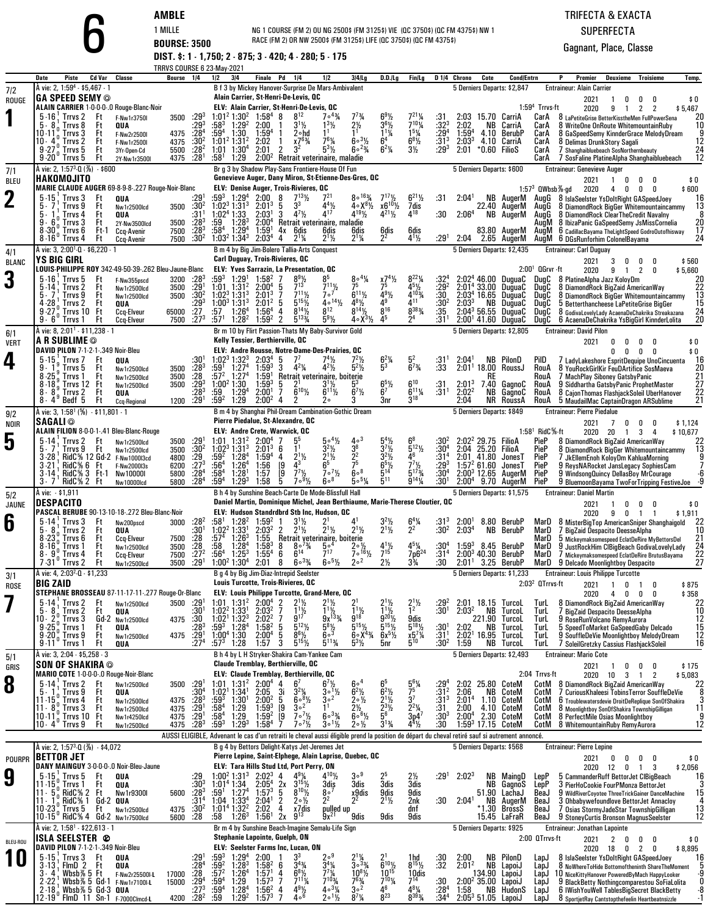# 6 AMBLE

1 MILLE

BOURSE: 3500

NG 1 COURSE (FM 2) OU NG 2500$ (FM 3125$) VIE (QC 3750$) (QC FM 4375$) NW 1 RACE (FM 2) OR NW 2500$ (FM 3125$) LIFE (QC 3750$) (QC FM 4375$)

DIST. $: 1 - 1,750; 2 - 875; 3 - 420; 4 - 280; 5 - 175

TRRVS COURSE 6 23-May-2021

TRIFECTA & EXACTA
SUPERFECTA
Gagnant, Place, Classe

---

## 1 — 7/2 ROUGE — GA SPEED SEMY ©

À vie: 2, 1:59⁴ - $5,467 - 1 · B f 3 by Mickey Hanover-Surprise De Mars-Ambivalent · 5 Derniers Departs: $2,847 · Entraineur: Alain Carrier

Alain Carrier, St-Henri-De-Levis, QC

ALAIN CARRIER 1-0-0-0-.0 Rouge-Blanc-Noir · ELV: Alain Carrier, St-Henri-De-Levis, QC · 1:59⁴ Trrvs-ft

2021: 1 0 0 0 $0 · 2020: 9 1 2 2 $5,467

| Date | Piste | Cd Var | Classe | Bourse | 1/4 | 1/2 | 3/4 | Finale | Pd | 1/4 | 1/2 | 3/4/Lg | D.D./Lg | Fin/Lg | D 1/4 | Chrono | Cote | Cond/Entrn | P | Premier Deuxieme Troisieme | Temp. |
|---|---|---|---|---|---|---|---|---|---|---|---|---|---|---|---|---|---|---|---|---|---|
| 5-16 ¹ | Trrvs 8 | Ft | F-Nw1r3750l | 3500 | :29³ | 1:01² | 1:30² | 1:58⁴ | 8 | 8¹² | 7∘4¾ | 7⁷¾ | 6⁹½ | 7²¹¼ | :31 | 2:03 | 15.70 | CarriA | CarA | 8 LaPetiteGrise BetterKisstheMen FullPowerSena | 20 |
| 5-8 ³ | Trrvs 8 | Ft | QUA | | :29³ | :58³ | 1:29² | 2:00 | 1 | 3¹½ | 1³½ | 2½ | 3⁶½ | 7¹⁰¼ | :32³ | 2:02 | NB | CarriA | CarA | 8 WriteOne OnRoute WhitemountainRuby | 10 |
| 10-11 ⁰ | Trrvs 3 | Ft | F-Nw2r2500l | 4375 | :28⁴ | :59⁴ | 1:30 | 1:59⁴ | 1 | 2∘hd | 1¹ | 1¹ | 1¹¼ | 1⁵¼ | :29⁴ | 1:59⁴ | 4.10 | BerubP | CarA | 8 GaSpeedSemy KinnderGrace MelodyDream | 9 |
| 10-4 ⁰ | Trrvs 2 | Ft | F-Nw1r2500l | 4375 | :30² | 1:01² | 1:31² | 2:02 | 1 | x7⁶¾ | 7⁶¼ | 6∘3½ | 6⁴ | 6⁸½ | :31³ | 2:03³ | 4.10 | CarriA | CarA | 8 Delimas DrunkStory Sagali | 12 |
| 9-27 ⁰ | Trrvs 5 | Ft | 3Yr-Open-Cd | 5500 | :28² | 1:01 | 1:30⁴ | 2:01 | 2 | 3² | 5³½ | 6∘2¾ | 6²¼ | 3½ | :29³ | 2:01 | *0.60 | FilioS | CarA | 7 Shanghaibluebeach SosNorthernbeauty | 24 |
| 9-20 ⁰ | Trrvs 5 | Ft | 2Y-Nw1r3500l | 4375 | :28¹ | :58¹ | 1:29 | 2:00² | | Retrait veterinaire, maladie | | | | | | | | | CarA | 7 SosFaline PlatineAlpha Shanghaibluebeach | 12 |

## 2 — 7/1 BLEU — HAKOMOJITO

À vie: 2, 1:57³-Q (⅝) - $600 · Br g 3 by Shadow Play-Sans Frontiere-House Of Fun · 5 Derniers Departs: $600 · Entraineur: Genevieve Auger

Genevieve Auger, Dany Miron, St-Etienne-Des-Gres, QC

MARIE CLAUDE AUGER 69-8-9-8-.227 Rouge-Noir-Blanc · ELV: Denise Auger, Trois-Rivieres, QC · 1:57³ QWbsb⅞-gd

2021: 1 0 0 0 $0 · 2020: 4 0 0 0 $600

| Date | Piste | Cd Var | Classe | Bourse | 1/4 | 1/2 | 3/4 | Finale | Pd | 1/4 | 1/2 | 3/4/Lg | D.D./Lg | Fin/Lg | D 1/4 | Chrono | Cote | Cond/Entrn | P | Premier Deuxieme Troisieme | Temp. |
|---|---|---|---|---|---|---|---|---|---|---|---|---|---|---|---|---|---|---|---|---|---|
| 5-15 ¹ | Trrvs 8 | Ft | QUA | | :29¹ | :59³ | 1:29⁴ | 2:00 | 8 | 7¹³½ | 7²¹ | 8∘¹⁶¾ | 7¹⁷½ | 6²¹¼ | :31 | 2:04¹ | NB | AugerM | AugG | 8 IslaSeelster YsDoltRight GASpeedJoey | 16 |
| 5-7 ¹ | Trrvs 9 | Ft | Nw1r2500lcd | 3500 | :30² | 1:02³ | 1:31³ | 2:01³ | 5 | 3³ | 4⁴½ | 4∘X⁸½ | x6¹⁰½ | 7dis | | | 22.40 | AugerM | AugG | 8 DiamondRock BigGer Whitemountaincammy | 13 |
| 5-1 ¹ | Trrvs 4 | Ft | QUA | | :31¹ | 1:02⁴ | 1:33 | 2:03¹ | 3 | 4⁷½ | 4¹⁷ | 4¹⁹½ | 4²¹½ | 4¹⁸ | :30 | 2:06⁴ | NB | AugerM | AugG | 8 DiamondRock ClearTheCredit Navalny | 8 |
| 9-6 ⁰ | Trrvs 3 | Ft | 2Y-Nw3500lcd | 3500 | :28³ | :59 | 1:28³ | 2:00⁴ | | Retrait veterinaire, maladie | | | | | | | | | AugM | 8 IbizaPanic GaSpeedSemy JsMissCornelia | 20 |
| 8-30 ⁰ | Trrvs 6 | Ft-1 | Ccq-Avenir | 7500 | :28³ | :58⁴ | 1:29⁴ | 1:59¹ | 4x | 6dis | 6dis | 6dis | 6dis | 6dis | | | 83.80 | AugerM | AugM | 6 CadillacBayama TheLightSpeed GodroOutofhisway | 17 |
| 8-16 ⁰ | Trrvs 4 | Ft | Ccq-Avenir | 7500 | :30² | 1:03² | 1:34³ | 2:03⁴ | 4 | 2¹¼ | 2¹½ | 2¹¼ | 2² | 4¹½ | :29¹ | 2:04 | 2.65 | AugerM | AugM | 6 DGsRunforhim ColonelBayama | 24 |

## 3 — 4/1 BLANC — YS BIG GIRL

À vie: 3, 2:00¹-Q - $6,220 - 1 · B m 4 by Big Jim-Bolero Tallia-Arts Conquest · 5 Derniers Departs: $2,435 · Entraineur: Carl Duguay

Carl Duguay, Trois-Rivieres, QC

LOUIS-PHILIPPE ROY 342-49-50-39-.262 Bleu-Jaune-Blanc · ELV: Yves Sarrazin, La Presentation, QC · 2:00¹ QGrvr-ft

2021: 3 0 0 0 $560 · 2020: 9 1 2 0 $5,660

| Date | Piste | Cd Var | Classe | Bourse | 1/4 | 1/2 | 3/4 | Finale | Pd | 1/4 | 1/2 | 3/4/Lg | D.D./Lg | Fin/Lg | D 1/4 | Chrono | Cote | Cond/Entrn | P | Premier Deuxieme Troisieme | Temp. |
|---|---|---|---|---|---|---|---|---|---|---|---|---|---|---|---|---|---|---|---|---|---|
| 5-16 ¹ | Trrvs 5 | Ft | F-Nw355pscd | 3200 | :28³ | :59³ | 1:29¹ | 1:58² | 7 | 8⁹½ | 8⁵ | 8∘4¼ | x7⁴¾ | 8²²¼ | :32⁴ | 2:02⁴ | 46.00 | DuguaC | DugC | 8 PlatineAlpha Jazz KoloyDm | 20 |
| 5-14 ¹ | Trrvs 2 | Ft | Nw1r2500lcd | 3500 | :29¹ | 1:01 | 1:31² | 2:00⁴ | 5 | 7¹³ | 7¹¹½ | 7⁵ | 7⁵ | 4⁵½ | :29² | 2:01⁴ | 33.00 | DuguaC | DugC | 8 DiamondRock BigZaid AmericanWay | 22 |
| 5-7 ¹ | Trrvs 9 | Ft | Nw1r2500lcd | 3500 | :30² | 1:02³ | 1:31³ | 2:01³ | 7 | 7¹¹½ | 7∘⁷ | 6¹¹½ | 4⁹½ | 4¹⁰¾ | :30 | 2:03⁴ | 16.65 | DuguaC | DugC | 8 DiamondRock BigGer Whitemountaincammy | 13 |
| 4-28 ¹ | Trrvs 2 | Ft | QUA | | :29³ | 1:00³ | 1:31³ | 2:01² | 5 | 5¹⁵½ | 4∘¹⁴½ | 4⁸½ | 4⁹ | 4¹¹ | :30² | 2:03³ | NB | DuguaC | DugC | 5 Betterthancheese LaPetiteGrise BigGer | 15 |
| 9-27 ⁰ | Trrvs 10 | Ft | Ccq-Elveur | 65000 | :27 | :57 | 1:26⁴ | 1:56⁴ | 4 | 8¹⁴½ | 8¹² | 8¹⁴½ | 8¹⁶ | 8³⁸¾ | :35 | 2:04³ | 56.55 | DuguaC | DugC | 8 GodivaLovelyLady AcaenaDeChakrika Streakazana | 24 |
| 9-6 ⁰ | Trrvs 1 | Ft | Ccq-Elveur | 7500 | :27³ | :57¹ | 1:28² | 1:59² | 2 | 5¹³¾ | 5⁹½ | 4∘X³½ | 4⁵ | 2⁴ | :31¹ | 2:00¹ | 41.60 | DuguaC | DugC | 6 AcaenaDeChakrika YsBigGirl KinnderLolita | 20 |

## 4 — 6/1 VERT — A R SUBLIME ©

À vie: 8, 2:01¹ - $11,238 - 1 · Br m 10 by Flirt Passion-Thats My Baby-Survivor Gold · 5 Derniers Departs: $2,805 · Entraineur: David Pilon

Kelly Tessier, Berthierville, QC

DAVID PILON 7-1-2-1-.349 Noir-Bleu · ELV: Andre Rousse, Notre-Dame-Des-Prairies, QC

2021: 0 0 0 0 $0 · 0 0 0 0 $0

| Date | Piste | Cd Var | Classe | Bourse | 1/4 | 1/2 | 3/4 | Finale | Pd | 1/4 | 1/2 | 3/4/Lg | D.D./Lg | Fin/Lg | D 1/4 | Chrono | Cote | Cond/Entrn | P | Premier Deuxieme Troisieme | Temp. |
|---|---|---|---|---|---|---|---|---|---|---|---|---|---|---|---|---|---|---|---|---|---|
| 5-15 ¹ | Trrvs 7 | Ft | QUA | | :30¹ | 1:02³ | 1:32³ | 2:03⁴ | 5 | 7⁷ | 7⁴½ | 7²½ | 6²¼ | 5² | :31¹ | 2:04¹ | NB | PilonD | PilD | 7 LadyLakeshore EspritDequipe UnoCincuenta | 16 |
| 9-1 ⁹ | Trrvs 5 | Ft | Nw1r2500lcd | 3500 | :28³ | :59¹ | 1:27⁴ | 1:59³ | 3 | 4²¼ | 4²½ | 5²½ | 5³ | 6⁷¾ | :33 | 2:01¹ | 18.00 | RoussJ | RouA | 8 YouRockGirlKir FeuDArtifice SosMaeva | 20 |
| 8-25 ⁹ | Trrvs 1 | Ft | Nw1r2500lcd | 3500 | :28 | :57² | 1:27⁴ | 1:59¹ | | Retrait veterinaire, boiterie | | | | | | | RE | | RouA | 7 MachPlay Siboney GatsbyPanic | 21 |
| 8-18 ⁹ | Trrvs 12 | Ft | Nw1r2500lcd | 3500 | :29³ | 1:00² | 1:30 | 1:59³ | 5 | 2¹ | 3¹½ | 5³ | 6⁵½ | 6¹⁰ | :31 | 2:01³ | 7.40 | GagnoC | RouA | 9 Siddhartha GatsbyPanic ProphetMaster | 27 |
| 8-8 ⁹ | Trrvs 2 | Ft | QUA | | :28³ | :59 | 1:29⁴ | 2:00¹ | 7 | 6¹⁰½ | 6¹¹½ | 6⁷½ | 6⁷ | 6¹¹¼ | :31¹ | 2:02² | NB | GagnoC | RouA | 8 CajonThomas FlashjackSoleil UberHanover | 22 |
| 8-4 ⁹ | Bedf 5 | Ft | Ccq-Regional | 1200 | :29¹ | :59² | 1:29 | 2:00² | 4 | 2 | 2∘ | 3 | 3nr | 3¹⁸ | | 2:04 | NR | RoussA | RouA | 5 MaudailMac CaptainDragon ARSublime | 21 |

## 5 — 9/2 NOIR — SAGALI ©

À vie: 3, 1:58¹ (⅝) - $11,801 - 1 · B m 4 by Shanghai Phil-Dream Combination-Gothic Dream · 5 Derniers Departs: $849 · Entraineur: Pierre Piedalue

Pierre Piedalue, St-Alexandre, QC

ALAIN FILION 8-0-0-1-.41 Bleu-Blanc-Rouge · ELV: Andre Crete, Warwick, QC · 1:58¹ RidC⅝-ft

2021: 7 0 0 0 $1,124 · 2020: 20 1 3 4 $10,677

| Date | Piste | Cd Var | Classe | Bourse | 1/4 | 1/2 | 3/4 | Finale | Pd | 1/4 | 1/2 | 3/4/Lg | D.D./Lg | Fin/Lg | D 1/4 | Chrono | Cote | Cond/Entrn | P | Premier Deuxieme Troisieme | Temp. |
|---|---|---|---|---|---|---|---|---|---|---|---|---|---|---|---|---|---|---|---|---|---|
| 5-14 ¹ | Trrvs 2 | Ft | Nw1r2500lcd | 3500 | :29¹ | 1:01 | 1:31² | 2:00⁴ | 7 | 5⁵ | 5∘4½ | 4∘³ | 5⁴½ | 6⁸ | :30² | 2:02² | 29.75 | FilioA | PieP | 8 DiamondRock BigZaid AmericanWay | 22 |
| 5-7 ¹ | Trrvs 9 | Ft | Nw1r2500lcd | 3500 | :30² | 1:02³ | 1:31³ | 2:01³ | 6 | 1¹ | 3²½ | 3⁸ | 3²½ | 5¹²½ | :30⁴ | 2:04 | 25.20 | FilioA | PieP | 8 DiamondRock BigGer Whitemountaincammy | 13 |
| 3-28 ¹ | RidC⅝ 12 | Gd-2 | F-Nw1000l3cd | 4800 | :29 | :59² | 1:28⁴ | 1:59⁴ | 4 | 2¹½ | 2¹½ | 2² | 3²½ | 4⁶ | :31⁴ | 2:01 | 41.80 | JonesT | PieP | 7 JkEllemEnoh KoloyDm KahluaMorning | 9 |
| 3-21 ¹ | RidC⅝ 6 | Ft | F-Nw2000l3s | 6200 | :27³ | :56⁴ | 1:26⁴ | 1:56 | [9 | 4³ | 6⁵ | 7⁵ | 6⁵½ | 7⁷½ | :29³ | 1:57² | 61.60 | JonesT | PieP | 9 ReysNARocket JansLegacy SophiesCam | 7 |
| 3-14 ¹ | RidC⅝ 3 | Ft-1 | Nw10000l | 5800 | :28⁴ | :58⁴ | 1:28¹ | 1:57 | [9 | 7⁷½ | 7∘⁷½ | 6∘⁸ | 5¹⁴ | 5¹⁷¾ | :30⁴ | 2:00³ | 12.65 | AugerM | PieP | 9 WindsongQuincy DellasBoy MrCourage | -6 |
| 3-7 ¹ | RidC⅝ 2 | Ft | Nw10000lcd | 5800 | :28⁴ | :59⁴ | 1:29³ | 1:58 | 5 | 7∘⁹½ | 6∘⁸ | 5∘5¼ | 5¹¹ | 9¹⁴¼ | :30¹ | 2:00⁴ | 9.70 | AugerM | PieP | 9 BluemoonBayama TwoForTripping FestiveJoe | -9 |

## 6 — 5/2 JAUNE — DESPACITO

À vie: - $1,911 · B h 4 by Sunshine Beach-Carte De Mode-Blissfull Hall · 5 Derniers Departs: $1,575 · Entraineur: Daniel Martin

Daniel Martin, Dominique Michel, Jean Berthiaume, Marie-Therese Cloutier, QC

PASCAL BERUBE 90-13-10-18-.272 Bleu-Blanc-Noir · ELV: Hudson Standrdbrd Stb Inc, Hudson, QC

2021: 1 0 0 0 $0 · 2020: 9 0 1 1 $1,911

| Date | Piste | Cd Var | Classe | Bourse | 1/4 | 1/2 | 3/4 | Finale | Pd | 1/4 | 1/2 | 3/4/Lg | D.D./Lg | Fin/Lg | D 1/4 | Chrono | Cote | Cond/Entrn | P | Premier Deuxieme Troisieme | Temp. |
|---|---|---|---|---|---|---|---|---|---|---|---|---|---|---|---|---|---|---|---|---|---|
| 5-14 ¹ | Trrvs 3 | Ft | Nw200pscd | 3000 | :28² | :58¹ | 1:28² | 1:59² | 1 | 3¹½ | 2¹ | 4¹ | 3²½ | 6⁴¼ | :31³ | 2:00¹ | 8.80 | BerubP | MarD | 8 MisterBigTop AmericanSniper Shanghaigold | 22 |
| 5-8 ¹ | Trrvs 2 | Ft | QUA | | :30¹ | 1:02² | 1:33¹ | 2:03² | 2 | 2¹½ | 2¹½ | 2¹½ | 2¹½ | 2² | :30² | 2:03⁴ | NB | BerubP | MarD | 7 BigZaid Despacito DeesseAlpha | 10 |
| 8-23 ⁰ | Trrvs 6 | Ft | Ccq-Elveur | 7500 | :28 | :57¹ | 1:26³ | 1:55 | | Retrait veterinaire, boiterie | | | | | | | | | MarD | 5 Mickeymaksomespeed EclatDeRire MyBettorsDel | 21 |
| 8-16 ⁰ | Trrvs 1 | Ft | Nw1r2500lcd | 3500 | :28 | :58¹ | 1:28⁴ | 1:58³ | 8 | 8∘⁷¾ | 8∘⁴ | 2∘½ | 4¹½ | 4⁵¼ | :30⁴ | 1:59³ | 8.45 | BerubP | MarD | 9 JustRockHim ClBigBeach GodivaLovelyLady | 24 |
| 8-9 ⁰ | Trrvs 4 | Ft | Ccq-Elveur | 7500 | :27² | :56⁴ | 1:25³ | 1:55⁴ | 6 | 6¹⁴ | 7¹⁷ | 7∘¹⁶½ | 7¹⁵ | 7p6²⁴ | :31⁴ | 2:00³ | 40.30 | BerubP | MarD | 7 Mickeymaksomespeed EclatDeRire BrutusBayama | 22 |
| 7-31 ⁰ | Trrvs 2 | Ft | Nw1r2500lcd | 3500 | :29¹ | 1:00² | 1:30⁴ | 2:01 | 8 | 6∘3¾ | 6∘5½ | 2∘² | 2½ | 3¾ | :30 | 2:01¹ | 3.25 | BerubP | MarD | 9 Delcado Moonlightboy Despacito | 27 |

## 7 — 3/1 ROSE — BIG ZAID

À vie: 4, 2:03²-Q - $1,233 · B g 4 by Big Jim-Diaz-Intrepid Seelster · 5 Derniers Departs: $1,233 · Entraineur: Louis Philippe Turcotte

Louis Turcotte, Trois-Rivieres, QC

STEPHANE BROSSEAU 87-11-17-11-.277 Rouge-Or-Blanc · ELV: Louis Philippe Turcotte, Grand-Mere, QC · 2:03² QTrrvs-ft

2021: 1 0 1 0 $875 · 2020: 4 0 0 0 $358

| Date | Piste | Cd Var | Classe | Bourse | 1/4 | 1/2 | 3/4 | Finale | Pd | 1/4 | 1/2 | 3/4/Lg | D.D./Lg | Fin/Lg | D 1/4 | Chrono | Cote | Cond/Entrn | P | Premier Deuxieme Troisieme | Temp. |
|---|---|---|---|---|---|---|---|---|---|---|---|---|---|---|---|---|---|---|---|---|---|
| 5-14 ¹ | Trrvs 2 | Ft | Nw1r2500lcd | 3500 | :29¹ | 1:01 | 1:31² | 2:00⁴ | 2 | 2¹½ | 2¹½ | 2¹ | 2¹½ | 2¹½ | :29² | 2:01 | 18.15 | TurcoL | TurL | 8 DiamondRock BigZaid AmericanWay | 22 |
| 5-8 ¹ | Trrvs 2 | Ft | QUA | | :30¹ | 1:02² | 1:33¹ | 2:03² | 7 | 1¹½ | 1¹½ | 1¹½ | 1¹½ | 1² | :30¹ | 2:03² | NB | TurcoL | TurL | 7 BigZaid Despacito DeesseAlpha | 10 |
| 10-2 ⁰ | Trrvs 3 | Gd-2 | Nw1r2500lcd | 4375 | :30 | 1:02¹ | 1:32³ | 2:02¹ | 7 | 9⁷ | 9x¹³¾ | 9¹⁸ | 9²⁰½ | 9dis | | | 221.90 | TurcoL | TurL | 9 RoseRunVolcano RemyAurora | 12 |
| 9-25 ⁰ | Trrvs 1 | Ft | QUA | | :28³ | :59³ | 1:28⁴ | 1:58² | 5 | 5¹²½ | 5⁸½ | 5¹⁵½ | 5¹⁵½ | 5¹⁸½ | :30¹ | 2:02 | NB | TurcoL | TurL | 5 SpeedToMarket GaSpeedGaby Delcado | 15 |
| 9-20 ⁰ | Trrvs 9 | Ft | Nw1r2500lcd | 4375 | :29¹ | 1:00⁴ | 1:30 | 2:00⁴ | 5 | 8⁸½ | 6∘³ | 6∘X⁴¾ | 6x⁵½ | x5⁷¼ | :31¹ | 2:02¹ | 16.95 | TurcoL | TurL | 9 SouffleDeVie Moonlightboy MelodyDream | 12 |
| 9-11 ⁰ | Trrvs 1 | Ft | QUA | | :27⁴ | :57³ | 1:28 | 1:57 | 3 | 5¹⁵½ | 5¹¹¾ | 5³½ | 5nr | 5¹⁰ | :30² | 1:59 | NB | TurcoL | TurL | 7 SoleilGretzky Cassius FlashjackSoleil | 16 |

## 8 — 5/1 GRIS — SON OF SHAKIRA ©

À vie: 3, 2:04 - $5,258 - 3 · B h 4 by L H Stryker-Shakira Cam-Yankee Cam · 5 Derniers Departs: $2,493 · Entraineur: Mario Cote

Claude Tremblay, Berthierville, QC

MARIO COTE 1-0-0-0-.0 Rouge-Noir-Blanc · ELV: Claude Tremblay, Berthierville, QC · 2:04 Trrvs-ft

2021: 1 0 0 0 $175 · 2020: 10 3 1 2 $5,083

| Date | Piste | Cd Var | Classe | Bourse | 1/4 | 1/2 | 3/4 | Finale | Pd | 1/4 | 1/2 | 3/4/Lg | D.D./Lg | Fin/Lg | D 1/4 | Chrono | Cote | Cond/Entrn | P | Premier Deuxieme Troisieme | Temp. |
|---|---|---|---|---|---|---|---|---|---|---|---|---|---|---|---|---|---|---|---|---|---|
| 5-14 ¹ | Trrvs 2 | Ft | Nw1r2500lcd | 3500 | :29¹ | 1:01 | 1:31² | 2:00⁴ | 4 | 6⁷ | 6⁷½ | 6∘⁴ | 6⁵ | 5⁶¼ | :29⁴ | 2:02 | 25.80 | CoteM | CotM | 8 DiamondRock BigZaid AmericanWay | 22 |
| 5-1 ¹ | Trrvs 9 | Ft | QUA | | :30⁴ | 1:02¹ | 1:34¹ | 2:05 | 3i | 3²¾ | 3∘1½ | 6²½ | 6²½ | 7⁵ | :31² | 2:06 | NB | CoteM | CotM | 7 CuriousKhaleesi TobinsTerror SouffleDeVie | 8 |
| 11-15 ⁰ | Trrvs 4 | Ft | Nw1r2500lcd | 4375 | :28³ | :59³ | 1:30¹ | 2:00² | 5 | 6∘⁸½ | 3∘² | 2∘½ | 2¹½ | 3⁷ | :31³ | 2:01⁴ | 1.10 | CoteM | CotM | 6 Troublewatersdevie DroitDeReplique SonOfShakira | 3 |
| 11-8 ⁰ | Trrvs 3 | Ft | Nw1r2500lcd | 4375 | :29¹ | :58⁴ | 1:29 | 1:59³ | [9 | 3∘² | 1¹ | 2½ | 2³½ | 2²¼ | :31 | 2:00 | 4.10 | CoteM | CotM | 8 Moonlightboy SonOfShakira TownshipGilligan | 11 |
| 10-11 ⁰ | Trrvs 10 | Ft | Nw1r4250lcd | 4375 | :29¹ | :58⁴ | 1:29 | 1:59² | [9 | 7∘⁷½ | 6∘³¾ | 6∘⁶½ | 5⁶ | 3p4⁷ | :30³ | 2:00⁴ | 2.30 | CoteM | CotM | 8 PerfectMile Osias Moonlightboy | 9 |
| 10-4 ⁰ | Trrvs 9 | Ft | Nw1r2500lcd | 4375 | :28³ | :59³ | 1:29³ | 1:58⁴ | 7 | 7∘⁷½ | 3∘1½ | 2∘½ | 3¹¾ | 4⁴½ | :30 | 1:59³ | 17.15 | CoteM | CotM | 8 WhitemountainRuby RemyAurora | 12 |

AUSSI ELIGIBLE, Advenant le cas d'un retraite le cheval aussi éligible prend la position de départ du cheval retiré sauf si autrement annoncé.

## 9 — POURPR — BETTOR JET

À vie: 2, 1:57³-Q (⅝) - $4,072 · B g 4 by Bettors Delight-Katys Jet-Jeremes Jet · 5 Derniers Departs: $568 · Entraineur: Pierre Lepine

Pierre Lepine, Saint-Elphege, Alain Laprise, Quebec, QC

DANY MAINGUY 3-0-0-0-.0 Noir-Bleu-Jaune · ELV: Tara Hills Stud Ltd, Port Perry, ON

2021: 0 0 0 0 $0 · 2020: 12 0 1 3 $2,056

| Date | Piste | Cd Var | Classe | Bourse | 1/4 | 1/2 | 3/4 | Finale | Pd | 1/4 | 1/2 | 3/4/Lg | D.D./Lg | Fin/Lg | D 1/4 | Chrono | Cote | Cond/Entrn | P | Premier Deuxieme Troisieme | Temp. |
|---|---|---|---|---|---|---|---|---|---|---|---|---|---|---|---|---|---|---|---|---|---|
| 5-15 ¹ | Trrvs 5 | Ft | QUA | | :29 | 1:00² | 1:31³ | 2:02³ | 4 | 4⁹¾ | 4¹⁰½ | 3∘⁹ | 2⁵ | 2½ | :29¹ | 2:02³ | NB | MaingD | LepP | 5 CammanderRuff BettorJet ClBigBeach | 16 |
| 11-15 ⁰ | Trrvs 1 | Ft | QUA | | :30³ | 1:01⁴ | 1:34 | 2:05⁴ | 2x | 3¹⁵½ | 3dis | 3dis | 3dis | 3dis | | | NB | GagnoS | LepP | 3 PierHoCookie FourPMonza BettorJet | 3 |
| 11-5 ⁰ | RidC⅝ 2 | Ft | Nw1r9300l | 5600 | :28³ | :59¹ | 1:27⁴ | 1:57³ | 5 | 8¹⁰½ | 8∘⁷ | x9dis | 9dis | 9dis | | | 51.90 | LachaJ | BeaJ | 9 WildRiverCoyotee ThreeTrickGainer DanceMachine | 15 |
| 11-1 ⁰ | RidC⅝ 1 | Gd-2 | QUA | | :31⁴ | 1:04 | 1:33⁴ | 2:04¹ | 2 | 2∘½ | 2² | 2² | 2¹½ | 2nk | :30 | 2:04¹ | NB | AugerM | BeaJ | 3 Ohbabywefoundlove BettorJet Annacloy | 4 |
| 10-23 ⁰ | Trrvs 5 | Ft | Nw1r2500lcd | 4375 | :30² | 1:01⁴ | 1:32² | 2:02 | 4 | x7ds | pulled up | | | dnf | | | *1.30 | BrossS | BeaJ | 7 Osias StormyJadeStar TownshipGilligan | 13 |
| 10-15 ⁰ | RidC⅝ 4 | Gd-2 | Nw1r7500lcd | 5600 | :28 | :58 | 1:26³ | 1:56¹ | 2x | 9¹³ | 9x²¹ | 9dis | 9dis | 9dis | | | 15.45 | LaFraR | BeaJ | 9 StoneyCurtis Bronson MagnusSeelster | 12 |

## 10 — BLEU-ROU — ISLA SEELSTER ©

À vie: 2, 1:58¹ - $22,613 - 1 · Br m 4 by Sunshine Beach-Imagine Semalu-Life Sign · 5 Derniers Departs: $925 · Entraineur: Jonathan Lapointe

Stephanie Lapointe, Guelph, ON

DAVID PILON 7-1-2-1-.349 Noir-Bleu · ELV: Seelster Farms Inc, Lucan, ON · 2:00 QTrrvs-ft

2021: 2 0 0 0 $0 · 2020: 18 0 2 0 $8,895

| Date | Piste | Cd Var | Classe | Bourse | 1/4 | 1/2 | 3/4 | Finale | Pd | 1/4 | 1/2 | 3/4/Lg | D.D./Lg | Fin/Lg | D 1/4 | Chrono | Cote | Cond/Entrn | P | Premier Deuxieme Troisieme | Temp. |
|---|---|---|---|---|---|---|---|---|---|---|---|---|---|---|---|---|---|---|---|---|---|
| 5-15 ¹ | Trrvs 3 | Ft | QUA | | :29¹ | :59³ | 1:29⁴ | 2:00 | 1 | 3³ | 2∘⁹ | 2¹¾ | 1hd | 1hd | :30 | 2:00 | NB | PilonD | LapJ | 8 IslaSeelster YsDoltRight GASpeedJoey | 16 |
| 3-13 ¹ | FlmD 2 | Ft | QUA | | :28⁴ | :59² | 1:28³ | 1:58² | 6 | 3⁴¾ | 3⁴¾ | 3∘3¾ | 6¹⁰½ | 8¹⁵½ | :32 | 2:01² | NB | LapoiJ | LapJ | 8 NoWhereToHide Bottomoftheinenth ShareTheMoment | 5 |
| 3-4 ¹ | Wbsb⅞ 5 | Ft | F-Nw2r25500l-L | 17000 | :28 | :57² | 1:26⁴ | 1:57¹ | 4 | 6⁸½ | 7⁷½ | 10⁸½ | 10¹⁵ | 10dis | | | 134.90 | LapoiJ | LapJ | 10 NiceKittyHanover PoweredByMach HappyLooker | -9 |
| 2-22 ¹ | Wbsb⅞ 5 | Gd-1 | F-Nw1r7100l-L | 15000 | :29⁴ | :59⁴ | 1:29 | 1:57³ | 7 | 7¹¹¼ | 7¹⁰¾ | 7⁶¾ | 7¹⁰¼ | 7¹⁴ | :30 | 2:00² | 35.00 | LapoiJ | LapJ | 9 BlackBetty Nothingcomparestou SoFiaLolita | 0 |
| 2-18 ¹ | Wbsb⅞ 6 | Gd-3 | QUA | | :27³ | :59⁴ | 1:28⁴ | 1:56² | 4 | 4⁵½ | 4∘3¾ | 3∘² | 4⁶ | 4⁸¼ | :28⁴ | 1:58 | NB | HudsoN | LapJ | 6 IWishYouWell TablesBigSecret BlackBetty | -8 |
| 12-19 ⁰ | FlmD 11 | Sn-1 | F-7000Clmcd-L | 4200 | :28² | :59 | 1:29² | 1:57³ | 7 | 4∘⁶ | 2∘1½ | 8⁷¼ | 8²³ | 8³⁹¾ | :34⁴ | 2:05³ | 51.05 | LapoiJ | LapJ | 8 SportjetRay Cantstopthefeelin Heartbeatnsizzle | -1 |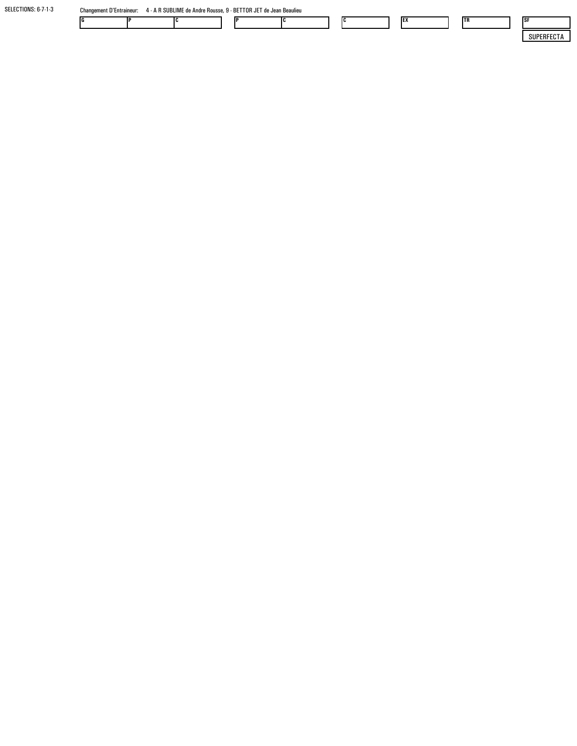SELECTIONS: 6-7-1-3

Changement D'Entraineur: 4 - A R SUBLIME de Andre Rousse, 9 - BETTOR JET de Jean Beaulieu

| G | P | C |
|---|---|---|
| | | |

| P | C |
|---|---|
| | |

| C |
|---|
| |

| EX |
|---|
| |

| TR |
|---|
| |

| SF |
|---|
| |

SUPERFECTA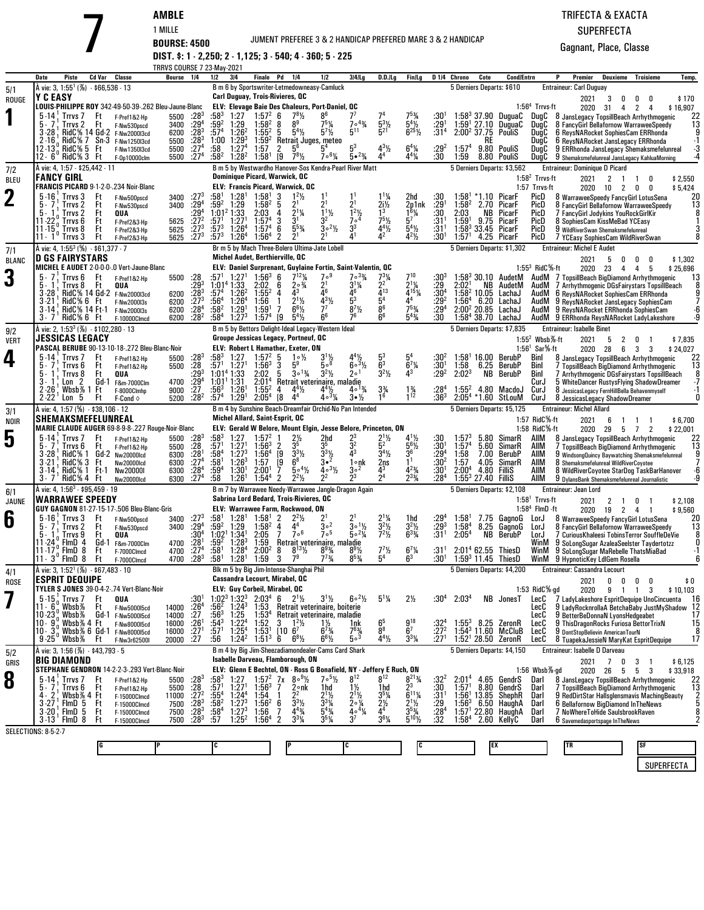# 7

**AMBLE**
1 MILLE
**BOURSE: 4500**
**DIST. $: 1 - 2,250; 2 - 1,125; 3 - 540; 4 - 360; 5 - 225**

JUMENT PREFEREE 3 & 2 HANDICAP PREFERED MARE 3 & 2 HANDICAP

TRIFECTA & EXACTA
SUPERFECTA
Gagnant, Place, Classe

TRRVS COURSE 7 23-May-2021

| Date | Piste | Cd Var | Classe | Bourse | 1/4 | 1/2 | 3/4 | Finale | Pd | 1/4 | 1/2 | 3/4/Lg | D.D./Lg | Fin/Lg | D 1/4 | Chrono | Cote | Cond/Entrn | P | Premier Deuxieme Troisieme | Temp. |
|---|---|---|---|---|---|---|---|---|---|---|---|---|---|---|---|---|---|---|---|---|---|

## 1 — Y C EASY — 5/1 ROUGE

À vie: 3, 1:55¹ (⅝) - $66,536 - 13
B m 6 by Sportswriter-Letmedowneasy-Camluck
Carl Duguay, Trois-Rivieres, QC
LOUIS-PHILIPPE ROY 342-49-50-39-.262 Bleu-Jaune-Blanc
ELV: Elevage Baie Des Chaleurs, Port-Daniel, QC
5 Derniers Departs: $610 — Entraineur: Carl Duguay
1:56⁴ Trrvs-ft — 2021: 3 0 0 0 $170 — 2020: 31 4 2 4 $16,907

| Date | Piste | Cd | Classe | Bourse | 1/4 | 1/2 | 3/4 | Finale | Pd | 1/4 | 1/2 | 3/4 | D.D. | Fin | D 1/4 | Chrono | Cote | Cond | Entrn | Premier Deuxieme Troisieme | Temp. |
|---|---|---|---|---|---|---|---|---|---|---|---|---|---|---|---|---|---|---|---|---|---|
| 5-14 ¹ | Trrvs 7 | Ft | F-Pref1&2-Hp | 5500 | :28³ | :58³ | 1:27 | 1:57² | 6 | 7⁸½ | 8⁶ | 7⁷ | 7⁴ | 7⁵¾ | :30¹ | 1:58³ | 37.90 | DuguaC | DugC | 8 JansLegacy TopsillBeach Arrhythmogenic | 22 |
| 5- 7 ¹ | Trrvs 2 | Ft | F-Nw530pscd | 3400 | :29⁴ | :59² | 1:29 | 1:58² | 8 | 8⁹ | 7⁵¼ | 7○⁴¾ | 5³½ | 5⁴½ | :29¹ | 1:59¹ | 27.10 | DuguaC | DugC | 8 FancyGirl Bellafornow WarraweeSpeedy | 13 |
| 3-28 ¹ | RidC⅝ 14 Gd-2 | | F-Nw2000l3cd | 6200 | :28³ | :57⁴ | 1:26² | 1:55² | 5 | 5⁴½ | 5⁷½ | 5¹¹ | 5²¹ | 6²⁵½ | :31⁴ | 2:00² | 37.75 | PouliS | DugC | 6 ReysNARocket SophiesCam ERRhonda | 9 |
| 2-16 ¹ | RidC⅝ 7 Sn-3 | | F-Nw1250l3cd | 5500 | :28³ | 1:00 | 1:29³ | 1:59² | | Retrait Juges, meteo | | | | | | | RE | | DugC | 6 ReysNARocket JansLegacy ERRhonda | -1 |
| 12-13 ⁰ | RidC⅝ 5 | Ft | F-Nw1350l3cd | 5500 | :27⁴ | :58 | 1:27⁴ | 1:57 | 2 | 5⁶ | 5⁴ | 5³ | 4³½ | 6⁴¼ | :29² | 1:57⁴ | 9.80 | PouliS | DugC | 9 ERRhonda JansLegacy Shemaksmefelunreal | -3 |
| 12- 6 ⁰ | RidC⅝ 3 | Ft | F-Op10000clm | 5500 | :27⁴ | :58² | 1:28² | 1:58¹ | [9 | 7⁸½ | 7○⁶¼ | 5●²¾ | 4⁴ | 4⁴¼ | :30 | 1:59 | 8.80 | PouliS | DugC | 9 Shemaksmefelunreal JansLegacy KahluaMorning | -4 |

## 2 — FANCY GIRL — 7/2 BLEU

À vie: 4, 1:57 - $25,442 - 11
B m 5 by Westwardho Hanover-Sos Kendra-Pearl River Matt
Dominique Picard, Warwick, QC
FRANCIS PICARD 9-1-2-0-.234 Noir-Blanc
ELV: Francis Picard, Warwick, QC
5 Derniers Departs: $3,562 — Entraineur: Dominique D Picard
1:58² Trrvs-ft — 2021: 2 1 1 0 $2,550
1:57 Trrvs-ft — 2020: 10 2 0 0 $5,424

| Date | Piste | Cd | Classe | Bourse | 1/4 | 1/2 | 3/4 | Finale | Pd | 1/4 | 1/2 | 3/4 | D.D. | Fin | D 1/4 | Chrono | Cote | Cond | Entrn | Premier Deuxieme Troisieme | Temp. |
|---|---|---|---|---|---|---|---|---|---|---|---|---|---|---|---|---|---|---|---|---|---|
| 5-16 ¹ | Trrvs 3 | Ft | F-Nw500pscd | 3400 | :27³ | :58¹ | 1:28¹ | 1:58¹ | 3 | 1²½ | 1¹ | 1¹ | 1¹¼ | 2hd | :30 | 1:58¹ | *1.10 | PicarF | PicD | 8 WarraweeSpeedy FancyGirl LotusSena | 20 |
| 5- 7 ¹ | Trrvs 2 | Ft | F-Nw530pscd | 3400 | :29⁴ | :59² | 1:29 | 1:58² | 5 | 2¹ | 2¹ | 2¹ | 2i½ | 2p1nk | :29¹ | 1:58² | 2.70 | PicarF | PicD | 8 FancyGirl Bellafornow WarraweeSpeedy | 13 |
| 5- 1 ¹ | Trrvs 2 | Ft | QUA | | :29⁴ | 1:01² | 1:33 | 2:03 | 4 | 2¹¼ | 1¹½ | 1²½ | 1³ | 1⁶¼ | :30 | 2:03 | NB | PicarF | PicD | 7 FancyGirl Jodykins YouRockGirlKir | 8 |
| 11-22 ⁰ | Trrvs 6 | Ft | F-Pref2&3-Hp | 5625 | :27⁵ | :57¹ | 1:27¹ | 1:57⁴ | 3 | 3¹ | 3² | 7○⁴ | 7⁵½ | 5⁷ | :31¹ | 1:59¹ | 9.75 | PicarF | PicD | 8 SophiesCam KissMeBad YCEasy | 1 |
| 11-15 ⁰ | Trrvs 8 | Ft | F-Pref2&3-Hp | 5625 | :27³ | :57³ | 1:26⁴ | 1:57⁴ | 6 | 5⁵¾ | 3○²½ | 3³ | 4⁴½ | 5⁴½ | :31¹ | 1:58³ | 33.45 | PicarF | PicD | 9 WildRiverSwan Shemaksmefelunreal | 3 |
| 11- 1 ⁰ | Trrvs 3 | Ft | F-Pref2&3-Hp | 5625 | :27³ | :57³ | 1:26⁴ | 1:56⁴ | 2 | 2¹ | 2¹ | 4¹ | 4² | 4²½ | :30¹ | 1:57¹ | 4.25 | PicarF | PicD | 7 YCEasy SophiesCam WildRiverSwan | 8 |

## 3 — D GS FAIRYSTARS — 7/1 BLANC

À vie: 4, 1:55³ (⅝) - $61,377 - 7
Br m 5 by Mach Three-Bolero Ultima-Jate Lobell
Michel Audet, Berthierville, QC
MICHEL E AUDET 2-0-0-0-.0 Vert-Jaune-Blanc
ELV: Daniel Surprenant, Guylaine Fortin, Saint-Valentin, QC
5 Derniers Departs: $1,302 — Entraineur: Michel E Audet
1:55³ RidC⅝-ft — 2021: 5 0 0 0 $1,302 — 2020: 23 4 4 5 $25,696

| Date | Piste | Cd | Classe | Bourse | 1/4 | 1/2 | 3/4 | Finale | Pd | 1/4 | 1/2 | 3/4 | D.D. | Fin | D 1/4 | Chrono | Cote | Cond | Entrn | Premier Deuxieme Troisieme | Temp. |
|---|---|---|---|---|---|---|---|---|---|---|---|---|---|---|---|---|---|---|---|---|---|
| 5- 7 ¹ | Trrvs 6 | Ft | F-Pref1&2-Hp | 5500 | :28 | :57¹ | 1:27¹ | 1:56³ | 6 | 7¹²¼ | 7○⁹ | 7○³¾ | 7³¼ | 7¹⁰ | :30³ | 1:58³ | 30.10 | AudetM | AudM | 7 TopsillBeach BigDiamond Arrhythmogenic | 13 |
| 5- 1 ¹ | Trrvs 8 | Ft | QUA | | :29³ | 1:01⁴ | 1:33 | 2:02 | 6 | 2○¾ | 2¹ | 3¹¼ | 2² | 2¹¼ | :29 | 2:02¹ | NB | AudetM | AudM | 7 Arrhythmogenic DGsFairystars TopsillBeach | 8 |
| 3-28 ¹ | RidC⅝ 14 Gd-2 | | F-Nw2000l3cd | 6200 | :28³ | :57⁴ | 1:26² | 1:55² | 4 | 4³ | 4⁶ | 4⁶ | 4¹³ | 4¹⁵¼ | :30⁴ | 1:58² | 10.05 | LachaJ | AudM | 6 ReysNARocket SophiesCam ERRhonda | 9 |
| 3-21 ¹ | RidC⅝ 6 | Ft | F-Nw2000l3s | 6200 | :27³ | :56⁴ | 1:26⁴ | 1:56 | 1 | 2¹½ | 4³½ | 5³ | 5⁴ | 4⁴ | :29² | 1:56⁴ | 6.20 | LachaJ | AudM | 9 ReysNARocket JansLegacy SophiesCam | 7 |
| 3-14 ¹ | RidC⅝ 14 Ft-1 | | F-Nw2000l3s | 6200 | :28⁴ | :58² | 1:29¹ | 1:59¹ | 7 | 6⁶½ | 7⁷ | 8⁷½ | 8⁶ | 7⁵¾ | :29⁴ | 2:00² | 20.85 | LachaJ | AudM | 9 ReysNARocket ERRhonda SophiesCam | -6 |
| 3- 7 ¹ | RidC⅝ 6 | Ft | F-10000Clmcd | 6200 | :28² | :58⁴ | 1:27³ | 1:57⁴ | [9 | 5⁴½ | 6⁶ | 7⁶ | 6⁶ | 5⁴¾ | :30 | 1:58⁴ | 38.70 | LachaJ | AudM | 9 ERRhonda ReysNARocket LadyLakeshore | -9 |

## 4 — JESSICAS LEGACY — 9/2 VERT

À vie: 2, 1:53³ (⅝) - $102,280 - 13
B m 5 by Bettors Delight-Ideal Legacy-Western Ideal
Groupe Jessicas Legacy, Portneuf, QC
PASCAL BERUBE 90-13-10-18-.272 Bleu-Blanc-Noir
ELV: Robert L Hamather, Exeter, ON
5 Derniers Departs: $7,835 — Entraineur: Isabelle Binet
1:55² Wbsb⅞-ft — 2021: 5 2 0 1 $7,835
1:56¹ Sar⅝-ft — 2020: 28 6 3 3 $24,027

| Date | Piste | Cd | Classe | Bourse | 1/4 | 1/2 | 3/4 | Finale | Pd | 1/4 | 1/2 | 3/4 | D.D. | Fin | D 1/4 | Chrono | Cote | Cond | Entrn | Premier Deuxieme Troisieme | Temp. |
|---|---|---|---|---|---|---|---|---|---|---|---|---|---|---|---|---|---|---|---|---|---|
| 5-14 ¹ | Trrvs 7 | Ft | F-Pref1&2-Hp | 5500 | :28³ | :58³ | 1:27 | 1:57² | 5 | 1○½ | 3¹½ | 4⁴½ | 5³ | 5⁴ | :30² | 1:58¹ | 16.00 | BerubP | BinI | 8 JansLegacy TopsillBeach Arrhythmogenic | 22 |
| 5- 7 ¹ | Trrvs 6 | Ft | F-Pref1&2-Hp | 5500 | :28 | :57¹ | 1:27¹ | 1:56³ | 3 | 5⁵ | 5○⁸ | 6○⁵½ | 6³ | 6⁷¼ | :30¹ | 1:58 | 6.25 | BerubP | BinI | 7 TopsillBeach BigDiamond Arrhythmogenic | 13 |
| 5- 1 ¹ | Trrvs 8 | Ft | QUA | | :29³ | 1:01⁴ | 1:33 | 2:02 | 5 | 1○¾ | 3²½ | 2○¹ | 3²½ | 4³ | :29² | 2:02³ | NB | BerubP | BinI | 7 Arrhythmogenic DGsFairystars TopsillBeach | 8 |
| 3- 1 ¹ | Lon 2 | Gd-1 | F&m-7000Clm | 4700 | :29⁴ | 1:01¹ | 1:31 | 2:01⁴ | | Retrait veterinaire, maladie | | | | | | | | | CurJ | 5 WhiteDancer RustysFlying ShadowDreamer | -7 |
| 2-26 ¹ | Wbsb⅞ 1 | Ft | F-8000Clmhp | 9000 | :27 | :56³ | 1:26¹ | 1:55² | 4 | 4⁴½ | 4⁴½ | 4○¹¾ | 3¾ | 1¾ | :28⁴ | 1:55² | 4.80 | MacdoJ | CurJ | 8 JessicasLegacy FernHillBella Behavenmyself | -1 |
| 2-22 ¹ | Lon 5 | Ft | F-Cond ◇ | 5200 | :28² | :57⁴ | 1:29¹ | 2:05⁴ | [8 | 4⁴ | 4○³½ | 3●½ | 1⁶ | 1¹² | :36³ | 2:05⁴ | *1.60 | StLouM | CurJ | 8 JessicasLegacy ShadowDreamer | 0 |

## 5 — SHEMAKSMEFELUNREAL — 3/1 NOIR

À vie: 4, 1:57 (⅝) - $38,106 - 12
B m 4 by Sunshine Beach-Dreamfair Orchid-No Pan Intended
Michel Allard, Saint-Esprit, QC
MARIE CLAUDE AUGER 69-8-9-8-.272 Rouge-Noir-Blanc
ELV: Gerald W Belore, Mount Elgin, Jesse Belore, Princeton, ON
5 Derniers Departs: $5,125 — Entraineur: Michel Allard
1:57 RidC⅝-ft — 2021: 6 1 1 1 $6,700
1:58 RidC⅝-ft — 2020: 29 5 7 2 $22,001

| Date | Piste | Cd | Classe | Bourse | 1/4 | 1/2 | 3/4 | Finale | Pd | 1/4 | 1/2 | 3/4 | D.D. | Fin | D 1/4 | Chrono | Cote | Cond | Entrn | Premier Deuxieme Troisieme | Temp. |
|---|---|---|---|---|---|---|---|---|---|---|---|---|---|---|---|---|---|---|---|---|---|
| 5-14 ¹ | Trrvs 7 | Ft | F-Pref1&2-Hp | 5500 | :28³ | :58³ | 1:27 | 1:57² | 1 | 2½ | 2hd | 2³ | 2¹½ | 4¹½ | :30 | 1:57³ | 5.80 | SimarR | AllM | 8 JansLegacy TopsillBeach Arrhythmogenic | 22 |
| 5- 7 ¹ | Trrvs 6 | Ft | F-Pref1&2-Hp | 5500 | :28 | :57¹ | 1:27¹ | 1:56³ | 2 | 3⁵ | 3⁵ | 3² | 5² | 5⁶½ | :30¹ | 1:57⁴ | 5.60 | SimarR | AllM | 7 TopsillBeach BigDiamond Arrhythmogenic | 13 |
| 3-28 ¹ | RidC⅝ 1 Gd-2 | | Nw20000lcd | 6300 | :28¹ | :58⁴ | 1:27³ | 1:56⁴ | [9 | 3³½ | 3³½ | 4³ | 3⁴½ | 3⁶ | :29⁴ | 1:58 | 7.00 | BerubP | AllM | 9 WindsongQuincy Baywatching Shemaksmefelunreal | 9 |
| 3-21 ¹ | RidC⅝ 3 | Ft | Nw20000lcd | 6300 | :27⁴ | :58¹ | 1:26³ | 1:57 | [9 | 6⁸ | 3●² | 1○nk | 2ns | 1¹ | :30² | 1:57 | 4.05 | SimarR | AllM | 8 Shemaksmefelunreal WildRiverCoyotee | 7 |
| 3-14 ¹ | RidC⅝ 1 Ft-1 | | Nw20000l | 6300 | :28⁴ | :59⁴ | 1:30¹ | 2:00¹ | 7 | 5○⁴½ | 4○³½ | 3○² | 4³ | 4²¾ | :30¹ | 2:00⁴ | 4.80 | FilliS | AllM | 8 WildRiverCoyotee StarDog TaskBarHanover | -6 |
| 3- 7 ¹ | RidC⅝ 4 | Ft | Nw20000lcd | 6300 | :27⁴ | :58 | 1:26¹ | 1:54⁴ | 2 | 2²½ | 2² | 2³ | 2⁴ | 2³¾ | :28⁴ | 1:55³ | 27.40 | FilliS | AllM | 9 DylansBank Shemaksmefelunreal Journalistic | -9 |

## 6 — WARRAWEE SPEEDY — 6/1 JAUNE

À vie: 4, 1:56³ - $95,459 - 19
B m 7 by Warrawee Needy-Warrawee Jangle-Dragon Again
Sabrina Lord Bedard, Trois-Rivieres, QC
GUY GAGNON 81-27-15-17-.506 Bleu-Blanc-Gris
ELV: Warrawee Farm, Rockwood, ON
5 Derniers Departs: $2,108 — Entraineur: Jean Lord
1:58¹ Trrvs-ft — 2021: 2 1 0 1 $2,108
1:58⁴ FlmD-ft — 2020: 19 2 4 1 $9,560

| Date | Piste | Cd | Classe | Bourse | 1/4 | 1/2 | 3/4 | Finale | Pd | 1/4 | 1/2 | 3/4 | D.D. | Fin | D 1/4 | Chrono | Cote | Cond | Entrn | Premier Deuxieme Troisieme | Temp. |
|---|---|---|---|---|---|---|---|---|---|---|---|---|---|---|---|---|---|---|---|---|---|
| 5-16 ¹ | Trrvs 3 | Ft | F-Nw500pscd | 3400 | :27³ | :58¹ | 1:28¹ | 1:58¹ | 2 | 2²½ | 2¹ | 2¹ | 2¹¼ | 1hd | :29⁴ | 1:58¹ | 7.75 | GagnoG | LorJ | 8 WarraweeSpeedy FancyGirl LotusSena | 20 |
| 5- 7 ¹ | Trrvs 2 | Ft | F-Nw530pscd | 3400 | :29⁴ | :59² | 1:29 | 1:58² | 4 | 4⁴ | 3○² | 3○¹½ | 3²½ | 3²½ | :29³ | 1:58⁴ | 8.25 | GagnoG | LorJ | 8 FancyGirl Bellafornow WarraweeSpeedy | 13 |
| 5- 1 ¹ | Trrvs 9 | Ft | QUA | | :30⁴ | 1:02¹ | 1:34¹ | 2:05 | 7 | 7○⁶ | 7○⁵ | 5○²¼ | 7²½ | 6³¾ | :31¹ | 2:05⁴ | NB | BerubP | LorJ | 7 CuriousKhaleesi TobinsTerror SoufflеDeVie | 8 |
| 11-24 ⁰ | FlmD 4 | Gd-1 | F&m-7000Clm | 4700 | :28¹ | :59² | 1:28³ | 1:59 | | Retrait veterinaire, maladie | | | | | | | | | WinM | 9 SoLongSugar AzaleaSeelster Taydertotzz | 0 |
| 11-17 ⁰ | FlmD 8 | Ft | F-7000Clmcd | 4700 | :27⁴ | :58¹ | 1:28⁴ | 2:00² | 8 | 8¹³½ | 8⁹¾ | 8⁹½ | 7⁷½ | 6⁷¼ | :31¹ | 2:01⁴ | 62.55 | ThiesD | WinM | 9 SoLongSugar MaRebelle ThatsMiaBad | -1 |
| 11- 3 ⁰ | FlmD 8 | Ft | F-7000Clmcd | 4700 | :28³ | :58¹ | 1:28¹ | 1:59 | 3 | 7⁹ | 7⁷¾ | 8⁵¾ | 5⁴ | 6³ | :30¹ | 1:59³ | 11.45 | ThiesD | WinM | 9 HypnoticKey LdlGem Rosella | 6 |

## 7 — ESPRIT DEQUIPE — 4/1 ROSE

À vie: 3, 1:52¹ (⅞) - $67,483 - 10
Blk m 5 by Big Jim-Intense-Shanghai Phil
Cassandra Lecourt, Mirabel, QC
TYLER S JONES 39-0-4-2-.74 Vert-Blanc-Noir
ELV: Guy Corbeil, Mirabel, QC
5 Derniers Departs: $4,200 — Entraineur: Cassandra Lecourt
1:53 RidC⅝-gd — 2021: 0 0 0 0 $0 — 2020: 9 1 1 3 $10,103

| Date | Piste | Cd | Classe | Bourse | 1/4 | 1/2 | 3/4 | Finale | Pd | 1/4 | 1/2 | 3/4 | D.D. | Fin | D 1/4 | Chrono | Cote | Cond | Entrn | Premier Deuxieme Troisieme | Temp. |
|---|---|---|---|---|---|---|---|---|---|---|---|---|---|---|---|---|---|---|---|---|---|
| 5-15 ¹ | Trrvs 7 | Ft | QUA | | :30¹ | 1:02³ | 1:32³ | 2:03⁴ | 6 | 2¹½ | 3¹½ | 6○²½ | 5¹¼ | 2½ | :30⁴ | 2:03⁴ | NB | JonesT | LecC | 7 LadyLakeshore EspritDequipe UnoCincuenta | 16 |
| 11- 6 ⁰ | Wbsb⅞ | Ft | F-Nw5000l5cd | 14000 | :26⁴ | :56² | 1:24³ | 1:53 | | Retrait veterinaire, boiterie | | | | | | | | | LecC | 9 LadyRocknrollaA BetchaBaby JustMyShadow | 12 |
| 10-23 ⁰ | Wbsb⅞ | Gd-1 | F-Nw5000l5cd | 14000 | :27 | :56³ | 1:25 | 1:53⁴ | | Retrait veterinaire, maladie | | | | | | | | | LecC | 9 BetterBeDonnaN LyonsHedgeabet | 17 |
| 10- 9 ⁰ | Wbsb⅞ 4 | Ft | F-Nw8000l5cd | 16000 | :26¹ | :54³ | 1:22⁴ | 1:52 | 3 | 1²½ | 1½ | 1nk | 6⁵ | 9¹⁸ | :32⁴ | 1:55³ | 8.25 | ZeronR | LecC | 9 ThisDragonRocks Furiosa BettorTrixN | 15 |
| 10- 3 ⁰ | Wbsb⅞ 6 Gd-1 | | F-Nw8000l5cd | 16000 | :27¹ | :57¹ | 1:25⁴ | 1:53¹ | [10 | 6⁷ | 6⁷¾ | 7⁶¾ | 8⁸ | 6⁷ | :27² | 1:54³ | 11.60 | McCluB | LecC | 9 DontStopBelievin AmericanTourN | 8 |
| 9-25 ⁰ | Wbsb⅞ | Ft | F-Nw3r62500l | 20000 | :27 | :56 | 1:24² | 1:51³ | 6 | 6⁸½ | 6⁸½ | 5○³ | 4⁴½ | 3³¼ | :27¹ | 1:52¹ | 28.50 | ZeronR | LecC | 8 TuapekaJessieN MaryKat EspritDequipe | 17 |

## 8 — BIG DIAMOND — 5/2 GRIS

À vie: 3, 1:56 (⅝) - $43,793 - 5
B m 4 by Big Jim-Sheezadiamondealer-Cams Card Shark
Isabelle Darveau, Flamborough, ON
STEPHANE GENDRON 14-2-2-3-.293 Vert-Blanc-Noir
ELV: Glenn E Bechtel, ON - Ross G Bonafield, NY - Jeffery E Ruch, ON
5 Derniers Departs: $4,150 — Entraineur: Isabelle D Darveau
1:56 Wbsb⅞-gd — 2021: 7 0 3 1 $6,125 — 2020: 26 5 5 3 $33,918

| Date | Piste | Cd | Classe | Bourse | 1/4 | 1/2 | 3/4 | Finale | Pd | 1/4 | 1/2 | 3/4 | D.D. | Fin | D 1/4 | Chrono | Cote | Cond | Entrn | Premier Deuxieme Troisieme | Temp. |
|---|---|---|---|---|---|---|---|---|---|---|---|---|---|---|---|---|---|---|---|---|---|
| 5-14 ¹ | Trrvs 7 | Ft | F-Pref1&2-Hp | 5500 | :28³ | :58³ | 1:27 | 1:57² | 7x | 8○⁹½ | 7○⁵½ | 8¹² | 8¹² | 8²¹¾ | :32² | 2:01⁴ | 4.65 | GendrS | Darl | 8 JansLegacy TopsillBeach Arrhythmogenic | 22 |
| 5- 7 ¹ | Trrvs 6 | Ft | F-Pref1&2-Hp | 5500 | :28 | :57¹ | 1:27¹ | 1:56³ | 7 | 2○nk | 1hd | 1½ | 1hd | 2³ | :30 | 1:57¹ | 8.80 | GendrS | Darl | 7 TopsillBeach BigDiamond Arrhythmogenic | 13 |
| 4- 2 ¹ | Wbsb⅞ 4 | Ft | F-15000Clmcd | 11000 | :27² | :55⁴ | 1:24⁴ | 1:54 | 1 | 2² | 2¹½ | 2¹½ | 3⁵¼ | 6¹¹¼ | :31¹ | 1:56¹ | 13.85 | ShephR | Darl | 9 RedDirtStar Hallsglensmavis MachingBeauty | 2 |
| 3-27 ¹ | FlmD 5 | Ft | F-15000Clmcd | 7500 | :28³ | :58² | 1:27³ | 1:56² | 6 | 3³½ | 3³¼ | 2○¾ | 2½ | 2¹½ | :29 | 1:56³ | 6.50 | HaughA | Darl | 6 Bellafornow BigDiamond InTheNews | 5 |
| 3-20 ¹ | FlmD 5 | Ft | F-15000Clmcd | 7500 | :28³ | :58⁴ | 1:27³ | 1:56 | 7 | 4⁴¾ | 5⁴¾ | 4○⁴¼ | 4⁴ | 3⁵¾ | :28⁴ | 1:57¹ | 22.80 | HaughA | Darl | 7 NoWhereToHide SaulsbrookRaven | 8 |
| 3-13 ¹ | FlmD 8 | Ft | F-15000Clmcd | 7500 | :28³ | :57 | 1:25² | 1:56⁴ | 2 | 3³¼ | 3⁵¼ | 3⁷ | 3⁶¼ | 5¹⁰½ | :32 | 1:58⁴ | 2.60 | KellyC | Darl | 6 Savemedasportspage InTheNews | 2 |

SELECTIONS: 8-5-2-7

| G | P | C | P | C | C | EX | TR | SF |
|---|---|---|---|---|---|---|---|---|
| | | | | | | | | |

SUPERFECTA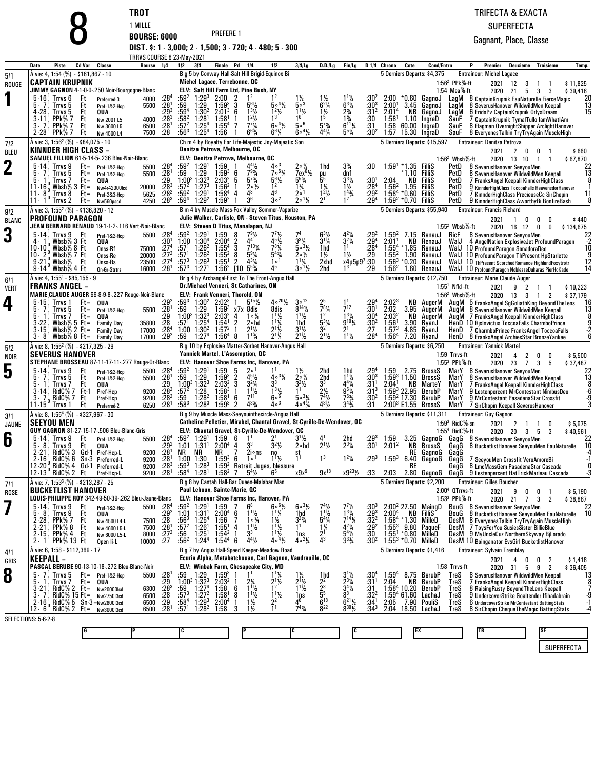# 8

**TROT**
1 MILLE
**BOURSE: 6000** PREFERE 1
**DIST. $: 1 - 3,000; 2 - 1,500; 3 - 720; 4 - 480; 5 - 300**
TRRVS COURSE 8 23-May-2021

TRIFECTA & EXACTA
SUPERFECTA
Gagnant, Place, Classe

---

## 1 — CAPTAIN KRUPNIK (5/1, ROUGE)

À vie: 4, 1:54 (⅝) - $161,867 - 10
B g 5 by Conway Hall-Salt Hill Brigid-Equinox Bi
Michel Lagace, Terrebonne, QC
ELV: Salt Hill Farm Ltd, Pine Bush, NY
JIMMY GAGNON 4-1-0-0-.250 Noir-Bourgogne-Blanc
5 Derniers Departs: $4,375 — Entraineur: Michel Lagace
1:56² PPk⅝-ft | 2021 12 3 1 1 $11,825
1:54 Mea⅝-ft | 2020 21 5 3 3 $39,416

| Date | Piste | Cd Var | Classe | Bourse | 1/4 | 1/2 | 3/4 | Finale | Pd | 1/4 | 1/2 | 3/4/Lg | D.D./Lg | Fin/Lg | D 1/4 | Chrono | Cote | Cond/Entrn | P | Premier Deuxieme Troisieme | Temp. |
|---|---|---|---|---|---|---|---|---|---|---|---|---|---|---|---|---|---|---|---|---|---|
| 5-16¹ | Trrvs 6 | Ft | Preferred-3 | 4000 | :28⁴ | :59² | 1:29³ | 2:00 | 2 | 1² | 1² | 1½ | 1½ | 1¹½ | :30² | 2:00 | *0.60 | GagnoJ LagM | 8 | CaptainKrupnik EauNaturelle FierceMagic | 20 |
| 5-7¹ | Trrvs 5 | Ft | Pref-1&2-Hcp | 5500 | :28¹ | :59 | 1:29 | 1:59³ | 3 | 5⁶½ | 5∘⁴½ | 5∘³ | 6²¼ | 6³½ | :30³ | 2:00¹ | 3.45 | GagnoJ LagM | 8 | SeverusHanover WildwildMen Keepall | 13 |
| 4-28¹ | Trrvs 5 | Ft | QUA | | :29³ | :59⁴ | 1:30² | 2:01³ | 6 | 1³½ | 1²½ | 1¹½ | 1½ | 2¾ | :31² | 2:01⁴ | NB | GagnoJ LagM | 6 | FridoPv CaptainKrupnik OrlysDream | 15 |
| 3-11¹ | PPk⅝ 7 | Ft | Nw 2001 L5 | 4000 | :28³ | :58² | 1:28¹ | 1:58¹ | 1 | 1²½ | 1³ | 1⁶ | 1⁵ | 1¾ | :30 | 1:58¹ | 1.10 | IngraD SauF | 7 | CaptainKrupnik TymalTullo IamWhatIAm | |
| 3-7¹ | PPk⅝ 7 | Ft | Nw 3600 L5 | 6500 | :28¹ | :57² | 1:25⁴ | 1:55⁴ | 7 | 7⁷¼ | 6∘⁴½ | 5∘⁶ | 5⁷¾ | 6¹¹¼ | :31 | 1:58 | 60.00 | IngraD SauF | 8 | Flagman OvernightShipper ArclightHanover | |
| 2-28¹ | PPk⅝ 7 | Ft | Nw 4500 L4 | 7500 | :28 | :56³ | 1:25⁴ | 1:56 | 1 | 6⁸¾ | 6⁶¼ | 6∘⁴½ | 4⁴¼ | 5⁵¼ | :30² | 1:57 | 15.30 | IngraD SauF | 8 | EveryonesTalkin TryTryAgain MuscleHigh | |

## 2 — KINNDER HIGH CLASS = (7/2, BLEU)

À vie: 3, 1:56² (⅞) - $84,075 - 10
Ch m 4 by Royalty For Life-Majestic Joy-Majestic Son
Denitza Petrova, Melbourne, QC
ELV: Denitza Petrova, Melbourne, QC
SAMUEL FILLION 61-5-14-5-.236 Bleu-Noir-Blanc
5 Derniers Departs: $15,597 — Entraineur: Denitza Petrova
1:56² Wbsb⅞-ft | 2021 2 0 0 1 $660 | 2020 13 10 1 1 $67,870

| Date | Piste | Cd Var | Classe | Bourse | 1/4 | 1/2 | 3/4 | Finale | Pd | 1/4 | 1/2 | 3/4/Lg | D.D./Lg | Fin/Lg | D 1/4 | Chrono | Cote | Cond/Entrn | P | Premier Deuxieme Troisieme | Temp. |
|---|---|---|---|---|---|---|---|---|---|---|---|---|---|---|---|---|---|---|---|---|---|
| 5-14¹ | Trrvs 9 | Ft= | Pref-1&2-Hcp | 5500 | :28⁴ | :59² | 1:29¹ | 1:59 | 1 | 4⁴½ | 4∘³ | 2∘½ | 1hd | 3¾ | :30 | 1:59¹ | *1.35 | FilliS PetD | 8 | SeverusHanover SeeyouMen | 22 |
| 5-7¹ | Trrvs 5 | Ft= | Pref-1&2-Hcp | 5500 | :28¹ | :59 | 1:29 | 1:59³ | 6 | 7⁹¾ | 7∘⁵¾ | 7ex⁶½ | pu | dnf | | | *1.10 | FilliS PetD | 8 | SeverusHanover WildwildMen Keepall | 13 |
| 5-1¹ | Trrvs 7 | Ft= | QUA | | :29 | 1:00³ | 1:32³ | 2:03² | 5 | 5⁷¾ | 5⁵½ | 5⁵¾ | 5⁵ | 3³½ | :30¹ | 2:04 | NB | FilliS PetD | 7 | FranksAngel Keepall KinnderHighClass | 8 |
| 11-16⁰ | Wbsb⅞ 3 | Ft= | Nw4r42000lcd | 20000 | :28³ | :57² | 1:27³ | 1:56² | 1 | 2∘½ | 1² | 1¾ | 1¼ | 1½ | :28⁴ | 1:56² | 1.95 | FilliS PetD | 9 | KinnderHighClass ToccoaFalls HeavensdorHanover | 1 |
| 11-8⁰ | Trrvs 8 | Ft= | Pref-2&3-Hcp | 5625 | :28² | :59² | 1:29¹ | 1:58⁴ | 4 | 4⁸ | 4⁶ | 2∘¹ | 1²½ | 1⁴¾ | :29² | 1:58⁴ | *0.60 | FilliS PetD | 7 | KinnderHighClass PrecieuseCc SirChopin | 11 |
| 11-1⁰ | Trrvs 2 | Ft= | Nw560pscd | 4250 | :28³ | :59⁴ | 1:29² | 1:59² | 1 | 3⁶ | 3∘² | 2∘¹¼ | 2¹ | 1² | :29⁴ | 1:59² | *0.70 | FilliS PetD | 9 | KinnderHighClass AworthyBi BonfireBash | 8 |

## 3 — PROFOUND PARAGON (9/2, BLANC)

À vie: 3, 1:55² (⅞) - $136,820 - 12
B m 4 by Muscle Mass-Fox Valley Sommer-Vaporize
Julie Walker, Carlisle, ON - Steven Titus, Houston, PA
ELV: Steven D Titus, Manalapan, NJ
JEAN BERNARD RENAUD 19-1-1-2-.116 Vert-Noir-Blanc
5 Derniers Departs: $55,940 — Entraineur: Francis Richard
1:55² Wbsb⅞-ft | 2021 1 0 0 0 $440 | 2020 16 12 0 0 $134,675

| Date | Piste | Cd Var | Classe | Bourse | 1/4 | 1/2 | 3/4 | Finale | Pd | 1/4 | 1/2 | 3/4/Lg | D.D./Lg | Fin/Lg | D 1/4 | Chrono | Cote | Cond/Entrn | P | Premier Deuxieme Troisieme | Temp. |
|---|---|---|---|---|---|---|---|---|---|---|---|---|---|---|---|---|---|---|---|---|---|
| 5-14¹ | Trrvs 9 | Ft | Pref-1&2-Hcp | 5500 | :28⁴ | :59² | 1:29¹ | 1:59 | 8 | 7⁹½ | 7⁷½ | 7⁴ | 6³½ | 4²¼ | :29² | 1:59² | 7.15 | RenauJ RicF | 8 | SeverusHanover SeeyouMen | 22 |
| 4-1¹ | Wbsb⅞ 3 | Ft | QUA | | :30¹ | 1:00 | 1:30⁴ | 2:00⁴ | 2 | 4⁴ | 4⁵½ | 3³¾ | 3¹¼ | 3²¼ | :29⁴ | 2:01¹ | NB | RenauJ WalJ | 4 | AngelNation ExplosiveJet ProfoundParagon | -2 |
| 10-10⁰ | Wbsb⅞ 8 | Ft | Onss-Rf | 75000 | :27⁴ | :57¹ | 1:26² | 1:55⁴ | 3 | 7¹⁰¼ | 7⁸¼ | 5∘³½ | 1hd | 1¹ | :28⁴ | 1:55⁴ | *1.85 | RenauJ WalJ | 10 | ProfoundParagon SonadoraDeo | 10 |
| 10-2⁰ | Wbsb⅞ 7 | Ft | Onss-Re | 20000 | :27² | :57¹ | 1:26² | 1:55² | 8 | 5⁹¼ | 5⁴¾ | 2∘½ | 1½ | 1½ | :29 | 1:55² | 1.90 | RenauJ WalJ | 10 | ProfoundParagon ThPresent HpStarlette | 9 |
| 9-21⁰ | Wbsb⅞ | Ft | Onss-Rs | 23500 | :27⁴ | :57³ | 1:26³ | 1:55¹ | 2 | 4³¼ | 1∘¹ | 1¹¼ | 2xhd | x4p5p⁹ | :30 | 1:56³ | *0.20 | RenauJ WalJ | 10 | ThPresent ScorchedRomance HighlandFoxytrotr | 12 |
| 9-14⁰ | Wbsb⅞ 4 | Ft | On-Gr-Strtrs | 16000 | :28¹ | :57³ | 1:27¹ | 1:56² | [10 | 5⁵¾ | 4⁵ | 3∘¹½ | 2hd | 1³ | :29 | 1:56² | 1.60 | RenauJ WalJ | 10 | ProfoundParagon NoblesseDuharas PierHoKado | 14 |

## 4 — FRANKS ANGEL = (6/1, VERT)

À vie: 4, 1:55¹ - $85,155 - 9
Br g 4 by Archangel-First To The Front-Angus Hall
Dr.Michael Venneri, St Catharines, ON
ELV: Frank Venneri, Thorold, ON
MARIE CLAUDE AUGER 69-8-9-8-.227 Rouge-Noir-Blanc
5 Derniers Departs: $12,750 — Entraineur: Marie Claude Auger
1:55¹ Nfld -ft | 2021 9 2 1 1 $19,223
1:56² Wbsb⅞-ft | 2020 13 3 1 2 $37,179

| Date | Piste | Cd Var | Classe | Bourse | 1/4 | 1/2 | 3/4 | Finale | Pd | 1/4 | 1/2 | 3/4/Lg | D.D./Lg | Fin/Lg | D 1/4 | Chrono | Cote | Cond/Entrn | P | Premier Deuxieme Troisieme | Temp. |
|---|---|---|---|---|---|---|---|---|---|---|---|---|---|---|---|---|---|---|---|---|---|
| 5-15¹ | Trrvs 1 | Ft= | QUA | | :29² | :59³ | 1:30² | 2:02³ | 1 | 5¹⁵½ | 4∘²⁰½ | 3∘¹² | 2⁵ | 1¹ | :29⁴ | 2:02³ | NB | AugerM AugM | 5 | FranksAngel SgGoliathKing BeyondTheLens | 16 |
| 5-7¹ | Trrvs 5 | Ft= | Pref-1&2-Hcp | 5500 | :28¹ | :59 | 1:29 | 1:59³ | x7x | 8dis | 8dis | 8¹⁴½ | 7⁸¼ | 7¹² | :30¹ | 2:02 | 3.95 | AugerM AugM | 8 | SeverusHanover WildwildMen Keepall | 13 |
| 5-1¹ | Trrvs 7 | Ft= | QUA | | :29 | 1:00³ | 1:32³ | 2:03² | 4 | 1∘¾ | 1¹¼ | 1¹½ | 1² | 1³¾ | :30⁴ | 2:03² | NB | AugerM AugM | 7 | FranksAngel Keepall KinnderHighClass | 8 |
| 3-22¹ | Wbsb⅞ 5 | Ft= | Family Day | 35800 | :28 | :57¹ | 1:25⁴ | 1:54¹ | 2 | 2∘hd | 1¹¼ | 1hd | 5³¼ | 9¹⁰¼ | :30² | 1:56¹ | 3.90 | RyanJ HenD | 10 | RjsInvictus ToccoaFalls CharmboPrince | 9 |
| 3-15¹ | Wbsb⅞ 2 | Ft= | Family Day | 17000 | :28⁴ | 1:00 | 1:30² | 1:57² | 1 | 2¹½ | 2¹½ | 3¹½ | 3² | 2¹ | :27 | 1:57³ | 4.85 | RyanJ HenD | 7 | CharmboPrince FranksAngel ToccoaFalls | -2 |
| 3-8¹ | Wbsb⅞ 8 | Ft= | Family Day | 17000 | :29² | :59 | 1:27⁴ | 1:56⁴ | 8 | 1¹¾ | 2¹¼ | 2¹½ | 2¹½ | 1¹½ | :28⁴ | 1:56⁴ | 7.20 | RyanJ HenD | 8 | FranksAngel ArchiesStar BronzeYankee | 6 |

## 5 — SEVERUS HANOVER (5/2, NOIR)

À vie: 8, 1:55² (⅞) - $217,325 - 29
B g 10 by Explosive Matter-Sorbet Hanover-Angus Hall
Yannick Martel, L'Assomption, QC
ELV: Hanover Shoe Farms Inc, Hanover, PA
STEPHANE BROSSEAU 87-11-17-11-.277 Rouge-Or-Blanc
5 Derniers Departs: $6,250 — Entraineur: Yannick Martel
1:59 Trrvs-ft | 2021 4 2 0 0 $5,500
1:55³ PPk⅝-ft | 2020 23 7 3 5 $37,487

| Date | Piste | Cd Var | Classe | Bourse | 1/4 | 1/2 | 3/4 | Finale | Pd | 1/4 | 1/2 | 3/4/Lg | D.D./Lg | Fin/Lg | D 1/4 | Chrono | Cote | Cond/Entrn | P | Premier Deuxieme Troisieme | Temp. |
|---|---|---|---|---|---|---|---|---|---|---|---|---|---|---|---|---|---|---|---|---|---|
| 5-14¹ | Trrvs 9 | Ft | Pref-1&2-Hcp | 5500 | :28⁴ | :59² | 1:29¹ | 1:59 | 5 | 2∘¹ | 1¹ | 1½ | 2hd | 1hd | :29⁴ | 1:59 | 2.75 | BrossS MarY | 8 | SeverusHanover SeeyouMen | 22 |
| 5-7¹ | Trrvs 5 | Ft | Pref-1&2-Hcp | 5500 | :28¹ | :59 | 1:29 | 1:59³ | 2 | 4⁵½ | 4∘³¼ | 2∘½ | 2hd | 1¹½ | :30³ | 1:59³ | 11.50 | BrossS MarY | 8 | SeverusHanover WildwildMen Keepall | 13 |
| 5-1¹ | Trrvs 7 | Ft | QUA | | :29 | 1:00³ | 1:32³ | 2:03² | 3 | 3²¼ | 3³ | 3²½ | 3³ | 4⁴¼ | :31¹ | 2:04¹ | NB | MarteY MarY | 7 | FranksAngel Keepall KinnderHighClass | 8 |
| 3-14¹ | RidC⅝ 7 | Ft-1 | Pref-Hcp | 9200 | :28² | :57² | 1:28 | 1:58³ | 1 | 1¹½ | 1³½ | 1² | 2½ | 9⁵¼ | :31³ | 1:59³ | 22.95 | BerubP MarY | 9 | Lestenpercent MrContestant NimbusDeo | -6 |
| 3-7¹ | RidC⅝ 7 | Ft | Pref-Hcp | 9200 | :28² | :59 | 1:28² | 1:58¹ | 6 | 7¹¹ | 6∘⁶ | 5∘³¼ | 7⁴½ | 7⁵¾ | :30² | 1:59² | 17.30 | BerubP MarY | 9 | MrContestant PasadenaStar Crossfit | -9 |
| 11-15⁰ | Trrvs 1 | Ft | Preferred-2 | 6250 | :28¹ | :58³ | 1:28³ | 1:59³ | 2 | 4³¾ | 4∘³ | 4∘⁴¾ | 4³½ | 3⁴¾ | :31 | 2:00³ | E1.55 | BrossS MarY | 7 | SirChopin Keepall SeverusHanover | 3 |

## 6 — SEEYOU MEN (3/1, JAUNE)

À vie: 8, 1:55⁴ (⅝) - $327,967 - 30
B g 9 by Muscle Mass-Seeyouinthecircle-Angus Hall
Catheline Pelletier, Mirabel, Chantal Gravel, St-Cyrille-De-Wendover, QC
ELV: Chantal Gravel, St-Cyrille-De-Wendover, QC
GUY GAGNON 81-27-15-17-.506 Bleu-Blanc-Gris
5 Derniers Departs: $11,311 — Entraineur: Guy Gagnon
1:59³ RidC⅝-sn | 2021 2 1 1 0 $5,975
1:55⁴ RidC⅝-ft | 2020 20 3 5 3 $40,561

| Date | Piste | Cd Var | Classe | Bourse | 1/4 | 1/2 | 3/4 | Finale | Pd | 1/4 | 1/2 | 3/4/Lg | D.D./Lg | Fin/Lg | D 1/4 | Chrono | Cote | Cond/Entrn | P | Premier Deuxieme Troisieme | Temp. |
|---|---|---|---|---|---|---|---|---|---|---|---|---|---|---|---|---|---|---|---|---|---|
| 5-14¹ | Trrvs 9 | Ft | Pref-1&2-Hcp | 5500 | :28⁴ | :59² | 1:29¹ | 1:59 | 6 | 1¹ | 2¹ | 3¹½ | 4¹ | 2hd | :29³ | 1:59 | 3.25 | GagnoG GagG | 8 | SeverusHanover SeeyouMen | 22 |
| 5-8¹ | Trrvs 9 | Ft | QUA | | :29² | 1:01 | 1:31¹ | 2:00⁴ | 4 | 3³ | 3²½ | 2∘hd | 2¹½ | 2³¼ | :30¹ | 2:01² | NB | BrossS GagG | 8 | BucketlistHanover SeeyouMen EauNaturelle | 10 |
| 2-21¹ | RidC⅝ 3 | Gd-1 | Pref-Hcp-L | 9200 | :28¹ | NR | NR | NR | 7 | 2∘ns | no | st | | | | | RE | GagnoG GagG | | | -4 |
| 2-16¹ | RidC⅝ 6 | Sn-3 | Preferred-L | 9200 | :28¹ | 1:00 | 1:30 | 1:59³ | 6 | 1∘¹ | 1¹½ | 1¹ | 1³ | 1²¼ | :29³ | 1:59³ | 6.40 | GagnoG GagG | 7 | SeeyouMen Crossfit VeroAmoreBi | -1 |
| 12-20⁰ | RidC⅝ 4 | Gd-1 | Preferred-L | 9200 | :28³ | :59³ | 1:28³ | 1:59² | Retrait Juges, blessure | | | | | | | | RE | GagnoG GagG | 8 | LmcMassGem PasadenaStar Cascada | 0 |
| 12-13⁰ | RidC⅝ 2 | Ft | Pref-Hcp-L | 9200 | :28¹ | :58⁴ | 1:28¹ | 1:58² | 7 | 5⁴½ | 6⁵ | x9x⁹ | 9x¹⁸ | x9²³½ | :33 | 2:03 | 2.80 | GagnoG GagG | 9 | Lestenpercent HatTrickMarleau Cascada | -3 |

## 7 — BUCKETLIST HANOVER (7/1, ROSE)

À vie: 7, 1:53³ (⅝) - $213,287 - 25
B g 8 by Cantab Hall-Bar Queen-Malabar Man
Paul Lehoux, Sainte-Marie, QC
ELV: Hanover Shoe Farms Inc, Hanover, PA
LOUIS-PHILIPPE ROY 342-49-50-39-.262 Bleu-Jaune-Blanc
5 Derniers Departs: $2,200 — Entraineur: Gilles Boucher
2:00⁴ QTrrvs-ft | 2021 9 0 0 1 $5,190
1:53³ PPk⅝-ft | 2020 21 7 3 2 $38,867

| Date | Piste | Cd Var | Classe | Bourse | 1/4 | 1/2 | 3/4 | Finale | Pd | 1/4 | 1/2 | 3/4/Lg | D.D./Lg | Fin/Lg | D 1/4 | Chrono | Cote | Cond/Entrn | P | Premier Deuxieme Troisieme | Temp. |
|---|---|---|---|---|---|---|---|---|---|---|---|---|---|---|---|---|---|---|---|---|---|
| 5-14¹ | Trrvs 9 | Ft | Pref-1&2-Hcp | 5500 | :28⁴ | :59² | 1:29¹ | 1:59 | 7 | 6⁸ | 6∘⁶½ | 6∘³½ | 7⁴½ | 7⁷½ | :30³ | 2:00² | 27.50 | MaingD BouG | 8 | SeverusHanover SeeyouMen | 22 |
| 5-8¹ | Trrvs 9 | Ft | QUA | | :29² | 1:01 | 1:31¹ | 2:00⁴ | 6 | 1¹½ | 1¹¼ | 1hd | 1¹½ | 1³¼ | :29³ | 2:00⁴ | NB | FilliS BouG | 8 | BucketlistHanover SeeyouMen EauNaturelle | 10 |
| 2-28¹ | PPk⅝ 7 | Ft | Nw 4500 L4-L | 7500 | :28 | :56³ | 1:25⁴ | 1:56 | 7 | 1∘¾ | 1½ | 3²¾ | 5⁴¾ | 7¹⁴¼ | :32² | 1:58⁴ | *1.30 | MilleD DesM | 8 | EveryonesTalkin TryTryAgain MuscleHigh | |
| 2-21¹ | PPk⅝ 8 | Ft | Nw 4600 L5-L | 7500 | :28¹ | :57² | 1:26¹ | 1:55¹ | 4 | 1¹½ | 1¹½ | 1¹ | 1¾ | 4²¼ | :29² | 1:55³ | 9.80 | PaqueF DesM | 7 | ToysForYou SusiesSister BillieBlue | |
| 2-15¹ | PPk⅝ 4 | Ft | Nw 6000 L5-L | 8000 | :27² | :56 | 1:25¹ | 1:54² | 1 | 3³ | 1¹½ | 1ns | 2¹ | 5⁴½ | :30 | 1:55¹ | *0.80 | MilleD DesM | 9 | MyUncleCuz NorthernSkyway BjLorado | |
| 2-1¹ | PPk⅝ 13 | Ft | Open Ii-L | 10000 | :27 | :56² | 1:24⁴ | 1:54⁴ | 6 | 4⁴½ | 4∘⁴½ | 4∘²¼ | 4³ | 3³¾ | :30² | 1:55³ | *0.70 | MilleD DesM | 10 | Boinganator EvsGirl BucketlistHanover | |

## 8 — KEEPALL = (4/1, GRIS)

À vie: 6, 1:58 - $112,369 - 17
B g 7 by Angus Hall-Speed Keeper-Meadow Road
Ecurie Alpha, Metabetchouan, Carl Gagnon, Vaudreuille, QC
ELV: Winbak Farm, Chesapeake City, MD
PASCAL BERUBE 90-13-10-18-.272 Bleu-Blanc-Noir
5 Derniers Departs: $1,416 — Entraineur: Sylvain Tremblay
2021 4 0 0 2 $1,416
1:58 Trrvs-ft | 2020 31 5 9 2 $36,405

| Date | Piste | Cd Var | Classe | Bourse | 1/4 | 1/2 | 3/4 | Finale | Pd | 1/4 | 1/2 | 3/4/Lg | D.D./Lg | Fin/Lg | D 1/4 | Chrono | Cote | Cond/Entrn | P | Premier Deuxieme Troisieme | Temp. |
|---|---|---|---|---|---|---|---|---|---|---|---|---|---|---|---|---|---|---|---|---|---|
| 5-7¹ | Trrvs 5 | Ft= | Pref-1&2-Hcp | 5500 | :28¹ | :59 | 1:29 | 1:59³ | 1 | 1¹ | 1¹¼ | 1½ | 1hd | 3¹½ | :30⁴ | 1:59⁴ | 8.75 | BerubP TreS | 8 | SeverusHanover WildwildMen Keepall | 13 |
| 5-1¹ | Trrvs 7 | Ft= | QUA | | :29 | 1:00³ | 1:32³ | 2:03² | 1 | 2¾ | 2¹½ | 2¹½ | 2² | 2³¼ | :31¹ | 2:04 | NB | BerubP TreS | 7 | FranksAngel Keepall KinnderHighClass | 8 |
| 3-21¹ | RidC⅝ 2 | Ft= | Nw20000lcd | 6300 | :28³ | :59 | 1:27⁴ | 1:58 | 6 | 1¹½ | 1² | 1¹½ | 2³ | 3⁴½ | :31 | 1:58⁴ | 10.20 | BerubP TreS | 8 | RaisingRusty BeyondTheLens Keepall | 7 |
| 3-7¹ | RidC⅝ 15 | Ft= | Nw27500l3cd | 6500 | :28 | :57³ | 1:27² | 1:58¹ | 8 | 1¹½ | 1¹½ | 1ns | 5⁵ | 8⁸ | :32² | 1:59⁴ | 61.60 | LachaJ TreS | 9 | UndercoverStrike Goaltender Ifihadabrain | -9 |
| 2-16¹ | RidC⅝ 5 | Sn-3 | Nw28000l3cd | 6500 | :29 | :58⁴ | 1:29³ | 2:00⁴ | 1 | 1½ | 2² | 4⁶ | 6¹⁸ | 6²¹½ | :34¹ | 2:05 | 7.90 | PouliS TreS | 6 | UndercoverStrike MrContestant BattingStats | -1 |
| 12-6⁰ | RidC⅝ 2 | Ft= | Nw30000l3cd | 6500 | :28¹ | :57¹ | 1:28² | 1:58 | 3 | 1½ | 1¹ | 7⁴¾ | 8²² | 8³⁰½ | :34³ | 2:04 | 18.50 | LachaJ TreS | 8 | SirChopin ChequeTheMagic BattingStats | -4 |

SELECTIONS: 5-6-2-8

| G | P | C | P | C | C | EX | TR | SF |
|---|---|---|---|---|---|---|---|---|
| | | | | | | | | |

SUPERFECTA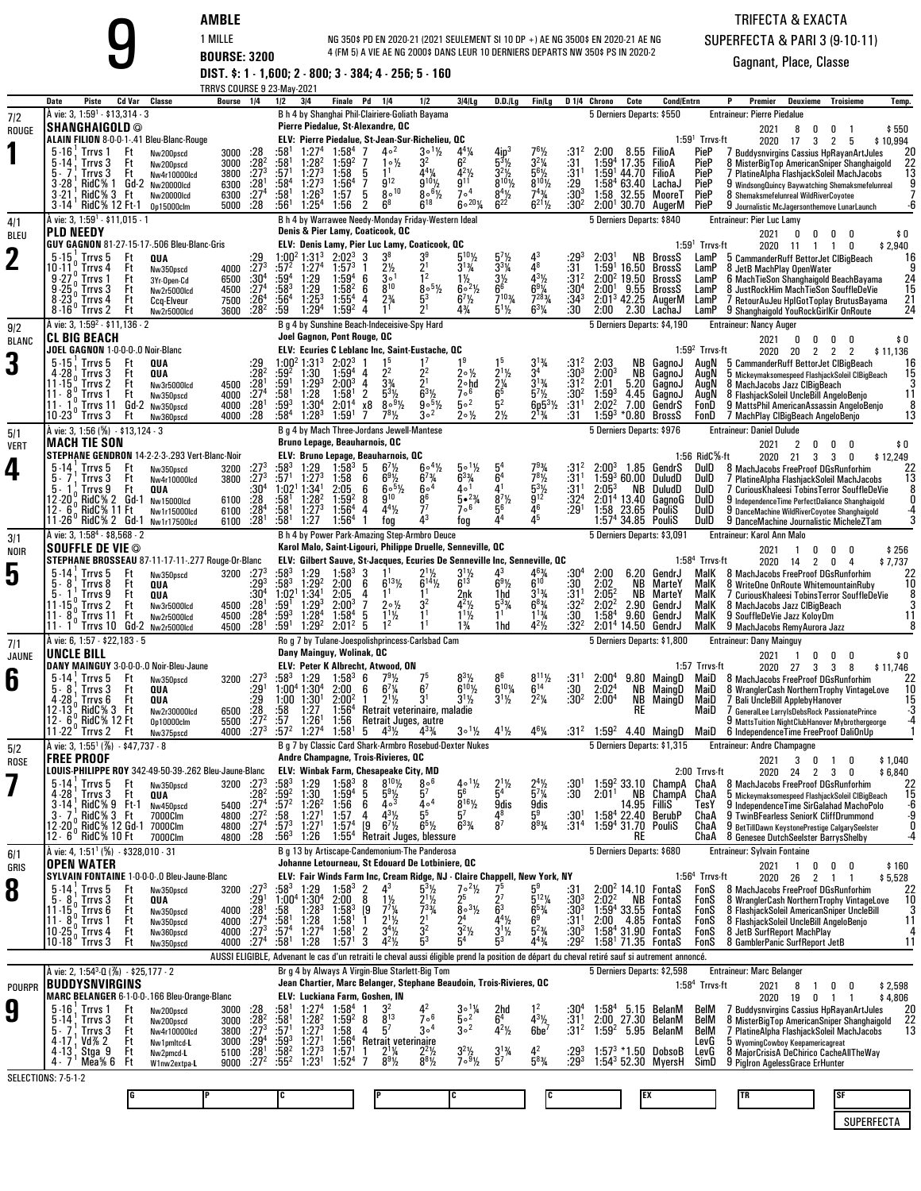# 9

**AMBLE**
1 MILLE
**BOURSE: 3200**
**DIST. $: 1 - 1,600; 2 - 800; 3 - 384; 4 - 256; 5 - 160**
TRRVS COURSE 9 23-May-2021

NG 350$ PD EN 2020-21 (2021 SEULEMENT SI 10 DP +) AE NG 3500$ EN 2020-21 AE NG 4 (FM 5) A VIE AE NG 2000$ DANS LEUR 10 DERNIERS DEPARTS NW 350$ PS IN 2020-2

**TRIFECTA & EXACTA**
**SUPERFECTA & PARI 3 (9-10-11)**
Gagnant, Place, Classe

| Date | Piste | Cd Var | Classe | Bourse | 1/4 | 1/2 | 3/4 | Finale | Pd | 1/4 | 1/2 | 3/4/Lg | D.D./Lg | Fin/Lg | D 1/4 | Chrono | Cote | Cond/Entrn | | P | Premier Deuxieme Troisieme | Temp. |
|---|---|---|---|---|---|---|---|---|---|---|---|---|---|---|---|---|---|---|---|---|---|---|

## 1 — 7/2 ROUGE — SHANGHAIGOLD ◎

À vie: 3, 1:59¹ - $13,314 - 3 — B h 4 by Shanghai Phil-Clairiere-Goliath Bayama — 5 Derniers Departs: $550 — Entraineur: Pierre Piedalue
Pierre Piedalue, St-Alexandre, QC — 2021: 8 0 0 1 $550
ALAIN FILION 8-0-0-1-.41 Bleu-Blanc-Rouge — ELV: Pierre Piedalue, St-Jean-Sur-Richelieu, QC — 1:59¹ Trrvs-ft — 2020: 17 3 2 5 $10,994

| Date | Piste | Cd Var | Classe | Bourse | 1/4 | 1/2 | 3/4 | Finale | Pd | 1/4 | 1/2 | 3/4/Lg | D.D./Lg | Fin/Lg | D 1/4 | Chrono | Cote | Cond | Entrn | P | Premier Deuxieme Troisieme | Temp. |
|---|---|---|---|---|---|---|---|---|---|---|---|---|---|---|---|---|---|---|---|---|---|---|
| 5-16¹ | Trrvs 1 | Ft | Nw200pscd | 3000 | :28 | :58¹ | 1:27⁴ | 1:58⁴ | 7 | 4∘² | 3∘1½ | 4⁴¼ | 4ip³ | 7⁶½ | :31² | 2:00 | 8.55 | FilioA | PieP | 7 | Buddysnvirgins Cassius HpRayanArtJules | 20 |
| 5-14¹ | Trrvs 3 | Ft | Nw200pscd | 3000 | :28² | :58¹ | 1:28² | 1:59² | 7 | 1∘½ | 3² | 6² | 5³½ | 3²¼ | :31 | 1:59⁴ | 17.35 | FilioA | PieP | 8 | MisterBigTop AmericanSniper Shanghaigold | 22 |
| 5-7¹ | Trrvs 3 | Ft | Nw4r10000lcd | 3800 | :27³ | :57¹ | 1:27³ | 1:58 | 5 | 1¹ | 4⁴¼ | 4²½ | 3²½ | 5⁶½ | :31¹ | 1:59¹ | 44.70 | FilioA | PieP | 7 | PlatineAlpha FlashjackSoleil MachJacobs | 13 |
| 3-28 | RidC% 1 | Gd-2 | Nw20000lcd | 6300 | :28¹ | :58⁴ | 1:27³ | 1:56⁴ | 7 | 9¹² | 9¹⁰½ | 9¹¹ | 8¹⁰½ | 8¹⁰½ | :29 | 1:58⁴ | 63.40 | LachaJ | PieP | 9 | WindsongQuincy Baywatching Shemaksmefelunreal | 9 |
| 3-21 | RidC% 3 | Ft | Nw20000lcd | 6300 | :27⁴ | :58¹ | 1:26³ | 1:57 | 5 | 8∘¹⁰ | 8∘⁶½ | 7∘⁴ | 8⁴½ | 7⁴¾ | :30³ | 1:58 | 32.55 | MooreT | PieP | 8 | Shemaksmefelunreal WildRiverCoyotee | 7 |
| 3-14¹ | RidC% 12 | Ft-1 | Op15000clm | 5000 | :28 | :56¹ | 1:25⁴ | 1:56 | 2 | 6⁸ | 6¹⁸ | 6∘²⁰¼ | 6²² | 6²¹½ | :30² | 2:00¹ | 30.70 | AugerM | PieP | 9 | Journalistic McJagersonthemove LunarLaunch | -6 |

## 2 — 4/1 BLEU — PLD NEEDY

À vie: 3, 1:59¹ - $11,015 - 1 — B h 4 by Warrawee Needy-Monday Friday-Western Ideal — 5 Derniers Departs: $840 — Entraineur: Pier Luc Lamy
Denis & Pier Lamy, Coaticook, QC — 2021: 0 0 0 0 $0
GUY GAGNON 81-27-15-17-.506 Bleu-Blanc-Gris — ELV: Denis Lamy, Pier Luc Lamy, Coaticook, QC — 1:59¹ Trrvs-ft — 2020: 11 1 1 0 $2,940

| Date | Piste | Cd Var | Classe | Bourse | 1/4 | 1/2 | 3/4 | Finale | Pd | 1/4 | 1/2 | 3/4/Lg | D.D./Lg | Fin/Lg | D 1/4 | Chrono | Cote | Cond | Entrn | P | Premier Deuxieme Troisieme | Temp. |
|---|---|---|---|---|---|---|---|---|---|---|---|---|---|---|---|---|---|---|---|---|---|---|
| 5-15¹ | Trrvs 5 | Ft | QUA | | :29 | 1:00² | 1:31³ | 2:02³ | 3 | 3⁸ | 3⁹ | 5¹⁰½ | 5⁷½ | 4³ | :29³ | 2:03¹ | NB | BrossS | LamP | 5 | CammanderRuff BettorJet ClBigBeach | 16 |
| 10-11⁰ | Trrvs 4 | Ft | Nw350pscd | 4000 | :27³ | :57² | 1:27⁴ | 1:57³ | 1 | 2½ | 2¹ | 3¹¾ | 3³¼ | 4⁸ | :31 | 1:59¹ | 16.50 | BrossS | LamP | 8 | JetB MachPlay OpenWater | 9 |
| 9-27⁰ | Trrvs 1 | Ft | 3Yr-Open-Cd | 6500 | :30⁴ | :59⁴ | 1:29 | 1:59⁴ | 6 | 3∘¹ | 1² | 1½ | 3½ | 4³½ | :31² | 2:00² | 19.50 | BrossS | LamP | 6 | MachTieSon Shanghaigold BeachBayama | 24 |
| 9-20⁰ | Trrvs 3 | Ft | Nw2r5000lcd | 4500 | :27⁴ | :58³ | 1:29 | 1:58² | 6 | 8¹⁰ | 8∘⁵½ | 6∘²½ | 6⁶ | 6⁹¾ | :30⁴ | 2:00¹ | 9.55 | BrossS | LamP | 8 | JustRockHim MachTieSon SouffleDeVie | 15 |
| 8-23⁰ | Trrvs 4 | Ft | Ccq-Elveur | 7500 | :26⁴ | :56⁴ | 1:25³ | 1:55⁴ | 4 | 2¾ | 5³ | 6⁷½ | 7¹⁰¾ | 7²⁸¾ | :34³ | 2:01³ | 42.25 | AugerM | LamP | 7 | RetourAuJeu HplGotToplay BrutusBayama | 21 |
| 8-16⁰ | Trrvs 2 | Ft | Nw2r5000lcd | 3600 | :28² | :59 | 1:29⁴ | 1:59² | 4 | 1¹ | 2¹ | 4¾ | 5¹½ | 6³¼ | :30 | 2:00 | 2.30 | LachaJ | LamP | 9 | Shanghaigold YouRockGirlKir OnRoute | 24 |

## 3 — 9/2 BLANC — CL BIG BEACH

À vie: 3, 1:59² - $11,136 - 2 — B g 4 by Sunshine Beach-Indeceisive-Spy Hard — 5 Derniers Departs: $4,190 — Entraineur: Nancy Auger
Joel Gagnon, Pont Rouge, QC — 2021: 0 0 0 0 $0
JOEL GAGNON 1-0-0-0-.0 Noir-Blanc — ELV: Ecuries C Leblanc Inc, Saint-Eustache, QC — 1:59² Trrvs-ft — 2020: 20 2 2 2 $11,136

| Date | Piste | Cd Var | Classe | Bourse | 1/4 | 1/2 | 3/4 | Finale | Pd | 1/4 | 1/2 | 3/4/Lg | D.D./Lg | Fin/Lg | D 1/4 | Chrono | Cote | Cond | Entrn | P | Premier Deuxieme Troisieme | Temp. |
|---|---|---|---|---|---|---|---|---|---|---|---|---|---|---|---|---|---|---|---|---|---|---|
| 5-15¹ | Trrvs 5 | Ft | QUA | | :29 | 1:00² | 1:31³ | 2:02³ | 1 | 1⁵ | 1⁷ | 1⁹ | 1⁵ | 3¹¾ | :31² | 2:03 | NB | GagnoJ | AugN | 5 | CammanderRuff BettorJet ClBigBeach | 16 |
| 4-28¹ | Trrvs 3 | Ft | QUA | | :28² | :59² | 1:30 | 1:59⁴ | 4 | 2² | 2² | 2∘½ | 2¹½ | 3⁴ | :30³ | 2:00³ | NB | GagnoJ | AugN | 5 | Mickeymaksomespeed FlashjackSoleil ClBigBeach | 15 |
| 11-15⁰ | Trrvs 2 | Ft | Nw3r5000lcd | 4500 | :28¹ | :59¹ | 1:29³ | 2:00³ | 4 | 3¾ | 2¹ | 2∘hd | 2¼ | 3¹¾ | :31² | 2:01 | 5.20 | GagnoJ | AugN | 8 | MachJacobs Jazz ClBigBeach | 3 |
| 11-8⁰ | Trrvs 1 | Ft | Nw350pscd | 4000 | :27⁴ | :58¹ | 1:28 | 1:58¹ | 2 | 5³½ | 6³½ | 7∘⁶ | 6⁵ | 5⁷½ | :30² | 1:59³ | 4.45 | GagnoJ | AugN | 8 | FlashjackSoleil UncleBill AngeloBenjo | 11 |
| 11-1⁰ | Trrvs 11 | Gd-2 | Nw350pscd | 4000 | :28¹ | :59³ | 1:30⁴ | 2:01⁴ | x8 | 8∘⁹½ | 9∘⁵½ | 5∘² | 5² | 6p5³½ | :31¹ | 2:02² | 7.00 | GendrS | FonD | 9 | MattsPhil AmericanAssassin AngeloBenjo | 8 |
| 10-23⁰ | Trrvs 3 | Ft | Nw360pscd | 4000 | :28 | :58⁴ | 1:28³ | 1:59¹ | 7 | 7⁸½ | 3∘² | 2∘½ | 2½ | 2¹¾ | :31 | 1:59³ | *0.80 | BrossS | FonD | 7 | MachPlay ClBigBeach AngeloBenjo | 13 |

## 4 — 5/1 VERT — MACH TIE SON

À vie: 3, 1:56 (⅝) - $13,124 - 3 — B g 4 by Mach Three-Jordans Jewell-Mantese — 5 Derniers Departs: $976 — Entraineur: Daniel Dulude
Bruno Lepage, Beauharnois, QC — 2021: 2 0 0 0 $0
STEPHANE GENDRON 14-2-2-3-.293 Vert-Blanc-Noir — ELV: Bruno Lepage, Beauharnois, QC — 1:56 RidC%-ft — 2020: 21 3 3 0 $12,249

| Date | Piste | Cd Var | Classe | Bourse | 1/4 | 1/2 | 3/4 | Finale | Pd | 1/4 | 1/2 | 3/4/Lg | D.D./Lg | Fin/Lg | D 1/4 | Chrono | Cote | Cond | Entrn | P | Premier Deuxieme Troisieme | Temp. |
|---|---|---|---|---|---|---|---|---|---|---|---|---|---|---|---|---|---|---|---|---|---|---|
| 5-14¹ | Trrvs 5 | Ft | Nw350pscd | 3200 | :27³ | :58³ | 1:29 | 1:58³ | 5 | 6⁷½ | 6∘⁴½ | 5∘1½ | 5⁴ | 7⁹¾ | :31² | 2:00³ | 1.85 | GendrS | DulD | 8 | MachJacobs FreeProof DGsRunforhim | 22 |
| 5-7¹ | Trrvs 3 | Ft | Nw4r10000lcd | 3800 | :27³ | :57¹ | 1:27³ | 1:58 | 6 | 6⁹½ | 6⁷¾ | 6³¾ | 6⁴ | 7⁸½ | :31¹ | 1:59³ | 60.00 | DuludD | DulD | 7 | PlatineAlpha FlashjackSoleil MachJacobs | 13 |
| 5-1¹ | Trrvs 9 | Ft | QUA | | :30⁴ | 1:02¹ | 1:34¹ | 2:05 | 6 | 6∘⁵½ | 6∘⁴ | 4∘¹ | 4¹ | 5³½ | :31¹ | 2:05³ | NB | DuludD | DulD | 7 | CuriousKhaleesi TobinsTerror SouffleDeVie | 8 |
| 12-20⁰ | RidC% 2 | Gd-1 | Nw15000lcd | 6100 | :28 | :58¹ | 1:28² | 1:59² | 8 | 9¹⁰ | 8⁶ | 5∘²¾ | 8⁷½ | 9¹² | :32⁴ | 2:01⁴ | 13.40 | GagnoG | DulD | 9 | IndependenceTime PerfectDaliance Shanghaigold | 0 |
| 12-6⁰ | RidC% 11 | Ft | Nw1r15000lcd | 6100 | :28⁴ | :58¹ | 1:27³ | 1:56⁴ | 4 | 4⁴½ | 7⁷ | 7∘⁶ | 5⁶ | 4⁶ | :29¹ | 1:58 | 23.65 | PouliS | DulD | 9 | DanceMachine WildRiverCoyotee Shanghaigold | -4 |
| 11-28⁰ | RidC% 2 | Gd-1 | Nw1r17500lcd | 6100 | :28¹ | :58¹ | 1:27 | 1:56⁴ | 1 | fog | 4³ | fog | 4⁴ | 4⁵ | | 1:57⁴ | 34.85 | PouliS | DulD | 9 | DanceMachine Journalistic MicheleZTam | 3 |

## 5 — 3/1 NOIR — SOUFFLE DE VIE ◎

À vie: 3, 1:58⁴ - $8,568 - 2 — B h 4 by Power Park-Amazing Step-Armbro Deuce — 5 Derniers Departs: $3,091 — Entraineur: Karol Malo
Karol Malo, Saint-Ligouri, Philippe Druelle, Senneville, QC — 2021: 1 0 0 0 $256
STEPHANE BROSSEAU 87-11-17-11-.277 Rouge-Or-Blanc — ELV: Gilbert Sauve, St-Jacques, Ecuries De Senneville Inc, Senneville, QC — 1:58⁴ Trrvs-ft — 2020: 14 2 0 4 $7,737

| Date | Piste | Cd Var | Classe | Bourse | 1/4 | 1/2 | 3/4 | Finale | Pd | 1/4 | 1/2 | 3/4/Lg | D.D./Lg | Fin/Lg | D 1/4 | Chrono | Cote | Cond | Entrn | P | Premier Deuxieme Troisieme | Temp. |
|---|---|---|---|---|---|---|---|---|---|---|---|---|---|---|---|---|---|---|---|---|---|---|
| 5-14¹ | Trrvs 5 | Ft | Nw350pscd | 3200 | :27³ | :58³ | 1:29 | 1:58³ | 3 | 1¹ | 2¹½ | 3¹½ | 4³ | 4⁶¾ | :30⁴ | 2:00 | 6.20 | GendrJ | MalK | 8 | MachJacobs FreeProof DGsRunforhim | 22 |
| 5-8¹ | Trrvs 8 | Ft | QUA | | :29³ | :58³ | 1:29² | 2:00 | 6 | 6¹³½ | 6¹⁴½ | 6¹³ | 6⁹½ | 6¹⁰ | :30 | 2:02 | NB | MarteY | MalK | 8 | WriteOne OnRoute WhitemountainRuby | 10 |
| 5-1¹ | Trrvs 9 | Ft | QUA | | :30⁴ | 1:02¹ | 1:34¹ | 2:05 | 4 | 1¹ | 1¹ | 2nk | 1hd | 3¹¾ | :31¹ | 2:05² | NB | MarteY | MalK | 7 | CuriousKhaleesi TobinsTerror SouffleDeVie | 8 |
| 11-15⁰ | Trrvs 2 | Ft | Nw3r5000lcd | 4500 | :28¹ | :59¹ | 1:29³ | 2:00³ | 7 | 2∘½ | 3² | 4²½ | 5³¾ | 6⁸¾ | :32² | 2:02² | 2.90 | GendrJ | MalK | 8 | MachJacobs Jazz ClBigBeach | 3 |
| 11-8⁰ | Trrvs 11 | Ft | Nw2r5000lcd | 4500 | :28⁴ | :59³ | 1:28⁴ | 1:58⁴ | 5 | 1¹½ | 1¹ | 1¹½ | 1¹ | 1¹¾ | :30 | 1:58⁴ | 9.60 | GendrJ | MalK | 9 | SouffleDeVie Jazz KoloyDm | 11 |
| 11-1⁰ | Trrvs 10 | Gd-2 | Nw2r5000lcd | 4500 | :28¹ | :59¹ | 1:29² | 2:01² | 5 | 1² | 1¹ | 1¾ | 1hd | 4²½ | :32² | 2:01⁴ | 14.50 | GendrJ | MalK | 9 | MachJacobs RemyAurora Jazz | 8 |

## 6 — 7/1 JAUNE — UNCLE BILL

À vie: 6, 1:57 - $22,183 - 5 — Ro g 7 by Tulane-Joespolishprincess-Carlsbad Cam — 5 Derniers Departs: $1,800 — Entraineur: Dany Mainguy
Dany Mainguy, Wolinak, QC — 2021: 1 0 0 0 $0
DANY MAINGUY 3-0-0-0-.0 Noir-Bleu-Jaune — ELV: Peter K Albrecht, Atwood, ON — 1:57 Trrvs-ft — 2020: 27 3 3 8 $11,746

| Date | Piste | Cd Var | Classe | Bourse | 1/4 | 1/2 | 3/4 | Finale | Pd | 1/4 | 1/2 | 3/4/Lg | D.D./Lg | Fin/Lg | D 1/4 | Chrono | Cote | Cond | Entrn | P | Premier Deuxieme Troisieme | Temp. |
|---|---|---|---|---|---|---|---|---|---|---|---|---|---|---|---|---|---|---|---|---|---|---|
| 5-14¹ | Trrvs 5 | Ft | Nw350pscd | 3200 | :27³ | :58³ | 1:29 | 1:58³ | 6 | 7⁹½ | 7⁵ | 8³½ | 8⁶ | 8¹¹½ | :31¹ | 2:00⁴ | 9.80 | MaingD | MaiD | 8 | MachJacobs FreeProof DGsRunforhim | 22 |
| 5-8¹ | Trrvs 3 | Ft | QUA | | :29¹ | 1:00⁴ | 1:30⁴ | 2:00 | 6 | 6⁷¾ | 6⁷ | 6¹⁰½ | 6¹⁰¾ | 6¹⁴ | :30 | 2:02⁴ | NB | MaingD | MaiD | 8 | WranglerCash NorthernTrophy VintageLove | 10 |
| 4-28¹ | Trrvs 6 | Ft | QUA | | :29 | 1:00 | 1:30¹ | 2:00² | 1 | 2¹½ | 3¹ | 3¹½ | 3¹½ | 2²¼ | :30² | 2:00⁴ | NB | MaingD | MaiD | 7 | Bali UncleBill ApplebyHanover | 15 |
| 12-13⁰ | RidC% 3 | Ft | Nw2r30000lcd | 6500 | :28 | :58 | 1:27 | 1:56⁴ | | Retrait veterinaire, maladie | | | | | | | RE | | MaiD | 7 | GeneralLee LarrylsDebsRock PassionatePrince | -3 |
| 12-6⁰ | RidC% 12 | Ft | Op10000clm | 5500 | :27² | :57 | 1:26¹ | 1:56 | | Retrait Juges, autre | | | | | | | | | MaiD | 9 | MattsTuition NightClubHanover Mybrothergeorge | -4 |
| 11-22⁰ | Trrvs 2 | Ft | Nw375pscd | 4000 | :27³ | :57² | 1:27⁴ | 1:58¹ | 5 | 4³½ | 4³¾ | 3∘1½ | 4¹½ | 4⁶¼ | :31² | 1:59² | 4.40 | MaingD | MaiD | 6 | IndependenceTime FreeProof DaliOnUp | 1 |

## 7 — 5/2 ROSE — FREE PROOF

À vie: 3, 1:55¹ (⅞) - $47,737 - 8 — B g 7 by Classic Card Shark-Armbro Rosebud-Dexter Nukes — 5 Derniers Departs: $1,315 — Entraineur: Andre Champagne
Andre Champagne, Trois-Rivieres, QC — 2021: 3 0 1 0 $1,040
LOUIS-PHILIPPE ROY 342-49-50-39-.262 Bleu-Jaune-Blanc — ELV: Winbak Farm, Chesapeake City, MD — 2:00 Trrvs-ft — 2020: 24 2 3 0 $6,840

| Date | Piste | Cd Var | Classe | Bourse | 1/4 | 1/2 | 3/4 | Finale | Pd | 1/4 | 1/2 | 3/4/Lg | D.D./Lg | Fin/Lg | D 1/4 | Chrono | Cote | Cond | Entrn | P | Premier Deuxieme Troisieme | Temp. |
|---|---|---|---|---|---|---|---|---|---|---|---|---|---|---|---|---|---|---|---|---|---|---|
| 5-14¹ | Trrvs 5 | Ft | Nw350pscd | 3200 | :27³ | :58³ | 1:29 | 1:58³ | 8 | 8¹⁰½ | 8∘⁶ | 4∘1½ | 2¹½ | 2⁴½ | :30¹ | 1:59² | 33.10 | ChampA | ChaA | 8 | MachJacobs FreeProof DGsRunforhim | 22 |
| 4-28¹ | Trrvs 3 | Ft | QUA | | :28² | :59² | 1:30 | 1:59⁴ | 5 | 5⁹½ | 5⁷ | 5⁶ | 5⁴ | 5⁷¼ | :30 | 2:01¹ | NB | ChampA | ChaA | 5 | Mickeymaksomespeed FlashjackSoleil ClBigBeach | 15 |
| 3-14¹ | RidC% 9 | Ft-1 | Nw450pscd | 5400 | :27⁴ | :57² | 1:26² | 1:56 | 6 | 4∘³ | 4∘⁴ | 8¹⁶½ | 9dis | 9dis | | | 14.95 | FilliS | TesY | 9 | IndependenceTime SirGalahad MachoPolo | -6 |
| 3-7¹ | RidC% 3 | Ft | 7000Clm | 4800 | :27² | :58 | 1:27¹ | 1:57 | 4 | 4³½ | 5⁵ | 5⁷ | 4⁸ | 5⁹ | :30¹ | 1:58⁴ | 22.40 | BerubP | ChaA | 9 | TwinBFearless SeniorK CliffDrummond | -9 |
| 12-20⁰ | RidC% 12 | Gd-1 | 7000Clm | 4800 | :27⁴ | :57³ | 1:27¹ | 1:57⁴ | [9 | 6⁷½ | 6⁵½ | 6³¾ | 8⁷ | 8⁹¾ | :31⁴ | 1:59⁴ | 31.70 | PouliS | ChaA | 9 | BetTillDawn KeystonePrestige CalgarySeelster | 0 |
| 12-6⁰ | RidC% 10 | Ft | 7000Clm | 4800 | :28 | :56³ | 1:26 | 1:55⁴ | | Retrait Juges, blessure | | | | | | | RE | | ChaA | 8 | Genesee DutchSeelster BarrysShelby | -4 |

## 8 — 6/1 GRIS — OPEN WATER

À vie: 4, 1:51¹ (⅝) - $328,010 - 31 — B g 13 by Artiscape-Candemonium-The Panderosa — 5 Derniers Departs: $680 — Entraineur: Sylvain Fontaine
Johanne Letourneau, St Edouard De Lotbiniere, QC — 2021: 1 0 0 0 $160
SYLVAIN FONTAINE 1-0-0-0-.0 Bleu-Jaune-Blanc — ELV: Fair Winds Farm Inc, Cream Ridge, NJ - Claire Chappell, New York, NY — 1:56⁴ Trrvs-ft — 2020: 26 2 1 1 $5,528

| Date | Piste | Cd Var | Classe | Bourse | 1/4 | 1/2 | 3/4 | Finale | Pd | 1/4 | 1/2 | 3/4/Lg | D.D./Lg | Fin/Lg | D 1/4 | Chrono | Cote | Cond | Entrn | P | Premier Deuxieme Troisieme | Temp. |
|---|---|---|---|---|---|---|---|---|---|---|---|---|---|---|---|---|---|---|---|---|---|---|
| 5-14¹ | Trrvs 5 | Ft | Nw350pscd | 3200 | :27³ | :58³ | 1:29 | 1:58³ | 2 | 4³ | 5³½ | 7∘²½ | 7⁵ | 5⁹ | :31 | 2:00² | 14.10 | FontaS | FonS | 8 | MachJacobs FreeProof DGsRunforhim | 22 |
| 5-8¹ | Trrvs 3 | Ft | QUA | | :29¹ | 1:00⁴ | 1:30⁴ | 2:00 | 8 | 1½ | 2¹½ | 2⁵ | 2⁷ | 5¹²¼ | :30³ | 2:02² | NB | FontaS | FonS | 8 | WranglerCash NorthernTrophy VintageLove | 10 |
| 11-15⁰ | Trrvs 6 | Ft | Nw350pscd | 4000 | :28¹ | :58 | 1:28³ | 1:58³ | [9 | 7⁷¼ | 7³¾ | 8∘³½ | 6³ | 6⁵¾ | :30³ | 1:59⁴ | 33.55 | FontaS | FonS | 8 | FlashjackSoleil AmericanSniper UncleBill | 3 |
| 11-8⁰ | Trrvs 1 | Ft | Nw350pscd | 4000 | :27⁴ | :58¹ | 1:28 | 1:58¹ | 1 | 2¹½ | 2¹ | 2⁴ | 4⁴½ | 6⁹ | :31¹ | 2:00 | 4.85 | FontaS | FonS | 8 | FlashjackSoleil UncleBill AngeloBenjo | 11 |
| 10-25⁰ | Trrvs 4 | Ft | Nw360pscd | 4000 | :27³ | :57⁴ | 1:27⁴ | 1:58¹ | 2 | 3⁴½ | 3² | 3²½ | 3¹½ | 5²¾ | :30³ | 1:58⁴ | 31.90 | FontaS | FonS | 8 | JetB SurfReport MachPlay | 4 |
| 10-18⁰ | Trrvs 3 | Ft | Nw350pscd | 4000 | :27⁴ | :58¹ | 1:28 | 1:57¹ | 3 | 4²½ | 5³ | 5⁴ | 5³ | 4³¾ | :29² | 1:58¹ | 71.35 | FontaS | FonS | 8 | GamblerPanic SurfReport JetB | 11 |

AUSSI ELIGIBLE, Advenant le cas d'un retrait le cheval aussi éligible prend la position de départ du cheval retiré sauf su entraineur annoncé.

## 9 — POURPR — BUDDYSNVIRGINS

À vie: 2, 1:54³-Q (⅞) - $25,177 - 2 — Br g 4 by Always A Virgin-Blue Starlett-Big Tom — 5 Derniers Departs: $2,598 — Entraineur: Marc Belanger
Jean Chartier, Marc Belanger, Stephane Beaudoin, Trois-Rivieres, QC — 2021: 8 1 0 0 $2,598
MARC BELANGER 6-1-0-0-.166 Bleu-Orange-Blanc — ELV: Luckiana Farm, Goshen, IN — 1:58⁴ Trrvs-ft — 2020: 19 0 1 1 $4,806

| Date | Piste | Cd Var | Classe | Bourse | 1/4 | 1/2 | 3/4 | Finale | Pd | 1/4 | 1/2 | 3/4/Lg | D.D./Lg | Fin/Lg | D 1/4 | Chrono | Cote | Cond | Entrn | P | Premier Deuxieme Troisieme | Temp. |
|---|---|---|---|---|---|---|---|---|---|---|---|---|---|---|---|---|---|---|---|---|---|---|
| 5-16¹ | Trrvs 1 | Ft | Nw200pscd | 3000 | :28 | :58¹ | 1:27⁴ | 1:58⁴ | 1 | 3² | 4² | 3∘1¼ | 2hd | 1² | :30⁴ | 1:58⁴ | 5.15 | BelanM | BelM | 7 | Buddysnvirgins Cassius HpRayanArtJules | 20 |
| 5-14¹ | Trrvs 3 | Ft | Nw200pscd | 3000 | :28² | :58¹ | 1:28² | 1:59² | 8 | 8¹³ | 7∘⁶ | 5∘² | 6⁴ | 4³½ | :31¹ | 2:00 | 27.30 | BelanM | BelM | 8 | MisterBigTop AmericanSniper Shanghaigold | 22 |
| 5-7¹ | Trrvs 3 | Ft | Nw4r10000lcd | 3800 | :27³ | :57¹ | 1:27³ | 1:58 | 4 | 5⁷ | 3∘⁴ | 3∘² | 4²½ | 6be⁷ | :31² | 1:59² | 5.95 | BelanM | BelM | 7 | PlatineAlpha FlashjackSoleil MachJacobs | 13 |
| 4-17¹ | Vd% 2 | Ft | Nw1pmltcd-L | 3000 | :29⁴ | :59³ | 1:27¹ | 1:56⁴ | | Retrait veterinaire | | | | | | | | | LevG | 5 | WyomingCowboy Keepamericagreat | |
| 4-13¹ | Stga 9 | Ft | Nw2pmcd-L | 5100 | :28¹ | :58² | 1:27³ | 1:57¹ | 1 | 2¹¼ | 2²½ | 3²½ | 3¹¾ | 4² | :29³ | 1:57³ | *1.50 | DobsoB | LevG | 8 | MajorCrisisA DeChirico CacheAllTheWay | |
| 4-7¹ | Mea% 6 | Ft | W1nw2extpa-L | 9000 | :27² | :55² | 1:23¹ | 1:52⁴ | 7 | 8⁹½ | 8⁸½ | 7∘⁹½ | 5⁷ | 5⁸¾ | :29³ | 1:54³ | 52.30 | MyersH | SimD | 9 | Pigiron AgelessGrace ErHunter | |

SELECTIONS: 7-5-1-2

| G | P | C | P | C | C | EX | TR | SF |
|---|---|---|---|---|---|---|---|---|
| | | | | | | | | |

SUPERFECTA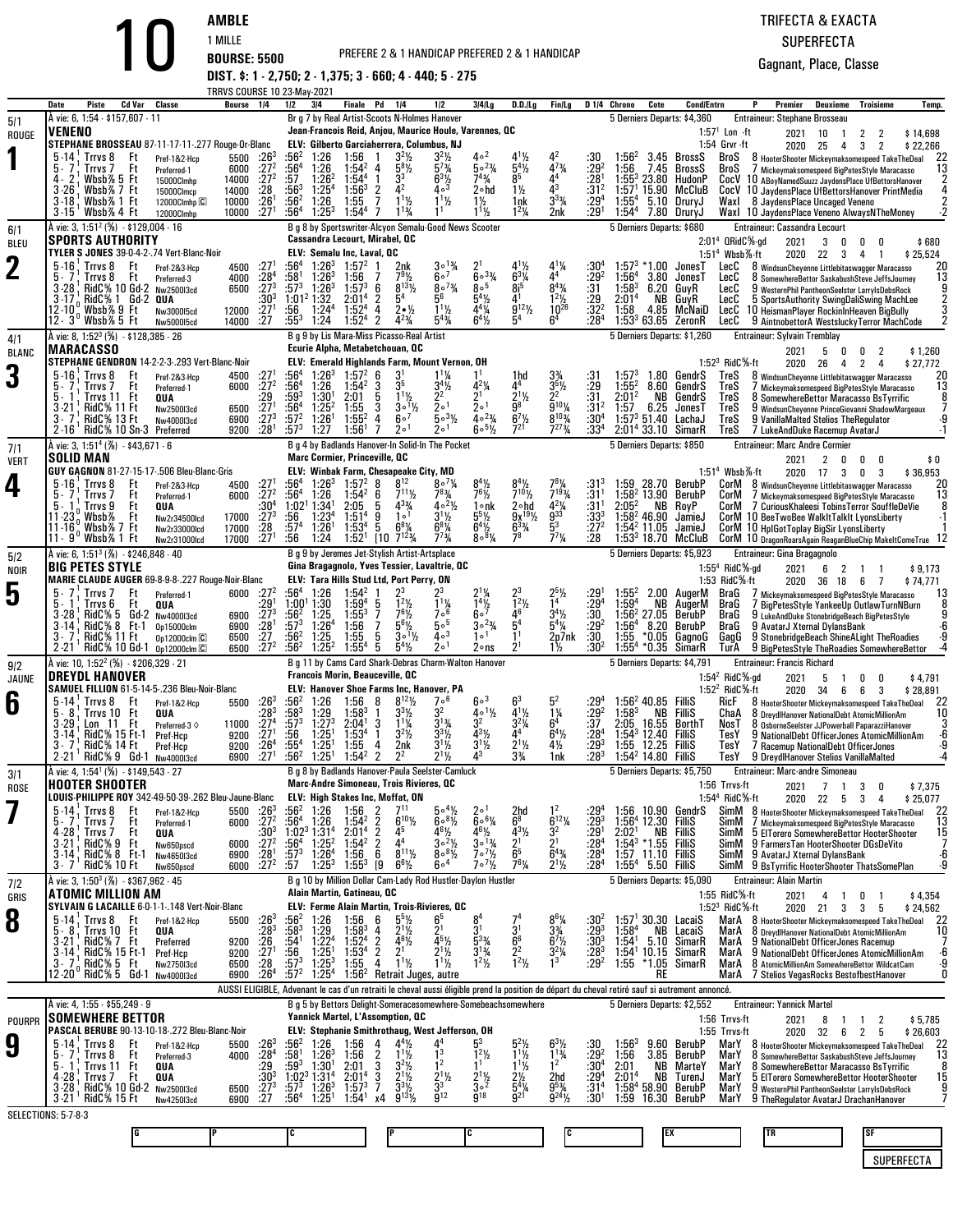# 10

**AMBLE**
1 MILLE
**BOURSE: 5500** — PREFERE 2 & 1 HANDICAP PREFERED 2 & 1 HANDICAP
**DIST. $: 1 - 2,750; 2 - 1,375; 3 - 660; 4 - 440; 5 - 275**
TRRVS COURSE 10 23-May-2021

TRIFECTA & EXACTA
SUPERFECTA
Gagnant, Place, Classe

---

## 1 — VENENO (5/1, ROUGE)

À vie: 6, 1:54 · $157,607 · 11
Br g 7 by Real Artist-Scoots N-Holmes Hanover
Jean-Francois Reid, Anjou, Maurice Houle, Varennes, QC
STEPHANE BROUSSEAU 87-11-17-11-.277 Rouge-Or-Blanc
ELV: Gilberto Garciaherrera, Columbus, NJ
5 Derniers Departs: $4,360 — Entraineur: Stephane Brousseau
1:57¹ Lon -ft · 2021: 10 1 2 2 $14,698
1:54 Grvr -ft · 2020: 25 4 3 2 $22,266

| Date | Piste | Cd Var | Classe | Bourse | 1/4 | 1/2 | 3/4 | Finale | Pd | 1/4 | 1/2 | 3/4/Lg | D.D./Lg | Fin/Lg | D 1/4 | Chrono | Cote | Cond/Entrn | P | Premier Deuxieme Troisieme | Temp. |
|---|---|---|---|---|---|---|---|---|---|---|---|---|---|---|---|---|---|---|---|---|---|
| 5-14 | Trrvs 8 | Ft | Pref-1&2-Hcp | 5500 | :26³ | :56² | 1:26 | 1:56 | 1 | 3²½ | 3²½ | 4o² | 4¹½ | 4² | :30 | 1:56² | 3.45 | BrossS | BroS | 8 HooterShooter Mickeymaksomespeed TakeTheDeal | 22 |
| 5-7 | Trrvs 7 | Ft | Preferred-1 | 6000 | :27² | :56⁴ | 1:26 | 1:54² | 4 | 5⁸½ | 5⁷¾ | 5o²¾ | 5⁴½ | 4⁷¾ | :29² | 1:56 | 7.45 | BrossS | BroS | 7 Mickeymaksomespeed BigPetesStyle Maracasso | 13 |
| 4-2 | Wbsb⅞ 5 | Ft | 15000Clmhp | 14000 | :27² | :57 | 1:26² | 1:54⁴ | 1 | 3³ | 6³½ | 7⁴¾ | 8⁵ | 4⁴ | :28¹ | 1:55³ | 23.80 | HudonP | CocV | 10 ABoyNamedSuuzz JaydensPlace UfBettorsHanover | 2 |
| 3-26 | Wbsb⅞ 7 | Ft | 15000Clmcp | 14000 | :28 | :56³ | 1:25⁴ | 1:56³ | 2 | 4² | 4o³ | 2ohd | 1½ | 4³ | :31² | 1:57¹ | 15.90 | McCluB | CocV | 10 JaydensPlace UfBettorsHanover PrintMedia | 4 |
| 3-18 | Wbsb⅞ 1 | Ft | 12000Clmhp Ⓒ | 10000 | :26¹ | :56² | 1:26 | 1:55 | 7 | 1¹½ | 1¹½ | 1½ | 1nk | 3³¾ | :29⁴ | 1:55⁴ | 5.10 | DruryJ | WaxI | 8 JaydensPlace Uncaged Veneno | 2 |
| 3-15 | Wbsb⅞ 4 | Ft | 12000Clmhp | 10000 | :27¹ | :56⁴ | 1:25³ | 1:54⁴ | 7 | 1³¾ | 1¹ | 1¹½ | 1nk | 2nk | :29¹ | 1:54⁴ | 7.80 | DruryJ | WaxI | 10 JaydensPlace Veneno AlwaysNTheMoney | -2 |

## 2 — SPORTS AUTHORITY (6/1, BLEU)

À vie: 3, 1:51² (⅝) · $129,004 · 16
B g 8 by Sportswriter-Alcyon Semalu-Good News Scooter
Cassandra Lecourt, Mirabel, QC
TYLER S JONES 39-0-4-2-.74 Vert-Blanc-Noir
ELV: Semalu Inc, Laval, QC
5 Derniers Departs: $680 — Entraineur: Cassandra Lecourt
2:01⁴ QRidC⅝-gd · 2021: 3 0 0 0 $680
1:51⁴ Wbsb⅞-ft · 2020: 22 3 4 1 $25,524

| Date | Piste | Cd Var | Classe | Bourse | 1/4 | 1/2 | 3/4 | Finale | Pd | 1/4 | 1/2 | 3/4/Lg | D.D./Lg | Fin/Lg | D 1/4 | Chrono | Cote | Cond/Entrn | P | Premier Deuxieme Troisieme | Temp. |
|---|---|---|---|---|---|---|---|---|---|---|---|---|---|---|---|---|---|---|---|---|---|
| 5-16 | Trrvs 8 | Ft | Pref-2&3-Hcp | 4500 | :27¹ | :56⁴ | 1:26³ | 1:57² | 1 | 2nk | 3o¹¾ | 2¹ | 4¹½ | 4¹¼ | :30⁴ | 1:57³ | *1.00 | JonesT | LecC | 8 WindsunCheyenne Littlebitswagger Maracasso | 20 |
| 5-7 | Trrvs 8 | Ft | Preferred-3 | 4000 | :28⁴ | :58¹ | 1:26³ | 1:56 | 7 | 7⁹½ | 6o⁷ | 6o³¾ | 6³¼ | 4⁴ | :29² | 1:56⁴ | 3.80 | JonesT | LecC | 8 SomewhereBettor SaskabushSteve JeffsJourney | 13 |
| 3-28 | RidC⅝ 10 | Gd-2 | Nw2500l3cd | 6500 | :27³ | :57³ | 1:26³ | 1:57³ | 6 | 8¹³½ | 8o⁷¾ | 8o⁵ | 8⁵ | 8⁴¾ | :31 | 1:58³ | 6.20 | GuyR | LecC | 9 WesternPhil PantheonSeelster LarrylsDebsRock | 9 |
| 3-17 | RidC⅝ 1 | Gd-2 | QUA | | :30³ | 1:01² | 1:32 | 2:01⁴ | 2 | 5⁴ | 5⁶ | 5⁴½ | 4¹ | 1²½ | :29 | 2:01⁴ | NB | GuyR | LecC | 5 SportsAuthority SwingDaliSwing MachLee | 2 |
| 12-10⁰ | Wbsb⅞ 9 | Ft | Nw3000l5cd | 12000 | :27¹ | :56 | 1:24⁴ | 1:52⁴ | 4 | 2o•½ | 1¹½ | 4⁴¾ | 9¹²½ | 10²⁶ | :32² | 1:58 | 4.85 | McNaiD | LecC | 10 HeismanPlayer RockinInHeaven BigBully | 3 |
| 12-3⁰ | Wbsb⅞ 5 | Ft | Nw5000l5cd | 14000 | :27 | :55³ | 1:24 | 1:52⁴ | 2 | 4²¾ | 5⁴¾ | 6⁴½ | 5⁴ | 6⁴ | :28⁴ | 1:53³ | 63.65 | ZeronR | LecC | 9 AintnobettorA WestsluckyTerror MachCode | 2 |

## 3 — MARACASSO (4/1, BLANC)

À vie: 8, 1:52³ (⅝) · $128,385 · 26
B g 9 by Lis Mara-Miss Picasso-Real Artist
Ecurie Alpha, Metabetchouan, QC
STEPHANE GENDRON 14-2-2-3-.293 Vert-Blanc-Noir
ELV: Emerald Highlands Farm, Mount Vernon, OH
5 Derniers Departs: $1,260 — Entraineur: Sylvain Tremblay
2021: 5 0 0 2 $1,260
1:52³ RidC⅝-ft · 2020: 26 4 2 4 $27,772

| Date | Piste | Cd Var | Classe | Bourse | 1/4 | 1/2 | 3/4 | Finale | Pd | 1/4 | 1/2 | 3/4/Lg | D.D./Lg | Fin/Lg | D 1/4 | Chrono | Cote | Cond/Entrn | P | Premier Deuxieme Troisieme | Temp. |
|---|---|---|---|---|---|---|---|---|---|---|---|---|---|---|---|---|---|---|---|---|---|
| 5-16 | Trrvs 8 | Ft | Pref-2&3-Hcp | 4500 | :27¹ | :56⁴ | 1:26³ | 1:57² | 6 | 3¹ | 1¹¼ | 1¹ | 1hd | 3¾ | :31 | 1:57³ | 1.80 | GendrS | TreS | 8 WindsunCheyenne Littlebitswagger Maracasso | 20 |
| 5-7 | Trrvs 7 | Ft | Preferred-1 | 6000 | :27² | :56⁴ | 1:26 | 1:54² | 3 | 3⁵ | 3⁴½ | 4²¼ | 4⁴ | 3⁵½ | :29 | 1:55² | 8.60 | GendrS | TreS | 7 Mickeymaksomespeed BigPetesStyle Maracasso | 13 |
| 5-1 | Trrvs 11 | Ft | QUA | | :29 | :59³ | 1:30¹ | 2:01 | 5 | 1¹½ | 2² | 2¹ | 2¹½ | 2² | :31 | 2:01² | NB | GendrS | TreS | 8 SomewhereBettor Maracasso BsTyrrific | 8 |
| 3-21 | RidC⅝ 11 | Ft | Nw2500l3cd | 6500 | :27¹ | :56⁴ | 1:25² | 1:55 | 3 | 3o¹½ | 2o¹ | 2o¹ | 9⁸ | 9¹⁰¼ | :31² | 1:57 | 6.25 | JonesT | TreS | 9 WindsunCheyenne PrinceGiovanni ShadowMargeaux | 7 |
| 3-7 | RidC⅝ 13 | Ft | Nw4000l3cd | 6900 | :27³ | :57² | 1:26¹ | 1:55² | 4 | 1¹½ | 5o³½ | 4o²¾ | 6⁷½ | 8¹⁰¾ | :30⁴ | 1:57³ | 51.40 | LachaJ | TreS | 9 VanillaMalted Stelios TheRegulator | -9 |
| 2-16 | RidC⅝ 10 | Sn-3 | Preferred | 9200 | :28¹ | :57³ | 1:27 | 1:56¹ | 7 | 2o¹ | 2o¹ | 6o⁵½ | 7²¹ | 7²⁷¾ | :33⁴ | 2:01⁴ | 33.10 | SimarR | TreS | 7 LukeAndDuke Racemup AvatarJ | -1 |

## 4 — SOLID MAN (7/1, VERT)

À vie: 3, 1:51⁴ (⅞) · $43,671 · 6
B g 4 by Badlands Hanover-In Solid-In The Pocket
Marc Cormier, Princeville, QC
GUY GAGNON 81-27-15-17-.506 Bleu-Blanc-Gris
ELV: Winbak Farm, Chesapeake City, MD
5 Derniers Departs: $850 — Entraineur: Marc Andre Cormier
2021: 2 0 0 0 $0
1:51⁴ Wbsb⅞-ft · 2020: 17 3 0 3 $36,953

| Date | Piste | Cd Var | Classe | Bourse | 1/4 | 1/2 | 3/4 | Finale | Pd | 1/4 | 1/2 | 3/4/Lg | D.D./Lg | Fin/Lg | D 1/4 | Chrono | Cote | Cond/Entrn | P | Premier Deuxieme Troisieme | Temp. |
|---|---|---|---|---|---|---|---|---|---|---|---|---|---|---|---|---|---|---|---|---|---|
| 5-16 | Trrvs 8 | Ft | Pref-2&3-Hcp | 4500 | :27¹ | :56⁴ | 1:26³ | 1:57² | 8 | 8¹² | 8o⁷¼ | 8⁴½ | 8⁴½ | 7⁸¼ | :31³ | 1:59 | 28.70 | BerubP | CorM | 8 WindsunCheyenne Littlebitswagger Maracasso | 20 |
| 5-7 | Trrvs 7 | Ft | Preferred-1 | 6000 | :27² | :56⁴ | 1:26 | 1:54² | 6 | 7¹¹½ | 7⁸¾ | 7⁶½ | 7¹⁰½ | 7¹⁹¾ | :31¹ | 1:58² | 13.90 | BerubP | CorM | 7 Mickeymaksomespeed BigPetesStyle Maracasso | 13 |
| 5-1 | Trrvs 9 | Ft | QUA | | :30⁴ | 1:02¹ | 1:34¹ | 2:05 | 5 | 4³¾ | 4o²½ | 1onk | 2ohd | 4²¼ | :31¹ | 2:05² | NB | RoyP | CorM | 7 CuriousKhaleesi TobinsTerror SouffleDeVie | 8 |
| 11-23⁰ | Wbsb⅞ | Ft | Nw2r34500lcd | 17000 | :27³ | :56 | 1:23⁴ | 1:51⁴ | 9 | 1o¹ | 3¹½ | 5⁵½ | 9x¹⁸½ | 9³³ | :33³ | 1:58² | 46.90 | JamieJ | CorM | 10 BeeTwoBee WalkItTalkIt LyonsLiberty | -1 |
| 11-16⁰ | Wbsb⅞ 7 | Ft | Nw2r33000lcd | 17000 | :28 | :57⁴ | 1:26¹ | 1:53⁴ | 5 | 6⁸¼ | 6⁸¼ | 6⁴½ | 6³¾ | 5³ | :27² | 1:54² | 11.05 | JamieJ | CorM | 10 HplGotTeplay BigSir LyonsLiberty | 1 |
| 11-9⁰ | Wbsb⅞ 1 | Ft | Nw2r31000lcd | 17000 | :27¹ | :56 | 1:24 | 1:52¹ | [10 | 7¹²¾ | 7⁷¾ | 8o⁸¼ | 7⁸ | 7⁷¼ | :28 | 1:53³ | 18.70 | McCluB | CorM | 10 DragonRoarsAgain ReaganBlueChip MakeItComeTrue | 12 |

## 5 — BIG PETES STYLE (5/2, NOIR)

À vie: 6, 1:51³ (⅞) · $246,848 · 40
B g 9 by Jeremes Jet-Stylish Artist-Artsplace
Gina Bragagnolo, Yves Tessier, Lavaltrie, QC
MARIE CLAUDE AUGER 69-8-9-8-.227 Rouge-Noir-Blanc
ELV: Tara Hills Stud Ltd, Port Perry, ON
5 Derniers Departs: $5,923 — Entraineur: Gina Bragagnolo
1:55⁴ RidC⅝-gd · 2021: 6 2 1 1 $9,173
1:53 RidC⅝-ft · 2020: 36 18 6 7 $74,771

| Date | Piste | Cd Var | Classe | Bourse | 1/4 | 1/2 | 3/4 | Finale | Pd | 1/4 | 1/2 | 3/4/Lg | D.D./Lg | Fin/Lg | D 1/4 | Chrono | Cote | Cond/Entrn | P | Premier Deuxieme Troisieme | Temp. |
|---|---|---|---|---|---|---|---|---|---|---|---|---|---|---|---|---|---|---|---|---|---|
| 5-7 | Trrvs 7 | Ft | Preferred-1 | 6000 | :27² | :56⁴ | 1:26 | 1:54² | 1 | 2³ | 2³ | 2¹¼ | 2³ | 2⁵½ | :29¹ | 1:55² | 2.00 | AugerM | BraG | 7 Mickeymaksomespeed BigPetesStyle Maracasso | 13 |
| 5-1 | Trrvs 6 | Ft | QUA | | :29¹ | 1:00¹ | 1:30 | 1:59⁴ | 5 | 1²½ | 1¹¼ | 1⁴½ | 1²½ | 1⁴ | :29⁴ | 1:59⁴ | NB | AugerM | BraG | 7 BigPetesStyle YankeeUp OutlawTurnNBurn | 8 |
| 3-28 | RidC⅝ 5 | Gd-2 | Nw4000l3cd | 6900 | :27³ | :56² | 1:25 | 1:55³ | 7 | 7⁸½ | 7o⁶ | 6o⁷ | 4⁶ | 3⁴½ | :30 | 1:56² | 27.05 | BerubP | BraG | 9 LukeAndDuke StonebridgeBeach BigPetesStyle | 9 |
| 3-14 | RidC⅝ 8 | Ft-1 | Op15000clm | 6900 | :28¹ | :57³ | 1:26⁴ | 1:56 | 7 | 5⁸½ | 5o⁵ | 3o²¾ | 5⁴ | 5⁴¼ | :29² | 1:56⁴ | 8.20 | BerubP | BraG | 9 AvatarJ Xternal DylansBank | -6 |
| 3-7 | RidC⅝ 11 | Ft | Op12000clm Ⓒ | 6500 | :27 | :56² | 1:25 | 1:55 | 5 | 3o¹½ | 4o³ | 1o¹ | 1¹ | 2p7nk | :30 | 1:55 | *0.05 | GagnoG | GagG | 9 StonebridgeBeach ShineALight TheRoadies | -9 |
| 2-21 | RidC⅝ 10 | Gd-1 | Op12000clm Ⓒ | 6500 | :27² | :56² | 1:25² | 1:55⁴ | 5 | 5⁴½ | 2o¹ | 2ons | 2¹ | 1½ | :30² | 1:55⁴ | *0.35 | SimarR | TurA | 9 BigPetesStyle TheRoadies SomewhereBettor | -4 |

## 6 — DREYDL HANOVER (9/2, JAUNE)

À vie: 10, 1:52² (⅝) · $206,329 · 21
B g 11 by Cams Card Shark-Debras Charm-Walton Hanover
Francois Morin, Beauceville, QC
SAMUEL FILLION 61-5-14-5-.236 Bleu-Noir-Blanc
ELV: Hanover Shoe Farms Inc, Hanover, PA
5 Derniers Departs: $4,791 — Entraineur: Francis Richard
1:54² RidC⅝-gd · 2021: 5 1 0 0 $4,791
1:52² RidC⅝-ft · 2020: 34 6 6 3 $28,891

| Date | Piste | Cd Var | Classe | Bourse | 1/4 | 1/2 | 3/4 | Finale | Pd | 1/4 | 1/2 | 3/4/Lg | D.D./Lg | Fin/Lg | D 1/4 | Chrono | Cote | Cond/Entrn | P | Premier Deuxieme Troisieme | Temp. |
|---|---|---|---|---|---|---|---|---|---|---|---|---|---|---|---|---|---|---|---|---|---|
| 5-14 | Trrvs 8 | Ft | Pref-1&2-Hcp | 5500 | :26³ | :56² | 1:26 | 1:56 | 8 | 8¹²½ | 7o⁶ | 6o³ | 6³ | 5² | :29⁴ | 1:56² | 40.85 | FilliS | RicF | 8 HooterShooter Mickeymaksomespeed TakeTheDeal | 22 |
| 5-8 | Trrvs 10 | Ft | QUA | | :28³ | :58³ | 1:29 | 1:58³ | 3 | 3²½ | 3² | 4o¹½ | 4¹½ | 1¼ | :29² | 1:58³ | NB | FilliS | ChaA | 8 DreydlHanover NationalDebt AtomicMillionAm | 10 |
| 3-29 | Lon 11 | Ft | Preferred-3 ◇ | 11000 | :27⁴ | :57³ | 1:27³ | 2:04¹ | 3 | 1¹¼ | 3¹¾ | 3² | 3²¼ | 6⁴ | :37 | 2:05 | 16.55 | SorthT | NosT | 8 OsborneSeelster JJPowerball PaparazziHanover | 3 |
| 3-14 | RidC⅝ 15 | Ft-1 | Pref-Hcp | 9200 | :27¹ | :56 | 1:25¹ | 1:53⁴ | 1 | 3²½ | 3³½ | 4³½ | 4⁴ | 6⁴½ | :28⁴ | 1:54³ | 12.90 | FilliS | TesY | 9 NationalDebt OfficerJones AtomicMillionAm | -6 |
| 3-7 | RidC⅝ 14 | Ft | Pref-Hcp | 9200 | :26⁴ | :55⁴ | 1:25¹ | 1:55 | 4 | 2nk | 3¹½ | 3¹½ | 2¹½ | 4½ | :29³ | 1:55 | 12.25 | FilliS | TesY | 7 Racemup NationalDebt OfficerJones | -9 |
| 2-21 | RidC⅝ 9 | Gd-1 | Nw4000l3cd | 6900 | :27¹ | :56² | 1:25¹ | 1:54² | 2 | 2² | 2¹½ | 4³ | 3¾ | 1nk | :28³ | 1:54² | 14.80 | FilliS | TesY | 9 DreydlHanover Stelios VanillaMalted | -4 |

## 7 — HOOTER SHOOTER (3/1, ROSE)

À vie: 4, 1:54¹ (⅝) · $149,543 · 37
B g 8 by Badlands Hanover-Paula Seelster-Camluck
Marc-Andre Simoneau, Trois Rivieres, QC
LOUIS-PHILIPPE ROY 342-49-50-39-.262 Bleu-Jaune-Blanc
ELV: High Stakes Inc, Moffat, ON
5 Derniers Departs: $5,750 — Entraineur: Marc-andre Simoneau
1:56 Trrvs-ft · 2021: 7 1 3 0 $7,375
1:54⁴ RidC⅝-ft · 2020: 22 5 3 4 $25,077

| Date | Piste | Cd Var | Classe | Bourse | 1/4 | 1/2 | 3/4 | Finale | Pd | 1/4 | 1/2 | 3/4/Lg | D.D./Lg | Fin/Lg | D 1/4 | Chrono | Cote | Cond/Entrn | P | Premier Deuxieme Troisieme | Temp. |
|---|---|---|---|---|---|---|---|---|---|---|---|---|---|---|---|---|---|---|---|---|---|
| 5-14 | Trrvs 8 | Ft | Pref-1&2-Hcp | 5500 | :26³ | :56² | 1:26 | 1:56 | 2 | 7¹¹ | 5o⁴½ | 2o¹ | 2hd | 1² | :29⁴ | 1:56 | 10.90 | GendrS | SimM | 8 HooterShooter Mickeymaksomespeed TakeTheDeal | 22 |
| 5-7 | Trrvs 7 | Ft | Preferred-1 | 6000 | :27² | :56⁴ | 1:26 | 1:54² | 2 | 6¹⁰½ | 6o⁸½ | 6o⁶¼ | 6⁸ | 6¹²¼ | :29³ | 1:56⁴ | 12.30 | FilliS | SimM | 7 Mickeymaksomespeed BigPetesStyle Maracasso | 13 |
| 4-28 | Trrvs 7 | Ft | QUA | | :30³ | 1:02³ | 1:31⁴ | 2:01⁴ | 2 | 4⁵ | 4⁶½ | 4⁶½ | 4³½ | 3² | :29¹ | 2:02¹ | NB | FilliS | SimM | 5 ElTorero SomewhereBettor HooterShooter | 15 |
| 3-21 | RidC⅝ 9 | Ft | Nw650pscd | 6000 | :27² | :56⁴ | 1:25² | 1:54² | 2 | 4⁴ | 3o²½ | 3o¹¾ | 2¹ | 2¹ | :28⁴ | 1:54³ | *1.55 | FilliS | SimM | 9 FarmersTan HooterShooter DGsDeVito | 7 |
| 3-14 | RidC⅝ 8 | Ft-1 | Nw4650l3cd | 6900 | :28¹ | :57³ | 1:26⁴ | 1:56 | 6 | 8¹¹½ | 8o⁸½ | 7o⁷½ | 6⁵ | 6⁴¾ | :28⁴ | 1:57 | 11.10 | FilliS | SimM | 9 AvatarJ Xternal DylansBank | -6 |
| 3-7 | RidC⅝ 10 | Ft | Nw650pscd | 6000 | :27² | :57 | 1:25³ | 1:55³ | [9 | 6⁶½ | 6o⁴ | 7o⁷½ | 7⁶¾ | 2¹½ | :28⁴ | 1:55⁴ | 5.50 | FilliS | SimM | 9 BsTyrrific HooterShooter ThatsSomePlan | -9 |

## 8 — ATOMIC MILLION AM (7/2, GRIS)

À vie: 3, 1:50³ (⅝) · $367,962 · 45
B g 10 by Million Dollar Cam-Lady Rod Hustler-Daylon Hustler
Alain Martin, Gatineau, QC
SYLVAIN G LACAILLE 6-0-1-1-.148 Vert-Noir-Blanc
ELV: Ferme Alain Martin, Trois-Rivieres, QC
5 Derniers Departs: $5,090 — Entraineur: Alain Martin
1:55 RidC⅝-ft · 2021: 4 1 0 1 $4,354
1:52³ RidC⅝-ft · 2020: 21 3 3 5 $24,562

| Date | Piste | Cd Var | Classe | Bourse | 1/4 | 1/2 | 3/4 | Finale | Pd | 1/4 | 1/2 | 3/4/Lg | D.D./Lg | Fin/Lg | D 1/4 | Chrono | Cote | Cond/Entrn | P | Premier Deuxieme Troisieme | Temp. |
|---|---|---|---|---|---|---|---|---|---|---|---|---|---|---|---|---|---|---|---|---|---|
| 5-14 | Trrvs 8 | Ft | Pref-1&2-Hcp | 5500 | :26³ | :56² | 1:26 | 1:56 | 6 | 5⁵½ | 6⁵ | 8⁴ | 7⁴ | 8⁶¼ | :30² | 1:57¹ | 30.30 | LacaiS | MarA | 8 HooterShooter Mickeymaksomespeed TakeTheDeal | 22 |
| 5-8 | Trrvs 10 | Ft | QUA | | :28³ | :58³ | 1:29 | 1:58³ | 4 | 2¹½ | 2¹ | 3¹ | 3¹ | 3¾ | :29³ | 1:58⁴ | NB | LacaiS | MarA | 8 DreydlHanover NationalDebt AtomicMillionAm | 10 |
| 3-21 | RidC⅝ 7 | Ft | Preferred | 9200 | :26 | :54¹ | 1:22⁴ | 1:52⁴ | 2 | 4⁶½ | 4⁵½ | 5³¾ | 6⁶ | 6⁷½ | :30³ | 1:54¹ | 5.10 | SimarR | MarA | 9 NationalDebt OfficerJones Racemup | 7 |
| 3-14 | RidC⅝ 15 | Ft-1 | Pref-Hcp | 9200 | :27¹ | :56 | 1:25¹ | 1:53⁴ | 2 | 2¹ | 2¹½ | 3¹¾ | 2² | 3²¼ | :28³ | 1:54¹ | 10.15 | SimarR | MarA | 9 NationalDebt OfficerJones AtomicMillionAm | -6 |
| 3-7 | RidC⅝ 5 | Ft | Nw2750l3cd | 6500 | :28 | :57³ | 1:25³ | 1:55 | 4 | 1¹½ | 1¹½ | 1²½ | 1²½ | 1³ | :29² | 1:55 | *1.05 | SimarR | MarA | 8 AtomicMillionAm SomewhereBettor WildcatCam | -9 |
| 12-20⁰ | RidC⅝ 5 | Gd-1 | Nw4000l3cd | 6900 | :26⁴ | :57² | 1:25⁴ | 1:56² | Retrait Juges, autre | | | | | | | | RE | | MarA | 7 Stelios VegasRocks BestofbestHanover | 0 |

AUSSI ELIGIBLE, Advenant le cas d'un retrait le cheval aussi éligible prendra la position de départ du cheval retiré sauf si autrement annoncé.

## 9 — SOMEWHERE BETTOR (POURPR)

À vie: 4, 1:55 · $55,249 · 9
B g 5 by Bettors Delight-Someracesomewhere-Somebeachsomewhere
Yannick Martel, L'Assomption, QC
PASCAL BERUBE 90-13-10-18-.272 Bleu-Blanc-Noir
ELV: Stephanie Smithrothaug, West Jefferson, OH
5 Derniers Departs: $2,552 — Entraineur: Yannick Martel
1:56 Trrvs-ft · 2021: 8 1 1 2 $5,785
1:55 Trrvs-ft · 2020: 32 6 2 5 $26,603

| Date | Piste | Cd Var | Classe | Bourse | 1/4 | 1/2 | 3/4 | Finale | Pd | 1/4 | 1/2 | 3/4/Lg | D.D./Lg | Fin/Lg | D 1/4 | Chrono | Cote | Cond/Entrn | P | Premier Deuxieme Troisieme | Temp. |
|---|---|---|---|---|---|---|---|---|---|---|---|---|---|---|---|---|---|---|---|---|---|
| 5-14 | Trrvs 8 | Ft | Pref-1&2-Hcp | 5500 | :26³ | :56² | 1:26 | 1:56 | 4 | 4⁴½ | 4⁴ | 5³ | 5²½ | 6³½ | :30 | 1:56³ | 9.60 | BerubP | MarY | 8 HooterShooter Mickeymaksomespeed TakeTheDeal | 22 |
| 5-7 | Trrvs 8 | Ft | Preferred-3 | 4000 | :28⁴ | :58¹ | 1:26³ | 1:56 | 2 | 1¹½ | 1³ | 1²½ | 1¹½ | 1¹¾ | :29² | 1:56 | 3.85 | BerubP | MarY | 8 SomewhereBettor SaskabushSteve JeffsJourney | 13 |
| 5-1 | Trrvs 11 | Ft | QUA | | :29 | :59³ | 1:30¹ | 2:01 | 3 | 3²½ | 1² | 1¹ | 1¹½ | 1² | :30⁴ | 2:01 | NB | MarteY | MarY | 8 SomewhereBettor Maracasso BsTyrrific | 8 |
| 4-28 | Trrvs 7 | Ft | QUA | | :30³ | 1:02³ | 1:31⁴ | 2:01⁴ | 3 | 2¹½ | 2¹½ | 2¹½ | 2½ | 2hd | :29⁴ | 2:01⁴ | NB | TurenJ | MarY | 5 ElTorero SomewhereBettor HooterShooter | 15 |
| 3-28 | RidC⅝ 10 | Gd-2 | Nw2500l3cd | 6500 | :27³ | :57³ | 1:26³ | 1:57³ | 5 | 3³½ | 3³ | 3o² | 5⁴¼ | 9⁵¾ | :31⁴ | 1:58⁴ | 58.90 | BerubP | MarY | 9 WesternPhil PantheonSeelster LarrylsDebsRock | 9 |
| 3-21 | RidC⅝ 11 | Ft | Nw4250l3cd | 6900 | :27 | :56⁴ | 1:25¹ | 1:54¹ | x4 | 9¹³½ | 9¹² | 9¹⁸ | 9²¹ | 9²⁴½ | :30¹ | 1:59 | 16.30 | BerubP | MarY | 9 TheRegulator AvatarJ DrachanHanover | 7 |

SELECTIONS: 5-7-8-3

| G | P | C | P | C | C | EX | TR | SF |
|---|---|---|---|---|---|---|---|---|
| | | | | | | | | |

SUPERFECTA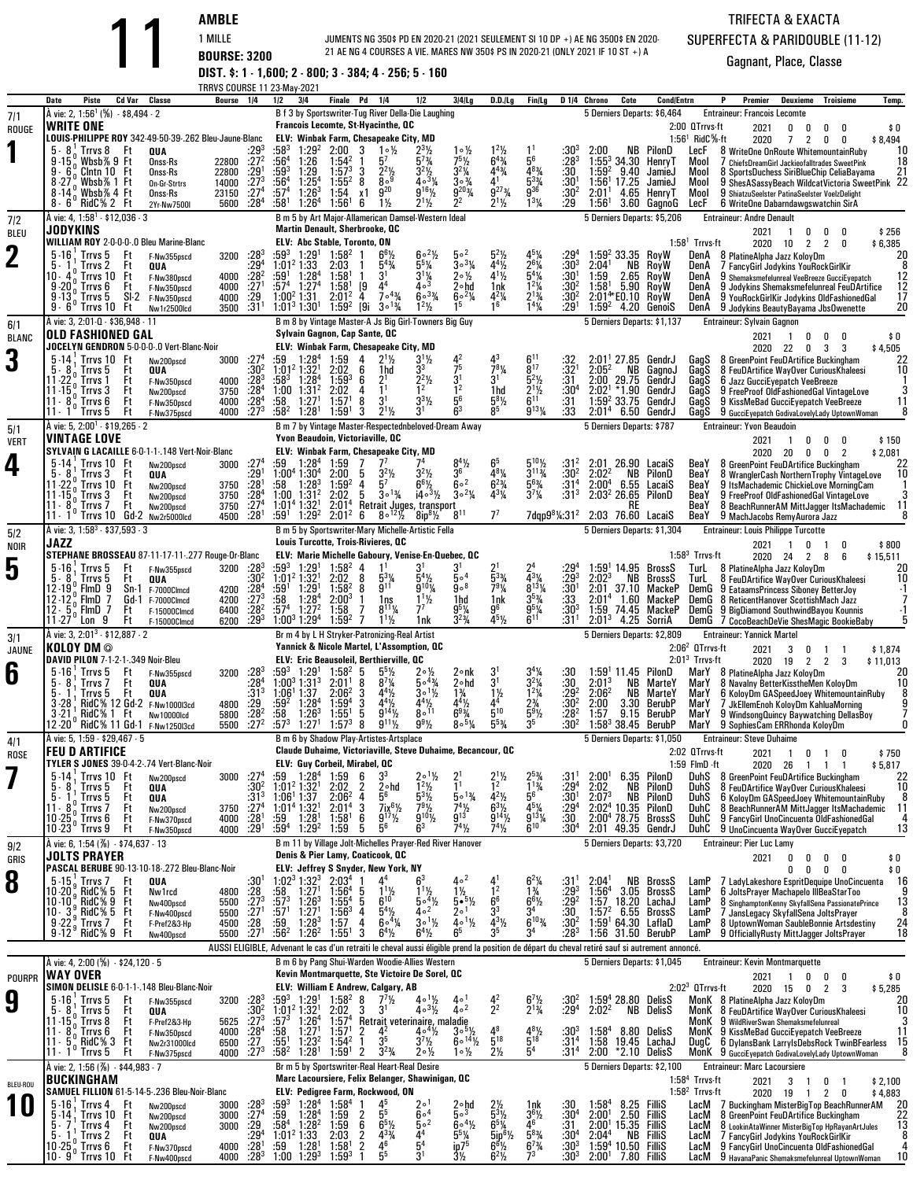# 11 AMBLE

1 MILLE

**BOURSE: 3200**

JUMENTS NG 350$ PD EN 2020-21 (2021 SEULEMENT SI 10 DP +) AE NG 3500$ EN 2020-21 AE NG 4 COURSES A VIE. MARES NW 350$ PS IN 2020-21 (ONLY 2021 IF 10 ST +) A

**DIST. $: 1 - 1,600; 2 - 800; 3 - 384; 4 - 256; 5 - 160**

TRRVS COURSE 11 23-May-2021

TRIFECTA & EXACTA
SUPERFECTA & PARIDOUBLE (11-12)
Gagnant, Place, Classe

---

## 1 — WRITE ONE (7/1, ROUGE)

À vie: 2, 1:56¹ (⅝) · $8,494 · 2
B f 3 by Sportswriter-Tug River Della-Die Laughing
Francois Lecomte, St-Hyacinthe, QC
LOUIS-PHILIPPE ROY 342-49-50-39-.262 Bleu-Jaune-Blanc
ELV: Winbak Farm, Chesapeake City, MD
5 Derniers Departs: $6,464 — Entraineur: Francois Lecomte
2:00 QTrrvs-ft; 1:56¹ RidC⅝-ft
2021: 0 0 0 0 $0 | 2020: 7 2 0 0 $8,494

| Date | Piste | Cd Var | Classe | Bourse | 1/4 | 1/2 | 3/4 | Finale | Pd | 1/4 | 1/2 | 3/4/Lg | D.D./Lg | Fin/Lg | D 1/4 | Chrono | Cote | Cond/Entrn | P | Premier Deuxieme Troisieme | Temp. |
|---|---|---|---|---|---|---|---|---|---|---|---|---|---|---|---|---|---|---|---|---|---|
| 5-8 ¹ | Trrvs 8 | Ft | QUA | | :29³ | :58³ | 1:29² | 2:00 | 3 | 1○½ | 2³½ | 1○½ | 1²½ | 1¹ | :30³ | 2:00 | NB | PilonD LecF | 8 | WriteOne OnRoute WhitemountainRuby | 10 |
| 9-15 ⁰ | Wbsb⅞ 9 | Ft | Onss-Rs | 22800 | :27² | :56⁴ | 1:26 | 1:54² | 1 | 5⁷ | 5⁷¾ | 7⁵½ | 6⁴¾ | 5⁶ | :28³ | 1:55³ | 34.30 | HenryT Mool | 7 | ChiefsDreamGirl Jackieofalltrades SweetPink | 18 |
| 9-6 ⁰ | Clntn 10 | Ft | Onss-Rs | 22800 | :29¹ | :59³ | 1:29 | 1:57³ | 3 | 2²½ | 3²½ | 3²¼ | 4⁴¾ | 4⁸¾ | :30 | 1:59² | 9.40 | JamieJ Mool | 8 | SportsDuchess SiriBlueChip CeliaBayama | 21 |
| 8-27 ⁰ | Wbsb⅞ 1 | Ft | On-Gr-Strtrs | 14000 | :27³ | :56⁴ | 1:25⁴ | 1:55² | 8 | 8○⁹ | 4○³¼ | 3○¾ | 4¹ | 5³¾ | :30¹ | 1:56¹ | 17.25 | JamieJ Mool | 9 | ShesASassyBeach WildcatVictoria SweetPink | 22 |
| 8-14 ⁰ | Wbsb⅞ 4 | Ft | Onss-Rs | 23150 | :27⁴ | :57⁴ | 1:26³ | 1:54 | x1 | 9²⁰ | 9¹⁶½ | 9²⁰¾ | 9²⁷¾ | 9³⁶ | :30² | 2:01¹ | 4.65 | HenryT Mool | 9 | ShiatzuSeelster PatinaSeelster VoelzDelight | |
| 8-6 ⁰ | RidC⅝ 2 | Ft | 2Yr-Nw7500l | 5600 | :28⁴ | :58¹ | 1:26⁴ | 1:56¹ | 6 | 1½ | 2¹½ | 2² | 2¹½ | 1³¼ | :29 | 1:56¹ | 3.60 | GagnoG LecF | 6 | WriteOne Dabarndawgswatchin SirA | |

## 2 — JODYKINS (7/2, BLEU)

À vie: 4, 1:58¹ · $12,036 · 3
B m 5 by Art Major-Allamerican Damsel-Western Ideal
Martin Denault, Sherbrooke, QC
WILLIAM ROY 2-0-0-0-.0 Bleu Marine-Blanc
ELV: Abc Stable, Toronto, ON
5 Derniers Departs: $5,206 — Entraineur: Andre Denault
1:58¹ Trrvs-ft
2021: 1 0 0 0 $256 | 2020: 10 2 2 0 $6,385

| Date | Piste | Cd Var | Classe | Bourse | 1/4 | 1/2 | 3/4 | Finale | Pd | 1/4 | 1/2 | 3/4/Lg | D.D./Lg | Fin/Lg | D 1/4 | Chrono | Cote | Cond/Entrn | P | Premier Deuxieme Troisieme | Temp. |
|---|---|---|---|---|---|---|---|---|---|---|---|---|---|---|---|---|---|---|---|---|---|
| 5-16 ¹ | Trrvs 5 | Ft | F-Nw355pscd | 3200 | :28³ | :59³ | 1:29¹ | 1:58² | 1 | 6⁶½ | 6○²½ | 5○² | 5²½ | 4⁵¼ | :29⁴ | 1:59² | 33.35 | RoyW DenA | 8 | PlatineAlpha Jazz KoloyDm | 20 |
| 5-1 ¹ | Trrvs 2 | Ft | QUA | | :29⁴ | 1:01² | 1:33 | 2:03 | 1 | 5⁴¾ | 5⁵¼ | 3○³¼ | 4¹½ | 2⁶¼ | :30³ | 2:04¹ | NB | RoyW DenA | 7 | FancyGirl Jodykins YouRockGirlKir | 8 |
| 10-4 ⁰ | Trrvs 10 | Ft | F-Nw380pscd | 4000 | :28² | :59¹ | 1:28⁴ | 1:58¹ | 1 | 3¹ | 3¹¼ | 2○½ | 4¹½ | 5⁴¾ | :30¹ | 1:59 | 2.65 | RoyW DenA | 9 | Shemaksmefulnreal VeeBreeze GucciEyepatch | 12 |
| 9-20 ⁰ | Trrvs 6 | Ft | F-Nw350pscd | 4000 | :27¹ | :57⁴ | 1:27⁴ | 1:58¹ | [9 | 4⁴ | 4○³ | 2○hd | 1nk | 1²¼ | :30² | 1:58¹ | 5.90 | RoyW DenA | 9 | Jodykins Shemaksmefulnreal FeuDArtifice | 12 |
| 9-13 ⁰ | Trrvs 5 | Sl-2 | F-Nw350pscd | 4000 | :29 | 1:00² | 1:31 | 2:01² | 4 | 7○⁴¾ | 6○³¾ | 6○²¼ | 4²¼ | 2¹¾ | :30² | 2:01⁴* | E0.10 | RoyW DenA | 9 | YouRockGirlKir Jodykins OldFashionedGal | 17 |
| 9-6 ⁰ | Trrvs 10 | Ft | Nw1r2500lcd | 3500 | :31¹ | 1:01³ | 1:30¹ | 1:59² | (9i | 3○1¾ | 1²½ | 1⁵ | 1⁶ | 1⁴¼ | :29¹ | 1:59² | 4.20 | GenoiS DenA | 9 | Jodykins BeautyBayama JbsOwenette | 20 |

## 3 — OLD FASHIONED GAL (6/1, BLANC)

À vie: 3, 2:01-0 · $36,948 · 11
B m 8 by Vintage Master-A Js Big Girl-Towners Big Guy
Sylvain Gagnon, Cap Sante, QC
JOCELYN GENDRON 5-0-0-0-.0 Vert-Blanc-Noir
ELV: Winbak Farm, Chesapeake City, MD
5 Derniers Departs: $1,137 — Entraineur: Sylvain Gagnon
2021: 1 0 0 0 $0 | 2020: 22 0 3 3 $4,505

| Date | Piste | Cd Var | Classe | Bourse | 1/4 | 1/2 | 3/4 | Finale | Pd | 1/4 | 1/2 | 3/4/Lg | D.D./Lg | Fin/Lg | D 1/4 | Chrono | Cote | Cond/Entrn | P | Premier Deuxieme Troisieme | Temp. |
|---|---|---|---|---|---|---|---|---|---|---|---|---|---|---|---|---|---|---|---|---|---|
| 5-14 ¹ | Trrvs 10 | Ft | Nw200pscd | 3000 | :27⁴ | :59 | 1:28⁴ | 1:59 | 4 | 2¹½ | 3¹½ | 4² | 4³ | 6¹¹ | :32 | 2:01¹ | 27.85 | GendrJ GagS | 8 | GreenPoint FeuDArtifice Buckingham | 22 |
| 5-8 ¹ | Trrvs 5 | Ft | QUA | | :30² | 1:01² | 1:32¹ | 2:02 | 6 | 1hd | 3³ | 7⁵ | 7⁸¼ | 8¹⁷ | :32¹ | 2:05² | NB | GagnoJ GagS | 8 | FeuDArtifice WayOver CuriousKhaleesi | 10 |
| 11-22 ⁰ | Trrvs 1 | Ft | F-Nw350pscd | 4000 | :28³ | :58³ | 1:28⁴ | 1:59³ | 6 | 2¹ | 2²½ | 3¹ | 3¹ | 5²½ | :31 | 2:00 | 29.75 | GendrJ GagS | 6 | Jazz GucciEyepatch VeeBreeze | 1 |
| 11-15 ⁰ | Trrvs 3 | Ft | Nw200pscd | 3750 | :28⁴ | 1:00 | 1:31² | 2:02 | 4 | 1¹ | 1² | 1² | 1hd | 2¹½ | :30⁴ | 2:02¹ | *1.90 | GendrJ GagS | 9 | FreeProof OldFashionedGal VintageLove | 3 |
| 11-8 ⁰ | Trrvs 6 | Ft | F-Nw350pscd | 4000 | :28⁴ | :58 | 1:27¹ | 1:57¹ | 8 | 3¹ | 3³½ | 5⁶ | 5⁸½ | 6¹¹ | :31 | 1:59² | 33.75 | GendrJ GagS | 9 | KissMeBad GucciEyepatch VeeBreeze | 11 |
| 11-1 ⁰ | Trrvs 5 | Ft | F-Nw375pscd | 4000 | :27³ | :58² | 1:28¹ | 1:59¹ | 3 | 2¹½ | 3¹ | 6³ | 8⁵ | 9¹³¼ | :33 | 2:01⁴ | 6.50 | GendrJ GagS | 9 | GucciEyepatch GodivaLovelyLady UptownWoman | 8 |

## 4 — VINTAGE LOVE (5/1, VERT)

À vie: 5, 2:00¹ (⅝) · $19,265 · 2
B m 7 by Vintage Master-Respectednbeloved-Dream Away
Yvon Beaudoin, Victoriaville, QC
SYLVAIN G LACAILLE 6-0-1-1-.148 Vert-Noir-Blanc
ELV: Winbak Farm, Chesapeake City, MD
5 Derniers Departs: $787 — Entraineur: Yvon Beaudoin
2021: 1 0 0 0 $150 | 2020: 20 0 0 2 $2,081

| Date | Piste | Cd Var | Classe | Bourse | 1/4 | 1/2 | 3/4 | Finale | Pd | 1/4 | 1/2 | 3/4/Lg | D.D./Lg | Fin/Lg | D 1/4 | Chrono | Cote | Cond/Entrn | P | Premier Deuxieme Troisieme | Temp. |
|---|---|---|---|---|---|---|---|---|---|---|---|---|---|---|---|---|---|---|---|---|---|
| 5-14 ¹ | Trrvs 10 | Ft | Nw200pscd | 3000 | :27⁴ | :59 | 1:28⁴ | 1:59 | 7 | 7⁷ | 7⁴ | 8⁴½ | 6⁵ | 5¹⁰½ | :31² | 2:01 | 26.90 | LacaiS BeaY | 8 | GreenPoint FeuDArtifice Buckingham | 22 |
| 5-8 ¹ | Trrvs 3 | Ft | QUA | | :29¹ | 1:00⁴ | 1:30⁴ | 2:00 | 5 | 3²½ | 3²½ | 3⁶ | 4⁸¼ | 3¹¹¾ | :30² | 2:02² | NB | PilonD BeaY | 8 | WranglerCash NorthernTrophy VintageLove | 10 |
| 11-22 ⁰ | Trrvs 10 | Ft | Nw200pscd | 3750 | :28¹ | :58 | 1:28³ | 1:59² | 4 | 5⁷ | 6⁶½ | 6○² | 6²¾ | 5⁶¾ | :31⁴ | 2:00⁴ | 6.55 | LacaiS BeaY | 9 | ItsMachademic ChickieLove MorningCam | 1 |
| 11-15 ⁰ | Trrvs 3 | Ft | Nw200pscd | 3750 | :28⁴ | 1:00 | 1:31² | 2:02 | 5 | 3○1¾ | i4○³½ | 3○²¼ | 4³¼ | 3⁷¼ | :31³ | 2:03² | 26.65 | PilonD BeaY | 9 | FreeProof OldFashionedGal VintageLove | 3 |
| 11-8 ⁰ | Trrvs 7 | Ft | Nw200pscd | 3750 | :27⁴ | 1:01⁴ | 1:32¹ | 2:01⁴ | Retrait Juges, transport | | | | | | | | RE | | BeaY 8 | BeachRunnerAM MittJagger ItsMachademic | 11 |
| 11-1 ⁰ | Trrvs 10 | Gd-2 | Nw2r5000lcd | 4500 | :28¹ | :59¹ | 1:29² | 2:01² | 6 | 8○¹²½ | 8ip⁸½ | 8¹¹ | 7⁷ | 7dqp9⁸¼ | :31² | 2:03 | 76.60 | LacaiS BeaY | 9 | MachJacobs RemyAurora Jazz | 8 |

## 5 — JAZZ (5/2, NOIR)

À vie: 3, 1:58³ · $37,593 · 3
B m 5 by Sportswriter-Mary Michelle-Artistic Fella
Louis Turcotte, Trois-Rivieres, QC
STEPHANE BROSSEAU 87-11-17-11-.277 Rouge-Or-Blanc
ELV: Marie Michelle Gaboury, Venise-En-Quebec, QC
5 Derniers Departs: $1,304 — Entraineur: Louis Philippe Turcotte
1:58³ Trrvs-ft
2021: 1 0 1 0 $800 | 2020: 24 2 8 6 $15,511

| Date | Piste | Cd Var | Classe | Bourse | 1/4 | 1/2 | 3/4 | Finale | Pd | 1/4 | 1/2 | 3/4/Lg | D.D./Lg | Fin/Lg | D 1/4 | Chrono | Cote | Cond/Entrn | P | Premier Deuxieme Troisieme | Temp. |
|---|---|---|---|---|---|---|---|---|---|---|---|---|---|---|---|---|---|---|---|---|---|
| 5-16 ¹ | Trrvs 5 | Ft | F-Nw355pscd | 3200 | :28³ | :59³ | 1:29¹ | 1:58² | 4 | 1¹ | 3¹ | 3¹ | 2¹ | 2⁴ | :29⁴ | 1:59¹ | 14.95 | BrossS TurL | 8 | PlatineAlpha Jazz KoloyDm | 20 |
| 5-8 ¹ | Trrvs 5 | Ft | QUA | | :30² | 1:01² | 1:32¹ | 2:02 | 8 | 5³¼ | 5⁴½ | 5○⁴ | 5³¾ | 4³¼ | :29³ | 2:02³ | NB | BrossS TurL | 8 | FeuDArtifice WayOver CuriousKhaleesi | 10 |
| 12-19 ⁰ | FlmD 9 | Sn-1 | F-7000Clmcd | 4200 | :28⁴ | :59¹ | 1:29¹ | 1:58² | 8 | 9¹¹ | 9¹⁰¼ | 9○⁸ | 7⁹¼ | 8¹³¼ | :30¹ | 2:01 | 37.10 | MackeP DemG | 9 | EataamsPrincess Siboney BetterJoy | -1 |
| 12-12 ⁰ | FlmD 7 | Gd-1 | F-7000Clmcd | 4200 | :27³ | :58 | 1:28⁴ | 2:00³ | 1 | 1ns | 1½ | 1hd | 1nk | 3⁵¾ | :33 | 2:01⁴ | 1.60 | MackeP DemG | 8 | ReticentHanover ScottishMach Jazz | 7 |
| 12-5 ⁰ | FlmD 7 | Ft | F-15000Clmcd | 6400 | :28² | :57⁴ | 1:27² | 1:58 | 7 | 8¹¹¼ | 7⁷ | 9⁵¼ | 9⁶ | 9⁵¼ | :30³ | 1:59 | 74.45 | MackeP DemG | 9 | BigDiamond SouthwindBayou Kounnis | -1 |
| 11-27 ⁰ | Lon 9 | Ft | F-15000Clmcd | 6200 | :29³ | 1:00³ | 1:29⁴ | 1:59² | 7 | 1½ | 1nk | 3²¾ | 4⁵½ | 6¹¹ | :31¹ | 2:01³ | 4.25 | SorriA DemG | 7 | CocoBeachDeVie ShesMagic BookieBaby | 5 |

## 6 — KOLOY DM © (3/1, JAUNE)

À vie: 3, 2:01³ · $12,887 · 2
Br m 4 by L H Stryker-Patronizing-Real Artist
Yannick & Nicole Martel, L'Assomption, QC
DAVID PILON 7-1-2-1-.349 Noir-Bleu
ELV: Eric Beausoleil, Berthierville, QC
5 Derniers Departs: $2,809 — Entraineur: Yannick Martel
2:06² QTrrvs-ft; 2:01³ Trrvs-ft
2021: 3 0 1 1 $1,874 | 2020: 19 2 2 3 $11,013

| Date | Piste | Cd Var | Classe | Bourse | 1/4 | 1/2 | 3/4 | Finale | Pd | 1/4 | 1/2 | 3/4/Lg | D.D./Lg | Fin/Lg | D 1/4 | Chrono | Cote | Cond/Entrn | P | Premier Deuxieme Troisieme | Temp. |
|---|---|---|---|---|---|---|---|---|---|---|---|---|---|---|---|---|---|---|---|---|---|
| 5-16 ¹ | Trrvs 5 | Ft | F-Nw355pscd | 3200 | :28³ | :59³ | 1:29¹ | 1:58² | 5 | 5⁵½ | 2○hd | 2○nk | 3¹ | 3⁴¼ | :30 | 1:59¹ | 11.45 | PilonD MarY | 8 | PlatineAlpha Jazz KoloyDm | 20 |
| 5-8 ¹ | Trrvs 7 | Ft | QUA | | :28⁴ | 1:00³ | 1:31³ | 2:01¹ | 8 | 8⁷¼ | 5○⁴¾ | 2○hd | 3¹ | 3²¼ | :30 | 2:01³ | NB | MarteY MarY | 8 | Navalny BetterKisstheMen KoloyDm | 10 |
| 5-1 ¹ | Trrvs 5 | Ft | QUA | | :31³ | 1:06¹ | 1:37 | 2:06² | 3 | 4⁴½ | 3○1½ | 1¾ | 1½ | 1²¼ | :29² | 2:06² | NB | MarteY MarY | 6 | KoloyDm GASpeedJoey WhitemountainRuby | 8 |
| 3-28 ¹ | RidC⅝ 12 | Gd-2 | F-Nw1000l3cd | 4800 | :29 | :59² | 1:28⁴ | 1:59⁴ | 3 | 4⁴½ | 4⁴½ | 4⁴½ | 4⁴ | 2¾ | :30² | 2:00 | 3.30 | BerubP MarY | 8 | JkEllemEnoh KoloyDm KahluaMorning | 9 |
| 3-21 ¹ | RidC⅝ 1 | Ft | Nw1000lcd | 5800 | :28² | :58 | 1:26³ | 1:55¹ | 5 | 9¹⁴½ | 8○¹¹ | 6⁹¾ | 5¹⁰ | 5⁹½ | :28² | 1:57 | 9.15 | BerubP MarY | 9 | WindsongQuincy Baywatching DellasBoy | 7 |
| 12-20 ⁰ | RidC⅝ 11 | Gd-1 | F-Nw1250l3cd | 5500 | :27² | :57³ | 1:27¹ | 1:57³ | 8 | 9¹¹½ | 9⁹½ | 8○⁵¼ | 5⁵¾ | 3⁵ | :30² | 1:58³ | 38.45 | BerubP MarY | 9 | SophiesCam ERRhonda KoloyDm | 0 |

## 7 — FEU D ARTIFICE (4/1, ROSE)

À vie: 5, 1:59 · $29,467 · 5
B m 6 by Shadow Play-Artistes-Artsplace
Claude Duhaime, Victoriaville, Steve Duhaime, Becancour, QC
TYLER S JONES 39-0-4-2-.74 Vert-Blanc-Noir
ELV: Guy Corbeil, Mirabel, QC
5 Derniers Departs: $1,050 — Entraineur: Steve Duhaime
2:02 QTrrvs-ft; 1:59 FlmD-ft
2021: 1 0 1 0 $750 | 2020: 26 1 1 1 $5,817

| Date | Piste | Cd Var | Classe | Bourse | 1/4 | 1/2 | 3/4 | Finale | Pd | 1/4 | 1/2 | 3/4/Lg | D.D./Lg | Fin/Lg | D 1/4 | Chrono | Cote | Cond/Entrn | P | Premier Deuxieme Troisieme | Temp. |
|---|---|---|---|---|---|---|---|---|---|---|---|---|---|---|---|---|---|---|---|---|---|
| 5-14 ¹ | Trrvs 10 | Ft | Nw200pscd | 3000 | :27⁴ | :59 | 1:28⁴ | 1:59 | 6 | 3³ | 2○1½ | 2¹ | 2¹½ | 2⁵¾ | :31¹ | 2:00¹ | 6.35 | PilonD DuhS | 8 | GreenPoint FeuDArtifice Buckingham | 22 |
| 5-8 ¹ | Trrvs 5 | Ft | QUA | | :30² | 1:01² | 1:32¹ | 2:02 | 2 | 2○hd | 1²½ | 1¹ | 1² | 1¹¾ | :29⁴ | 2:02 | NB | PilonD DuhS | 8 | FeuDArtifice WayOver CuriousKhaleesi | 10 |
| 5-1 ¹ | Trrvs 5 | Ft | QUA | | :31³ | 1:06¹ | 1:37 | 2:06² | 4 | 5⁶ | 5³½ | 5○1¾ | 4²½ | 5⁶ | :30¹ | 2:07³ | NB | PilonD DuhS | 6 | KoloyDm GASpeedJoey WhitemountainRuby | 8 |
| 11-8 ⁰ | Trrvs 7 | Ft | Nw200pscd | 3750 | :27⁴ | 1:01⁴ | 1:32¹ | 2:01⁴ | 3 | 7ix⁶½ | 7⁹½ | 7⁴½ | 6³½ | 4⁵¼ | :29⁴ | 2:02⁴ | 10.35 | PilonD DuhC | 8 | BeachRunnerAM MittJagger ItsMachademic | 11 |
| 10-25 ⁰ | Trrvs 6 | Ft | F-Nw370pscd | 4000 | :28¹ | :59 | 1:28¹ | 1:58¹ | 6 | 9¹⁷½ | 9¹⁰½ | 9¹³ | 9¹⁴½ | 9¹³¼ | :30 | 2:00⁴ | 78.75 | BrossS DuhC | 9 | FancyGirl UncCincuenta OldFashionedGal | 4 |
| 10-23 ⁰ | Trrvs 9 | Ft | F-Nw350pscd | 4000 | :29¹ | :59⁴ | 1:29² | 1:59 | 5 | 5⁶ | 6³ | 7⁴½ | 7⁴½ | 6¹⁰ | :30⁴ | 2:01 | 49.35 | GendrJ DuhC | 9 | UnoCincuenta WayOver GucciEyepatch | 13 |

## 8 — JOLTS PRAYER (9/2, GRIS)

À vie: 6, 1:54 (⅝) · $74,637 · 13
B m 11 by Village Jolt-Michelles Prayer-Red River Hanover
Denis & Pier Lamy, Coaticook, QC
PASCAL BERUBE 90-13-10-18-.272 Bleu-Blanc-Noir
ELV: Jeffrey S Snyder, New York, NY
5 Derniers Departs: $3,720 — Entraineur: Pier Luc Lamy
2021: 0 0 0 0 $0 | 0 0 0 0 $0

| Date | Piste | Cd Var | Classe | Bourse | 1/4 | 1/2 | 3/4 | Finale | Pd | 1/4 | 1/2 | 3/4/Lg | D.D./Lg | Fin/Lg | D 1/4 | Chrono | Cote | Cond/Entrn | P | Premier Deuxieme Troisieme | Temp. |
|---|---|---|---|---|---|---|---|---|---|---|---|---|---|---|---|---|---|---|---|---|---|
| 5-15 ¹ | Trrvs 7 | Ft | QUA | | :30¹ | 1:02³ | 1:32³ | 2:03⁴ | 1 | 4⁴ | 6³ | 4○² | 4¹ | 6²¼ | :31¹ | 2:04¹ | NB | BrossS LamP | 7 | LadyLakeshore EspritDequipe UnoCincuenta | 16 |
| 10-20 ⁹ | RidC⅝ 5 | Ft | Nw1rcd | 4800 | :28 | :58 | 1:27¹ | 1:56⁴ | 5 | 1¹½ | 1¹½ | 1½ | 1² | 1¾ | :29³ | 1:56⁴ | 3.05 | BrossS LamP | 6 | JoltsPrayer Machapelo IllBeaStarToo | 9 |
| 10-10 ⁹ | RidC⅝ 9 | Ft | Nw400pscd | 5500 | :27³ | :57³ | 1:26³ | 1:55⁴ | 5 | 6¹⁰ | 5○⁴¾ | 5•⁵½ | 6⁶ | 6⁶½ | :29² | 1:57 | 18.20 | LachaJ LamP | 8 | SinghamptonKenny SkyfallSena PassionatePrince | 13 |
| 10-3 ⁹ | RidC⅝ 5 | Ft | F-Nw400pscd | 5500 | :27¹ | :57¹ | 1:27¹ | 1:56³ | 4 | 5⁴½ | 4○² | 2○¹ | 3³ | 3⁴ | :30 | 1:57² | 6.55 | BrossS LamP | 7 | JansLegacy SkyfallSena JoltsPrayer | 8 |
| 9-22 ⁹ | Trrvs 7 | Ft | F-Pref2&3-Hp | 4500 | :28 | :59 | 1:28³ | 1:57 | 4 | 6○⁴¼ | 3○1½ | 4○1½ | 4³½ | 6¹⁰¾ | :30² | 1:59¹ | 64.30 | LaflaD LamP | 8 | UptownWoman SaubleBonnie Artsdestiny | 24 |
| 9-12 ⁹ | RidC⅝ 9 | Ft | Nw400pscd | 5500 | :27¹ | :56² | 1:26² | 1:55¹ | 3 | 6⁴½ | 6⁴½ | 6⁵ | 3⁵ | 3⁴ | :28³ | 1:56 | 31.50 | BerubP LamP | 9 | OfficiallyRusty MittJagger JoltsPrayer | 18 |

AUSSI ELIGIBLE, Advenant le cas d'un retraità le cheval aussi éligible prend la position de départ du cheval retiré sauf si autrement annoncé.

## 9 — WAY OVER (POURPR)

À vie: 4, 2:00 (⅝) · $24,120 · 5
B m 6 by Pang Shui-Warden Woodie-Allies Western
Kevin Montmarquette, Ste Victoire De Sorel, QC
SIMON DELISLE 6-0-1-1-.148 Bleu-Blanc-Noir
ELV: William E Andrew, Calgary, AB
5 Derniers Departs: $1,045 — Entraineur: Kevin Montmarquette
2:02³ QTrrvs-ft
2021: 1 0 0 0 $0 | 2020: 15 0 2 3 $5,285

| Date | Piste | Cd Var | Classe | Bourse | 1/4 | 1/2 | 3/4 | Finale | Pd | 1/4 | 1/2 | 3/4/Lg | D.D./Lg | Fin/Lg | D 1/4 | Chrono | Cote | Cond/Entrn | P | Premier Deuxieme Troisieme | Temp. |
|---|---|---|---|---|---|---|---|---|---|---|---|---|---|---|---|---|---|---|---|---|---|
| 5-16 ¹ | Trrvs 5 | Ft | F-Nw355pscd | 3200 | :28³ | :59³ | 1:29¹ | 1:58² | 8 | 7⁷½ | 4○1½ | 4○¹ | 4² | 6⁷½ | :30² | 1:59⁴ | 28.80 | DelisS MonK | 8 | PlatineAlpha Jazz KoloyDm | 20 |
| 5-8 ¹ | Trrvs 5 | Ft | QUA | | :30² | 1:01² | 1:32¹ | 2:02 | 3 | 3¹ | 4○3½ | 4○² | 2² | 2¹¾ | :29⁴ | 2:02² | NB | DelisS MonK | 8 | FeuDArtifice WayOver CuriousKhaleesi | 10 |
| 11-15 ⁰ | Trrvs 8 | Ft | F-Pref2&3-Hp | 5625 | :27³ | :57³ | 1:26⁴ | 1:57⁴ | Retrait veterinaire, maladie | | | | | | | | | | MonK 9 | WildRiverSwan Shemaksmefulnreal | 3 |
| 11-8 ⁰ | Trrvs 6 | Ft | F-Nw350pscd | 4000 | :28⁴ | :58 | 1:27¹ | 1:57¹ | 2 | 4² | 4○1½ | 3○⁵½ | 4⁸ | 4⁸½ | :30³ | 1:58⁴ | 8.80 | DelisS MonK | 9 | KissMeBad GucciEyepatch VeeBreeze | 11 |
| 11-5 ⁰ | RidC⅝ 3 | Ft | Nw2r3100lcd | 6500 | :27 | :55¹ | 1:23² | 1:54² | 1 | 3⁵ | 3⁷½ | 6○¹⁴½ | 5¹⁸ | 5¹⁸ | :31⁴ | 1:58 | 19.45 | LachaJ DugC | 6 | DylansBank LarrylsDebsRock TwinBFearless | 15 |
| 11-1 ⁰ | Trrvs 5 | Ft | F-Nw375pscd | 4000 | :27³ | :58² | 1:28¹ | 1:59¹ | 2 | 3²¾ | 2○½ | 1○½ | 2½ | 5⁴ | :31⁴ | 2:00 | *2.10 | DelisS MonK | 9 | GucciEyepatch GodivaLovelyLady UptownWoman | 8 |

## 10 — BUCKINGHAM (BLEU-ROU)

À vie: 2, 1:56 (⅝) · $44,983 · 7
Br m 5 by Sportswriter-Real Heart-Real Desire
Marc Lacoursiere, Felix Belanger, Shawinigan, QC
SAMUEL FILLION 61-5-14-5-.236 Bleu-Noir-Blanc
ELV: Pedigree Farm, Rockwood, ON
5 Derniers Departs: $2,100 — Entraineur: Marc Lacoursiere
1:58⁴ Trrvs-ft; 1:58² Trrvs-ft
2021: 3 1 0 1 $2,100 | 2020: 19 1 2 0 $4,883

| Date | Piste | Cd Var | Classe | Bourse | 1/4 | 1/2 | 3/4 | Finale | Pd | 1/4 | 1/2 | 3/4/Lg | D.D./Lg | Fin/Lg | D 1/4 | Chrono | Cote | Cond/Entrn | P | Premier Deuxieme Troisieme | Temp. |
|---|---|---|---|---|---|---|---|---|---|---|---|---|---|---|---|---|---|---|---|---|---|
| 5-16 ¹ | Trrvs 4 | Ft | Nw200pscd | 3000 | :28⁴ | :59³ | 1:28⁴ | 1:58⁴ | 1 | 4⁵ | 2○¹ | 2○hd | 2¹ | 1nk | :30 | 1:58⁴ | 8.25 | FilliS LacM | 7 | Buckingham MisterBigTop BeachRunnerAM | 20 |
| 5-14 ¹ | Trrvs 10 | Ft | Nw200pscd | 3000 | :27⁴ | :59 | 1:28⁴ | 1:59 | 2 | 5⁵ | 6○⁴ | 5○³ | 5³½ | 3⁶½ | :30⁴ | 2:00¹ | 2.50 | FilliS LacM | 8 | GreenPoint FeuDArtifice Buckingham | 22 |
| 5-7 ¹ | Trrvs 4 | Ft | Nw200pscd | 3000 | :29 | :58⁴ | 1:28² | 1:59 | 6 | 6⁵½ | 5○² | 6○⁴½ | 6³¼ | 4⁶ | :31 | 2:00¹ | 15.35 | FilliS LacM | 8 | LookinAtaWinner MisterBigTop HpRayanArtJules | 13 |
| 5-1 ¹ | Trrvs 2 | Ft | QUA | | :29⁴ | 1:01² | 1:33 | 2:03 | 2 | 4³¾ | 4⁴ | 5⁵¼ | 5ip⁵½ | 5⁸¾ | :30⁴ | 2:04⁴ | NB | FilliS LacM | 7 | FancyGirl Jodykins YouRockGirlKir | 8 |
| 10-25 ⁰ | Trrvs 6 | Ft | F-Nw370pscd | 4000 | :28¹ | :59 | 1:28¹ | 1:58¹ | 2 | 4⁶ | 5⁴ | ip⁵ | 6³¼ | 6⁷¾ | :30³ | 1:59⁴ | 10.50 | FilliS LacM | 9 | FancyGirl UncCincuenta OldFashionedGal | 4 |
| 10-9 ⁰ | Trrvs 10 | Ft | F-Nw400pscd | 4000 | :28³ | 1:00 | 1:29³ | 1:59³ | 1 | 5⁵ | 3¹ | 3½ | 6²½ | 7³ | :30³ | 2:00¹ | 7.80 | FilliS LacM | 9 | HavanaPanic Shemaksmefulnreal UptownWoman | 10 |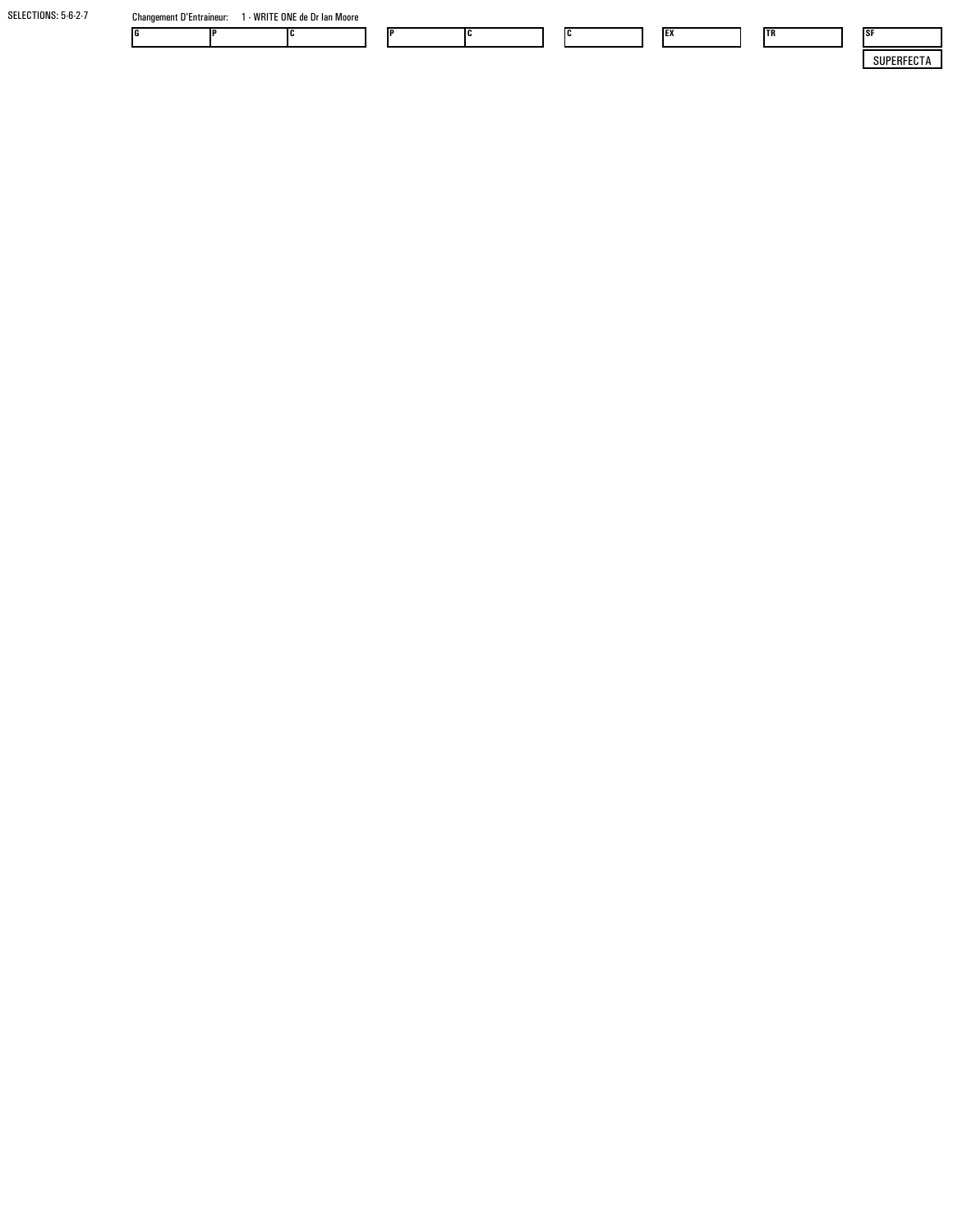SELECTIONS: 5-6-2-7

Changement D'Entraineur: 1 - WRITE ONE de Dr Ian Moore

| G | P | C |
|---|---|---|
| | | |

| P | C |
|---|---|
| | |

| C |
|---|
| |

| EX |
|---|
| |

| TR |
|---|
| |

| SF |
|---|
| |

SUPERFECTA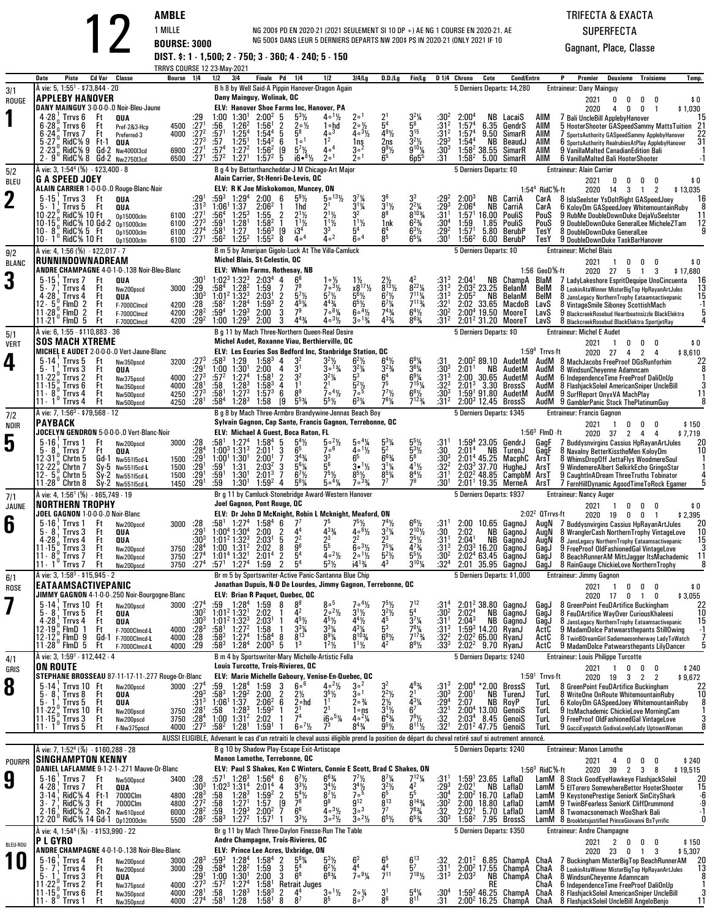# 12

**AMBLE**
1 MILLE
**BOURSE: 3000**
**DIST. $: 1 - 1,500; 2 - 750; 3 - 360; 4 - 240; 5 - 150**

NG 200$ PD EN 2020-21 (2021 SEULEMENT SI 10 DP +) AE NG 1 COURSE EN 2020-21. AE NG 500$ DANS LEUR 5 DERNIERS DEPARTS NW 200$ PS IN 2020-21 (ONLY 2021 IF 10

TRRVS COURSE 12 23-May-2021

**TRIFECTA & EXACTA**
**SUPERFECTA**
Gagnant, Place, Classe

---

## 1 — APPLEBY HANOVER (3/1, ROUGE)

À vie: 5, 1:55¹ - $73,844 - 20
B h 8 by Well Said-A Pippin Hanover-Dragon Again
Dany Mainguy, Wolinak, QC
DANY MAINGUY 3-0-0-0-.0 Noir-Bleu-Jaune
ELV: Hanover Shoe Farms Inc, Hanover, PA
5 Derniers Departs: $4,280 — Entraineur: Dany Mainguy
2021: 0 0 0 0 $0 — 2020: 4 0 0 1 $1,030

| Date | Piste | Cd Var | Classe | Bourse | 1/4 | 1/2 | 3/4 | Finale | Pd | 1/4 | 1/2 | 3/4/Lg | D.D./Lg | Fin/Lg | D 1/4 | Chrono | Cote | Cond/Entrn | | P | Premier / Deuxieme / Troisieme | Temp. |
|---|---|---|---|---|---|---|---|---|---|---|---|---|---|---|---|---|---|---|---|---|---|---|
| 4-28 ¹ | Trrvs 6 | Ft | QUA | | :29 | 1:00 | 1:30¹ | 2:00² | 5 | 5³½ | 4○1½ | 2○¹ | 2¹ | 3²¼ | :30² | 2:00⁴ | NB | LacaiS | AllM | 7 | Bali UncleBill ApplebyHanover | 15 |
| 6-28 ⁰ | Trrvs 6 | Ft | Pref-2&3-Hcp | 4500 | :27¹ | :56 | 1:26² | 1:56¹ | 2 | 2○½ | 1○hd | 2○½ | 5⁴ | 5⁸ | :31² | 1:57⁴ | 6.35 | GendrS | AllM | 5 | HooterShooter GASpeedSammy MattsTuition | 21 |
| 6-24 ⁰ | Trrvs 7 | Ft | Preferred-3 | 4000 | :27² | :57¹ | 1:25⁴ | 1:54⁴ | 5 | 5⁸ | 4○³ | 4○³½ | 4⁹½ | 3¹⁵ | :31² | 1:57⁴ | 9.50 | SimarR | AllM | 7 | SportsAuthority GASpeedSammy ApplebyHanover | 22 |
| 5-27 ⁰ | RidC⅝ 9 | Ft-1 | QUA | | :27³ | :57 | 1:25¹ | 1:54² | 6 | 1○¹ | 1² | 1ns | 2ns | 3²½ | :29³ | 1:54⁴ | NB | BeaudJ | AllM | 6 | SportsAuthority RealrubiesAtPlay ApplebyHanover | 31 |
| 2-23 ⁰ | RidC⅝ 9 | Gd-2 | Nw4000l3cd | 6900 | :27¹ | :57⁴ | 1:27² | 1:56² | [9 | 5⁷½ | 4○⁴ | 3○² | 9⁹½ | 9¹⁰¼ | :30³ | 1:58² | 38.55 | SimarR | AllM | 9 | VanillaMalted CanadianEdition Bali | 1 |
| 2- 9 ⁰ | RidC⅝ 8 | Gd-2 | Nw2750l3cd | 6500 | :27¹ | :57² | 1:27¹ | 1:57² | 5 | i6•⁸½ | 2○¹ | 2○¹ | 6⁵ | 6p5⁵ | :31 | 1:58² | 5.00 | SimarR | AllM | 6 | VanillaMalted Bali HooterShooter | -1 |

## 2 — G A SPEED JOEY (5/2, BLEU)

À vie: 3, 1:54⁴ (⅝) - $23,400 - 8
B g 4 by Betterthancheddar-J M Chicago-Art Major
Alain Carrier, St-Henri-De-Levis, QC
ALAIN CARRIER 1-0-0-0-.0 Rouge-Blanc-Noir
ELV: R K Joe Miskokomon, Muncey, ON — 1:54⁴ RidC⅝-ft
5 Derniers Departs: $0 — Entraineur: Alain Carrier
2021: 0 0 0 0 $0 — 2020: 14 3 1 2 $13,035

| Date | Piste | Cd Var | Classe | Bourse | 1/4 | 1/2 | 3/4 | Finale | Pd | 1/4 | 1/2 | 3/4/Lg | D.D./Lg | Fin/Lg | D 1/4 | Chrono | Cote | Cond/Entrn | | P | Premier / Deuxieme / Troisieme | Temp. |
|---|---|---|---|---|---|---|---|---|---|---|---|---|---|---|---|---|---|---|---|---|---|---|
| 5-15 ¹ | Trrvs 3 | Ft | QUA | | :29¹ | :59³ | 1:29⁴ | 2:00 | 6 | 5⁸½ | 5○¹³½ | 3⁷¼ | 3⁶ | 3³ | :29² | 2:00³ | NB | CarriA | CarA | 8 | IslaSeelster YsDoltRight GASpeedJoey | 16 |
| 5- 1 ¹ | Trrvs 5 | Ft | QUA | | :31³ | 1:06¹ | 1:37 | 2:06² | 1 | 1hd | 2¹ | 3¹¼ | 3¹½ | 2²¼ | :29³ | 2:06⁴ | NB | CarriA | CarA | 6 | KoloyDm GASpeedJoey WhitemountainRuby | 8 |
| 10-22 ⁰ | RidC⅝ 10 | Ft | Op15000clm | 6100 | :27¹ | :56⁴ | 1:25³ | 1:55 | 2 | 2¹½ | 2¹½ | 3² | 8⁸ | 8¹⁰¾ | :31¹ | 1:57¹ | 16.00 | PouliS | PouS | 9 | RubMe DoubleDownDuke DejaVuSeelster | 11 |
| 10-15 ⁰ | RidC⅝ 10 | Gd-2 | Op15000clm | 6100 | :27³ | :59¹ | 1:28¹ | 1:58² | 1 | 1¹½ | 1¹½ | 1¹½ | 1nk | 6²¾ | :30⁴ | 1:59 | 1.85 | PouliS | PouS | 9 | DoubleDownDuke GeneralLee MicheleZTam | 12 |
| 10- 8 ⁰ | RidC⅝ 5 | Ft | Op15000clm | 6100 | :27⁴ | :58¹ | 1:27 | 1:56³ | [9 | i3⁴ | 3³ | 5⁴ | 6⁴ | 6³½ | :29² | 1:57¹ | 5.80 | BerubP | TesY | 8 | DoubleDownDuke GeneralLee | 9 |
| 10- 1 ⁰ | RidC⅝ 10 | Ft | Op15000clm | 6100 | :27¹ | :56² | 1:25² | 1:55² | 8 | 4○⁴ | 4○² | 6○⁴ | 8⁵ | 6⁵¼ | :30¹ | 1:56² | 6.00 | BerubP | TesY | 9 | DoubleDownDuke TaskBarHanover | |

## 3 — RUNNINDOWNADREAM (9/2, BLANC)

À vie: 4, 1:56 (⅝) - $22,017 - 7
B m 5 by Ameripan Gigolo-Luck At The Villa-Camluck
Michel Blais, St-Celestin, QC
ANDRE CHAMPAGNE 4-0-1-0-.138 Noir-Bleu-Blanc
ELV: Whim Farms, Rothesay, NB — 1:56 GeoD⅝-ft
5 Derniers Departs: $0 — Entraineur: Michel Blais
2021: 1 0 0 0 $0 — 2020: 27 5 1 3 $17,680

| Date | Piste | Cd Var | Classe | Bourse | 1/4 | 1/2 | 3/4 | Finale | Pd | 1/4 | 1/2 | 3/4/Lg | D.D./Lg | Fin/Lg | D 1/4 | Chrono | Cote | Cond/Entrn | | P | Premier / Deuxieme / Troisieme | Temp. |
|---|---|---|---|---|---|---|---|---|---|---|---|---|---|---|---|---|---|---|---|---|---|---|
| 5-15 ¹ | Trrvs 7 | Ft | QUA | | :30¹ | 1:02³ | 1:32³ | 2:03⁴ | 4 | 6⁶ | 1○½ | 1½ | 2½ | 4² | :31³ | 2:04¹ | NB | ChampA | BlaM | 7 | LadyLakeshore EspritDequipe UnoCincuenta | 16 |
| 5- 7 ¹ | Trrvs 4 | Ft | Nw200pscd | 3000 | :29 | :58⁴ | 1:28² | 1:59 | 7 | 7⁸ | 7○³½ | x8¹⁷½ | 8¹³½ | 8²²¼ | :31³ | 2:03² | 23.25 | BelanM | BelM | 8 | LookinAtaWinner MisterBigTop HpRayanArtJules | 13 |
| 4-28 ¹ | Trrvs 4 | Ft | QUA | | :30³ | 1:01² | 1:32³ | 2:03¹ | 2 | 5⁷½ | 5⁷½ | 5⁶½ | 6⁷½ | 7¹¹¼ | :31³ | 2:05² | NB | BelanM | BelM | 8 | JansLegacy NorthernTrophy Eataamsactivepanic | 15 |
| 12- 5 ⁰ | FlmD 2 | Ft | F-7000Clmcd | 4200 | :28 | :58² | 1:28⁴ | 1:59³ | 2 | 4⁵¼ | 4⁴¾ | 6⁵½ | 6⁷¼ | 7¹¹¾ | :32¹ | 2:02 | 33.65 | MacdoB | LavS | 8 | VintageSmile Siboney ScottishMach | -1 |
| 11-28 ⁰ | FlmD 2 | Ft | F-7000Clmcd | 4200 | :28² | :59⁴ | 1:29³ | 2:00 | 3 | 7⁹ | 7○⁶¼ | 6○⁴½ | 7⁴¾ | 6⁴½ | :30² | 2:00⁴ | 19.50 | MooreT | LavS | 8 | BlackcreekRosebud Heartbeatnsizzle BlackElektra | 5 |
| 11-21 ⁰ | FlmD 5 | Ft | F-7000Clmcd | 4200 | :29² | 1:00 | 1:29³ | 2:00 | 3 | 4⁴¾ | 4○³½ | 3○¹¾ | 4³¾ | 8⁶¾ | :31² | 2:01² | 31.20 | MooreT | LavS | 8 | BlackcreekRosebud BlackElektra SportjetRay | 4 |

## 4 — SOS MACH XTREME (5/1, VERT)

À vie: 6, 1:55 - $110,883 - 36
B g 11 by Mach Three-Northern Queen-Real Desire
Michel Audet, Roxanne Viau, Berthierville, QC
MICHEL E AUDET 2-0-0-0-.0 Vert-Jaune-Blanc
ELV: Les Ecuries Sos Bedford Inc, Stanbridge Station, QC — 1:59⁴ Trrvs-ft
5 Derniers Departs: $0 — Entraineur: Michel E Audet
2021: 1 0 0 0 $0 — 2020: 27 4 2 4 $8,610

| Date | Piste | Cd Var | Classe | Bourse | 1/4 | 1/2 | 3/4 | Finale | Pd | 1/4 | 1/2 | 3/4/Lg | D.D./Lg | Fin/Lg | D 1/4 | Chrono | Cote | Cond/Entrn | | P | Premier / Deuxieme / Troisieme | Temp. |
|---|---|---|---|---|---|---|---|---|---|---|---|---|---|---|---|---|---|---|---|---|---|---|
| 5-14 ¹ | Trrvs 5 | Ft | Nw350pscd | 3200 | :27³ | :58³ | 1:29 | 1:58³ | 4 | 3² | 3²½ | 6²½ | 6⁴½ | 6⁹¼ | :31 | 2:00² | 89.10 | AudetM | AudM | 8 | MachJacobs FreeProof DGsRunforhim | 22 |
| 5- 1 ¹ | Trrvs 3 | Ft | QUA | | :29¹ | 1:00 | 1:30¹ | 2:00 | 4 | 3¹ | 3○¾ | 3²¼ | 3²¾ | 3⁶¼ | :30³ | 2:01¹ | NB | AudetM | AudM | 8 | WindsunCheyenne Adamncam | 8 |
| 11-22 ⁰ | Trrvs 2 | Ft | Nw375pscd | 4000 | :27³ | :57² | 1:27⁴ | 1:58¹ | 2 | 3² | 3²¼ | 5³ | 6⁴ | 6⁹¼ | :31³ | 2:00 | 30.65 | AudetM | AudM | 6 | IndependenceTime FreeProof DaliOnUp | 1 |
| 11-15 ⁰ | Trrvs 6 | Ft | Nw350pscd | 4000 | :28¹ | :58 | 1:28³ | 1:58³ | 4 | 1¹ | 2¹ | 5²½ | 7⁵ | 7¹⁵¼ | :32³ | 2:01³ | 3.30 | BrossS | AudM | 8 | FlashjackSoleil AmericanSniper UncleBill | 3 |
| 11- 8 ⁰ | Trrvs 4 | Ft | Nw500pscd | 4250 | :27³ | :58¹ | 1:27³ | 1:57³ | 6 | 8⁹ | 7○⁴½ | 7○⁵ | 7⁷½ | 6⁸½ | :30³ | 1:59¹ | 91.80 | AudetM | AudM | 9 | SurfReport OnyxVA MachPlay | 11 |
| 11- 1 ⁰ | Trrvs 4 | Ft | Nw500pscd | 4250 | :28¹ | :58⁴ | 1:28³ | 1:58 | [9 | 5⁵¾ | 5⁵½ | 6³¾ | 7⁶¼ | 7¹²¾ | :31² | 2:00³ | 12.45 | BrossS | AudM | 9 | GamblerPanic Stock ThePlatinumGuy | 8 |

## 5 — PAYBACK (7/2, NOIR)

À vie: 7, 1:56³ - $79,568 - 12
B g 8 by Mach Three-Armbro Brandywine-Jennas Beach Boy
Sylvain Gagnon, Cap Sante, Francis Gagnon, Terrebonne, QC
JOCELYN GENDRON 5-0-0-0-.0 Vert-Blanc-Noir
ELV: Michael A Guest, Boca Raton, FL — 1:56³ FlmD -ft
5 Derniers Departs: $345 — Entraineur: Francis Gagnon
2021: 1 0 0 0 $150 — 2020: 37 2 4 4 $7,719

| Date | Piste | Cd Var | Classe | Bourse | 1/4 | 1/2 | 3/4 | Finale | Pd | 1/4 | 1/2 | 3/4/Lg | D.D./Lg | Fin/Lg | D 1/4 | Chrono | Cote | Cond/Entrn | | P | Premier / Deuxieme / Troisieme | Temp. |
|---|---|---|---|---|---|---|---|---|---|---|---|---|---|---|---|---|---|---|---|---|---|---|
| 5-16 ¹ | Trrvs 1 | Ft | Nw200pscd | 3000 | :28 | :58¹ | 1:27⁴ | 1:58⁴ | 5 | 5⁴½ | 5○²½ | 5○⁴¼ | 5³¼ | 5⁵½ | :31¹ | 1:59⁴ | 23.05 | GendrJ | GagF | 7 | Buddysnvirgins Cassius HpRayanArtJules | 20 |
| 5- 8 ¹ | Trrvs 7 | Ft | QUA | | :28⁴ | 1:00³ | 1:31³ | 2:01¹ | 3 | 6⁵ | 7○⁶ | 4○1½ | 5² | 5³½ | :30 | 2:01⁴ | NB | TurenJ | GagF | 8 | Navalny BetterKisstheMen KoloyDm | 10 |
| 12-31 ⁰ | Chrtn 5 | Gd-1 | Nw5515cd-L | 1500 | :29¹ | 1:00¹ | 1:30¹ | 2:00¹ | 7 | 3⁴¾ | 3³ | 6⁵ | 6⁶¾ | 5⁸ | :30³ | 2:01⁴ | 45.25 | MacphC | ArsT | 8 | WhimsDropOff JettaFlys WoodmereSoul | 1 |
| 12-22 ⁰ | Chrtn 7 | Sy-5 | Nw5515cd-L | 1500 | :29¹ | :59¹ | 1:31 | 2:03² | 3 | 5⁶¼ | 5⁶ | 3○•1½ | 3¹¼ | 4¹½ | :32² | 2:03³ | 37.70 | HugheJ | ArsT | 9 | WindemereAlbert SelkirkEcho GringoStar | 1 |
| 12- 5 ⁰ | Chrtn 5 | Sy-2 | Nw5515cd-L | 1500 | :29¹ | :59¹ | 1:30¹ | 2:01³ | 7 | 6⁷½ | 7⁵½ | 8⁵½ | 8⁵¼ | 8⁴½ | :31¹ | 2:02² | 48.85 | CampbM | ArsT | 9 | CaughtInADream ThreeTruths Tobinator | 4 |
| 11-28 ⁰ | Chrtn 8 | Sy-2 | Nw5515cd-L | 1450 | :29¹ | :59 | 1:30¹ | 1:59² | 4 | 5⁶¼ | 5○⁴¼ | 7○³¾ | 7⁷ | 7⁹ | :30¹ | 2:01¹ | 19.35 | MerneA | ArsT | 7 | FernHillDynamic AgoodTimeToRock Egamer | 5 |

## 6 — NORTHERN TROPHY (7/1, JAUNE)

À vie: 4, 1:56¹ (⅝) - $65,749 - 19
Br g 11 by Camluck-Stonebridge Award-Western Hanover
Joel Gagnon, Pont Rouge, QC
JOEL GAGNON 1-0-0-0-.0 Noir-Blanc
ELV: Dr John D McKnight, Robin L Mcknight, Meaford, ON — 2:02² QTrrvs-ft
5 Derniers Departs: $937 — Entraineur: Nancy Auger
2021: 1 0 0 0 $0 — 2020: 19 0 0 1 $2,395

| Date | Piste | Cd Var | Classe | Bourse | 1/4 | 1/2 | 3/4 | Finale | Pd | 1/4 | 1/2 | 3/4/Lg | D.D./Lg | Fin/Lg | D 1/4 | Chrono | Cote | Cond/Entrn | | P | Premier / Deuxieme / Troisieme | Temp. |
|---|---|---|---|---|---|---|---|---|---|---|---|---|---|---|---|---|---|---|---|---|---|---|
| 5-16 ¹ | Trrvs 1 | Ft | Nw200pscd | 3000 | :28 | :58¹ | 1:27⁴ | 1:58⁴ | 6 | 7⁷ | 7⁵ | 7⁵½ | 7⁴½ | 6⁶½ | :31¹ | 2:00 | 10.65 | GagnoJ | AugN | 7 | Buddysnvirgins Cassius HpRayanArtJules | 20 |
| 5- 8 ¹ | Trrvs 3 | Ft | QUA | | :29¹ | 1:00⁴ | 1:30⁴ | 2:00 | 2 | 4⁴ | 4³¾ | 4○⁶½ | 3⁷¼ | 2¹⁰½ | :30 | 2:02 | NB | GagnoJ | AugN | 8 | WranglerCash NorthernTrophy VintageLove | 10 |
| 4-28 ¹ | Trrvs 4 | Ft | QUA | | :30³ | 1:01² | 1:32³ | 2:03¹ | 5 | 2² | 2³ | 2² | 2³ | 2⁵½ | :31¹ | 2:04¹ | NB | GagnoJ | AugN | 8 | JansLegacy NorthernTrophy Eataamsactivepanic | 15 |
| 11-15 ⁰ | Trrvs 3 | Ft | Nw200pscd | 3750 | :28⁴ | 1:00 | 1:31² | 2:02 | 8 | 9⁶ | 5⁵ | 6○³½ | 7⁵¾ | 4⁷¾ | :31³ | 2:03³ | 16.20 | GagnoJ | GagJ | 7 | FreeProof OldFashionedGal VintageLove | 3 |
| 11- 8 ⁰ | Trrvs 7 | Ft | Nw200pscd | 3750 | :27⁴ | 1:01⁴ | 1:32¹ | 2:01⁴ | 2 | 5⁴ | 4○²½ | 2○¹½ | 5²½ | 5⁵½ | :30² | 2:02⁴ | 63.45 | GagnoJ | GagJ | 8 | BeachRunnerAM MittJagger ItsMachademic | 11 |
| 11- 1 ⁰ | Trrvs 7 | Ft | Nw200pscd | 3750 | :27⁴ | :57¹ | 1:27⁴ | 1:59 | 2 | 5⁴ | 5³½ | i4¹¾ | 4³ | 3¹⁰¼ | :32⁴ | 2:01 | 35.95 | GagnoJ | GagJ | 8 | RainGauge ChickieLove NorthernTrophy | 8 |

## 7 — EATAAMSACTIVEPANIC (6/1, ROSE)

À vie: 3, 1:58³ - $15,945 - 2
Br m 5 by Sportswriter-Active Panic-Santanna Blue Chip
Jonathan Dupuis, N-D De Lourdes, Jimmy Gagnon, Terrebonne, QC
JIMMY GAGNON 4-1-0-0-.250 Noir-Bourgogne-Blanc
ELV: Brian R Paquet, Quebec, QC
5 Derniers Departs: $1,000 — Entraineur: Jimmy Gagnon
2021: 1 0 0 0 $0 — 2020: 17 0 1 0 $3,055

| Date | Piste | Cd Var | Classe | Bourse | 1/4 | 1/2 | 3/4 | Finale | Pd | 1/4 | 1/2 | 3/4/Lg | D.D./Lg | Fin/Lg | D 1/4 | Chrono | Cote | Cond/Entrn | | P | Premier / Deuxieme / Troisieme | Temp. |
|---|---|---|---|---|---|---|---|---|---|---|---|---|---|---|---|---|---|---|---|---|---|---|
| 5-14 ¹ | Trrvs 10 | Ft | Nw200pscd | 3000 | :27⁴ | :59 | 1:28⁴ | 1:59 | 8 | 8⁸ | 8○⁵ | 7○⁴½ | 7⁵½ | 7¹² | :31⁴ | 2:01² | 38.80 | GagnoJ | GagJ | 8 | GreenPoint FeuDArtifice Buckingham | 22 |
| 5- 8 ¹ | Trrvs 5 | Ft | QUA | | :30² | 1:01² | 1:32¹ | 2:02 | 1 | 4² | 2○²½ | 3¹½ | 3²½ | 5⁴ | :30² | 2:02⁴ | NB | GagnoJ | GagJ | 8 | FeuDArtifice WayOver CuriousKhaleesi | 10 |
| 4-28 ¹ | Trrvs 4 | Ft | QUA | | :30³ | 1:01² | 1:32³ | 2:03¹ | 4 | 4⁵½ | 4⁵½ | 4⁴½ | 4⁵ | 3⁷¼ | :31¹ | 2:04³ | NB | GagnoJ | GagJ | 8 | JansLegacy NorthernTrophy Eataamsactivepanic | 15 |
| 12-19 ⁰ | FlmD 1 | Ft | F-7000Clmcd-L | 4000 | :28³ | :58¹ | 1:27² | 1:58 | 1 | 3³¼ | 3³¼ | 4³¼ | 5³ | 7⁸¼ | :31³ | 1:59³ | 14.20 | RyanJ | ActC | 9 | MadamDolce Patwearsthepants StillOwing | -1 |
| 12-12 ⁰ | FlmD 9 | Gd-1 | F-7000Clmcd-L | 4000 | :28 | :58³ | 1:27⁴ | 1:58⁴ | 8 | 8⁹¼ | 8¹⁰¾ | 6⁹½ | 7¹⁷¾ | :32² | 2:02² | 65.00 | RyanJ | ActC | 9 | TwinBDreamGirl Sadiemaesonherway LadyToWatch | 7 |
| 11-28 ⁰ | FlmD 5 | Ft | F-7000Clmcd-L | 4000 | :29 | :58³ | 1:28⁴ | 2:00³ | 5 | 1³ | 1²½ | 1¹½ | 4² | 8⁹½ | :33³ | 2:02² | 9.70 | RyanJ | ActC | 9 | MadamDolce Patwearsthepants LilyDancer | 5 |

## 8 — ON ROUTE (4/1, GRIS)

À vie: 3, 1:59¹ - $12,442 - 4
B m 4 by Sportswriter-Mary Michelle-Artistic Fella
Louis Turcotte, Trois-Rivieres, QC
STEPHANE BROSSEAU 87-11-17-11-.277 Rouge-Or-Blanc
ELV: Marie Michelle Gaboury, Venise-En-Quebec, QC — 1:59¹ Trrvs-ft
5 Derniers Departs: $240 — Entraineur: Louis Philippe Turcotte
2021: 1 0 0 0 $240 — 2020: 19 3 2 2 $9,672

| Date | Piste | Cd Var | Classe | Bourse | 1/4 | 1/2 | 3/4 | Finale | Pd | 1/4 | 1/2 | 3/4/Lg | D.D./Lg | Fin/Lg | D 1/4 | Chrono | Cote | Cond/Entrn | | P | Premier / Deuxieme / Troisieme | Temp. |
|---|---|---|---|---|---|---|---|---|---|---|---|---|---|---|---|---|---|---|---|---|---|---|
| 5-14 ¹ | Trrvs 10 | Ft | Nw200pscd | 3000 | :27⁴ | :59 | 1:28⁴ | 1:59 | 3 | 6○⁶ | 4○²½ | 3○² | 3² | 4⁸¾ | :31³ | 2:00⁴ | *2.00 | BrossS | TurL | 8 | GreenPoint FeuDArtifice Buckingham | 22 |
| 5- 8 ¹ | Trrvs 8 | Ft | QUA | | :29³ | :58³ | 1:29⁴ | 2:00 | 2 | 2½ | 3⁵½ | 3○¹ | 2²½ | 2¹ | :30³ | 2:00¹ | NB | TurenJ | TurL | 8 | WriteOne OnRoute WhitemountainRuby | 10 |
| 5- 1 ¹ | Trrvs 5 | Ft | QUA | | :31³ | 1:06¹ | 1:37 | 2:06² | 6 | 2○hd | 1¹ | 2○¾ | 2½ | 4³¼ | :29⁴ | 2:07 | NB | RoyP | TurL | 6 | KoloyDm GASpeedJoey WhitemountainRuby | 8 |
| 11-22 ⁰ | Trrvs 10 | Ft | Nw200pscd | 3750 | :28¹ | :58 | 1:28³ | 1:59² | 1 | 2¹ | 2¹ | 1○ns | 1¹½ | 6⁷ | :32¹ | 2:00⁴ | 13.00 | GenoiS | TurL | 9 | ItsMachademic ChickieLove MorningCam | 1 |
| 11-15 ⁰ | Trrvs 3 | Ft | Nw200pscd | 3750 | :28⁴ | 1:00 | 1:31² | 2:02 | 1 | 7⁴ | i6○⁵¼ | 4○²¼ | 6³¾ | 7⁹½ | :32 | 2:03⁴ | 8.45 | GenoiS | TurL | 9 | FreeProof OldFashionedGal VintageLove | 3 |
| 11- 1 ⁰ | Trrvs 5 | Ft | F-Nw375pscd | 4000 | :27³ | :58² | 1:28¹ | 1:59¹ | 2 | 6○⁷½ | 7⁶ | 8⁴¾ | 9⁵½ | 8¹¹½ | :32¹ | 2:01² | 47.75 | GenoiS | TurL | 9 | GucciEyepatch GodivaLovelyLady UptownWoman | 8 |

AUSSI ELIGIBLE, Advenant le cas d'un retrait le cheval aussi éligible prend la position de départ du cheval retiré sauf si autrement annoncé.

## 9 — SINGHAMPTON KENNY (POURPR)

À vie: 7, 1:52⁴ (⅞) - $160,288 - 28
B g 10 by Shadow Play-Escape Exit-Artiscape
Manon Lamothe, Terrebonne, QC
DANIEL LAFLAMME 9-1-2-1-.271 Mauve-Or-Blanc
ELV: Paul S Shakes, Ken C Winters, Connie E Scott, Brad C Shakes, ON — 1:56³ RidC⅝-ft
5 Derniers Departs: $240 — Entraineur: Manon Lamothe
2021: 4 0 0 0 $240 — 2020: 39 2 3 8 $19,515

| Date | Piste | Cd Var | Classe | Bourse | 1/4 | 1/2 | 3/4 | Finale | Pd | 1/4 | 1/2 | 3/4/Lg | D.D./Lg | Fin/Lg | D 1/4 | Chrono | Cote | Cond/Entrn | | P | Premier / Deuxieme / Troisieme | Temp. |
|---|---|---|---|---|---|---|---|---|---|---|---|---|---|---|---|---|---|---|---|---|---|---|
| 5-16 ¹ | Trrvs 7 | Ft | Nw500pscd | 3400 | :28 | :57¹ | 1:26³ | 1:56⁴ | 6 | 6⁷½ | 6⁶¾ | 7⁷½ | 8⁷¼ | 7¹²¼ | :31¹ | 1:59¹ | 23.65 | LaflaD | LamM | 8 | Stock GoodEyeHawkeye FlashjackSoleil | 20 |
| 4-28 ¹ | Trrvs 7 | Ft | QUA | | :30³ | 1:02³ | 1:31⁴ | 2:01⁴ | 4 | 3³½ | 3⁴½ | 3⁴½ | 3²½ | 4² | :29³ | 2:02¹ | NB | LaflaD | LamM | 7 | ElTorero SomewhereBetter HooterShooter | 15 |
| 3-14 ¹ | RidC⅝ 4 | Ft-1 | 7000Clm | 4800 | :28³ | :58 | 1:28³ | 1:59² | 2 | 5⁴½ | 8⁷½ | 7○⁵ | 6⁵ | 5⁵ | :30⁴ | 2:00² | 16.70 | LaflaD | LamM | 9 | KeystonePrestige SeniorK SinCityShark | -6 |
| 3- 7 ¹ | RidC⅝ 3 | Ft | 7000Clm | 4800 | :27² | :58 | 1:27¹ | 1:57 | [9 | 7⁶ | 9⁹ | 9¹² | 8¹³ | 8¹⁴¾ | :30² | 2:00 | 18.80 | LaflaD | LamM | 9 | TwinBFearless SeniorK CliffDrummond | -9 |
| 2-16 ¹ | RidC⅝ 2 | Sn-2 | Nw610pscd | 6000 | :28² | :59 | 1:29³ | 2:00¹ | 4 | 6⁶ | 4○³½ | 3○³ | 7⁷ | 7⁸¾ | :32 | 2:02¹ | 5.70 | LaflaD | LamM | 8 | Twomacsonemach WooShark Bali | -1 |
| 12-20 ⁰ | RidC⅝ 14 | Gd-1 | Op12000clm | 5500 | :28² | :58³ | 1:27² | 1:57¹ | 1 | 3³½ | 3○²½ | 3○²½ | 6⁵½ | 6⁵¾ | :30³ | 1:58² | 7.95 | BrossS | LamM | 8 | Brookletsjustified PrinceGiovanni BsTyrrific | 0 |

## 10 — P L GYRO (BLEU-ROU)

À vie: 4, 1:54⁴ (⅞) - $153,990 - 22
Br g 11 by Mach Three-Daylon Finesse-Run The Table
Andre Champagne, Trois-Rivieres, QC
ANDRE CHAMPAGNE 4-0-1-0-.138 Noir-Bleu-Blanc
ELV: Prince Lee Acres, Uxbridge, ON
5 Derniers Departs: $350 — Entraineur: Andre Champagne
2021: 2 0 0 0 $150 — 2020: 23 0 1 3 $5,307

| Date | Piste | Cd Var | Classe | Bourse | 1/4 | 1/2 | 3/4 | Finale | Pd | 1/4 | 1/2 | 3/4/Lg | D.D./Lg | Fin/Lg | D 1/4 | Chrono | Cote | Cond/Entrn | | P | Premier / Deuxieme / Troisieme | Temp. |
|---|---|---|---|---|---|---|---|---|---|---|---|---|---|---|---|---|---|---|---|---|---|---|
| 5-16 ¹ | Trrvs 4 | Ft | Nw200pscd | 3000 | :28³ | :59³ | 1:28⁴ | 1:58⁴ | 2 | 5⁶¼ | 5³½ | 6³ | 6⁵ | 6¹³ | :32¹ | 2:01² | 6.85 | ChampA | ChaA | 7 | Buckingham MisterBigTop BeachRunnerAM | 20 |
| 5- 7 ¹ | Trrvs 4 | Ft | Nw200pscd | 3000 | :29 | :58⁴ | 1:28² | 1:59 | 3 | 5⁴ | 6²½ | 4⁴ | 4⁴ | 5⁷ | :31¹ | 2:00² | 17.55 | ChampA | ChaA | 8 | LookinAtaWinner MisterBigTop HpRayanArtJules | 13 |
| 5- 1 ¹ | Trrvs 3 | Ft | QUA | | :29¹ | 1:00 | 1:30¹ | 2:00 | 3 | 6⁸ | 6⁸¾ | 7○⁹¼ | 7¹¹ | 7¹⁸½ | :31³ | 2:03³ | NB | ChampA | ChaA | 8 | WindsunCheyenne Adamncam | 8 |
| 11-22 ⁰ | Trrvs 2 | Ft | Nw375pscd | 4000 | :27³ | :57² | 1:27⁴ | 1:58¹ | Retrait | Juges | | | | | | | RE | | ChaA | 6 | IndependenceTime FreeProof DaliOnUp | 1 |
| 11-15 ⁰ | Trrvs 6 | Ft | Nw350pscd | 4000 | :28¹ | :58 | 1:28³ | 1:58³ | 2 | 4⁴ | 3○1½ | 2○¾ | 3¹ | 5⁴¼ | :30⁴ | 1:59² | 46.05 | ChampA | ChaA | 8 | FlashjackSoleil AmericanSniper UncleBill | 3 |
| 11- 8 ⁰ | Trrvs 4 | Ft | Nw350pscd | 4000 | :27⁴ | :58¹ | 1:28 | 1:58¹ | 8 | 8⁷ | 8⁵ | 8○⁷ | 8⁶ | 8¹¹ | :31 | 2:00² | 16.25 | ChampA | ChaA | 8 | FlashjackSoleil UncleBill AngeloBenjo | 11 |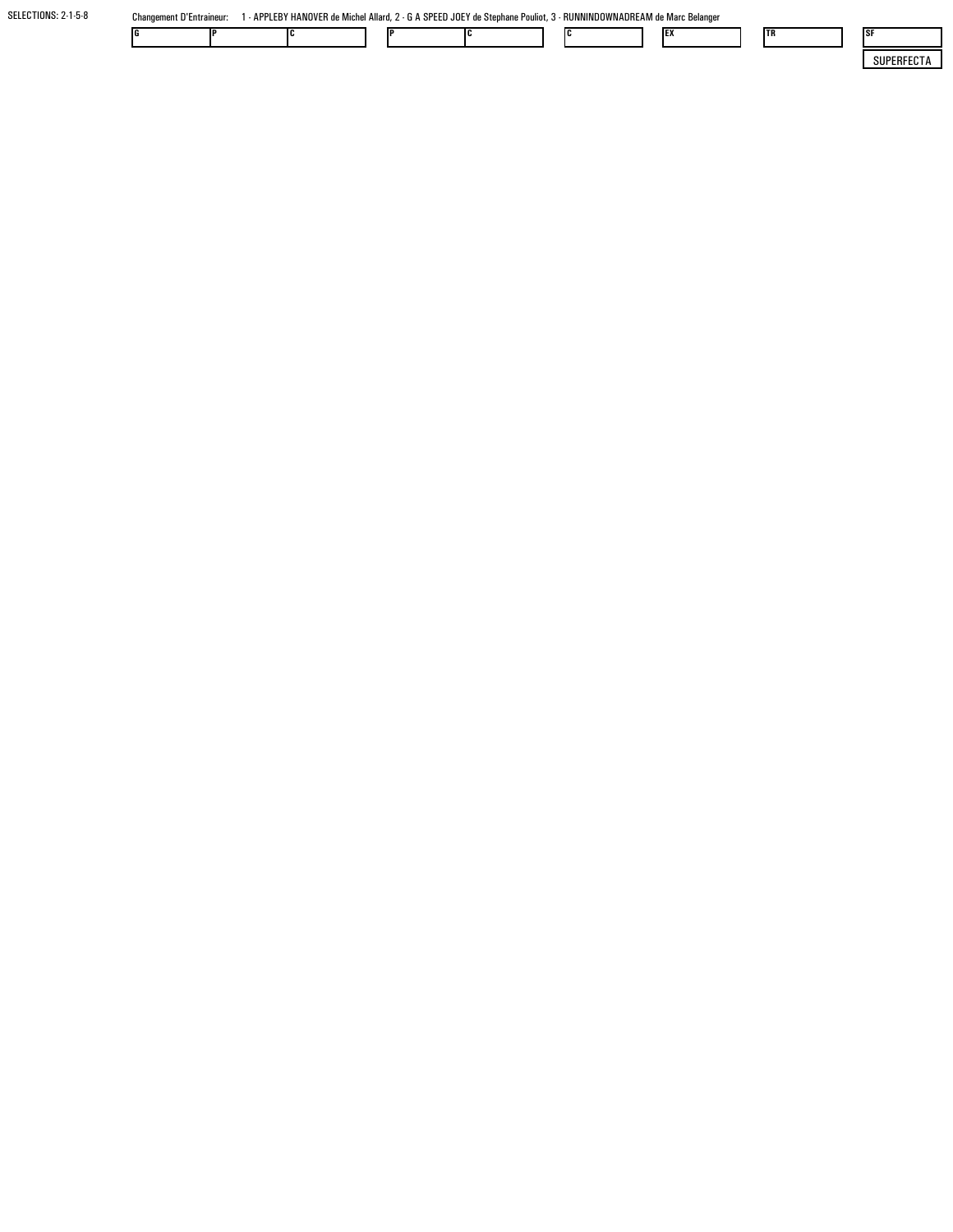SELECTIONS: 2-1-5-8

Changement D'Entraineur: 1 - APPLEBY HANOVER de Michel Allard, 2 - G A SPEED JOEY de Stephane Pouliot, 3 - RUNNINDOWNADREAM de Marc Belanger

| G | P | C | P | C | C | EX | TR | SF |
| --- | --- | --- | --- | --- | --- | --- | --- | --- |
| | | | | | | | | |

SUPERFECTA